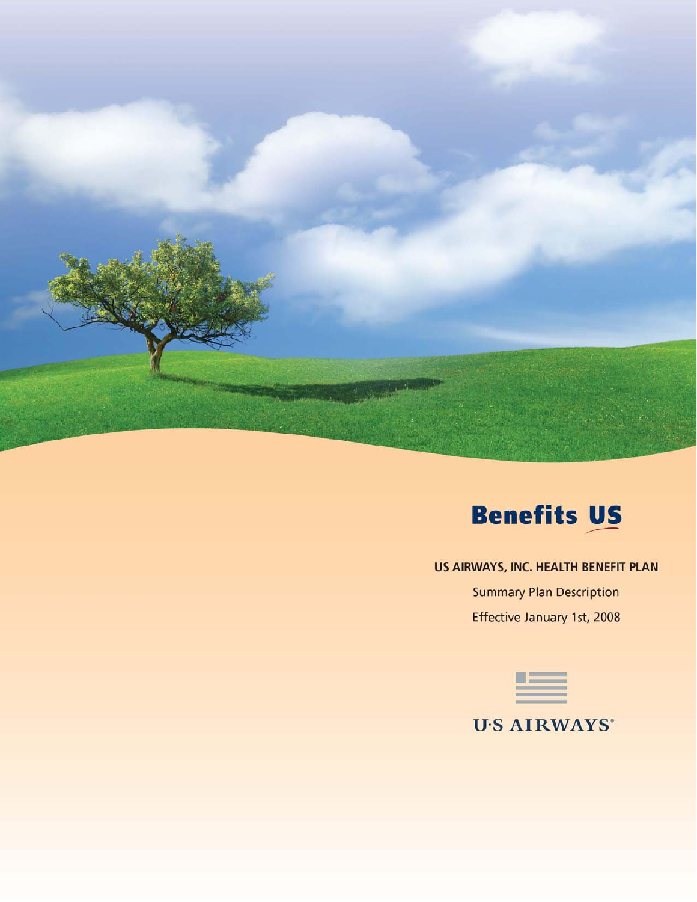# Benefits US

## US AIRWAYS, INC. HEALTH BENEFIT PLAN

Summary Plan Description

Effective January 1st, 2008

U·S AIRWAYS®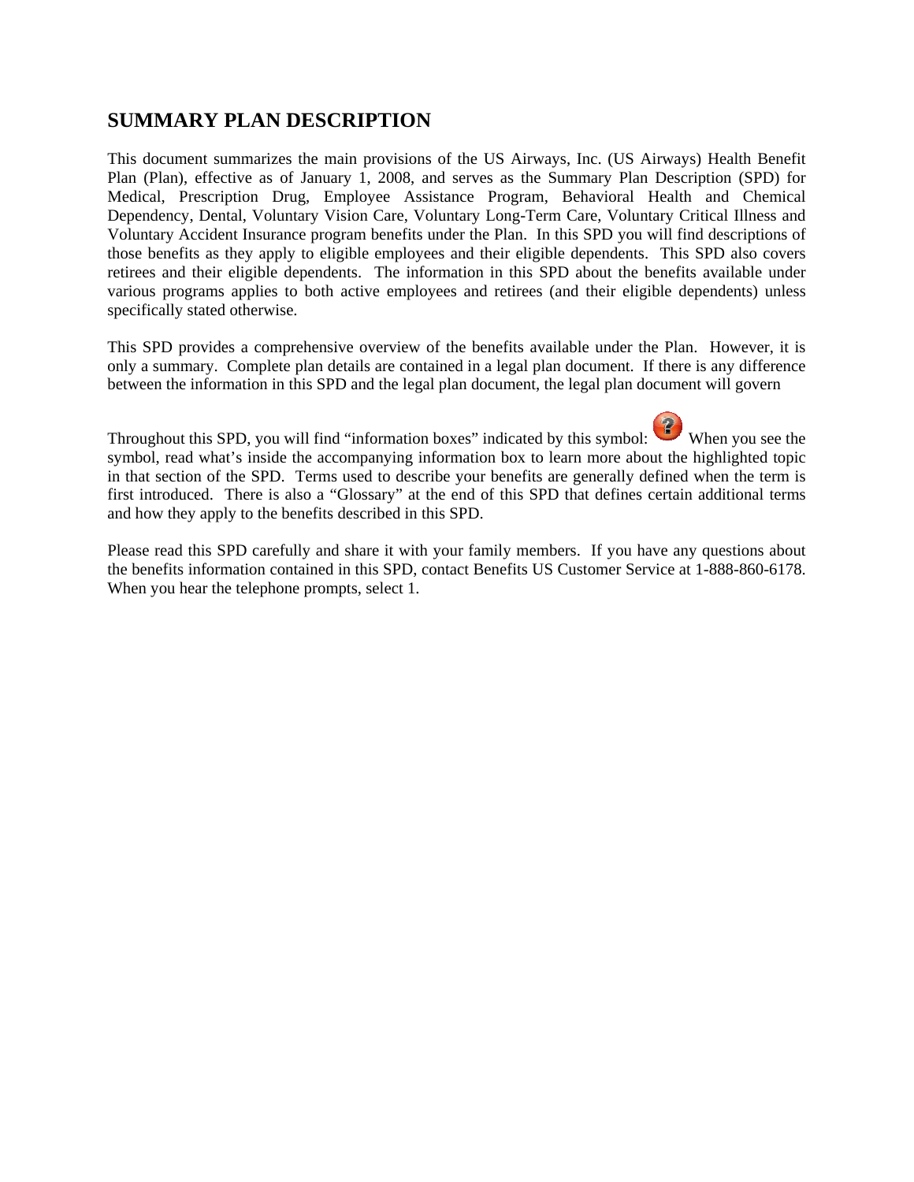# SUMMARY PLAN DESCRIPTION

This document summarizes the main provisions of the US Airways, Inc. (US Airways) Health Benefit Plan (Plan), effective as of January 1, 2008, and serves as the Summary Plan Description (SPD) for Medical, Prescription Drug, Employee Assistance Program, Behavioral Health and Chemical Dependency, Dental, Voluntary Vision Care, Voluntary Long-Term Care, Voluntary Critical Illness and Voluntary Accident Insurance program benefits under the Plan. In this SPD you will find descriptions of those benefits as they apply to eligible employees and their eligible dependents. This SPD also covers retirees and their eligible dependents. The information in this SPD about the benefits available under various programs applies to both active employees and retirees (and their eligible dependents) unless specifically stated otherwise.

This SPD provides a comprehensive overview of the benefits available under the Plan. However, it is only a summary. Complete plan details are contained in a legal plan document. If there is any difference between the information in this SPD and the legal plan document, the legal plan document will govern

Throughout this SPD, you will find "information boxes" indicated by this symbol: When you see the symbol, read what's inside the accompanying information box to learn more about the highlighted topic in that section of the SPD. Terms used to describe your benefits are generally defined when the term is first introduced. There is also a "Glossary" at the end of this SPD that defines certain additional terms and how they apply to the benefits described in this SPD.

Please read this SPD carefully and share it with your family members. If you have any questions about the benefits information contained in this SPD, contact Benefits US Customer Service at 1-888-860-6178. When you hear the telephone prompts, select 1.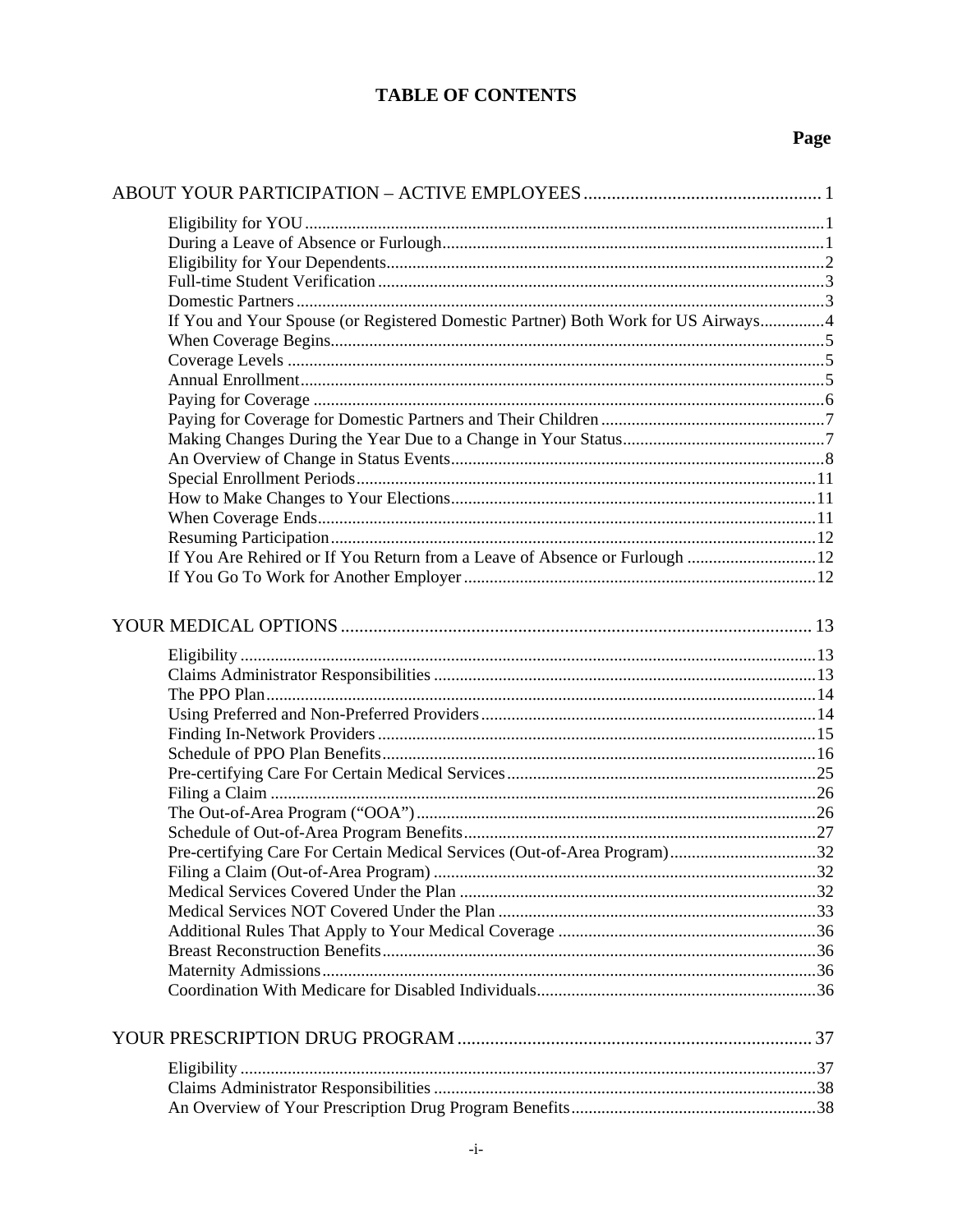# TABLE OF CONTENTS

| | Page |
|---|---|
| **ABOUT YOUR PARTICIPATION – ACTIVE EMPLOYEES** | **1** |
| Eligibility for YOU | 1 |
| During a Leave of Absence or Furlough | 1 |
| Eligibility for Your Dependents | 2 |
| Full-time Student Verification | 3 |
| Domestic Partners | 3 |
| If You and Your Spouse (or Registered Domestic Partner) Both Work for US Airways | 4 |
| When Coverage Begins | 5 |
| Coverage Levels | 5 |
| Annual Enrollment | 5 |
| Paying for Coverage | 6 |
| Paying for Coverage for Domestic Partners and Their Children | 7 |
| Making Changes During the Year Due to a Change in Your Status | 7 |
| An Overview of Change in Status Events | 8 |
| Special Enrollment Periods | 11 |
| How to Make Changes to Your Elections | 11 |
| When Coverage Ends | 11 |
| Resuming Participation | 12 |
| If You Are Rehired or If You Return from a Leave of Absence or Furlough | 12 |
| If You Go To Work for Another Employer | 12 |
| **YOUR MEDICAL OPTIONS** | **13** |
| Eligibility | 13 |
| Claims Administrator Responsibilities | 13 |
| The PPO Plan | 14 |
| Using Preferred and Non-Preferred Providers | 14 |
| Finding In-Network Providers | 15 |
| Schedule of PPO Plan Benefits | 16 |
| Pre-certifying Care For Certain Medical Services | 25 |
| Filing a Claim | 26 |
| The Out-of-Area Program ("OOA") | 26 |
| Schedule of Out-of-Area Program Benefits | 27 |
| Pre-certifying Care For Certain Medical Services (Out-of-Area Program) | 32 |
| Filing a Claim (Out-of-Area Program) | 32 |
| Medical Services Covered Under the Plan | 32 |
| Medical Services NOT Covered Under the Plan | 33 |
| Additional Rules That Apply to Your Medical Coverage | 36 |
| Breast Reconstruction Benefits | 36 |
| Maternity Admissions | 36 |
| Coordination With Medicare for Disabled Individuals | 36 |
| **YOUR PRESCRIPTION DRUG PROGRAM** | **37** |
| Eligibility | 37 |
| Claims Administrator Responsibilities | 38 |
| An Overview of Your Prescription Drug Program Benefits | 38 |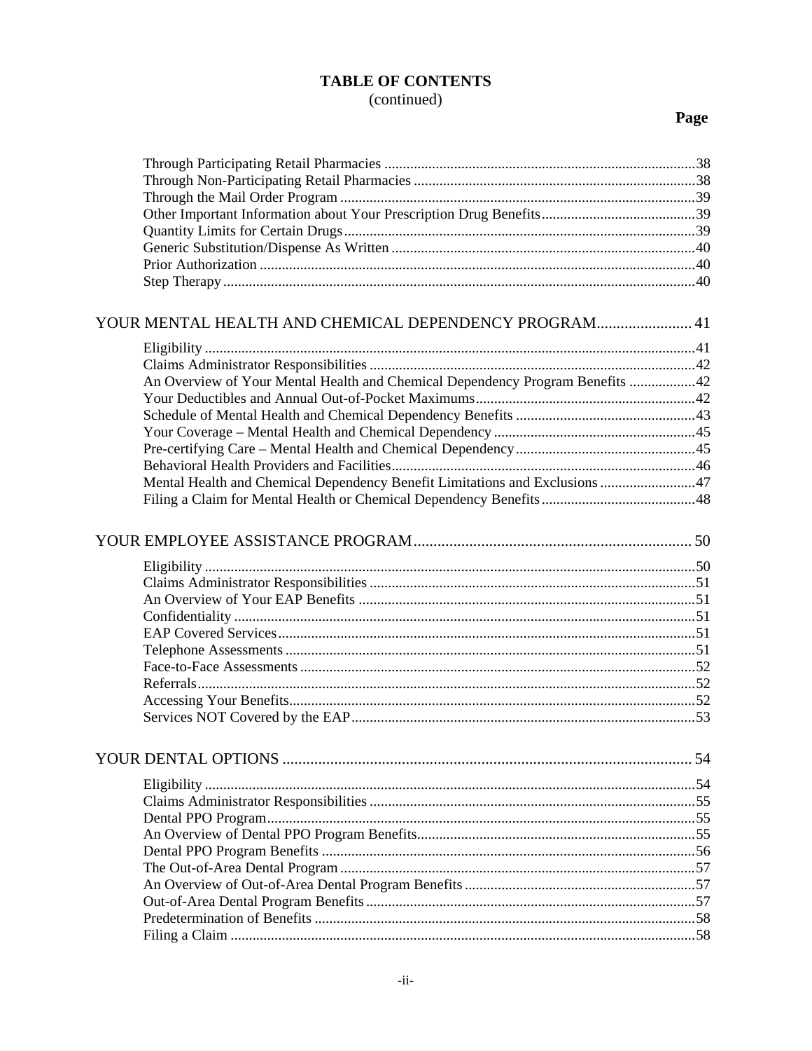**TABLE OF CONTENTS**
(continued)

| | Page |
|---|---|
| Through Participating Retail Pharmacies | 38 |
| Through Non-Participating Retail Pharmacies | 38 |
| Through the Mail Order Program | 39 |
| Other Important Information about Your Prescription Drug Benefits | 39 |
| Quantity Limits for Certain Drugs | 39 |
| Generic Substitution/Dispense As Written | 40 |
| Prior Authorization | 40 |
| Step Therapy | 40 |
| **YOUR MENTAL HEALTH AND CHEMICAL DEPENDENCY PROGRAM** | **41** |
| Eligibility | 41 |
| Claims Administrator Responsibilities | 42 |
| An Overview of Your Mental Health and Chemical Dependency Program Benefits | 42 |
| Your Deductibles and Annual Out-of-Pocket Maximums | 42 |
| Schedule of Mental Health and Chemical Dependency Benefits | 43 |
| Your Coverage – Mental Health and Chemical Dependency | 45 |
| Pre-certifying Care – Mental Health and Chemical Dependency | 45 |
| Behavioral Health Providers and Facilities | 46 |
| Mental Health and Chemical Dependency Benefit Limitations and Exclusions | 47 |
| Filing a Claim for Mental Health or Chemical Dependency Benefits | 48 |
| **YOUR EMPLOYEE ASSISTANCE PROGRAM** | **50** |
| Eligibility | 50 |
| Claims Administrator Responsibilities | 51 |
| An Overview of Your EAP Benefits | 51 |
| Confidentiality | 51 |
| EAP Covered Services | 51 |
| Telephone Assessments | 51 |
| Face-to-Face Assessments | 52 |
| Referrals | 52 |
| Accessing Your Benefits | 52 |
| Services NOT Covered by the EAP | 53 |
| **YOUR DENTAL OPTIONS** | **54** |
| Eligibility | 54 |
| Claims Administrator Responsibilities | 55 |
| Dental PPO Program | 55 |
| An Overview of Dental PPO Program Benefits | 55 |
| Dental PPO Program Benefits | 56 |
| The Out-of-Area Dental Program | 57 |
| An Overview of Out-of-Area Dental Program Benefits | 57 |
| Out-of-Area Dental Program Benefits | 57 |
| Predetermination of Benefits | 58 |
| Filing a Claim | 58 |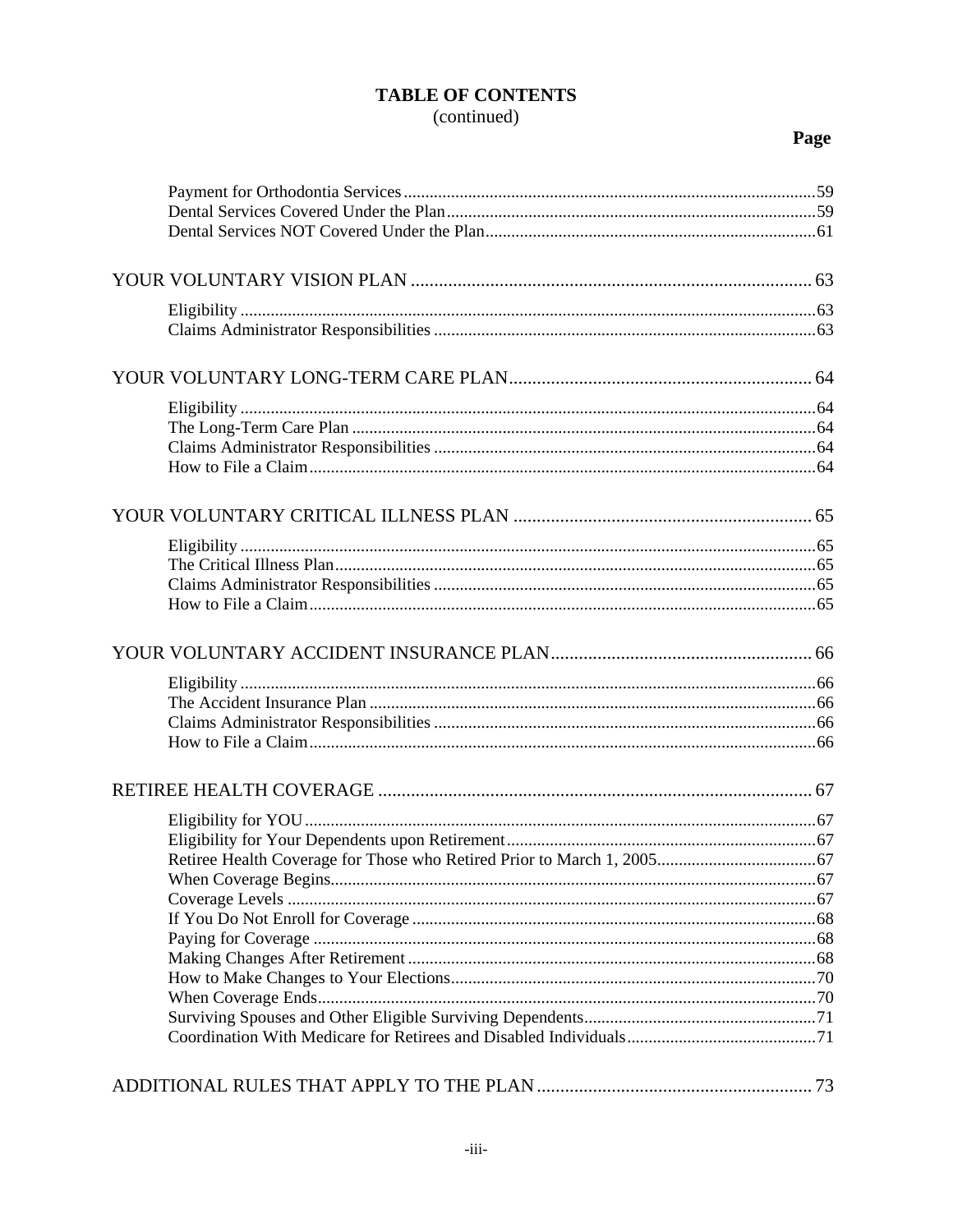**TABLE OF CONTENTS**
(continued)

| | Page |
|---|---|
| Payment for Orthodontia Services | 59 |
| Dental Services Covered Under the Plan | 59 |
| Dental Services NOT Covered Under the Plan | 61 |
| **YOUR VOLUNTARY VISION PLAN** | **63** |
| Eligibility | 63 |
| Claims Administrator Responsibilities | 63 |
| **YOUR VOLUNTARY LONG-TERM CARE PLAN** | **64** |
| Eligibility | 64 |
| The Long-Term Care Plan | 64 |
| Claims Administrator Responsibilities | 64 |
| How to File a Claim | 64 |
| **YOUR VOLUNTARY CRITICAL ILLNESS PLAN** | **65** |
| Eligibility | 65 |
| The Critical Illness Plan | 65 |
| Claims Administrator Responsibilities | 65 |
| How to File a Claim | 65 |
| **YOUR VOLUNTARY ACCIDENT INSURANCE PLAN** | **66** |
| Eligibility | 66 |
| The Accident Insurance Plan | 66 |
| Claims Administrator Responsibilities | 66 |
| How to File a Claim | 66 |
| **RETIREE HEALTH COVERAGE** | **67** |
| Eligibility for YOU | 67 |
| Eligibility for Your Dependents upon Retirement | 67 |
| Retiree Health Coverage for Those who Retired Prior to March 1, 2005 | 67 |
| When Coverage Begins | 67 |
| Coverage Levels | 67 |
| If You Do Not Enroll for Coverage | 68 |
| Paying for Coverage | 68 |
| Making Changes After Retirement | 68 |
| How to Make Changes to Your Elections | 70 |
| When Coverage Ends | 70 |
| Surviving Spouses and Other Eligible Surviving Dependents | 71 |
| Coordination With Medicare for Retirees and Disabled Individuals | 71 |
| **ADDITIONAL RULES THAT APPLY TO THE PLAN** | **73** |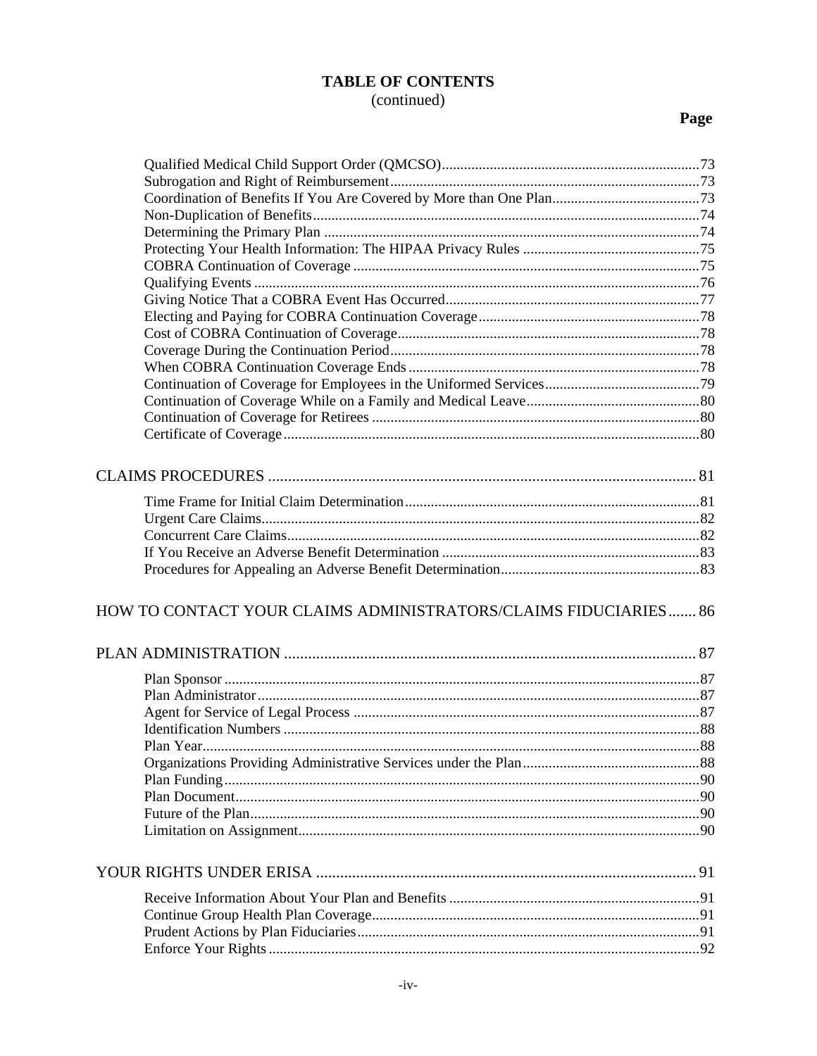**TABLE OF CONTENTS**
(continued)

| | Page |
|---|---|
| Qualified Medical Child Support Order (QMCSO) | 73 |
| Subrogation and Right of Reimbursement | 73 |
| Coordination of Benefits If You Are Covered by More than One Plan | 73 |
| Non-Duplication of Benefits | 74 |
| Determining the Primary Plan | 74 |
| Protecting Your Health Information: The HIPAA Privacy Rules | 75 |
| COBRA Continuation of Coverage | 75 |
| Qualifying Events | 76 |
| Giving Notice That a COBRA Event Has Occurred | 77 |
| Electing and Paying for COBRA Continuation Coverage | 78 |
| Cost of COBRA Continuation of Coverage | 78 |
| Coverage During the Continuation Period | 78 |
| When COBRA Continuation Coverage Ends | 78 |
| Continuation of Coverage for Employees in the Uniformed Services | 79 |
| Continuation of Coverage While on a Family and Medical Leave | 80 |
| Continuation of Coverage for Retirees | 80 |
| Certificate of Coverage | 80 |
| **CLAIMS PROCEDURES** | 81 |
| Time Frame for Initial Claim Determination | 81 |
| Urgent Care Claims | 82 |
| Concurrent Care Claims | 82 |
| If You Receive an Adverse Benefit Determination | 83 |
| Procedures for Appealing an Adverse Benefit Determination | 83 |
| **HOW TO CONTACT YOUR CLAIMS ADMINISTRATORS/CLAIMS FIDUCIARIES** | 86 |
| **PLAN ADMINISTRATION** | 87 |
| Plan Sponsor | 87 |
| Plan Administrator | 87 |
| Agent for Service of Legal Process | 87 |
| Identification Numbers | 88 |
| Plan Year | 88 |
| Organizations Providing Administrative Services under the Plan | 88 |
| Plan Funding | 90 |
| Plan Document | 90 |
| Future of the Plan | 90 |
| Limitation on Assignment | 90 |
| **YOUR RIGHTS UNDER ERISA** | 91 |
| Receive Information About Your Plan and Benefits | 91 |
| Continue Group Health Plan Coverage | 91 |
| Prudent Actions by Plan Fiduciaries | 91 |
| Enforce Your Rights | 92 |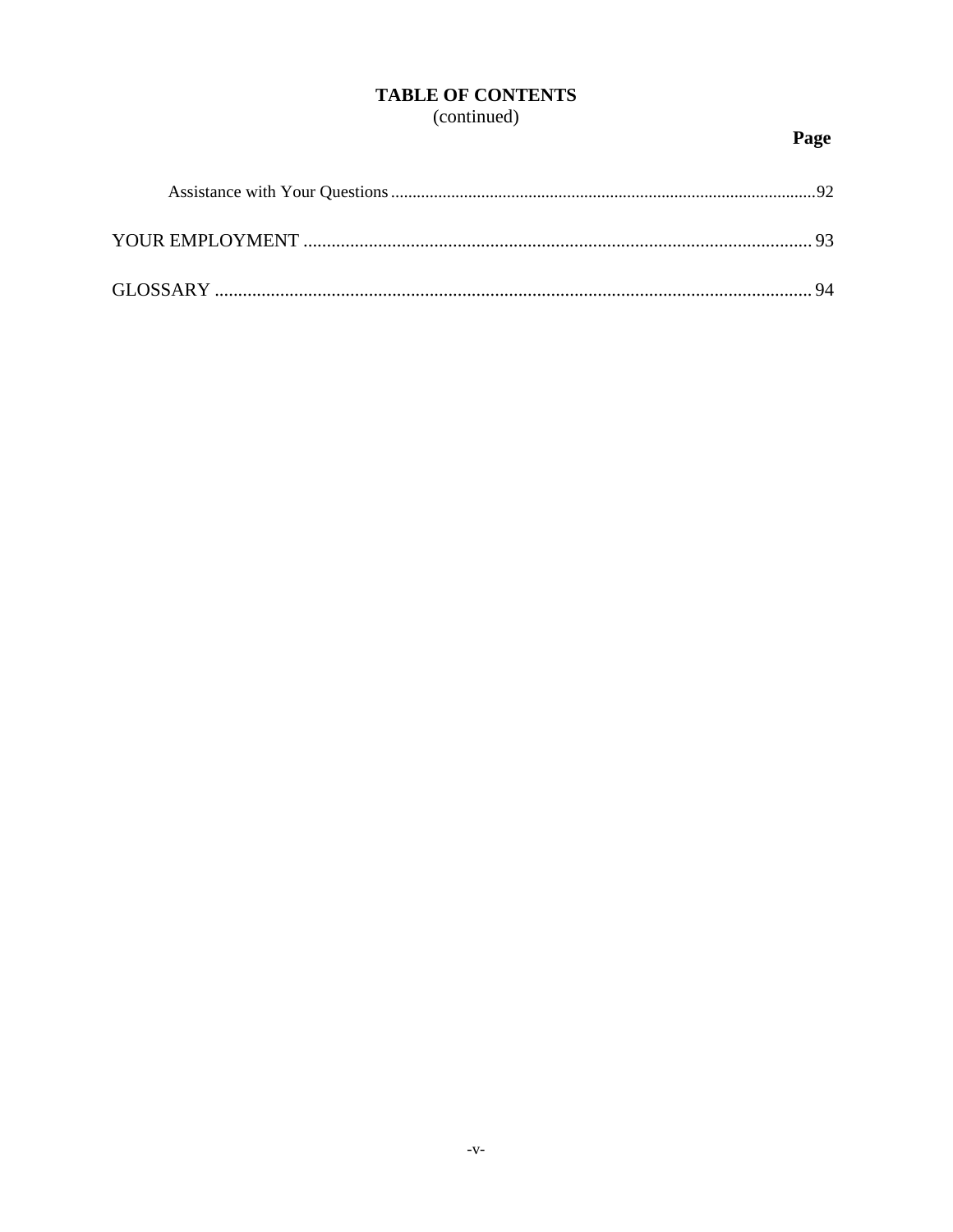**TABLE OF CONTENTS**
(continued)

**Page**

Assistance with Your Questions .......... 92

YOUR EMPLOYMENT .......... 93

GLOSSARY .......... 94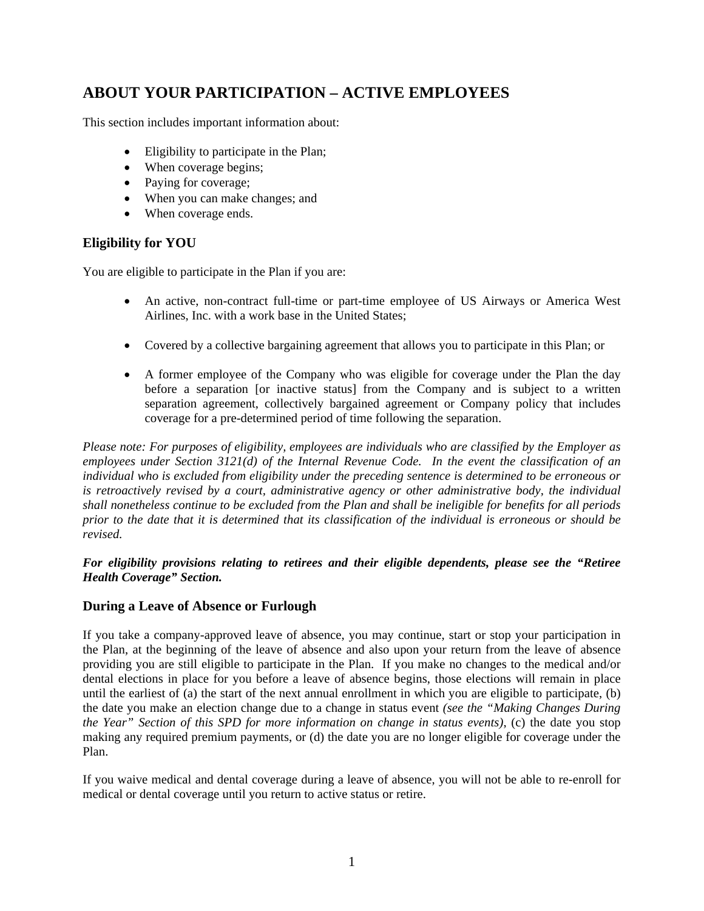# ABOUT YOUR PARTICIPATION – ACTIVE EMPLOYEES

This section includes important information about:

- Eligibility to participate in the Plan;
- When coverage begins;
- Paying for coverage;
- When you can make changes; and
- When coverage ends.

## Eligibility for YOU

You are eligible to participate in the Plan if you are:

- An active, non-contract full-time or part-time employee of US Airways or America West Airlines, Inc. with a work base in the United States;
- Covered by a collective bargaining agreement that allows you to participate in this Plan; or
- A former employee of the Company who was eligible for coverage under the Plan the day before a separation [or inactive status] from the Company and is subject to a written separation agreement, collectively bargained agreement or Company policy that includes coverage for a pre-determined period of time following the separation.

*Please note: For purposes of eligibility, employees are individuals who are classified by the Employer as employees under Section 3121(d) of the Internal Revenue Code. In the event the classification of an individual who is excluded from eligibility under the preceding sentence is determined to be erroneous or is retroactively revised by a court, administrative agency or other administrative body, the individual shall nonetheless continue to be excluded from the Plan and shall be ineligible for benefits for all periods prior to the date that it is determined that its classification of the individual is erroneous or should be revised.*

***For eligibility provisions relating to retirees and their eligible dependents, please see the "Retiree Health Coverage" Section.***

## During a Leave of Absence or Furlough

If you take a company-approved leave of absence, you may continue, start or stop your participation in the Plan, at the beginning of the leave of absence and also upon your return from the leave of absence providing you are still eligible to participate in the Plan. If you make no changes to the medical and/or dental elections in place for you before a leave of absence begins, those elections will remain in place until the earliest of (a) the start of the next annual enrollment in which you are eligible to participate, (b) the date you make an election change due to a change in status event *(see the "Making Changes During the Year" Section of this SPD for more information on change in status events)*, (c) the date you stop making any required premium payments, or (d) the date you are no longer eligible for coverage under the Plan.

If you waive medical and dental coverage during a leave of absence, you will not be able to re-enroll for medical or dental coverage until you return to active status or retire.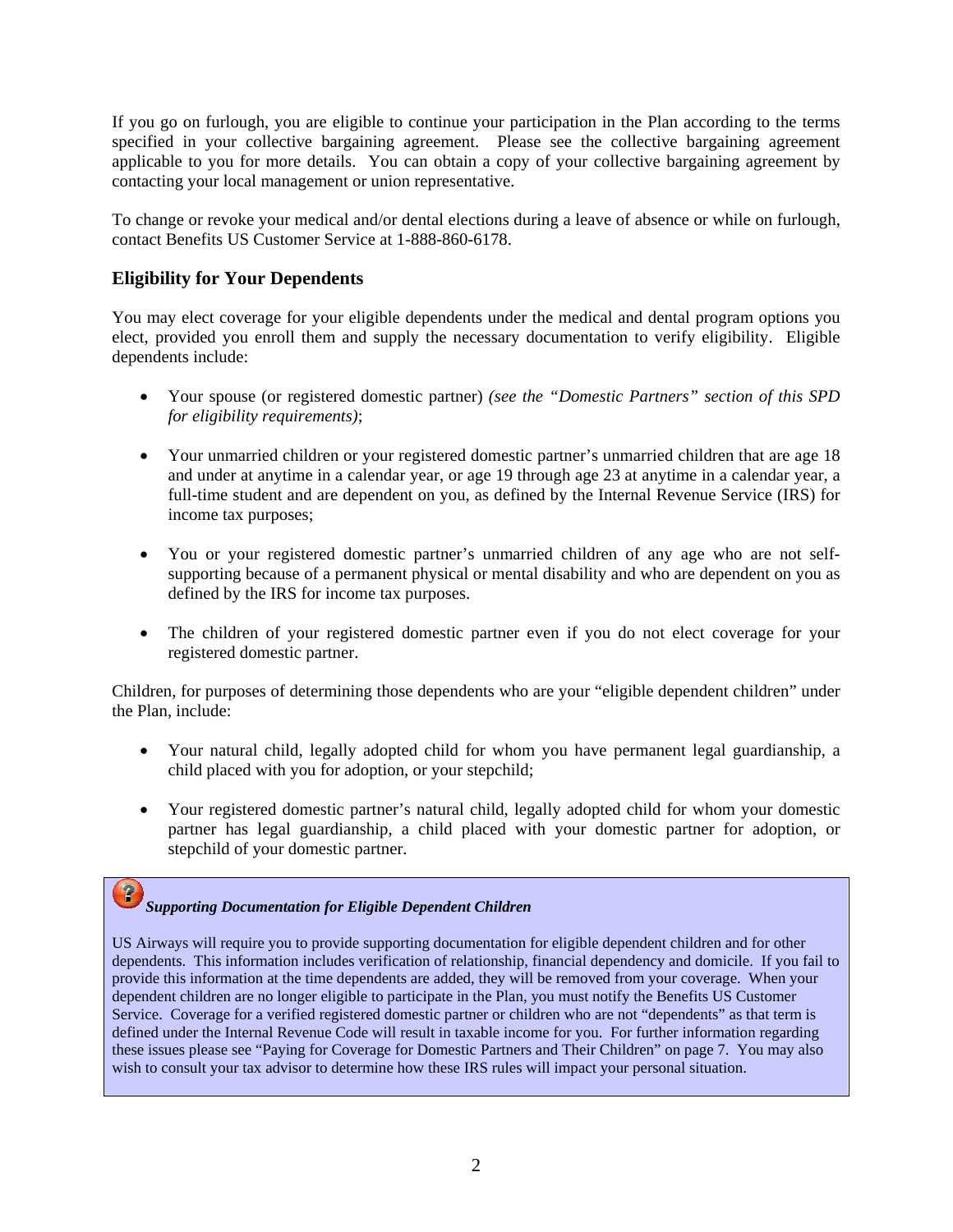If you go on furlough, you are eligible to continue your participation in the Plan according to the terms specified in your collective bargaining agreement. Please see the collective bargaining agreement applicable to you for more details. You can obtain a copy of your collective bargaining agreement by contacting your local management or union representative.

To change or revoke your medical and/or dental elections during a leave of absence or while on furlough, contact Benefits US Customer Service at 1-888-860-6178.

### Eligibility for Your Dependents

You may elect coverage for your eligible dependents under the medical and dental program options you elect, provided you enroll them and supply the necessary documentation to verify eligibility. Eligible dependents include:

- Your spouse (or registered domestic partner) *(see the "Domestic Partners" section of this SPD for eligibility requirements)*;
- Your unmarried children or your registered domestic partner's unmarried children that are age 18 and under at anytime in a calendar year, or age 19 through age 23 at anytime in a calendar year, a full-time student and are dependent on you, as defined by the Internal Revenue Service (IRS) for income tax purposes;
- You or your registered domestic partner's unmarried children of any age who are not self-supporting because of a permanent physical or mental disability and who are dependent on you as defined by the IRS for income tax purposes.
- The children of your registered domestic partner even if you do not elect coverage for your registered domestic partner.

Children, for purposes of determining those dependents who are your "eligible dependent children" under the Plan, include:

- Your natural child, legally adopted child for whom you have permanent legal guardianship, a child placed with you for adoption, or your stepchild;
- Your registered domestic partner's natural child, legally adopted child for whom your domestic partner has legal guardianship, a child placed with your domestic partner for adoption, or stepchild of your domestic partner.

***Supporting Documentation for Eligible Dependent Children***

US Airways will require you to provide supporting documentation for eligible dependent children and for other dependents. This information includes verification of relationship, financial dependency and domicile. If you fail to provide this information at the time dependents are added, they will be removed from your coverage. When your dependent children are no longer eligible to participate in the Plan, you must notify the Benefits US Customer Service. Coverage for a verified registered domestic partner or children who are not "dependents" as that term is defined under the Internal Revenue Code will result in taxable income for you. For further information regarding these issues please see "Paying for Coverage for Domestic Partners and Their Children" on page 7. You may also wish to consult your tax advisor to determine how these IRS rules will impact your personal situation.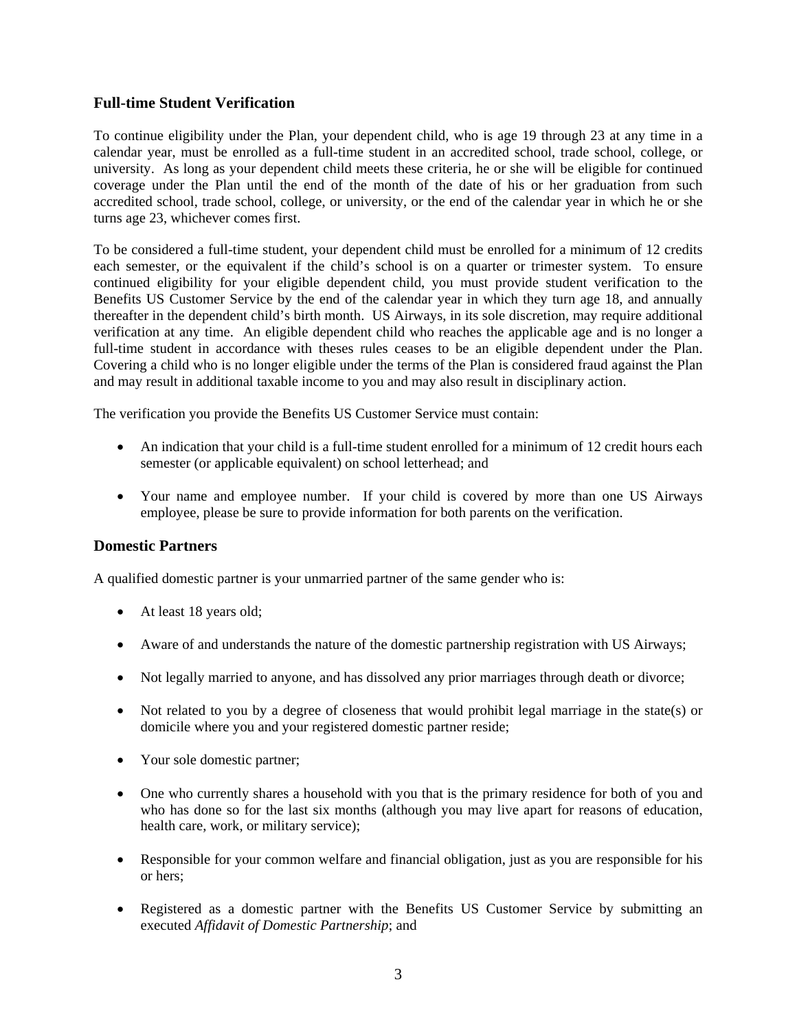### Full-time Student Verification

To continue eligibility under the Plan, your dependent child, who is age 19 through 23 at any time in a calendar year, must be enrolled as a full-time student in an accredited school, trade school, college, or university. As long as your dependent child meets these criteria, he or she will be eligible for continued coverage under the Plan until the end of the month of the date of his or her graduation from such accredited school, trade school, college, or university, or the end of the calendar year in which he or she turns age 23, whichever comes first.

To be considered a full-time student, your dependent child must be enrolled for a minimum of 12 credits each semester, or the equivalent if the child's school is on a quarter or trimester system. To ensure continued eligibility for your eligible dependent child, you must provide student verification to the Benefits US Customer Service by the end of the calendar year in which they turn age 18, and annually thereafter in the dependent child's birth month. US Airways, in its sole discretion, may require additional verification at any time. An eligible dependent child who reaches the applicable age and is no longer a full-time student in accordance with theses rules ceases to be an eligible dependent under the Plan. Covering a child who is no longer eligible under the terms of the Plan is considered fraud against the Plan and may result in additional taxable income to you and may also result in disciplinary action.

The verification you provide the Benefits US Customer Service must contain:

- An indication that your child is a full-time student enrolled for a minimum of 12 credit hours each semester (or applicable equivalent) on school letterhead; and
- Your name and employee number. If your child is covered by more than one US Airways employee, please be sure to provide information for both parents on the verification.

### Domestic Partners

A qualified domestic partner is your unmarried partner of the same gender who is:

- At least 18 years old;
- Aware of and understands the nature of the domestic partnership registration with US Airways;
- Not legally married to anyone, and has dissolved any prior marriages through death or divorce;
- Not related to you by a degree of closeness that would prohibit legal marriage in the state(s) or domicile where you and your registered domestic partner reside;
- Your sole domestic partner;
- One who currently shares a household with you that is the primary residence for both of you and who has done so for the last six months (although you may live apart for reasons of education, health care, work, or military service);
- Responsible for your common welfare and financial obligation, just as you are responsible for his or hers;
- Registered as a domestic partner with the Benefits US Customer Service by submitting an executed *Affidavit of Domestic Partnership*; and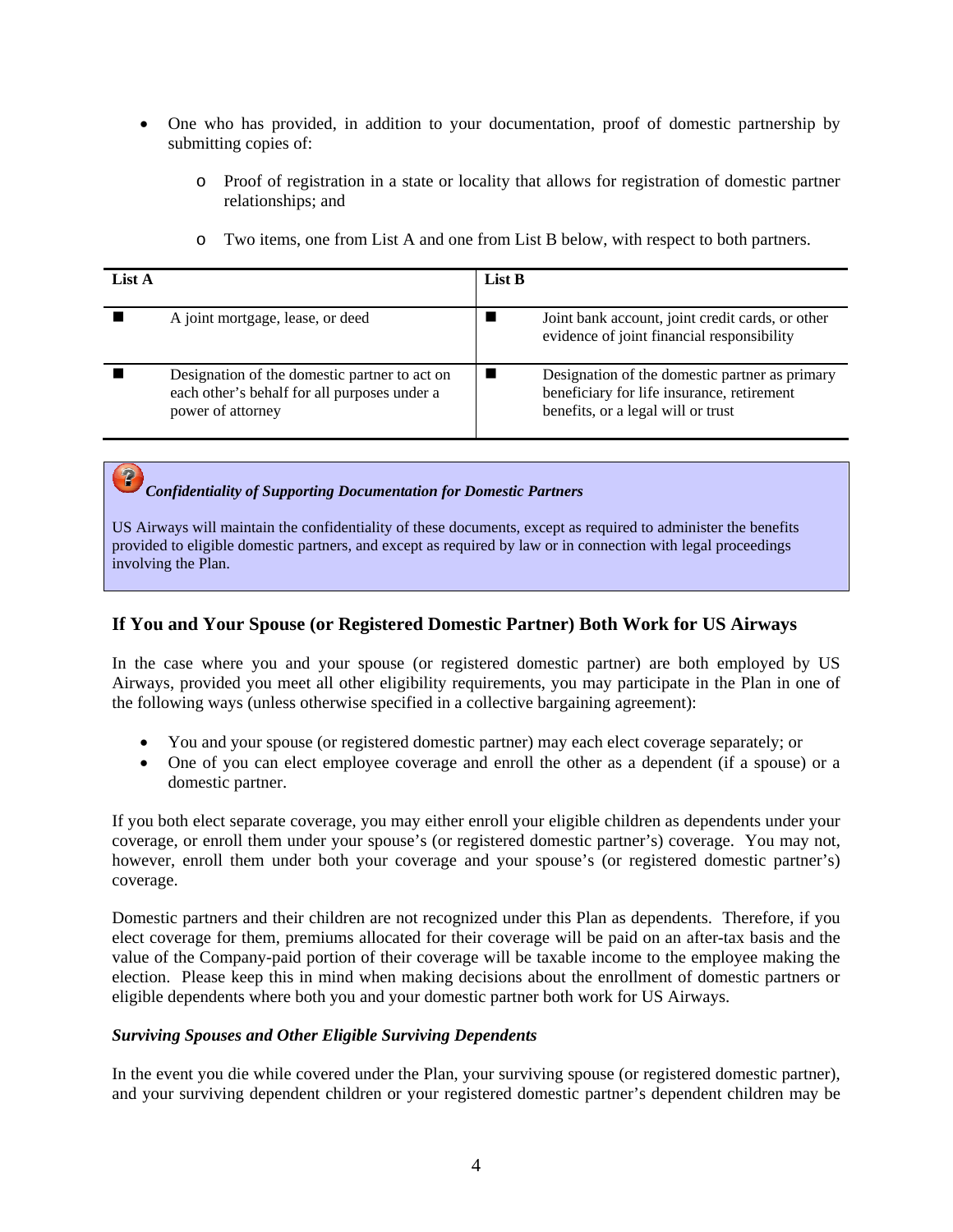- One who has provided, in addition to your documentation, proof of domestic partnership by submitting copies of:
  - Proof of registration in a state or locality that allows for registration of domestic partner relationships; and
  - Two items, one from List A and one from List B below, with respect to both partners.

| List A | List B |
|---|---|
| ■ A joint mortgage, lease, or deed | ■ Joint bank account, joint credit cards, or other evidence of joint financial responsibility |
| ■ Designation of the domestic partner to act on each other's behalf for all purposes under a power of attorney | ■ Designation of the domestic partner as primary beneficiary for life insurance, retirement benefits, or a legal will or trust |

***Confidentiality of Supporting Documentation for Domestic Partners***

US Airways will maintain the confidentiality of these documents, except as required to administer the benefits provided to eligible domestic partners, and except as required by law or in connection with legal proceedings involving the Plan.

## If You and Your Spouse (or Registered Domestic Partner) Both Work for US Airways

In the case where you and your spouse (or registered domestic partner) are both employed by US Airways, provided you meet all other eligibility requirements, you may participate in the Plan in one of the following ways (unless otherwise specified in a collective bargaining agreement):

- You and your spouse (or registered domestic partner) may each elect coverage separately; or
- One of you can elect employee coverage and enroll the other as a dependent (if a spouse) or a domestic partner.

If you both elect separate coverage, you may either enroll your eligible children as dependents under your coverage, or enroll them under your spouse's (or registered domestic partner's) coverage. You may not, however, enroll them under both your coverage and your spouse's (or registered domestic partner's) coverage.

Domestic partners and their children are not recognized under this Plan as dependents. Therefore, if you elect coverage for them, premiums allocated for their coverage will be paid on an after-tax basis and the value of the Company-paid portion of their coverage will be taxable income to the employee making the election. Please keep this in mind when making decisions about the enrollment of domestic partners or eligible dependents where both you and your domestic partner both work for US Airways.

***Surviving Spouses and Other Eligible Surviving Dependents***

In the event you die while covered under the Plan, your surviving spouse (or registered domestic partner), and your surviving dependent children or your registered domestic partner's dependent children may be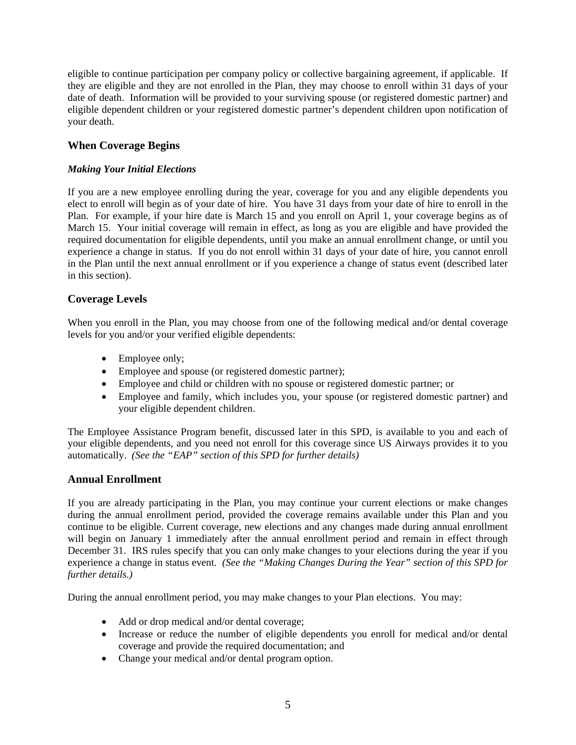eligible to continue participation per company policy or collective bargaining agreement, if applicable. If they are eligible and they are not enrolled in the Plan, they may choose to enroll within 31 days of your date of death. Information will be provided to your surviving spouse (or registered domestic partner) and eligible dependent children or your registered domestic partner's dependent children upon notification of your death.

## When Coverage Begins

### *Making Your Initial Elections*

If you are a new employee enrolling during the year, coverage for you and any eligible dependents you elect to enroll will begin as of your date of hire. You have 31 days from your date of hire to enroll in the Plan. For example, if your hire date is March 15 and you enroll on April 1, your coverage begins as of March 15. Your initial coverage will remain in effect, as long as you are eligible and have provided the required documentation for eligible dependents, until you make an annual enrollment change, or until you experience a change in status. If you do not enroll within 31 days of your date of hire, you cannot enroll in the Plan until the next annual enrollment or if you experience a change of status event (described later in this section).

## Coverage Levels

When you enroll in the Plan, you may choose from one of the following medical and/or dental coverage levels for you and/or your verified eligible dependents:

- Employee only;
- Employee and spouse (or registered domestic partner);
- Employee and child or children with no spouse or registered domestic partner; or
- Employee and family, which includes you, your spouse (or registered domestic partner) and your eligible dependent children.

The Employee Assistance Program benefit, discussed later in this SPD, is available to you and each of your eligible dependents, and you need not enroll for this coverage since US Airways provides it to you automatically. *(See the "EAP" section of this SPD for further details)*

## Annual Enrollment

If you are already participating in the Plan, you may continue your current elections or make changes during the annual enrollment period, provided the coverage remains available under this Plan and you continue to be eligible. Current coverage, new elections and any changes made during annual enrollment will begin on January 1 immediately after the annual enrollment period and remain in effect through December 31. IRS rules specify that you can only make changes to your elections during the year if you experience a change in status event. *(See the "Making Changes During the Year" section of this SPD for further details.)*

During the annual enrollment period, you may make changes to your Plan elections. You may:

- Add or drop medical and/or dental coverage;
- Increase or reduce the number of eligible dependents you enroll for medical and/or dental coverage and provide the required documentation; and
- Change your medical and/or dental program option.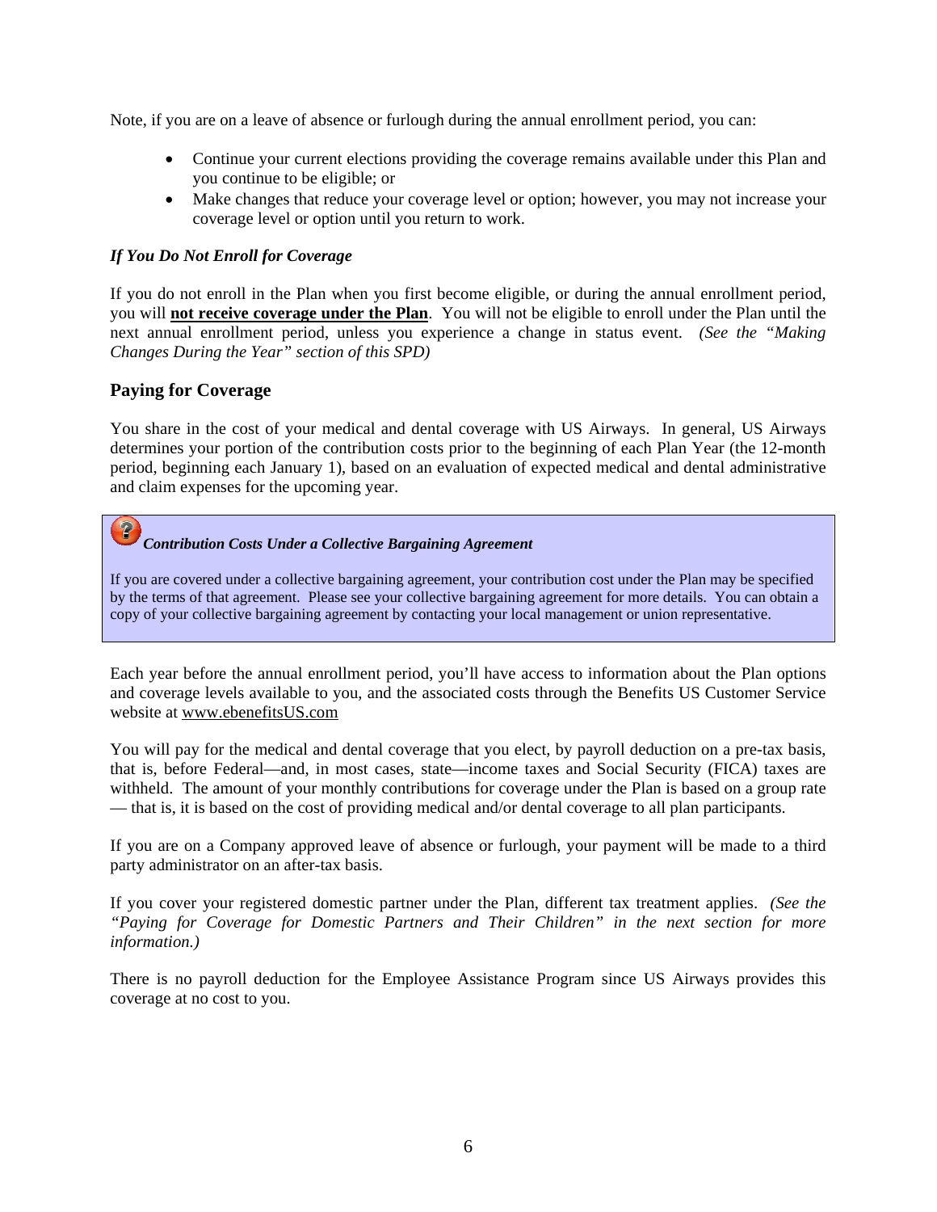Note, if you are on a leave of absence or furlough during the annual enrollment period, you can:

- Continue your current elections providing the coverage remains available under this Plan and you continue to be eligible; or
- Make changes that reduce your coverage level or option; however, you may not increase your coverage level or option until you return to work.

***If You Do Not Enroll for Coverage***

If you do not enroll in the Plan when you first become eligible, or during the annual enrollment period, you will **not receive coverage under the Plan**. You will not be eligible to enroll under the Plan until the next annual enrollment period, unless you experience a change in status event. *(See the "Making Changes During the Year" section of this SPD)*

## Paying for Coverage

You share in the cost of your medical and dental coverage with US Airways. In general, US Airways determines your portion of the contribution costs prior to the beginning of each Plan Year (the 12-month period, beginning each January 1), based on an evaluation of expected medical and dental administrative and claim expenses for the upcoming year.

***Contribution Costs Under a Collective Bargaining Agreement***

If you are covered under a collective bargaining agreement, your contribution cost under the Plan may be specified by the terms of that agreement. Please see your collective bargaining agreement for more details. You can obtain a copy of your collective bargaining agreement by contacting your local management or union representative.

Each year before the annual enrollment period, you'll have access to information about the Plan options and coverage levels available to you, and the associated costs through the Benefits US Customer Service website at www.ebenefitsUS.com

You will pay for the medical and dental coverage that you elect, by payroll deduction on a pre-tax basis, that is, before Federal—and, in most cases, state—income taxes and Social Security (FICA) taxes are withheld. The amount of your monthly contributions for coverage under the Plan is based on a group rate — that is, it is based on the cost of providing medical and/or dental coverage to all plan participants.

If you are on a Company approved leave of absence or furlough, your payment will be made to a third party administrator on an after-tax basis.

If you cover your registered domestic partner under the Plan, different tax treatment applies. *(See the "Paying for Coverage for Domestic Partners and Their Children" in the next section for more information.)*

There is no payroll deduction for the Employee Assistance Program since US Airways provides this coverage at no cost to you.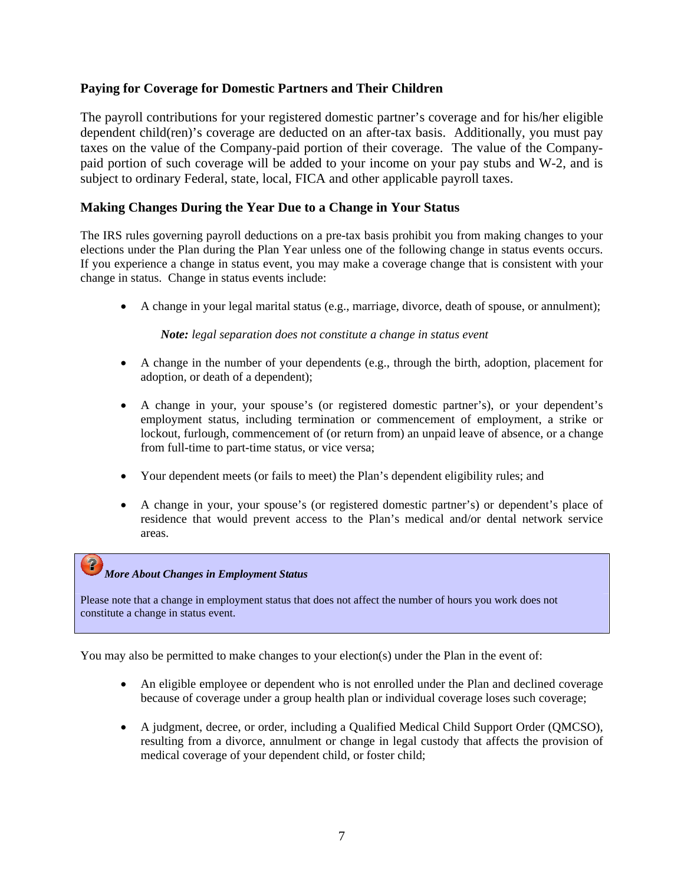### Paying for Coverage for Domestic Partners and Their Children

The payroll contributions for your registered domestic partner's coverage and for his/her eligible dependent child(ren)'s coverage are deducted on an after-tax basis. Additionally, you must pay taxes on the value of the Company-paid portion of their coverage. The value of the Company-paid portion of such coverage will be added to your income on your pay stubs and W-2, and is subject to ordinary Federal, state, local, FICA and other applicable payroll taxes.

### Making Changes During the Year Due to a Change in Your Status

The IRS rules governing payroll deductions on a pre-tax basis prohibit you from making changes to your elections under the Plan during the Plan Year unless one of the following change in status events occurs. If you experience a change in status event, you may make a coverage change that is consistent with your change in status. Change in status events include:

- A change in your legal marital status (e.g., marriage, divorce, death of spouse, or annulment);

  ***Note:*** *legal separation does not constitute a change in status event*

- A change in the number of your dependents (e.g., through the birth, adoption, placement for adoption, or death of a dependent);

- A change in your, your spouse's (or registered domestic partner's), or your dependent's employment status, including termination or commencement of employment, a strike or lockout, furlough, commencement of (or return from) an unpaid leave of absence, or a change from full-time to part-time status, or vice versa;

- Your dependent meets (or fails to meet) the Plan's dependent eligibility rules; and

- A change in your, your spouse's (or registered domestic partner's) or dependent's place of residence that would prevent access to the Plan's medical and/or dental network service areas.

> ***More About Changes in Employment Status***
>
> Please note that a change in employment status that does not affect the number of hours you work does not constitute a change in status event.

You may also be permitted to make changes to your election(s) under the Plan in the event of:

- An eligible employee or dependent who is not enrolled under the Plan and declined coverage because of coverage under a group health plan or individual coverage loses such coverage;

- A judgment, decree, or order, including a Qualified Medical Child Support Order (QMCSO), resulting from a divorce, annulment or change in legal custody that affects the provision of medical coverage of your dependent child, or foster child;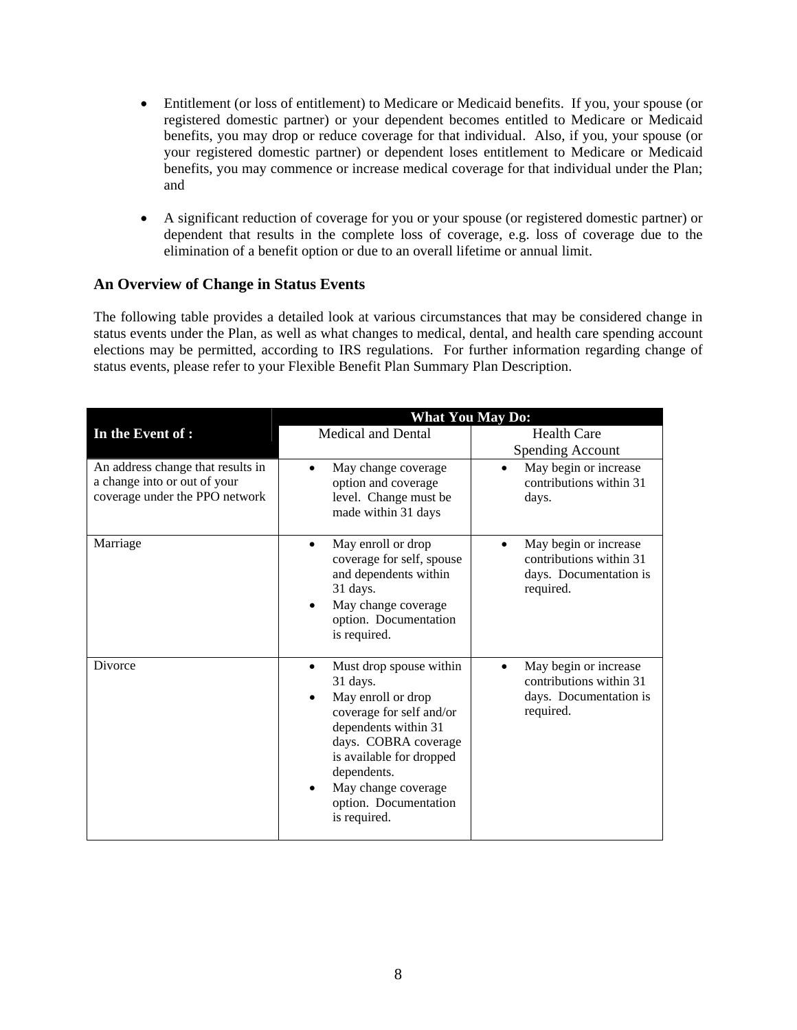- Entitlement (or loss of entitlement) to Medicare or Medicaid benefits. If you, your spouse (or registered domestic partner) or your dependent becomes entitled to Medicare or Medicaid benefits, you may drop or reduce coverage for that individual. Also, if you, your spouse (or your registered domestic partner) or dependent loses entitlement to Medicare or Medicaid benefits, you may commence or increase medical coverage for that individual under the Plan; and

- A significant reduction of coverage for you or your spouse (or registered domestic partner) or dependent that results in the complete loss of coverage, e.g. loss of coverage due to the elimination of a benefit option or due to an overall lifetime or annual limit.

### An Overview of Change in Status Events

The following table provides a detailed look at various circumstances that may be considered change in status events under the Plan, as well as what changes to medical, dental, and health care spending account elections may be permitted, according to IRS regulations. For further information regarding change of status events, please refer to your Flexible Benefit Plan Summary Plan Description.

| **In the Event of :** | **What You May Do:** | |
|---|---|---|
| | Medical and Dental | Health Care Spending Account |
| An address change that results in a change into or out of your coverage under the PPO network | • May change coverage option and coverage level. Change must be made within 31 days | • May begin or increase contributions within 31 days. |
| Marriage | • May enroll or drop coverage for self, spouse and dependents within 31 days.<br>• May change coverage option. Documentation is required. | • May begin or increase contributions within 31 days. Documentation is required. |
| Divorce | • Must drop spouse within 31 days.<br>• May enroll or drop coverage for self and/or dependents within 31 days. COBRA coverage is available for dropped dependents.<br>• May change coverage option. Documentation is required. | • May begin or increase contributions within 31 days. Documentation is required. |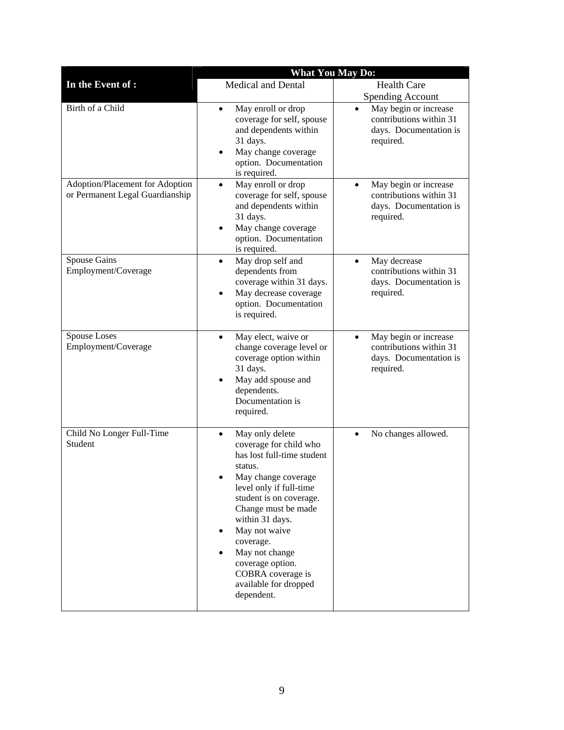| In the Event of : | What You May Do: | |
|---|---|---|
| | Medical and Dental | Health Care Spending Account |
| Birth of a Child | • May enroll or drop coverage for self, spouse and dependents within 31 days.<br>• May change coverage option. Documentation is required. | • May begin or increase contributions within 31 days. Documentation is required. |
| Adoption/Placement for Adoption or Permanent Legal Guardianship | • May enroll or drop coverage for self, spouse and dependents within 31 days.<br>• May change coverage option. Documentation is required. | • May begin or increase contributions within 31 days. Documentation is required. |
| Spouse Gains Employment/Coverage | • May drop self and dependents from coverage within 31 days.<br>• May decrease coverage option. Documentation is required. | • May decrease contributions within 31 days. Documentation is required. |
| Spouse Loses Employment/Coverage | • May elect, waive or change coverage level or coverage option within 31 days.<br>• May add spouse and dependents. Documentation is required. | • May begin or increase contributions within 31 days. Documentation is required. |
| Child No Longer Full-Time Student | • May only delete coverage for child who has lost full-time student status.<br>• May change coverage level only if full-time student is on coverage. Change must be made within 31 days.<br>• May not waive coverage.<br>• May not change coverage option. COBRA coverage is available for dropped dependent. | • No changes allowed. |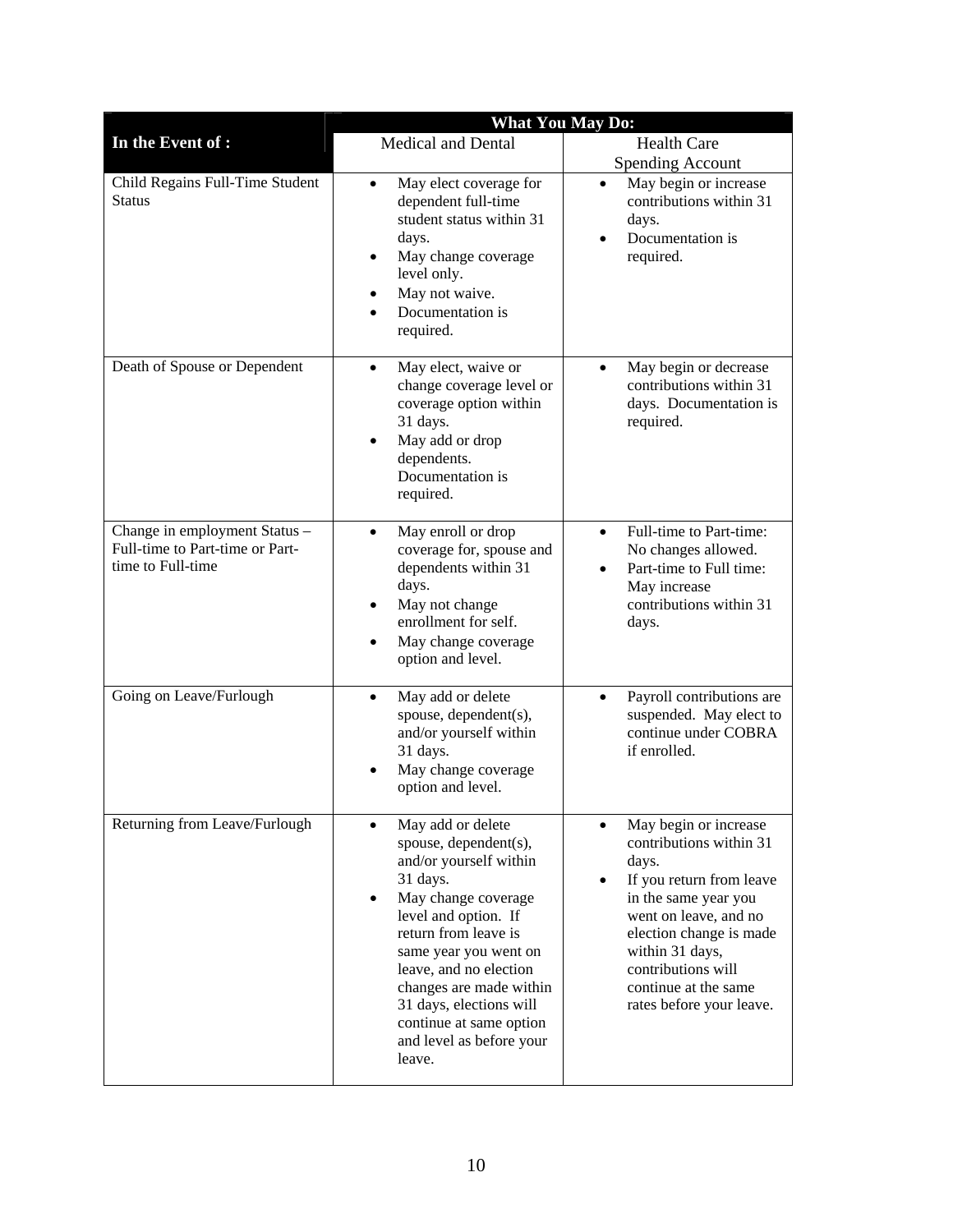| In the Event of : | What You May Do: | |
|---|---|---|
| | Medical and Dental | Health Care Spending Account |
| Child Regains Full-Time Student Status | • May elect coverage for dependent full-time student status within 31 days.<br>• May change coverage level only.<br>• May not waive.<br>• Documentation is required. | • May begin or increase contributions within 31 days.<br>• Documentation is required. |
| Death of Spouse or Dependent | • May elect, waive or change coverage level or coverage option within 31 days.<br>• May add or drop dependents. Documentation is required. | • May begin or decrease contributions within 31 days. Documentation is required. |
| Change in employment Status – Full-time to Part-time or Part-time to Full-time | • May enroll or drop coverage for, spouse and dependents within 31 days.<br>• May not change enrollment for self.<br>• May change coverage option and level. | • Full-time to Part-time: No changes allowed.<br>• Part-time to Full time: May increase contributions within 31 days. |
| Going on Leave/Furlough | • May add or delete spouse, dependent(s), and/or yourself within 31 days.<br>• May change coverage option and level. | • Payroll contributions are suspended. May elect to continue under COBRA if enrolled. |
| Returning from Leave/Furlough | • May add or delete spouse, dependent(s), and/or yourself within 31 days.<br>• May change coverage level and option. If return from leave is same year you went on leave, and no election changes are made within 31 days, elections will continue at same option and level as before your leave. | • May begin or increase contributions within 31 days.<br>• If you return from leave in the same year you went on leave, and no election change is made within 31 days, contributions will continue at the same rates before your leave. |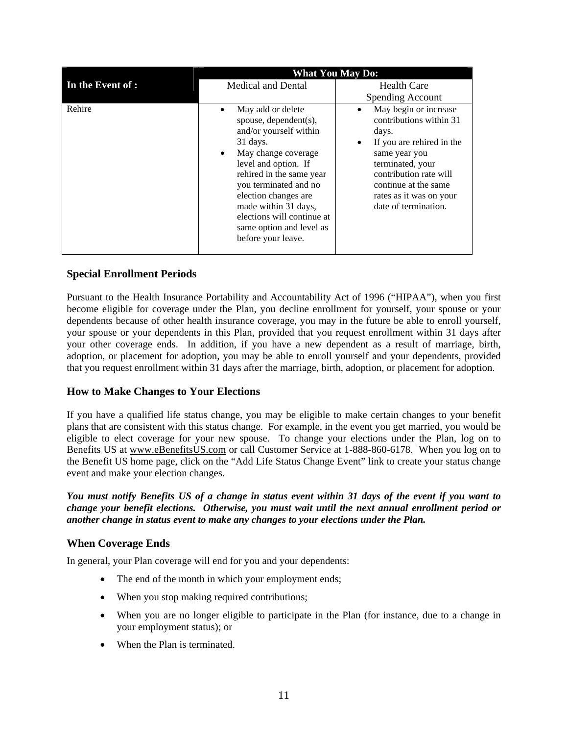| In the Event of : | What You May Do: | |
|---|---|---|
| | Medical and Dental | Health Care Spending Account |
| Rehire | • May add or delete spouse, dependent(s), and/or yourself within 31 days.<br>• May change coverage level and option. If rehired in the same year you terminated and no election changes are made within 31 days, elections will continue at same option and level as before your leave. | • May begin or increase contributions within 31 days.<br>• If you are rehired in the same year you terminated, your contribution rate will continue at the same rates as it was on your date of termination. |

## Special Enrollment Periods

Pursuant to the Health Insurance Portability and Accountability Act of 1996 ("HIPAA"), when you first become eligible for coverage under the Plan, you decline enrollment for yourself, your spouse or your dependents because of other health insurance coverage, you may in the future be able to enroll yourself, your spouse or your dependents in this Plan, provided that you request enrollment within 31 days after your other coverage ends. In addition, if you have a new dependent as a result of marriage, birth, adoption, or placement for adoption, you may be able to enroll yourself and your dependents, provided that you request enrollment within 31 days after the marriage, birth, adoption, or placement for adoption.

## How to Make Changes to Your Elections

If you have a qualified life status change, you may be eligible to make certain changes to your benefit plans that are consistent with this status change. For example, in the event you get married, you would be eligible to elect coverage for your new spouse. To change your elections under the Plan, log on to Benefits US at www.eBenefitsUS.com or call Customer Service at 1-888-860-6178. When you log on to the Benefit US home page, click on the "Add Life Status Change Event" link to create your status change event and make your election changes.

***You must notify Benefits US of a change in status event within 31 days of the event if you want to change your benefit elections. Otherwise, you must wait until the next annual enrollment period or another change in status event to make any changes to your elections under the Plan.***

## When Coverage Ends

In general, your Plan coverage will end for you and your dependents:

- The end of the month in which your employment ends;
- When you stop making required contributions;
- When you are no longer eligible to participate in the Plan (for instance, due to a change in your employment status); or
- When the Plan is terminated.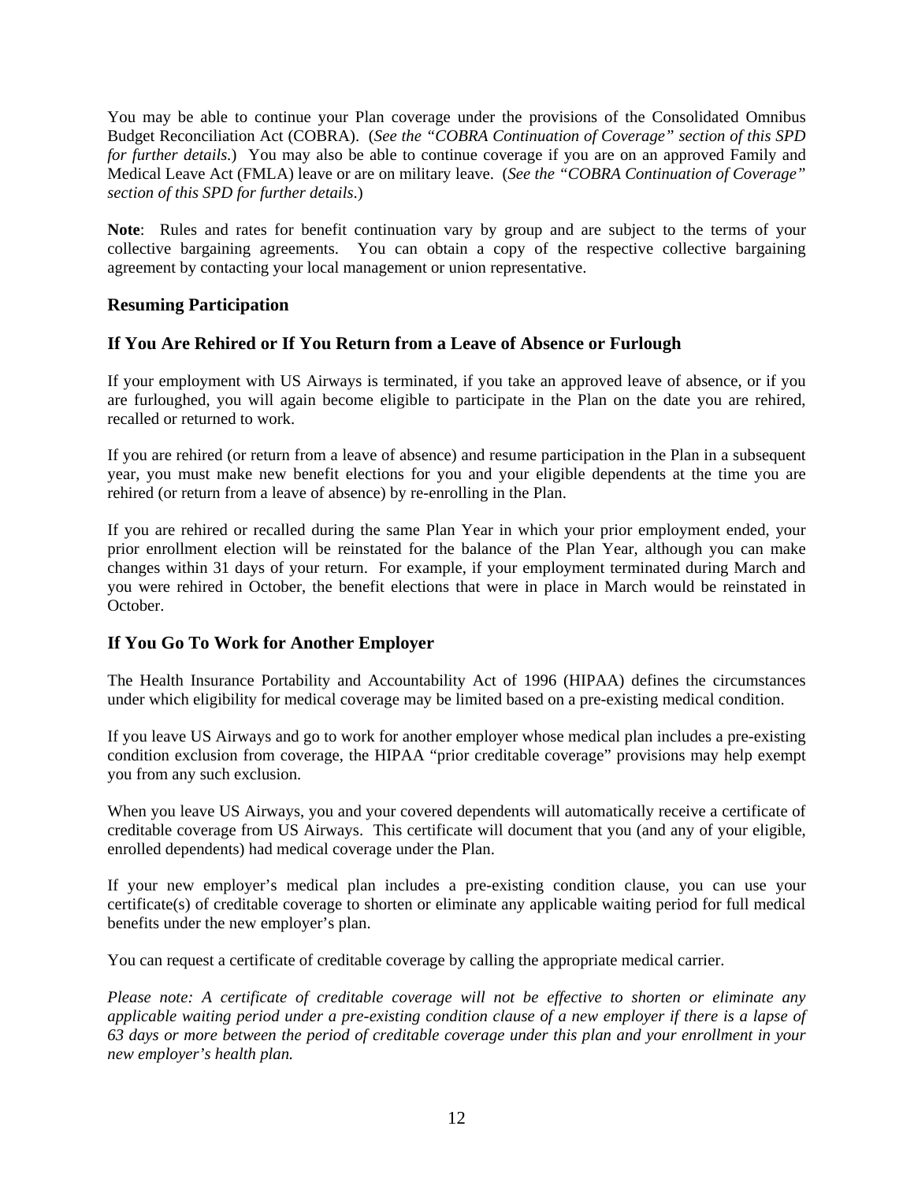You may be able to continue your Plan coverage under the provisions of the Consolidated Omnibus Budget Reconciliation Act (COBRA). (*See the "COBRA Continuation of Coverage" section of this SPD for further details*.) You may also be able to continue coverage if you are on an approved Family and Medical Leave Act (FMLA) leave or are on military leave. (*See the "COBRA Continuation of Coverage" section of this SPD for further details*.)

**Note**: Rules and rates for benefit continuation vary by group and are subject to the terms of your collective bargaining agreements. You can obtain a copy of the respective collective bargaining agreement by contacting your local management or union representative.

## Resuming Participation

### If You Are Rehired or If You Return from a Leave of Absence or Furlough

If your employment with US Airways is terminated, if you take an approved leave of absence, or if you are furloughed, you will again become eligible to participate in the Plan on the date you are rehired, recalled or returned to work.

If you are rehired (or return from a leave of absence) and resume participation in the Plan in a subsequent year, you must make new benefit elections for you and your eligible dependents at the time you are rehired (or return from a leave of absence) by re-enrolling in the Plan.

If you are rehired or recalled during the same Plan Year in which your prior employment ended, your prior enrollment election will be reinstated for the balance of the Plan Year, although you can make changes within 31 days of your return. For example, if your employment terminated during March and you were rehired in October, the benefit elections that were in place in March would be reinstated in October.

### If You Go To Work for Another Employer

The Health Insurance Portability and Accountability Act of 1996 (HIPAA) defines the circumstances under which eligibility for medical coverage may be limited based on a pre-existing medical condition.

If you leave US Airways and go to work for another employer whose medical plan includes a pre-existing condition exclusion from coverage, the HIPAA "prior creditable coverage" provisions may help exempt you from any such exclusion.

When you leave US Airways, you and your covered dependents will automatically receive a certificate of creditable coverage from US Airways. This certificate will document that you (and any of your eligible, enrolled dependents) had medical coverage under the Plan.

If your new employer's medical plan includes a pre-existing condition clause, you can use your certificate(s) of creditable coverage to shorten or eliminate any applicable waiting period for full medical benefits under the new employer's plan.

You can request a certificate of creditable coverage by calling the appropriate medical carrier.

*Please note: A certificate of creditable coverage will not be effective to shorten or eliminate any applicable waiting period under a pre-existing condition clause of a new employer if there is a lapse of 63 days or more between the period of creditable coverage under this plan and your enrollment in your new employer's health plan.*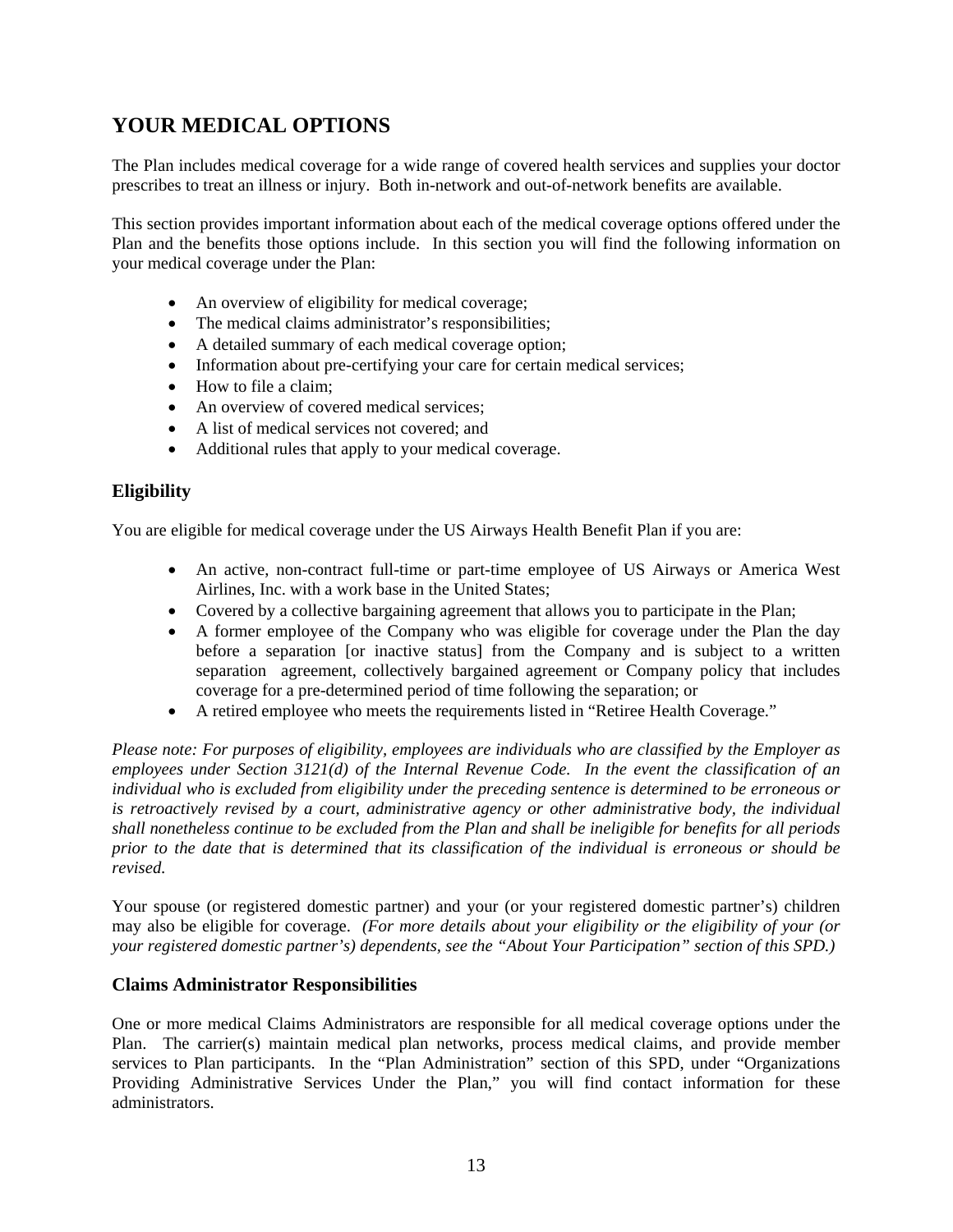## YOUR MEDICAL OPTIONS

The Plan includes medical coverage for a wide range of covered health services and supplies your doctor prescribes to treat an illness or injury. Both in-network and out-of-network benefits are available.

This section provides important information about each of the medical coverage options offered under the Plan and the benefits those options include. In this section you will find the following information on your medical coverage under the Plan:

- An overview of eligibility for medical coverage;
- The medical claims administrator's responsibilities;
- A detailed summary of each medical coverage option;
- Information about pre-certifying your care for certain medical services;
- How to file a claim;
- An overview of covered medical services;
- A list of medical services not covered; and
- Additional rules that apply to your medical coverage.

### Eligibility

You are eligible for medical coverage under the US Airways Health Benefit Plan if you are:

- An active, non-contract full-time or part-time employee of US Airways or America West Airlines, Inc. with a work base in the United States;
- Covered by a collective bargaining agreement that allows you to participate in the Plan;
- A former employee of the Company who was eligible for coverage under the Plan the day before a separation [or inactive status] from the Company and is subject to a written separation agreement, collectively bargained agreement or Company policy that includes coverage for a pre-determined period of time following the separation; or
- A retired employee who meets the requirements listed in "Retiree Health Coverage."

*Please note: For purposes of eligibility, employees are individuals who are classified by the Employer as employees under Section 3121(d) of the Internal Revenue Code. In the event the classification of an individual who is excluded from eligibility under the preceding sentence is determined to be erroneous or is retroactively revised by a court, administrative agency or other administrative body, the individual shall nonetheless continue to be excluded from the Plan and shall be ineligible for benefits for all periods prior to the date that is determined that its classification of the individual is erroneous or should be revised.*

Your spouse (or registered domestic partner) and your (or your registered domestic partner's) children may also be eligible for coverage. *(For more details about your eligibility or the eligibility of your (or your registered domestic partner's) dependents, see the "About Your Participation" section of this SPD.)*

### Claims Administrator Responsibilities

One or more medical Claims Administrators are responsible for all medical coverage options under the Plan. The carrier(s) maintain medical plan networks, process medical claims, and provide member services to Plan participants. In the "Plan Administration" section of this SPD, under "Organizations Providing Administrative Services Under the Plan," you will find contact information for these administrators.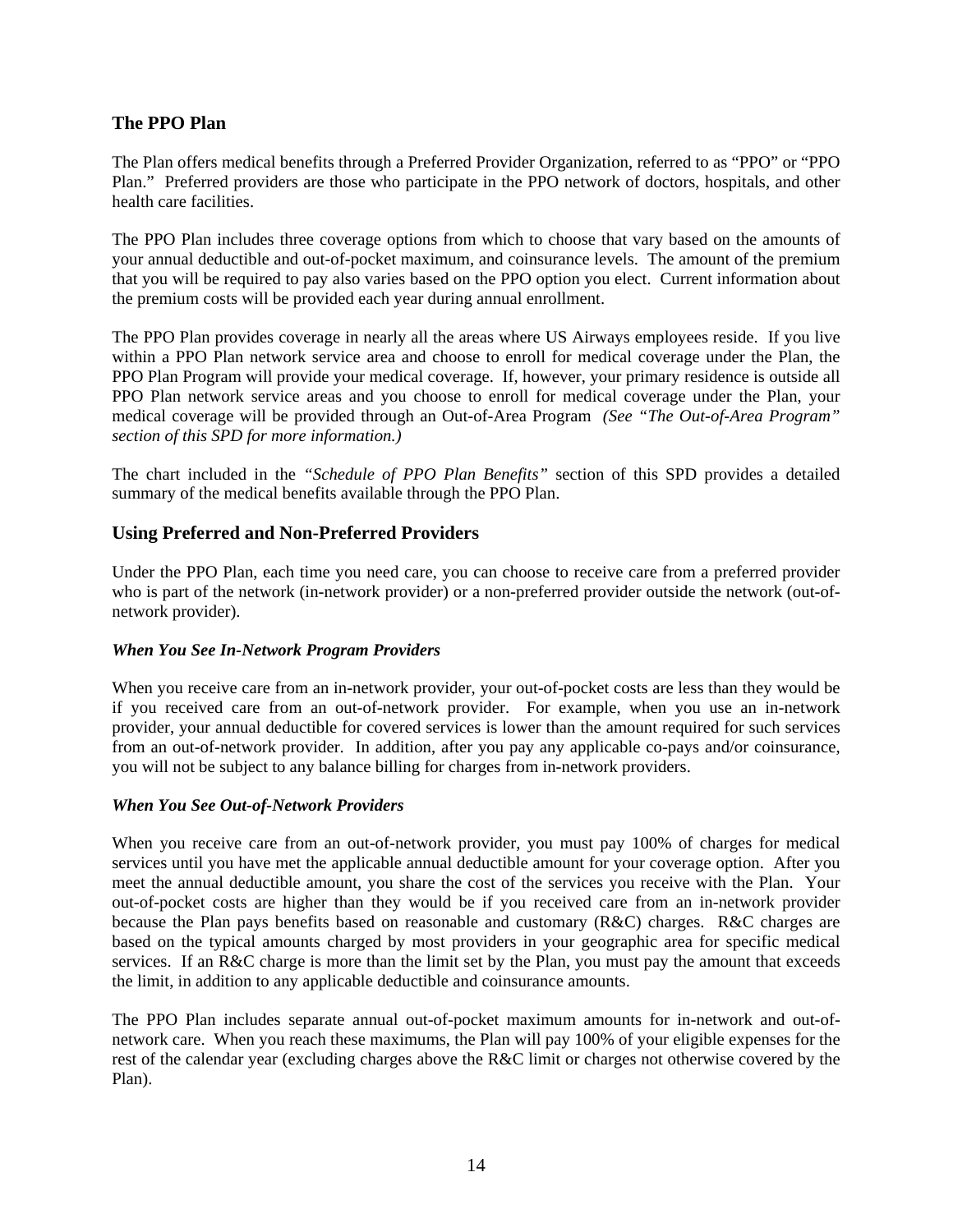## The PPO Plan

The Plan offers medical benefits through a Preferred Provider Organization, referred to as "PPO" or "PPO Plan." Preferred providers are those who participate in the PPO network of doctors, hospitals, and other health care facilities.

The PPO Plan includes three coverage options from which to choose that vary based on the amounts of your annual deductible and out-of-pocket maximum, and coinsurance levels. The amount of the premium that you will be required to pay also varies based on the PPO option you elect. Current information about the premium costs will be provided each year during annual enrollment.

The PPO Plan provides coverage in nearly all the areas where US Airways employees reside. If you live within a PPO Plan network service area and choose to enroll for medical coverage under the Plan, the PPO Plan Program will provide your medical coverage. If, however, your primary residence is outside all PPO Plan network service areas and you choose to enroll for medical coverage under the Plan, your medical coverage will be provided through an Out-of-Area Program *(See "The Out-of-Area Program" section of this SPD for more information.)*

The chart included in the *"Schedule of PPO Plan Benefits"* section of this SPD provides a detailed summary of the medical benefits available through the PPO Plan.

## Using Preferred and Non-Preferred Providers

Under the PPO Plan, each time you need care, you can choose to receive care from a preferred provider who is part of the network (in-network provider) or a non-preferred provider outside the network (out-of-network provider).

***When You See In-Network Program Providers***

When you receive care from an in-network provider, your out-of-pocket costs are less than they would be if you received care from an out-of-network provider. For example, when you use an in-network provider, your annual deductible for covered services is lower than the amount required for such services from an out-of-network provider. In addition, after you pay any applicable co-pays and/or coinsurance, you will not be subject to any balance billing for charges from in-network providers.

***When You See Out-of-Network Providers***

When you receive care from an out-of-network provider, you must pay 100% of charges for medical services until you have met the applicable annual deductible amount for your coverage option. After you meet the annual deductible amount, you share the cost of the services you receive with the Plan. Your out-of-pocket costs are higher than they would be if you received care from an in-network provider because the Plan pays benefits based on reasonable and customary (R&C) charges. R&C charges are based on the typical amounts charged by most providers in your geographic area for specific medical services. If an R&C charge is more than the limit set by the Plan, you must pay the amount that exceeds the limit, in addition to any applicable deductible and coinsurance amounts.

The PPO Plan includes separate annual out-of-pocket maximum amounts for in-network and out-of-network care. When you reach these maximums, the Plan will pay 100% of your eligible expenses for the rest of the calendar year (excluding charges above the R&C limit or charges not otherwise covered by the Plan).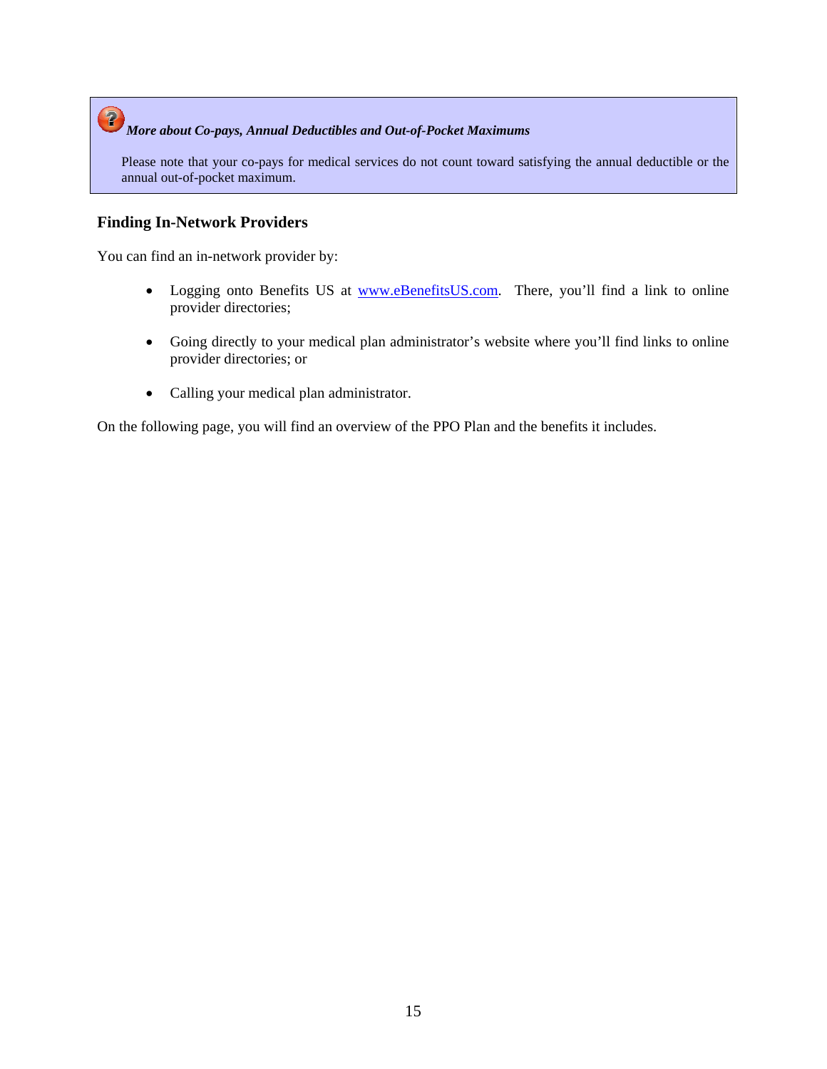***More about Co-pays, Annual Deductibles and Out-of-Pocket Maximums***

Please note that your co-pays for medical services do not count toward satisfying the annual deductible or the annual out-of-pocket maximum.

### Finding In-Network Providers

You can find an in-network provider by:

- Logging onto Benefits US at www.eBenefitsUS.com. There, you'll find a link to online provider directories;
- Going directly to your medical plan administrator's website where you'll find links to online provider directories; or
- Calling your medical plan administrator.

On the following page, you will find an overview of the PPO Plan and the benefits it includes.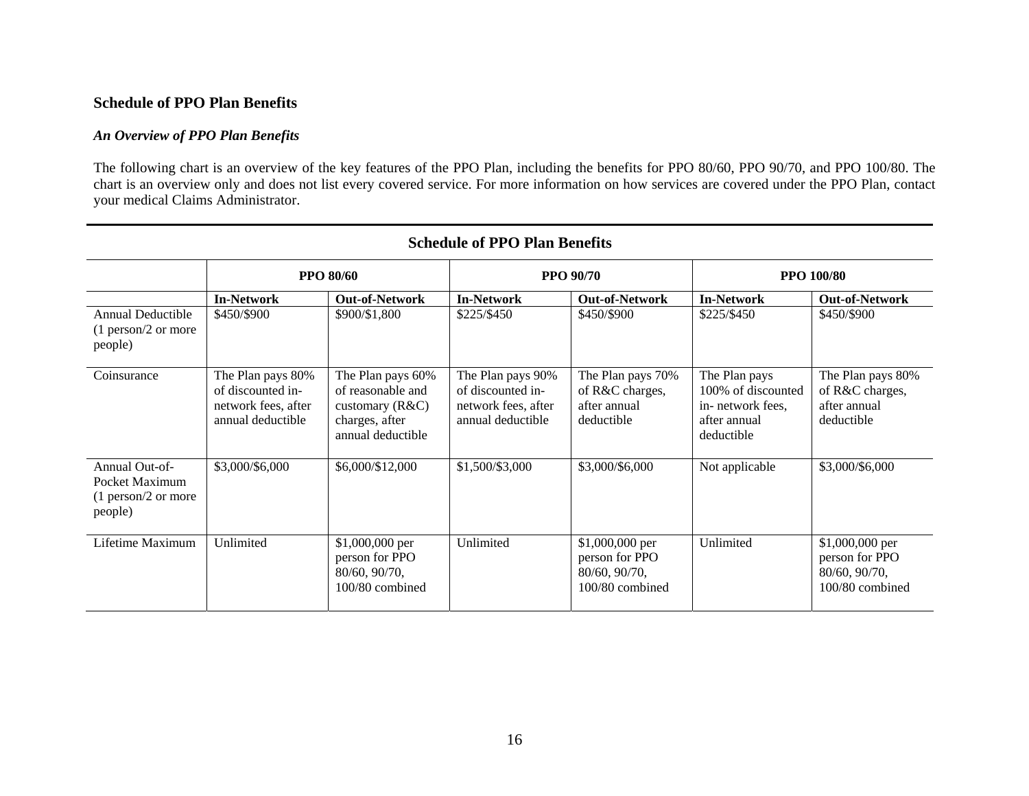## Schedule of PPO Plan Benefits

### *An Overview of PPO Plan Benefits*

The following chart is an overview of the key features of the PPO Plan, including the benefits for PPO 80/60, PPO 90/70, and PPO 100/80. The chart is an overview only and does not list every covered service. For more information on how services are covered under the PPO Plan, contact your medical Claims Administrator.

**Schedule of PPO Plan Benefits**

| | **PPO 80/60** | | **PPO 90/70** | | **PPO 100/80** | |
|---|---|---|---|---|---|---|
| | **In-Network** | **Out-of-Network** | **In-Network** | **Out-of-Network** | **In-Network** | **Out-of-Network** |
| Annual Deductible (1 person/2 or more people) | $450/$900 | $900/$1,800 | $225/$450 | $450/$900 | $225/$450 | $450/$900 |
| Coinsurance | The Plan pays 80% of discounted in-network fees, after annual deductible | The Plan pays 60% of reasonable and customary (R&C) charges, after annual deductible | The Plan pays 90% of discounted in-network fees, after annual deductible | The Plan pays 70% of R&C charges, after annual deductible | The Plan pays 100% of discounted in- network fees, after annual deductible | The Plan pays 80% of R&C charges, after annual deductible |
| Annual Out-of-Pocket Maximum (1 person/2 or more people) | $3,000/$6,000 | $6,000/$12,000 | $1,500/$3,000 | $3,000/$6,000 | Not applicable | $3,000/$6,000 |
| Lifetime Maximum | Unlimited | $1,000,000 per person for PPO 80/60, 90/70, 100/80 combined | Unlimited | $1,000,000 per person for PPO 80/60, 90/70, 100/80 combined | Unlimited | $1,000,000 per person for PPO 80/60, 90/70, 100/80 combined |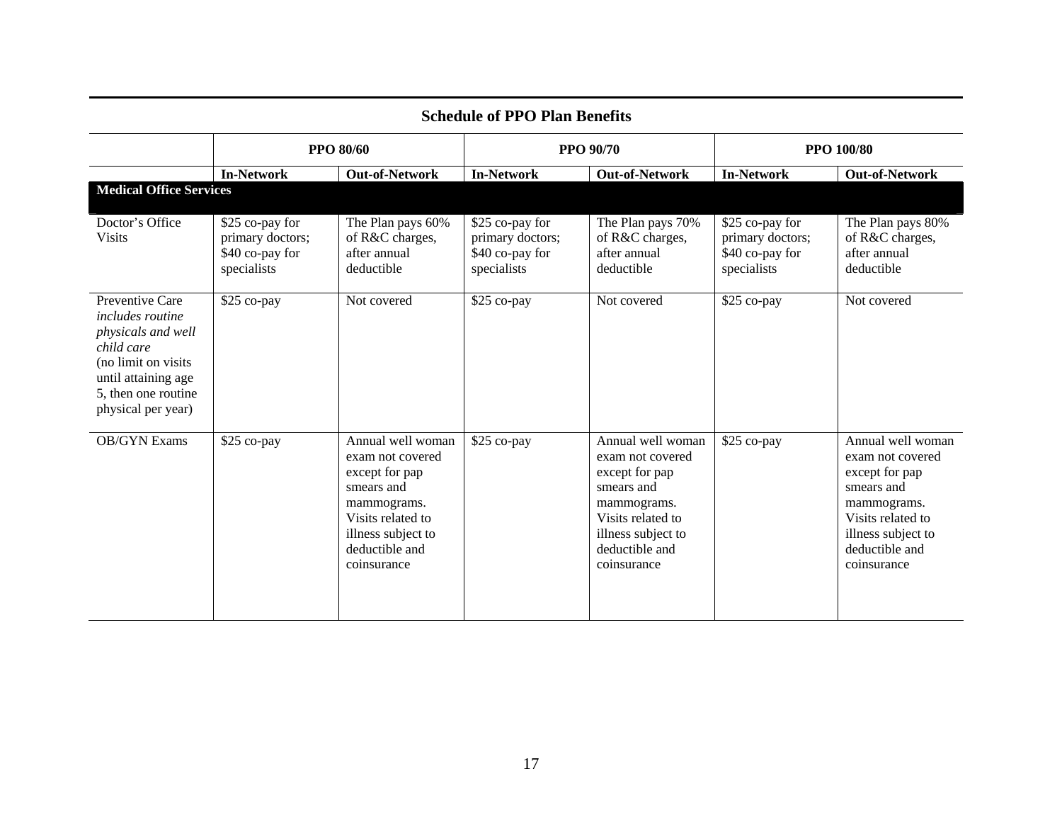## Schedule of PPO Plan Benefits

| | PPO 80/60 | | PPO 90/70 | | PPO 100/80 | |
|---|---|---|---|---|---|---|
| | **In-Network** | **Out-of-Network** | **In-Network** | **Out-of-Network** | **In-Network** | **Out-of-Network** |
| **Medical Office Services** | | | | | | |
| Doctor's Office Visits | $25 co-pay for primary doctors; $40 co-pay for specialists | The Plan pays 60% of R&C charges, after annual deductible | $25 co-pay for primary doctors; $40 co-pay for specialists | The Plan pays 70% of R&C charges, after annual deductible | $25 co-pay for primary doctors; $40 co-pay for specialists | The Plan pays 80% of R&C charges, after annual deductible |
| Preventive Care *includes routine physicals and well child care* (no limit on visits until attaining age 5, then one routine physical per year) | $25 co-pay | Not covered | $25 co-pay | Not covered | $25 co-pay | Not covered |
| OB/GYN Exams | $25 co-pay | Annual well woman exam not covered except for pap smears and mammograms. Visits related to illness subject to deductible and coinsurance | $25 co-pay | Annual well woman exam not covered except for pap smears and mammograms. Visits related to illness subject to deductible and coinsurance | $25 co-pay | Annual well woman exam not covered except for pap smears and mammograms. Visits related to illness subject to deductible and coinsurance |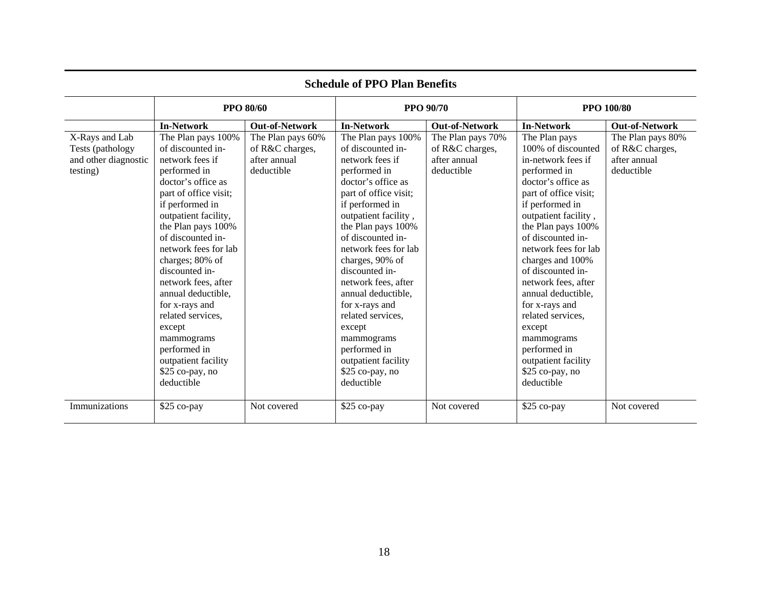## Schedule of PPO Plan Benefits

| | PPO 80/60 | | PPO 90/70 | | PPO 100/80 | |
|---|---|---|---|---|---|---|
| | **In-Network** | **Out-of-Network** | **In-Network** | **Out-of-Network** | **In-Network** | **Out-of-Network** |
| X-Rays and Lab Tests (pathology and other diagnostic testing) | The Plan pays 100% of discounted in-network fees if performed in doctor's office as part of office visit; if performed in outpatient facility, the Plan pays 100% of discounted in-network fees for lab charges; 80% of discounted in-network fees, after annual deductible, for x-rays and related services, except mammograms performed in outpatient facility $25 co-pay, no deductible | The Plan pays 60% of R&C charges, after annual deductible | The Plan pays 100% of discounted in-network fees if performed in doctor's office as part of office visit; if performed in outpatient facility , the Plan pays 100% of discounted in-network fees for lab charges, 90% of discounted in-network fees, after annual deductible, for x-rays and related services, except mammograms performed in outpatient facility $25 co-pay, no deductible | The Plan pays 70% of R&C charges, after annual deductible | The Plan pays 100% of discounted in-network fees if performed in doctor's office as part of office visit; if performed in outpatient facility , the Plan pays 100% of discounted in-network fees for lab charges and 100% of discounted in-network fees, after annual deductible, for x-rays and related services, except mammograms performed in outpatient facility $25 co-pay, no deductible | The Plan pays 80% of R&C charges, after annual deductible |
| Immunizations | $25 co-pay | Not covered | $25 co-pay | Not covered | $25 co-pay | Not covered |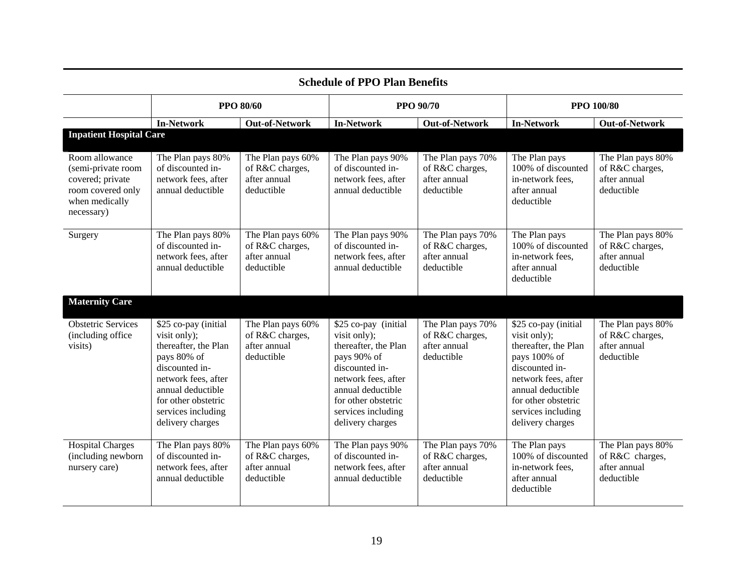## Schedule of PPO Plan Benefits

| | PPO 80/60 | | PPO 90/70 | | PPO 100/80 | |
|---|---|---|---|---|---|---|
| | **In-Network** | **Out-of-Network** | **In-Network** | **Out-of-Network** | **In-Network** | **Out-of-Network** |
| **Inpatient Hospital Care** | | | | | | |
| Room allowance (semi-private room covered; private room covered only when medically necessary) | The Plan pays 80% of discounted in-network fees, after annual deductible | The Plan pays 60% of R&C charges, after annual deductible | The Plan pays 90% of discounted in-network fees, after annual deductible | The Plan pays 70% of R&C charges, after annual deductible | The Plan pays 100% of discounted in-network fees, after annual deductible | The Plan pays 80% of R&C charges, after annual deductible |
| Surgery | The Plan pays 80% of discounted in-network fees, after annual deductible | The Plan pays 60% of R&C charges, after annual deductible | The Plan pays 90% of discounted in-network fees, after annual deductible | The Plan pays 70% of R&C charges, after annual deductible | The Plan pays 100% of discounted in-network fees, after annual deductible | The Plan pays 80% of R&C charges, after annual deductible |
| **Maternity Care** | | | | | | |
| Obstetric Services (including office visits) | $25 co-pay (initial visit only); thereafter, the Plan pays 80% of discounted in-network fees, after annual deductible for other obstetric services including delivery charges | The Plan pays 60% of R&C charges, after annual deductible | $25 co-pay (initial visit only); thereafter, the Plan pays 90% of discounted in-network fees, after annual deductible for other obstetric services including delivery charges | The Plan pays 70% of R&C charges, after annual deductible | $25 co-pay (initial visit only); thereafter, the Plan pays 100% of discounted in-network fees, after annual deductible for other obstetric services including delivery charges | The Plan pays 80% of R&C charges, after annual deductible |
| Hospital Charges (including newborn nursery care) | The Plan pays 80% of discounted in-network fees, after annual deductible | The Plan pays 60% of R&C charges, after annual deductible | The Plan pays 90% of discounted in-network fees, after annual deductible | The Plan pays 70% of R&C charges, after annual deductible | The Plan pays 100% of discounted in-network fees, after annual deductible | The Plan pays 80% of R&C charges, after annual deductible |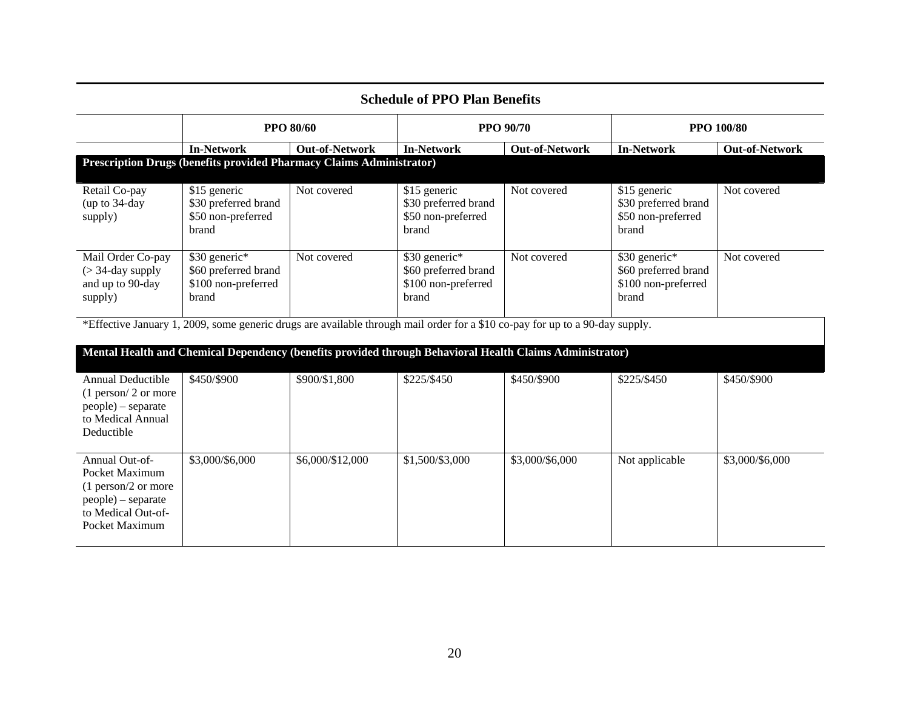## Schedule of PPO Plan Benefits

| | PPO 80/60 | | PPO 90/70 | | PPO 100/80 | |
|---|---|---|---|---|---|---|
| | **In-Network** | **Out-of-Network** | **In-Network** | **Out-of-Network** | **In-Network** | **Out-of-Network** |
| **Prescription Drugs (benefits provided Pharmacy Claims Administrator)** | | | | | | |
| Retail Co-pay (up to 34-day supply) | $15 generic<br>$30 preferred brand<br>$50 non-preferred brand | Not covered | $15 generic<br>$30 preferred brand<br>$50 non-preferred brand | Not covered | $15 generic<br>$30 preferred brand<br>$50 non-preferred brand | Not covered |
| Mail Order Co-pay (> 34-day supply and up to 90-day supply) | $30 generic*<br>$60 preferred brand<br>$100 non-preferred brand | Not covered | $30 generic*<br>$60 preferred brand<br>$100 non-preferred brand | Not covered | $30 generic*<br>$60 preferred brand<br>$100 non-preferred brand | Not covered |
| *Effective January 1, 2009, some generic drugs are available through mail order for a $10 co-pay for up to a 90-day supply. | | | | | | |
| **Mental Health and Chemical Dependency (benefits provided through Behavioral Health Claims Administrator)** | | | | | | |
| Annual Deductible (1 person/ 2 or more people) – separate to Medical Annual Deductible | $450/$900 | $900/$1,800 | $225/$450 | $450/$900 | $225/$450 | $450/$900 |
| Annual Out-of-Pocket Maximum (1 person/2 or more people) – separate to Medical Out-of-Pocket Maximum | $3,000/$6,000 | $6,000/$12,000 | $1,500/$3,000 | $3,000/$6,000 | Not applicable | $3,000/$6,000 |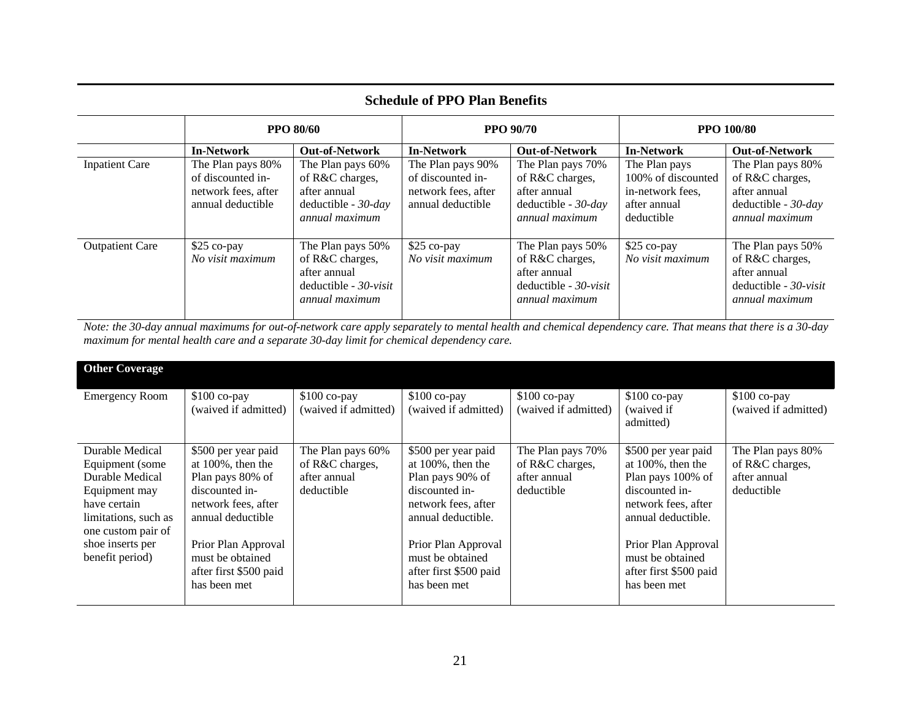## Schedule of PPO Plan Benefits

| | PPO 80/60 | | PPO 90/70 | | PPO 100/80 | |
|---|---|---|---|---|---|---|
| | **In-Network** | **Out-of-Network** | **In-Network** | **Out-of-Network** | **In-Network** | **Out-of-Network** |
| Inpatient Care | The Plan pays 80% of discounted in-network fees, after annual deductible | The Plan pays 60% of R&C charges, after annual deductible - *30-day annual maximum* | The Plan pays 90% of discounted in-network fees, after annual deductible | The Plan pays 70% of R&C charges, after annual deductible - *30-day annual maximum* | The Plan pays 100% of discounted in-network fees, after annual deductible | The Plan pays 80% of R&C charges, after annual deductible - *30-day annual maximum* |
| Outpatient Care | $25 co-pay *No visit maximum* | The Plan pays 50% of R&C charges, after annual deductible - *30-visit annual maximum* | $25 co-pay *No visit maximum* | The Plan pays 50% of R&C charges, after annual deductible - *30-visit annual maximum* | $25 co-pay *No visit maximum* | The Plan pays 50% of R&C charges, after annual deductible - *30-visit annual maximum* |

*Note: the 30-day annual maximums for out-of-network care apply separately to mental health and chemical dependency care. That means that there is a 30-day maximum for mental health care and a separate 30-day limit for chemical dependency care.*

| **Other Coverage** | | | | | | |
|---|---|---|---|---|---|---|
| Emergency Room | $100 co-pay (waived if admitted) | $100 co-pay (waived if admitted) | $100 co-pay (waived if admitted) | $100 co-pay (waived if admitted) | $100 co-pay (waived if admitted) | $100 co-pay (waived if admitted) |
| Durable Medical Equipment (some Durable Medical Equipment may have certain limitations, such as one custom pair of shoe inserts per benefit period) | $500 per year paid at 100%, then the Plan pays 80% of discounted in-network fees, after annual deductible<br><br>Prior Plan Approval must be obtained after first $500 paid has been met | The Plan pays 60% of R&C charges, after annual deductible | $500 per year paid at 100%, then the Plan pays 90% of discounted in-network fees, after annual deductible.<br><br>Prior Plan Approval must be obtained after first $500 paid has been met | The Plan pays 70% of R&C charges, after annual deductible | $500 per year paid at 100%, then the Plan pays 100% of discounted in-network fees, after annual deductible.<br><br>Prior Plan Approval must be obtained after first $500 paid has been met | The Plan pays 80% of R&C charges, after annual deductible |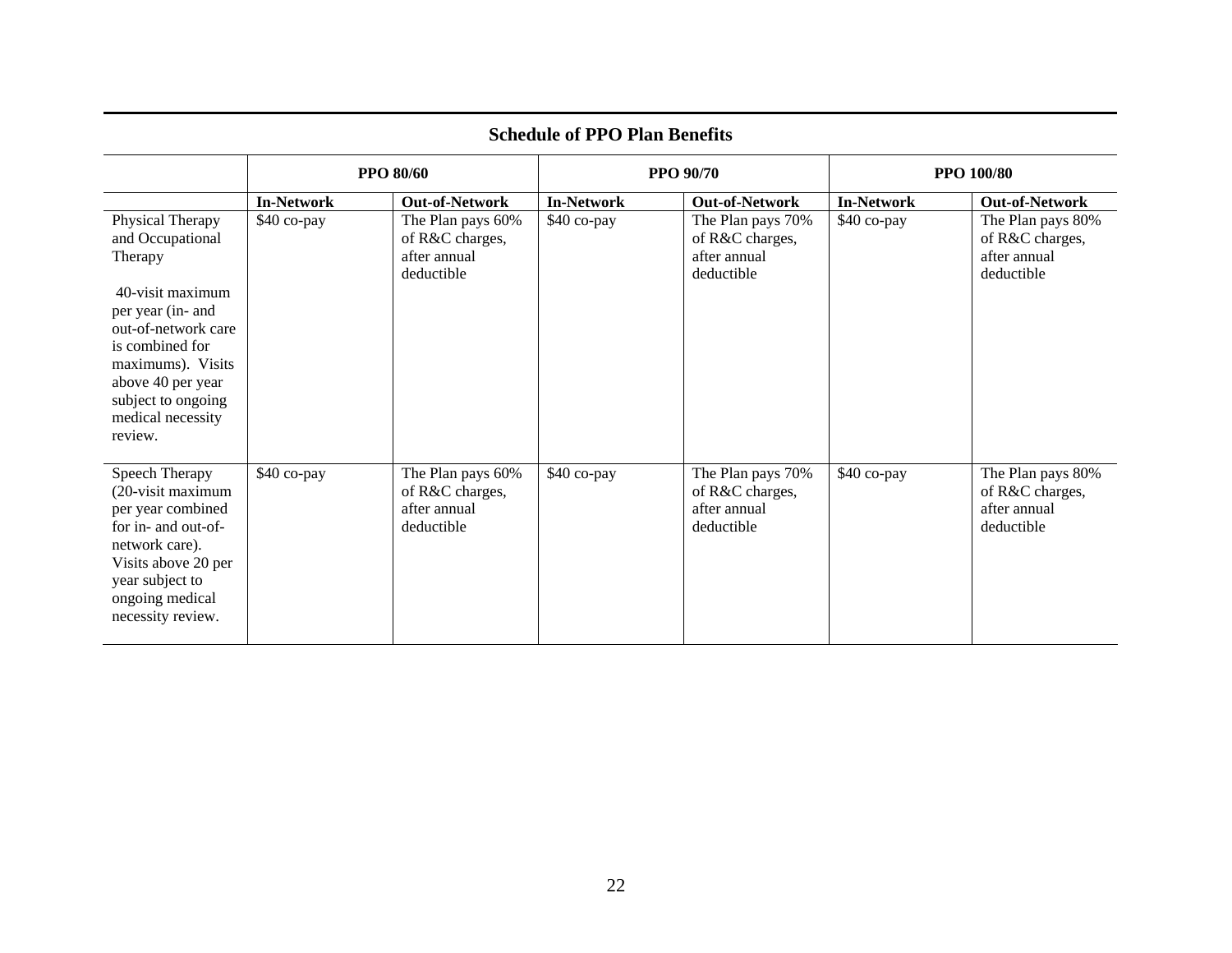## Schedule of PPO Plan Benefits

| | PPO 80/60 | | PPO 90/70 | | PPO 100/80 | |
|---|---|---|---|---|---|---|
| | **In-Network** | **Out-of-Network** | **In-Network** | **Out-of-Network** | **In-Network** | **Out-of-Network** |
| Physical Therapy and Occupational Therapy<br><br>40-visit maximum per year (in- and out-of-network care is combined for maximums). Visits above 40 per year subject to ongoing medical necessity review. | $40 co-pay | The Plan pays 60% of R&C charges, after annual deductible | $40 co-pay | The Plan pays 70% of R&C charges, after annual deductible | $40 co-pay | The Plan pays 80% of R&C charges, after annual deductible |
| Speech Therapy (20-visit maximum per year combined for in- and out-of-network care). Visits above 20 per year subject to ongoing medical necessity review. | $40 co-pay | The Plan pays 60% of R&C charges, after annual deductible | $40 co-pay | The Plan pays 70% of R&C charges, after annual deductible | $40 co-pay | The Plan pays 80% of R&C charges, after annual deductible |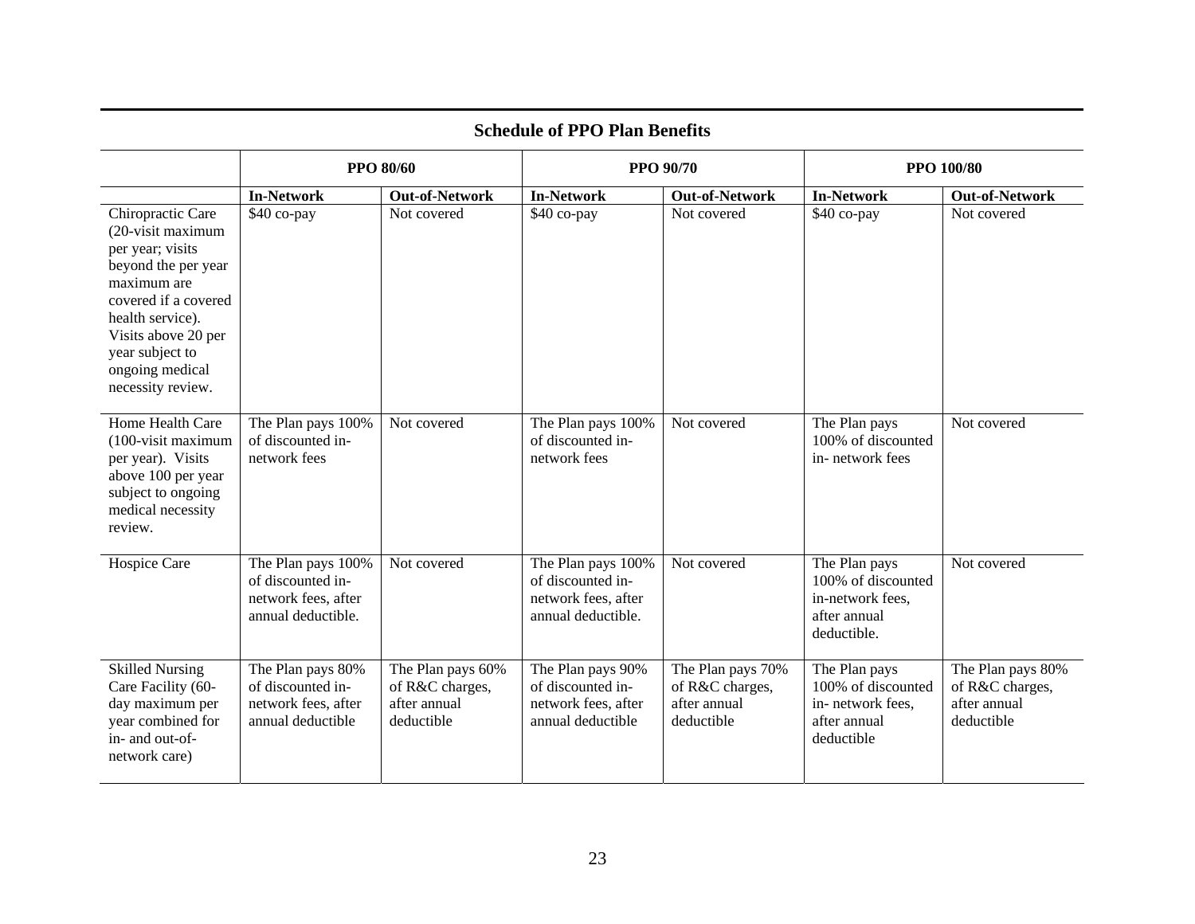## Schedule of PPO Plan Benefits

| | PPO 80/60 | | PPO 90/70 | | PPO 100/80 | |
|---|---|---|---|---|---|---|
| | **In-Network** | **Out-of-Network** | **In-Network** | **Out-of-Network** | **In-Network** | **Out-of-Network** |
| Chiropractic Care (20-visit maximum per year; visits beyond the per year maximum are covered if a covered health service). Visits above 20 per year subject to ongoing medical necessity review. | $40 co-pay | Not covered | $40 co-pay | Not covered | $40 co-pay | Not covered |
| Home Health Care (100-visit maximum per year). Visits above 100 per year subject to ongoing medical necessity review. | The Plan pays 100% of discounted in-network fees | Not covered | The Plan pays 100% of discounted in-network fees | Not covered | The Plan pays 100% of discounted in- network fees | Not covered |
| Hospice Care | The Plan pays 100% of discounted in-network fees, after annual deductible. | Not covered | The Plan pays 100% of discounted in-network fees, after annual deductible. | Not covered | The Plan pays 100% of discounted in-network fees, after annual deductible. | Not covered |
| Skilled Nursing Care Facility (60-day maximum per year combined for in- and out-of-network care) | The Plan pays 80% of discounted in-network fees, after annual deductible | The Plan pays 60% of R&C charges, after annual deductible | The Plan pays 90% of discounted in-network fees, after annual deductible | The Plan pays 70% of R&C charges, after annual deductible | The Plan pays 100% of discounted in- network fees, after annual deductible | The Plan pays 80% of R&C charges, after annual deductible |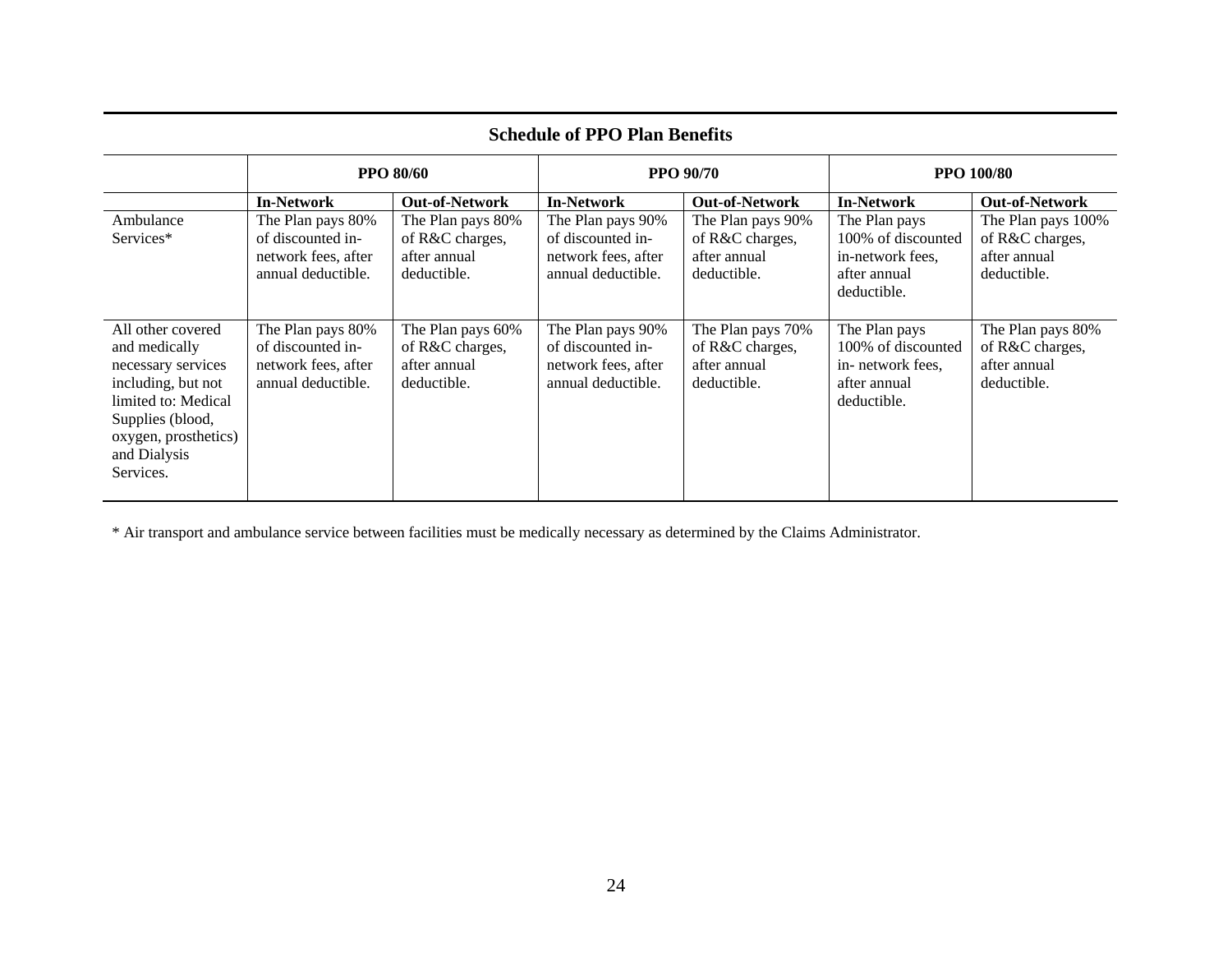## Schedule of PPO Plan Benefits

| | PPO 80/60 | | PPO 90/70 | | PPO 100/80 | |
|---|---|---|---|---|---|---|
| | **In-Network** | **Out-of-Network** | **In-Network** | **Out-of-Network** | **In-Network** | **Out-of-Network** |
| Ambulance Services* | The Plan pays 80% of discounted in-network fees, after annual deductible. | The Plan pays 80% of R&C charges, after annual deductible. | The Plan pays 90% of discounted in-network fees, after annual deductible. | The Plan pays 90% of R&C charges, after annual deductible. | The Plan pays 100% of discounted in-network fees, after annual deductible. | The Plan pays 100% of R&C charges, after annual deductible. |
| All other covered and medically necessary services including, but not limited to: Medical Supplies (blood, oxygen, prosthetics) and Dialysis Services. | The Plan pays 80% of discounted in-network fees, after annual deductible. | The Plan pays 60% of R&C charges, after annual deductible. | The Plan pays 90% of discounted in-network fees, after annual deductible. | The Plan pays 70% of R&C charges, after annual deductible. | The Plan pays 100% of discounted in- network fees, after annual deductible. | The Plan pays 80% of R&C charges, after annual deductible. |

* Air transport and ambulance service between facilities must be medically necessary as determined by the Claims Administrator.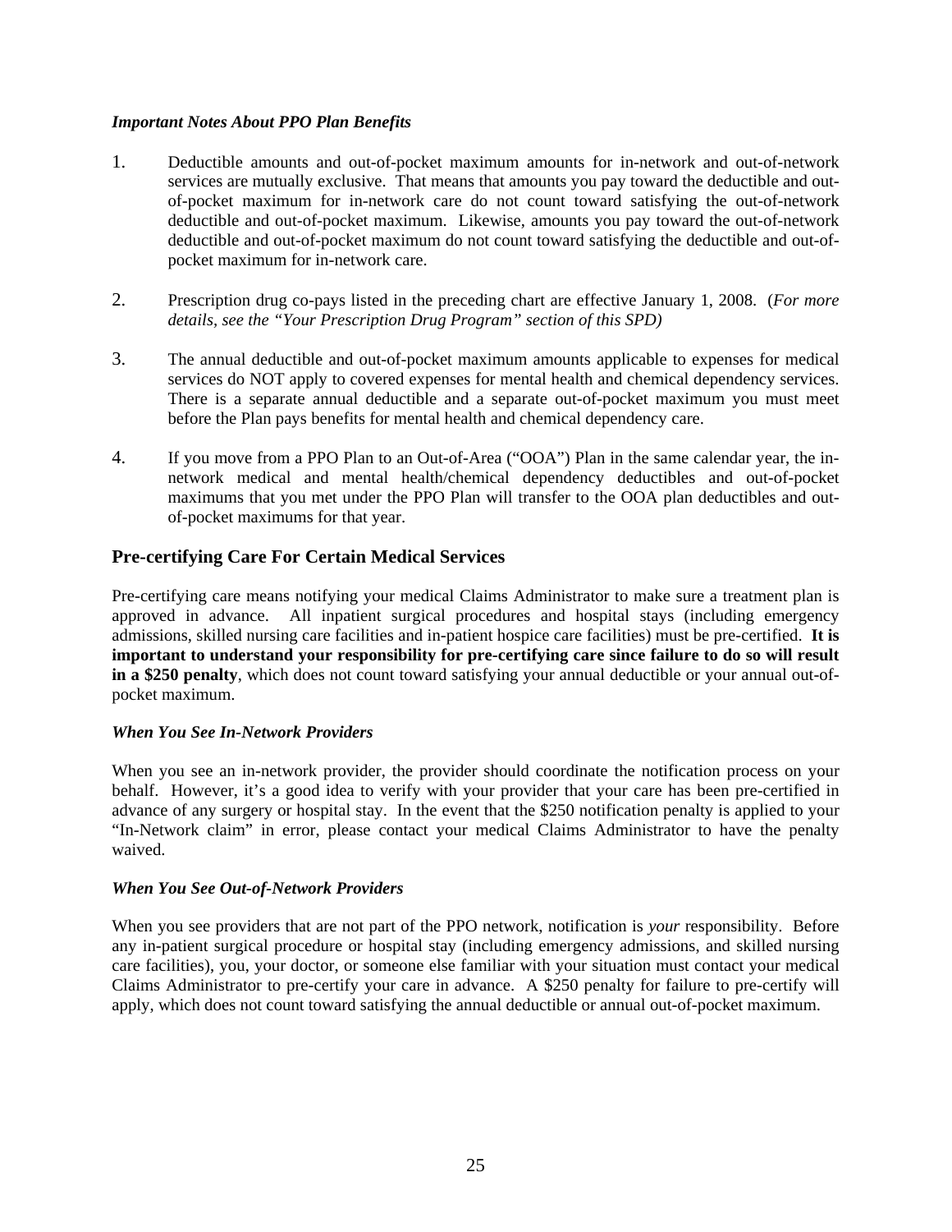***Important Notes About PPO Plan Benefits***

1. Deductible amounts and out-of-pocket maximum amounts for in-network and out-of-network services are mutually exclusive. That means that amounts you pay toward the deductible and out-of-pocket maximum for in-network care do not count toward satisfying the out-of-network deductible and out-of-pocket maximum. Likewise, amounts you pay toward the out-of-network deductible and out-of-pocket maximum do not count toward satisfying the deductible and out-of-pocket maximum for in-network care.

2. Prescription drug co-pays listed in the preceding chart are effective January 1, 2008. (*For more details, see the "Your Prescription Drug Program" section of this SPD)*

3. The annual deductible and out-of-pocket maximum amounts applicable to expenses for medical services do NOT apply to covered expenses for mental health and chemical dependency services. There is a separate annual deductible and a separate out-of-pocket maximum you must meet before the Plan pays benefits for mental health and chemical dependency care.

4. If you move from a PPO Plan to an Out-of-Area ("OOA") Plan in the same calendar year, the in-network medical and mental health/chemical dependency deductibles and out-of-pocket maximums that you met under the PPO Plan will transfer to the OOA plan deductibles and out-of-pocket maximums for that year.

## Pre-certifying Care For Certain Medical Services

Pre-certifying care means notifying your medical Claims Administrator to make sure a treatment plan is approved in advance. All inpatient surgical procedures and hospital stays (including emergency admissions, skilled nursing care facilities and in-patient hospice care facilities) must be pre-certified. **It is important to understand your responsibility for pre-certifying care since failure to do so will result in a $250 penalty**, which does not count toward satisfying your annual deductible or your annual out-of-pocket maximum.

***When You See In-Network Providers***

When you see an in-network provider, the provider should coordinate the notification process on your behalf. However, it's a good idea to verify with your provider that your care has been pre-certified in advance of any surgery or hospital stay. In the event that the $250 notification penalty is applied to your "In-Network claim" in error, please contact your medical Claims Administrator to have the penalty waived.

***When You See Out-of-Network Providers***

When you see providers that are not part of the PPO network, notification is *your* responsibility. Before any in-patient surgical procedure or hospital stay (including emergency admissions, and skilled nursing care facilities), you, your doctor, or someone else familiar with your situation must contact your medical Claims Administrator to pre-certify your care in advance. A $250 penalty for failure to pre-certify will apply, which does not count toward satisfying the annual deductible or annual out-of-pocket maximum.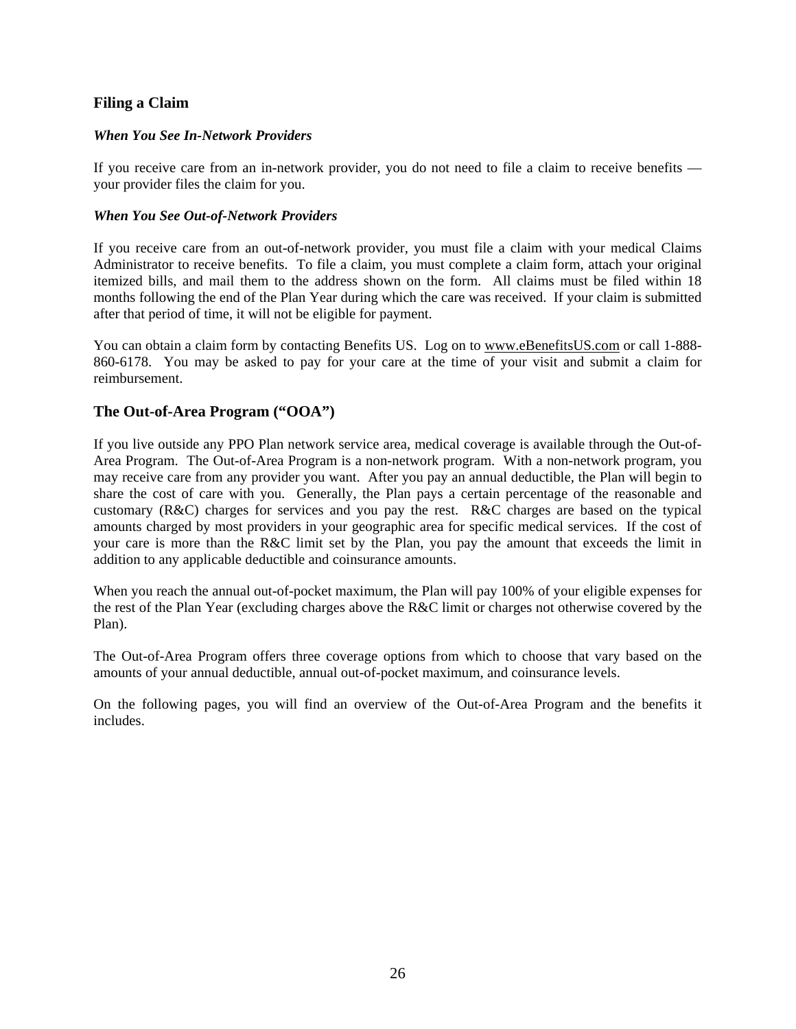## Filing a Claim

### *When You See In-Network Providers*

If you receive care from an in-network provider, you do not need to file a claim to receive benefits — your provider files the claim for you.

### *When You See Out-of-Network Providers*

If you receive care from an out-of-network provider, you must file a claim with your medical Claims Administrator to receive benefits. To file a claim, you must complete a claim form, attach your original itemized bills, and mail them to the address shown on the form. All claims must be filed within 18 months following the end of the Plan Year during which the care was received. If your claim is submitted after that period of time, it will not be eligible for payment.

You can obtain a claim form by contacting Benefits US. Log on to www.eBenefitsUS.com or call 1-888-860-6178. You may be asked to pay for your care at the time of your visit and submit a claim for reimbursement.

## The Out-of-Area Program ("OOA")

If you live outside any PPO Plan network service area, medical coverage is available through the Out-of-Area Program. The Out-of-Area Program is a non-network program. With a non-network program, you may receive care from any provider you want. After you pay an annual deductible, the Plan will begin to share the cost of care with you. Generally, the Plan pays a certain percentage of the reasonable and customary (R&C) charges for services and you pay the rest. R&C charges are based on the typical amounts charged by most providers in your geographic area for specific medical services. If the cost of your care is more than the R&C limit set by the Plan, you pay the amount that exceeds the limit in addition to any applicable deductible and coinsurance amounts.

When you reach the annual out-of-pocket maximum, the Plan will pay 100% of your eligible expenses for the rest of the Plan Year (excluding charges above the R&C limit or charges not otherwise covered by the Plan).

The Out-of-Area Program offers three coverage options from which to choose that vary based on the amounts of your annual deductible, annual out-of-pocket maximum, and coinsurance levels.

On the following pages, you will find an overview of the Out-of-Area Program and the benefits it includes.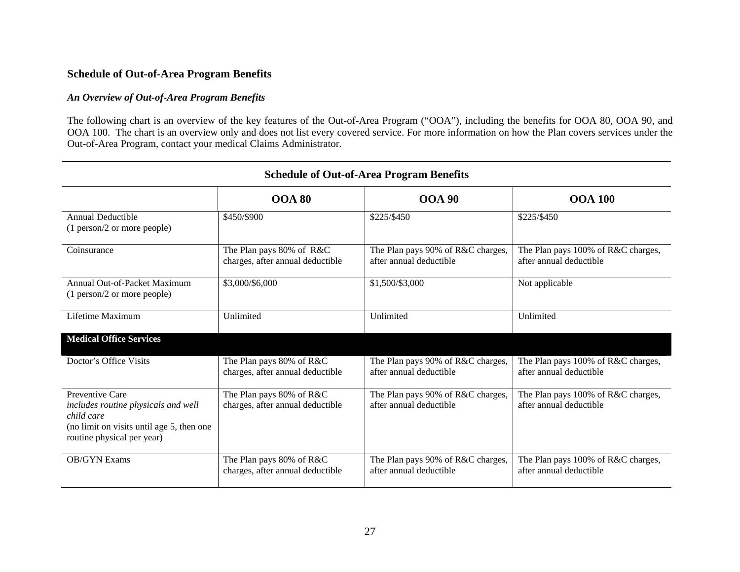## Schedule of Out-of-Area Program Benefits

### *An Overview of Out-of-Area Program Benefits*

The following chart is an overview of the key features of the Out-of-Area Program ("OOA"), including the benefits for OOA 80, OOA 90, and OOA 100. The chart is an overview only and does not list every covered service. For more information on how the Plan covers services under the Out-of-Area Program, contact your medical Claims Administrator.

**Schedule of Out-of-Area Program Benefits**

| | OOA 80 | OOA 90 | OOA 100 |
|---|---|---|---|
| Annual Deductible (1 person/2 or more people) | $450/$900 | $225/$450 | $225/$450 |
| Coinsurance | The Plan pays 80% of R&C charges, after annual deductible | The Plan pays 90% of R&C charges, after annual deductible | The Plan pays 100% of R&C charges, after annual deductible |
| Annual Out-of-Packet Maximum (1 person/2 or more people) | $3,000/$6,000 | $1,500/$3,000 | Not applicable |
| Lifetime Maximum | Unlimited | Unlimited | Unlimited |
| **Medical Office Services** | | | |
| Doctor's Office Visits | The Plan pays 80% of R&C charges, after annual deductible | The Plan pays 90% of R&C charges, after annual deductible | The Plan pays 100% of R&C charges, after annual deductible |
| Preventive Care *includes routine physicals and well child care* (no limit on visits until age 5, then one routine physical per year) | The Plan pays 80% of R&C charges, after annual deductible | The Plan pays 90% of R&C charges, after annual deductible | The Plan pays 100% of R&C charges, after annual deductible |
| OB/GYN Exams | The Plan pays 80% of R&C charges, after annual deductible | The Plan pays 90% of R&C charges, after annual deductible | The Plan pays 100% of R&C charges, after annual deductible |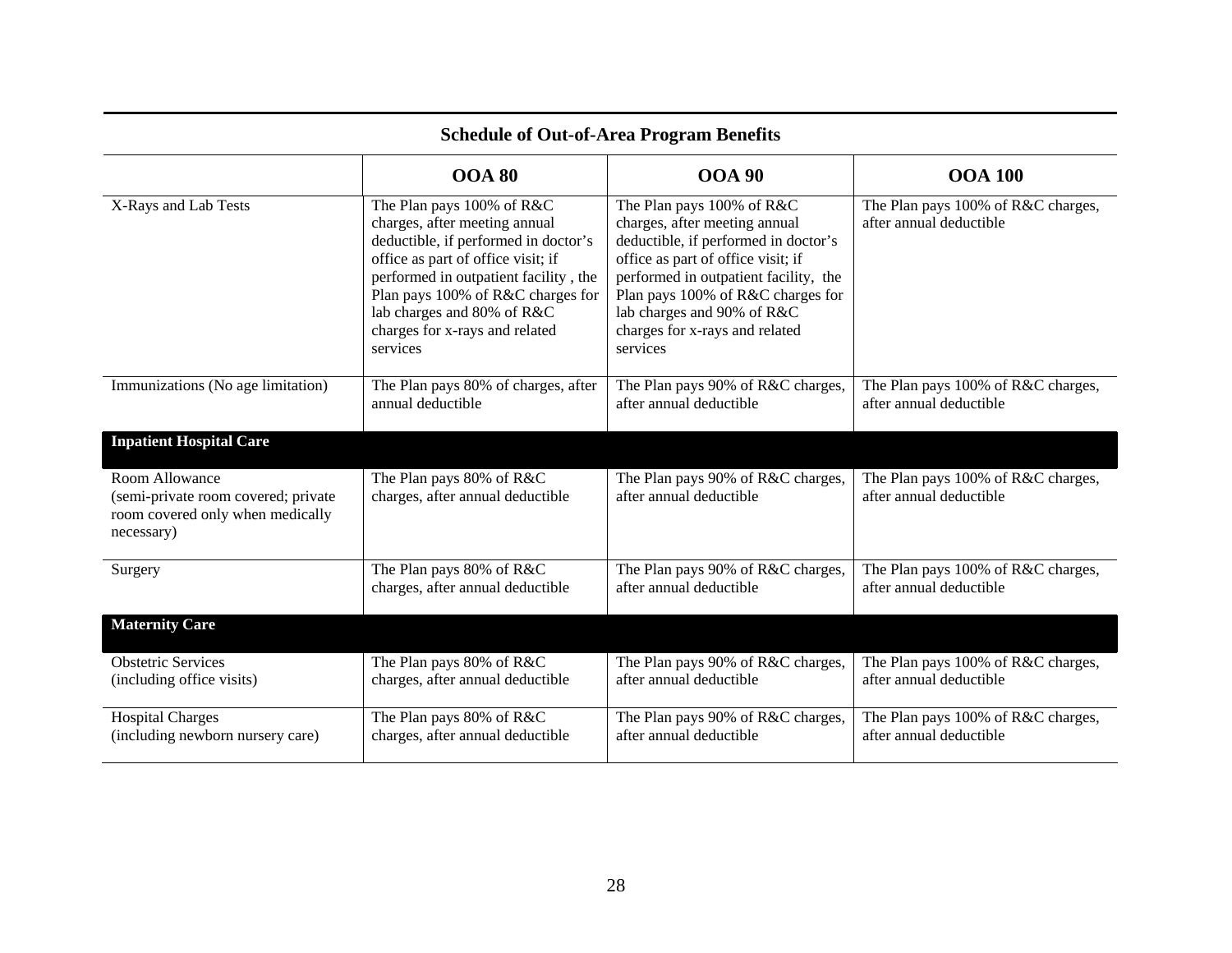## Schedule of Out-of-Area Program Benefits

| | OOA 80 | OOA 90 | OOA 100 |
|---|---|---|---|
| X-Rays and Lab Tests | The Plan pays 100% of R&C charges, after meeting annual deductible, if performed in doctor's office as part of office visit; if performed in outpatient facility , the Plan pays 100% of R&C charges for lab charges and 80% of R&C charges for x-rays and related services | The Plan pays 100% of R&C charges, after meeting annual deductible, if performed in doctor's office as part of office visit; if performed in outpatient facility, the Plan pays 100% of R&C charges for lab charges and 90% of R&C charges for x-rays and related services | The Plan pays 100% of R&C charges, after annual deductible |
| Immunizations (No age limitation) | The Plan pays 80% of charges, after annual deductible | The Plan pays 90% of R&C charges, after annual deductible | The Plan pays 100% of R&C charges, after annual deductible |
| **Inpatient Hospital Care** | | | |
| Room Allowance (semi-private room covered; private room covered only when medically necessary) | The Plan pays 80% of R&C charges, after annual deductible | The Plan pays 90% of R&C charges, after annual deductible | The Plan pays 100% of R&C charges, after annual deductible |
| Surgery | The Plan pays 80% of R&C charges, after annual deductible | The Plan pays 90% of R&C charges, after annual deductible | The Plan pays 100% of R&C charges, after annual deductible |
| **Maternity Care** | | | |
| Obstetric Services (including office visits) | The Plan pays 80% of R&C charges, after annual deductible | The Plan pays 90% of R&C charges, after annual deductible | The Plan pays 100% of R&C charges, after annual deductible |
| Hospital Charges (including newborn nursery care) | The Plan pays 80% of R&C charges, after annual deductible | The Plan pays 90% of R&C charges, after annual deductible | The Plan pays 100% of R&C charges, after annual deductible |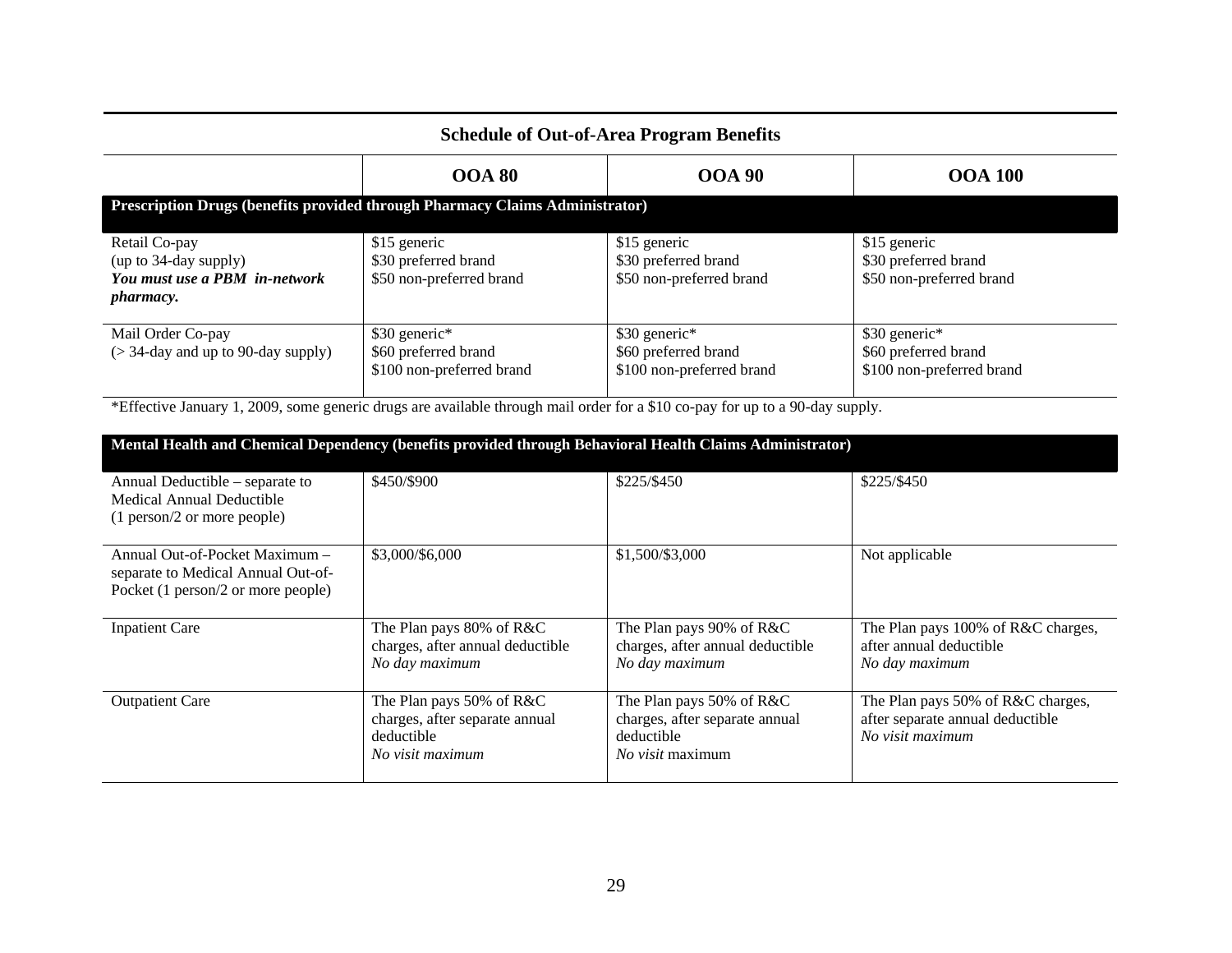## Schedule of Out-of-Area Program Benefits

| | OOA 80 | OOA 90 | OOA 100 |
|---|---|---|---|
| **Prescription Drugs (benefits provided through Pharmacy Claims Administrator)** | | | |
| Retail Co-pay<br>(up to 34-day supply)<br>***You must use a PBM in-network pharmacy.*** | \$15 generic<br>\$30 preferred brand<br>\$50 non-preferred brand | \$15 generic<br>\$30 preferred brand<br>\$50 non-preferred brand | \$15 generic<br>\$30 preferred brand<br>\$50 non-preferred brand |
| Mail Order Co-pay<br>(> 34-day and up to 90-day supply) | \$30 generic*<br>\$60 preferred brand<br>\$100 non-preferred brand | \$30 generic*<br>\$60 preferred brand<br>\$100 non-preferred brand | \$30 generic*<br>\$60 preferred brand<br>\$100 non-preferred brand |

*Effective January 1, 2009, some generic drugs are available through mail order for a \$10 co-pay for up to a 90-day supply.

| | OOA 80 | OOA 90 | OOA 100 |
|---|---|---|---|
| **Mental Health and Chemical Dependency (benefits provided through Behavioral Health Claims Administrator)** | | | |
| Annual Deductible – separate to Medical Annual Deductible<br>(1 person/2 or more people) | \$450/\$900 | \$225/\$450 | \$225/\$450 |
| Annual Out-of-Pocket Maximum – separate to Medical Annual Out-of-Pocket (1 person/2 or more people) | \$3,000/\$6,000 | \$1,500/\$3,000 | Not applicable |
| Inpatient Care | The Plan pays 80% of R&C charges, after annual deductible<br>*No day maximum* | The Plan pays 90% of R&C charges, after annual deductible<br>*No day maximum* | The Plan pays 100% of R&C charges, after annual deductible<br>*No day maximum* |
| Outpatient Care | The Plan pays 50% of R&C charges, after separate annual deductible<br>*No visit maximum* | The Plan pays 50% of R&C charges, after separate annual deductible<br>*No visit* maximum | The Plan pays 50% of R&C charges, after separate annual deductible<br>*No visit maximum* |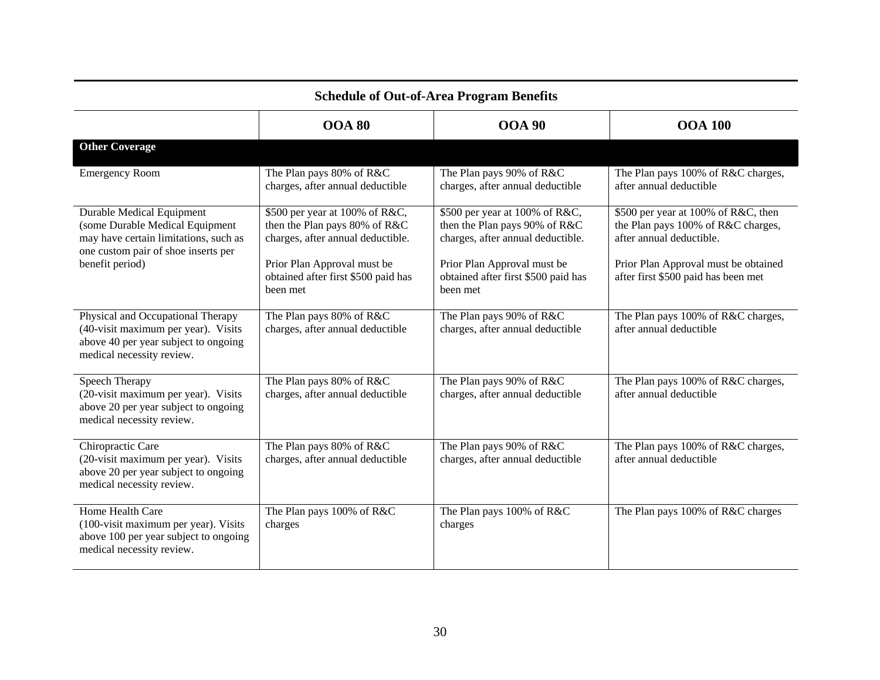## Schedule of Out-of-Area Program Benefits

| | OOA 80 | OOA 90 | OOA 100 |
|---|---|---|---|
| **Other Coverage** | | | |
| Emergency Room | The Plan pays 80% of R&C charges, after annual deductible | The Plan pays 90% of R&C charges, after annual deductible | The Plan pays 100% of R&C charges, after annual deductible |
| Durable Medical Equipment (some Durable Medical Equipment may have certain limitations, such as one custom pair of shoe inserts per benefit period) | \$500 per year at 100% of R&C, then the Plan pays 80% of R&C charges, after annual deductible.<br><br>Prior Plan Approval must be obtained after first \$500 paid has been met | \$500 per year at 100% of R&C, then the Plan pays 90% of R&C charges, after annual deductible.<br><br>Prior Plan Approval must be obtained after first \$500 paid has been met | \$500 per year at 100% of R&C, then the Plan pays 100% of R&C charges, after annual deductible.<br><br>Prior Plan Approval must be obtained after first \$500 paid has been met |
| Physical and Occupational Therapy (40-visit maximum per year). Visits above 40 per year subject to ongoing medical necessity review. | The Plan pays 80% of R&C charges, after annual deductible | The Plan pays 90% of R&C charges, after annual deductible | The Plan pays 100% of R&C charges, after annual deductible |
| Speech Therapy (20-visit maximum per year). Visits above 20 per year subject to ongoing medical necessity review. | The Plan pays 80% of R&C charges, after annual deductible | The Plan pays 90% of R&C charges, after annual deductible | The Plan pays 100% of R&C charges, after annual deductible |
| Chiropractic Care (20-visit maximum per year). Visits above 20 per year subject to ongoing medical necessity review. | The Plan pays 80% of R&C charges, after annual deductible | The Plan pays 90% of R&C charges, after annual deductible | The Plan pays 100% of R&C charges, after annual deductible |
| Home Health Care (100-visit maximum per year). Visits above 100 per year subject to ongoing medical necessity review. | The Plan pays 100% of R&C charges | The Plan pays 100% of R&C charges | The Plan pays 100% of R&C charges |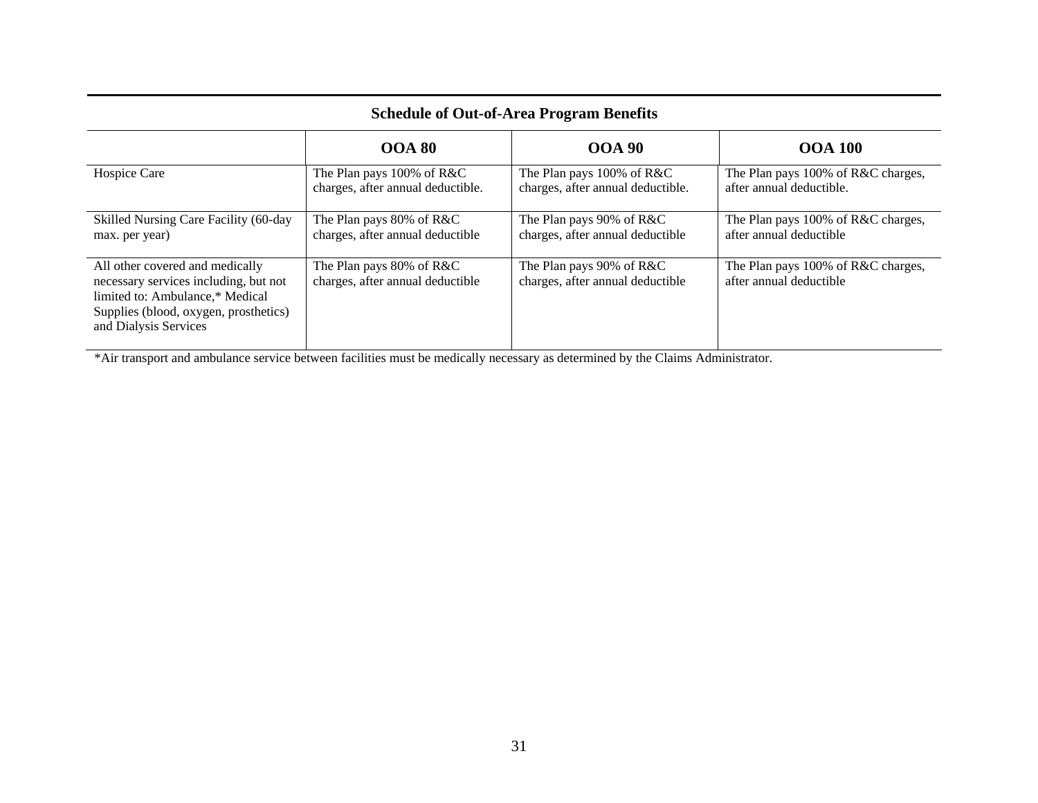## Schedule of Out-of-Area Program Benefits

| | OOA 80 | OOA 90 | OOA 100 |
|---|---|---|---|
| Hospice Care | The Plan pays 100% of R&C charges, after annual deductible. | The Plan pays 100% of R&C charges, after annual deductible. | The Plan pays 100% of R&C charges, after annual deductible. |
| Skilled Nursing Care Facility (60-day max. per year) | The Plan pays 80% of R&C charges, after annual deductible | The Plan pays 90% of R&C charges, after annual deductible | The Plan pays 100% of R&C charges, after annual deductible |
| All other covered and medically necessary services including, but not limited to: Ambulance,* Medical Supplies (blood, oxygen, prosthetics) and Dialysis Services | The Plan pays 80% of R&C charges, after annual deductible | The Plan pays 90% of R&C charges, after annual deductible | The Plan pays 100% of R&C charges, after annual deductible |

*Air transport and ambulance service between facilities must be medically necessary as determined by the Claims Administrator.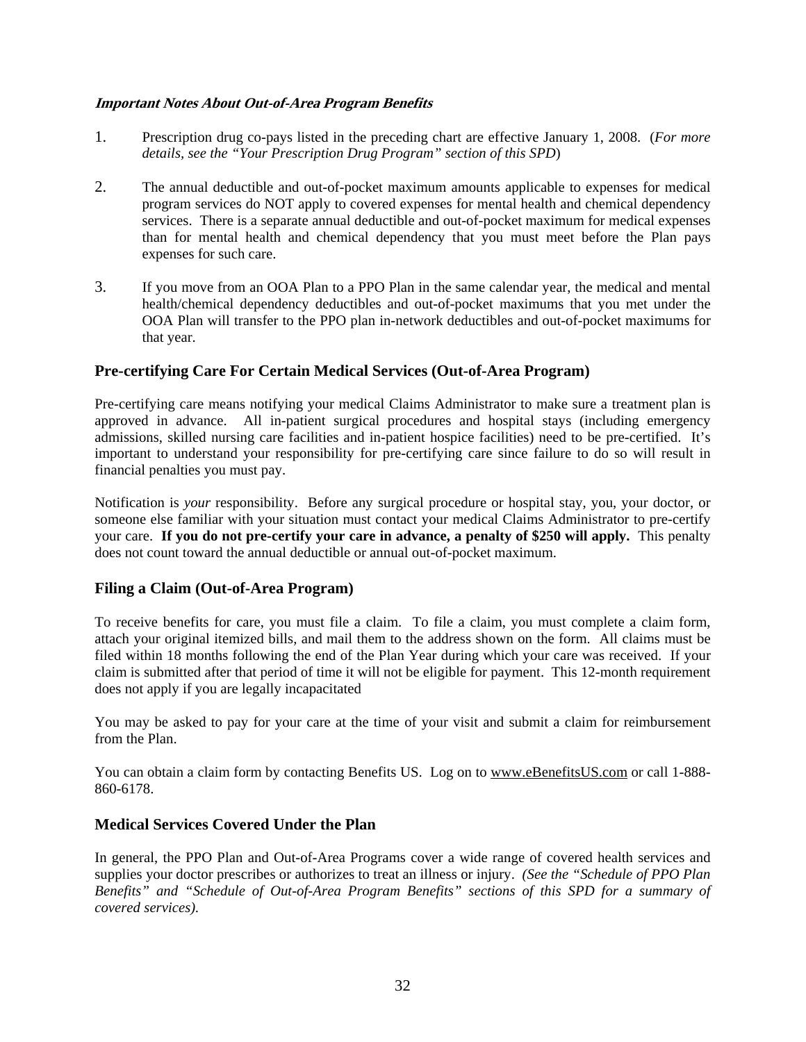***Important Notes About Out-of-Area Program Benefits***

1. Prescription drug co-pays listed in the preceding chart are effective January 1, 2008. (*For more details, see the "Your Prescription Drug Program" section of this SPD*)

2. The annual deductible and out-of-pocket maximum amounts applicable to expenses for medical program services do NOT apply to covered expenses for mental health and chemical dependency services. There is a separate annual deductible and out-of-pocket maximum for medical expenses than for mental health and chemical dependency that you must meet before the Plan pays expenses for such care.

3. If you move from an OOA Plan to a PPO Plan in the same calendar year, the medical and mental health/chemical dependency deductibles and out-of-pocket maximums that you met under the OOA Plan will transfer to the PPO plan in-network deductibles and out-of-pocket maximums for that year.

## Pre-certifying Care For Certain Medical Services (Out-of-Area Program)

Pre-certifying care means notifying your medical Claims Administrator to make sure a treatment plan is approved in advance. All in-patient surgical procedures and hospital stays (including emergency admissions, skilled nursing care facilities and in-patient hospice facilities) need to be pre-certified. It's important to understand your responsibility for pre-certifying care since failure to do so will result in financial penalties you must pay.

Notification is *your* responsibility. Before any surgical procedure or hospital stay, you, your doctor, or someone else familiar with your situation must contact your medical Claims Administrator to pre-certify your care. **If you do not pre-certify your care in advance, a penalty of $250 will apply.** This penalty does not count toward the annual deductible or annual out-of-pocket maximum.

## Filing a Claim (Out-of-Area Program)

To receive benefits for care, you must file a claim. To file a claim, you must complete a claim form, attach your original itemized bills, and mail them to the address shown on the form. All claims must be filed within 18 months following the end of the Plan Year during which your care was received. If your claim is submitted after that period of time it will not be eligible for payment. This 12-month requirement does not apply if you are legally incapacitated

You may be asked to pay for your care at the time of your visit and submit a claim for reimbursement from the Plan.

You can obtain a claim form by contacting Benefits US. Log on to www.eBenefitsUS.com or call 1-888-860-6178.

## Medical Services Covered Under the Plan

In general, the PPO Plan and Out-of-Area Programs cover a wide range of covered health services and supplies your doctor prescribes or authorizes to treat an illness or injury. *(See the "Schedule of PPO Plan Benefits" and "Schedule of Out-of-Area Program Benefits" sections of this SPD for a summary of covered services).*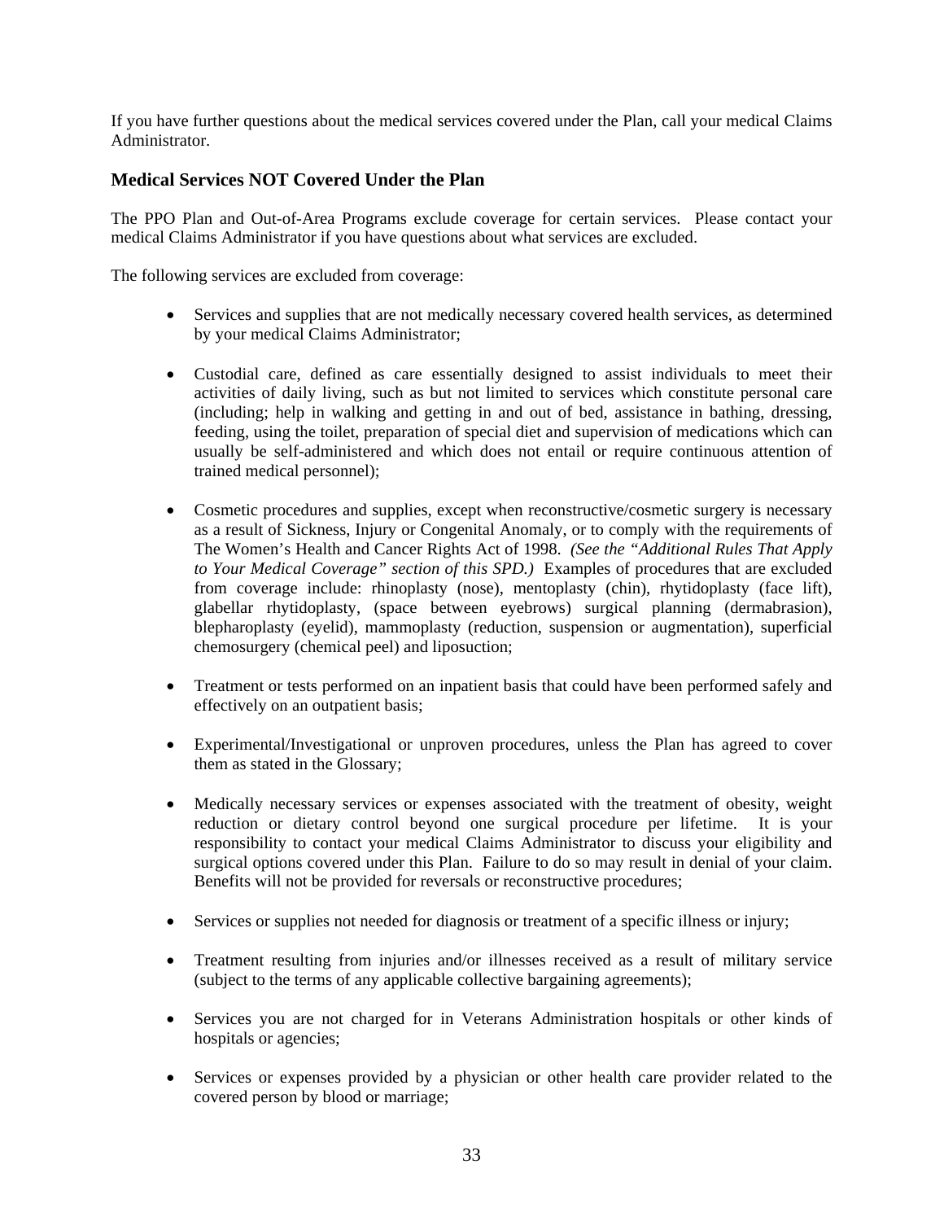If you have further questions about the medical services covered under the Plan, call your medical Claims Administrator.

### Medical Services NOT Covered Under the Plan

The PPO Plan and Out-of-Area Programs exclude coverage for certain services. Please contact your medical Claims Administrator if you have questions about what services are excluded.

The following services are excluded from coverage:

- Services and supplies that are not medically necessary covered health services, as determined by your medical Claims Administrator;

- Custodial care, defined as care essentially designed to assist individuals to meet their activities of daily living, such as but not limited to services which constitute personal care (including; help in walking and getting in and out of bed, assistance in bathing, dressing, feeding, using the toilet, preparation of special diet and supervision of medications which can usually be self-administered and which does not entail or require continuous attention of trained medical personnel);

- Cosmetic procedures and supplies, except when reconstructive/cosmetic surgery is necessary as a result of Sickness, Injury or Congenital Anomaly, or to comply with the requirements of The Women's Health and Cancer Rights Act of 1998. *(See the "Additional Rules That Apply to Your Medical Coverage" section of this SPD.)* Examples of procedures that are excluded from coverage include: rhinoplasty (nose), mentoplasty (chin), rhytidoplasty (face lift), glabellar rhytidoplasty, (space between eyebrows) surgical planning (dermabrasion), blepharoplasty (eyelid), mammoplasty (reduction, suspension or augmentation), superficial chemosurgery (chemical peel) and liposuction;

- Treatment or tests performed on an inpatient basis that could have been performed safely and effectively on an outpatient basis;

- Experimental/Investigational or unproven procedures, unless the Plan has agreed to cover them as stated in the Glossary;

- Medically necessary services or expenses associated with the treatment of obesity, weight reduction or dietary control beyond one surgical procedure per lifetime. It is your responsibility to contact your medical Claims Administrator to discuss your eligibility and surgical options covered under this Plan. Failure to do so may result in denial of your claim. Benefits will not be provided for reversals or reconstructive procedures;

- Services or supplies not needed for diagnosis or treatment of a specific illness or injury;

- Treatment resulting from injuries and/or illnesses received as a result of military service (subject to the terms of any applicable collective bargaining agreements);

- Services you are not charged for in Veterans Administration hospitals or other kinds of hospitals or agencies;

- Services or expenses provided by a physician or other health care provider related to the covered person by blood or marriage;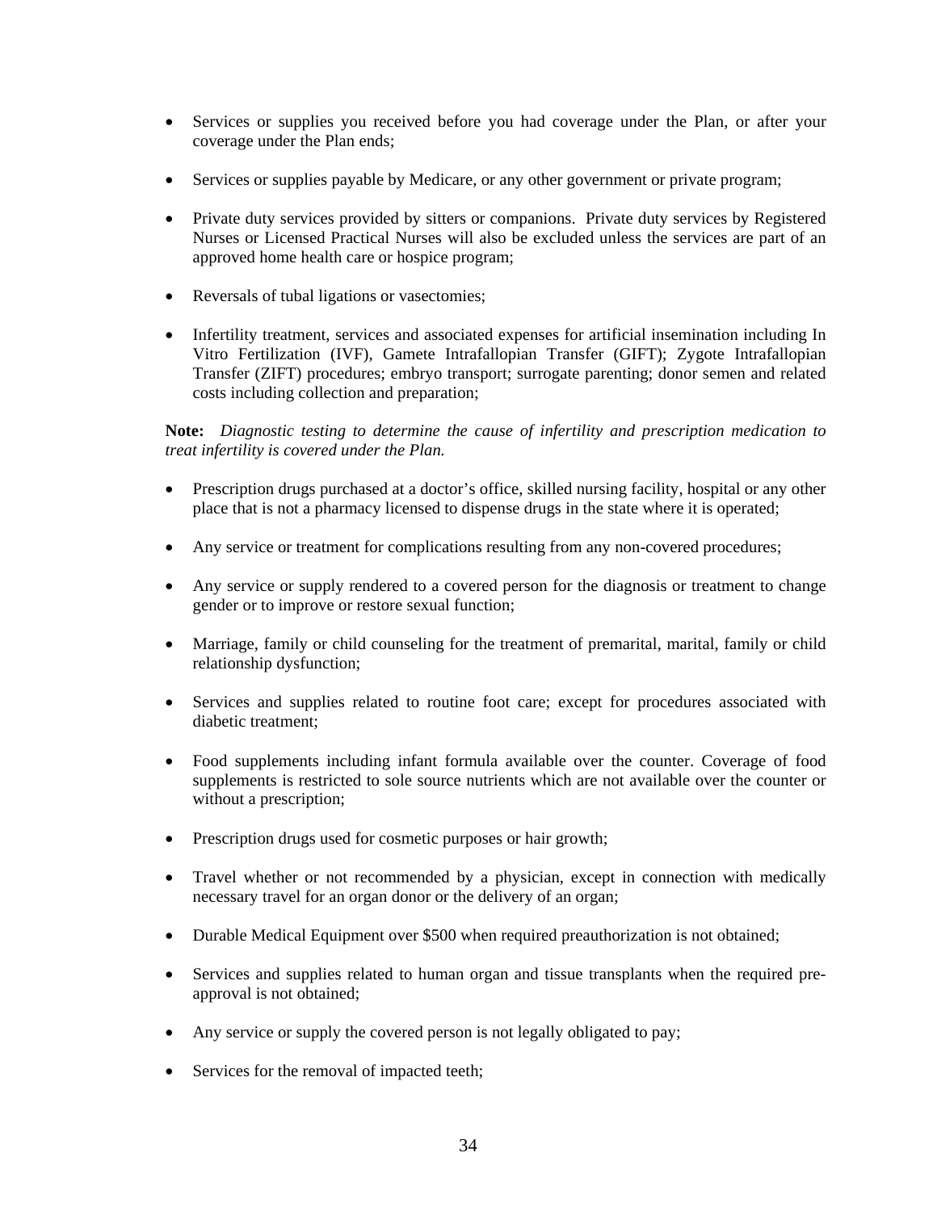- Services or supplies you received before you had coverage under the Plan, or after your coverage under the Plan ends;

- Services or supplies payable by Medicare, or any other government or private program;

- Private duty services provided by sitters or companions. Private duty services by Registered Nurses or Licensed Practical Nurses will also be excluded unless the services are part of an approved home health care or hospice program;

- Reversals of tubal ligations or vasectomies;

- Infertility treatment, services and associated expenses for artificial insemination including In Vitro Fertilization (IVF), Gamete Intrafallopian Transfer (GIFT); Zygote Intrafallopian Transfer (ZIFT) procedures; embryo transport; surrogate parenting; donor semen and related costs including collection and preparation;

**Note:** *Diagnostic testing to determine the cause of infertility and prescription medication to treat infertility is covered under the Plan.*

- Prescription drugs purchased at a doctor's office, skilled nursing facility, hospital or any other place that is not a pharmacy licensed to dispense drugs in the state where it is operated;

- Any service or treatment for complications resulting from any non-covered procedures;

- Any service or supply rendered to a covered person for the diagnosis or treatment to change gender or to improve or restore sexual function;

- Marriage, family or child counseling for the treatment of premarital, marital, family or child relationship dysfunction;

- Services and supplies related to routine foot care; except for procedures associated with diabetic treatment;

- Food supplements including infant formula available over the counter. Coverage of food supplements is restricted to sole source nutrients which are not available over the counter or without a prescription;

- Prescription drugs used for cosmetic purposes or hair growth;

- Travel whether or not recommended by a physician, except in connection with medically necessary travel for an organ donor or the delivery of an organ;

- Durable Medical Equipment over $500 when required preauthorization is not obtained;

- Services and supplies related to human organ and tissue transplants when the required pre-approval is not obtained;

- Any service or supply the covered person is not legally obligated to pay;

- Services for the removal of impacted teeth;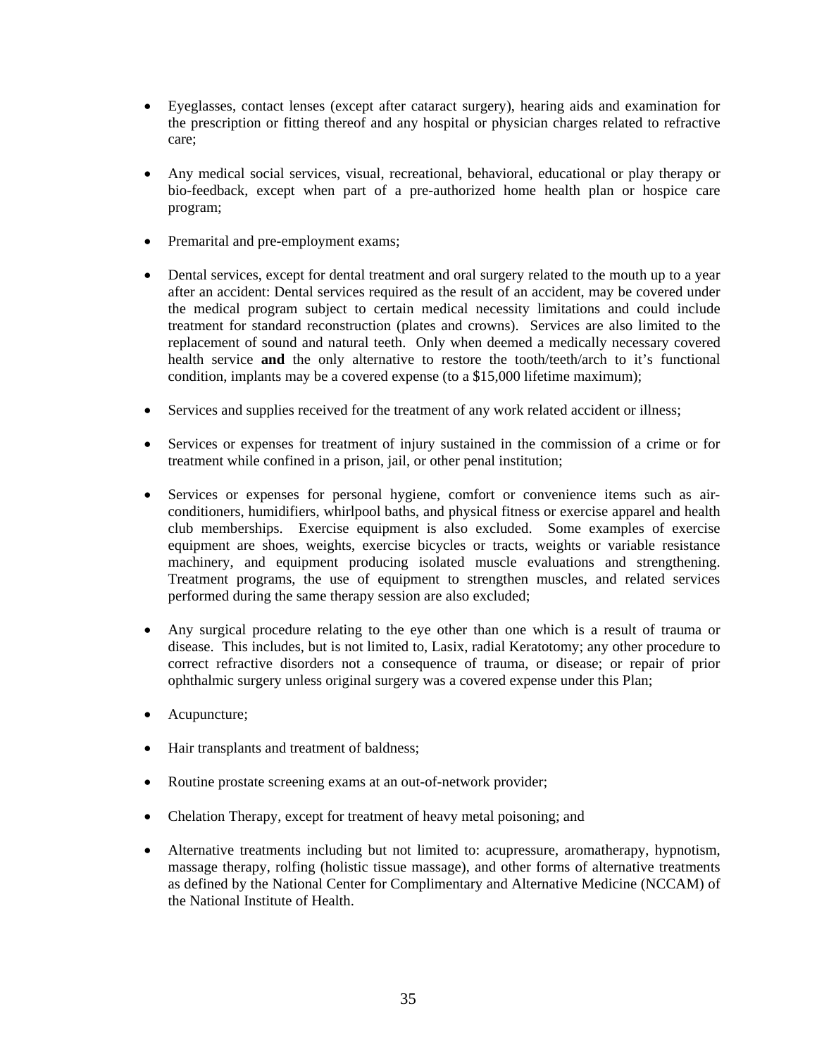- Eyeglasses, contact lenses (except after cataract surgery), hearing aids and examination for the prescription or fitting thereof and any hospital or physician charges related to refractive care;

- Any medical social services, visual, recreational, behavioral, educational or play therapy or bio-feedback, except when part of a pre-authorized home health plan or hospice care program;

- Premarital and pre-employment exams;

- Dental services, except for dental treatment and oral surgery related to the mouth up to a year after an accident: Dental services required as the result of an accident, may be covered under the medical program subject to certain medical necessity limitations and could include treatment for standard reconstruction (plates and crowns). Services are also limited to the replacement of sound and natural teeth. Only when deemed a medically necessary covered health service **and** the only alternative to restore the tooth/teeth/arch to it's functional condition, implants may be a covered expense (to a $15,000 lifetime maximum);

- Services and supplies received for the treatment of any work related accident or illness;

- Services or expenses for treatment of injury sustained in the commission of a crime or for treatment while confined in a prison, jail, or other penal institution;

- Services or expenses for personal hygiene, comfort or convenience items such as air-conditioners, humidifiers, whirlpool baths, and physical fitness or exercise apparel and health club memberships. Exercise equipment is also excluded. Some examples of exercise equipment are shoes, weights, exercise bicycles or tracts, weights or variable resistance machinery, and equipment producing isolated muscle evaluations and strengthening. Treatment programs, the use of equipment to strengthen muscles, and related services performed during the same therapy session are also excluded;

- Any surgical procedure relating to the eye other than one which is a result of trauma or disease. This includes, but is not limited to, Lasix, radial Keratotomy; any other procedure to correct refractive disorders not a consequence of trauma, or disease; or repair of prior ophthalmic surgery unless original surgery was a covered expense under this Plan;

- Acupuncture;

- Hair transplants and treatment of baldness;

- Routine prostate screening exams at an out-of-network provider;

- Chelation Therapy, except for treatment of heavy metal poisoning; and

- Alternative treatments including but not limited to: acupressure, aromatherapy, hypnotism, massage therapy, rolfing (holistic tissue massage), and other forms of alternative treatments as defined by the National Center for Complimentary and Alternative Medicine (NCCAM) of the National Institute of Health.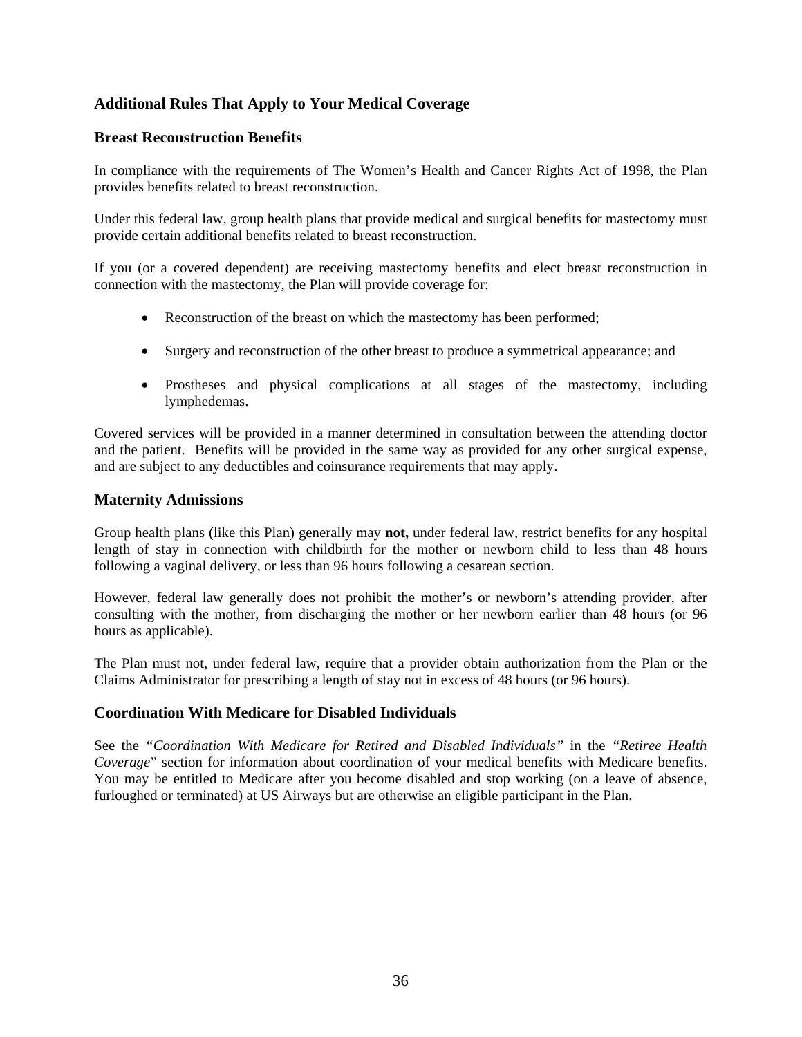## Additional Rules That Apply to Your Medical Coverage

### Breast Reconstruction Benefits

In compliance with the requirements of The Women's Health and Cancer Rights Act of 1998, the Plan provides benefits related to breast reconstruction.

Under this federal law, group health plans that provide medical and surgical benefits for mastectomy must provide certain additional benefits related to breast reconstruction.

If you (or a covered dependent) are receiving mastectomy benefits and elect breast reconstruction in connection with the mastectomy, the Plan will provide coverage for:

- Reconstruction of the breast on which the mastectomy has been performed;
- Surgery and reconstruction of the other breast to produce a symmetrical appearance; and
- Prostheses and physical complications at all stages of the mastectomy, including lymphedemas.

Covered services will be provided in a manner determined in consultation between the attending doctor and the patient. Benefits will be provided in the same way as provided for any other surgical expense, and are subject to any deductibles and coinsurance requirements that may apply.

### Maternity Admissions

Group health plans (like this Plan) generally may **not,** under federal law, restrict benefits for any hospital length of stay in connection with childbirth for the mother or newborn child to less than 48 hours following a vaginal delivery, or less than 96 hours following a cesarean section.

However, federal law generally does not prohibit the mother's or newborn's attending provider, after consulting with the mother, from discharging the mother or her newborn earlier than 48 hours (or 96 hours as applicable).

The Plan must not, under federal law, require that a provider obtain authorization from the Plan or the Claims Administrator for prescribing a length of stay not in excess of 48 hours (or 96 hours).

### Coordination With Medicare for Disabled Individuals

See the "*Coordination With Medicare for Retired and Disabled Individuals"* in the "*Retiree Health Coverage*" section for information about coordination of your medical benefits with Medicare benefits. You may be entitled to Medicare after you become disabled and stop working (on a leave of absence, furloughed or terminated) at US Airways but are otherwise an eligible participant in the Plan.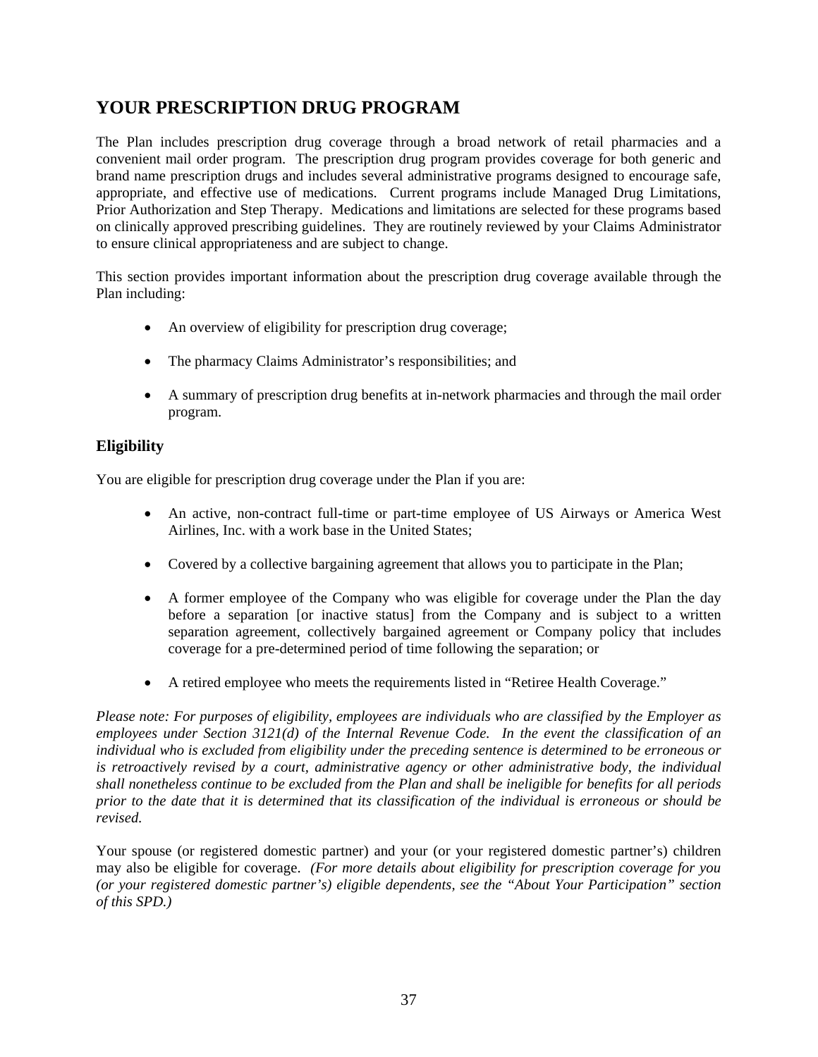## YOUR PRESCRIPTION DRUG PROGRAM

The Plan includes prescription drug coverage through a broad network of retail pharmacies and a convenient mail order program. The prescription drug program provides coverage for both generic and brand name prescription drugs and includes several administrative programs designed to encourage safe, appropriate, and effective use of medications. Current programs include Managed Drug Limitations, Prior Authorization and Step Therapy. Medications and limitations are selected for these programs based on clinically approved prescribing guidelines. They are routinely reviewed by your Claims Administrator to ensure clinical appropriateness and are subject to change.

This section provides important information about the prescription drug coverage available through the Plan including:

- An overview of eligibility for prescription drug coverage;
- The pharmacy Claims Administrator's responsibilities; and
- A summary of prescription drug benefits at in-network pharmacies and through the mail order program.

### Eligibility

You are eligible for prescription drug coverage under the Plan if you are:

- An active, non-contract full-time or part-time employee of US Airways or America West Airlines, Inc. with a work base in the United States;
- Covered by a collective bargaining agreement that allows you to participate in the Plan;
- A former employee of the Company who was eligible for coverage under the Plan the day before a separation [or inactive status] from the Company and is subject to a written separation agreement, collectively bargained agreement or Company policy that includes coverage for a pre-determined period of time following the separation; or
- A retired employee who meets the requirements listed in "Retiree Health Coverage."

*Please note: For purposes of eligibility, employees are individuals who are classified by the Employer as employees under Section 3121(d) of the Internal Revenue Code. In the event the classification of an individual who is excluded from eligibility under the preceding sentence is determined to be erroneous or is retroactively revised by a court, administrative agency or other administrative body, the individual shall nonetheless continue to be excluded from the Plan and shall be ineligible for benefits for all periods prior to the date that it is determined that its classification of the individual is erroneous or should be revised.*

Your spouse (or registered domestic partner) and your (or your registered domestic partner's) children may also be eligible for coverage. *(For more details about eligibility for prescription coverage for you (or your registered domestic partner's) eligible dependents, see the "About Your Participation" section of this SPD.)*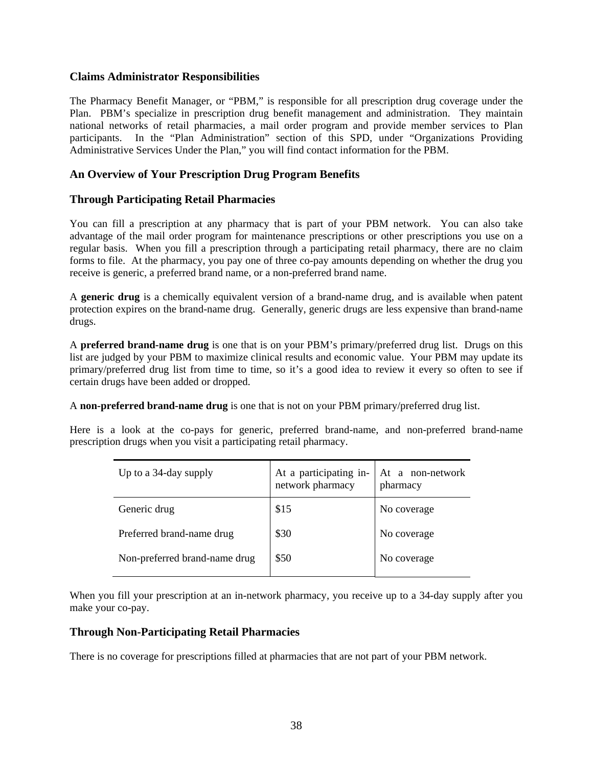## Claims Administrator Responsibilities

The Pharmacy Benefit Manager, or "PBM," is responsible for all prescription drug coverage under the Plan. PBM's specialize in prescription drug benefit management and administration. They maintain national networks of retail pharmacies, a mail order program and provide member services to Plan participants. In the "Plan Administration" section of this SPD, under "Organizations Providing Administrative Services Under the Plan," you will find contact information for the PBM.

## An Overview of Your Prescription Drug Program Benefits

## Through Participating Retail Pharmacies

You can fill a prescription at any pharmacy that is part of your PBM network. You can also take advantage of the mail order program for maintenance prescriptions or other prescriptions you use on a regular basis. When you fill a prescription through a participating retail pharmacy, there are no claim forms to file. At the pharmacy, you pay one of three co-pay amounts depending on whether the drug you receive is generic, a preferred brand name, or a non-preferred brand name.

A **generic drug** is a chemically equivalent version of a brand-name drug, and is available when patent protection expires on the brand-name drug. Generally, generic drugs are less expensive than brand-name drugs.

A **preferred brand-name drug** is one that is on your PBM's primary/preferred drug list. Drugs on this list are judged by your PBM to maximize clinical results and economic value. Your PBM may update its primary/preferred drug list from time to time, so it's a good idea to review it every so often to see if certain drugs have been added or dropped.

A **non-preferred brand-name drug** is one that is not on your PBM primary/preferred drug list.

Here is a look at the co-pays for generic, preferred brand-name, and non-preferred brand-name prescription drugs when you visit a participating retail pharmacy.

| Up to a 34-day supply | At a participating in-network pharmacy | At a non-network pharmacy |
|---|---|---|
| Generic drug | $15 | No coverage |
| Preferred brand-name drug | $30 | No coverage |
| Non-preferred brand-name drug | $50 | No coverage |

When you fill your prescription at an in-network pharmacy, you receive up to a 34-day supply after you make your co-pay.

## Through Non-Participating Retail Pharmacies

There is no coverage for prescriptions filled at pharmacies that are not part of your PBM network.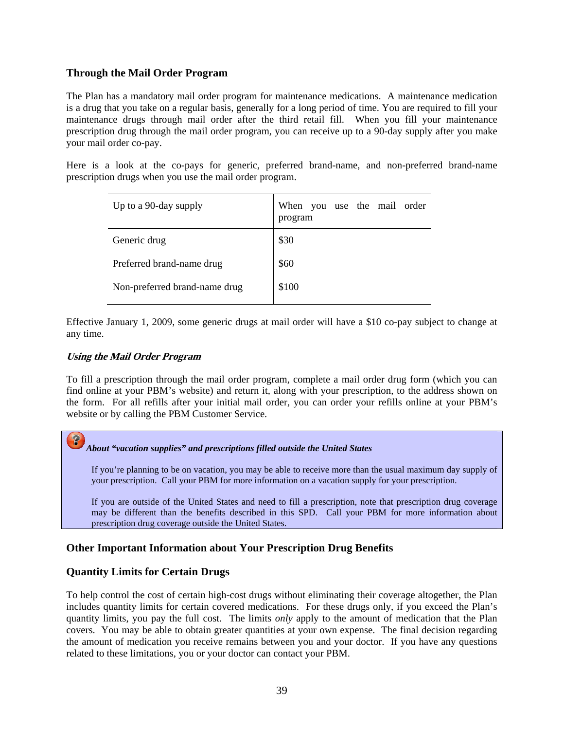## Through the Mail Order Program

The Plan has a mandatory mail order program for maintenance medications. A maintenance medication is a drug that you take on a regular basis, generally for a long period of time. You are required to fill your maintenance drugs through mail order after the third retail fill. When you fill your maintenance prescription drug through the mail order program, you can receive up to a 90-day supply after you make your mail order co-pay.

Here is a look at the co-pays for generic, preferred brand-name, and non-preferred brand-name prescription drugs when you use the mail order program.

| Up to a 90-day supply | When you use the mail order program |
|---|---|
| Generic drug | $30 |
| Preferred brand-name drug | $60 |
| Non-preferred brand-name drug | $100 |

Effective January 1, 2009, some generic drugs at mail order will have a $10 co-pay subject to change at any time.

### *Using the Mail Order Program*

To fill a prescription through the mail order program, complete a mail order drug form (which you can find online at your PBM's website) and return it, along with your prescription, to the address shown on the form. For all refills after your initial mail order, you can order your refills online at your PBM's website or by calling the PBM Customer Service.

***About "vacation supplies" and prescriptions filled outside the United States***

If you're planning to be on vacation, you may be able to receive more than the usual maximum day supply of your prescription. Call your PBM for more information on a vacation supply for your prescription.

If you are outside of the United States and need to fill a prescription, note that prescription drug coverage may be different than the benefits described in this SPD. Call your PBM for more information about prescription drug coverage outside the United States.

## Other Important Information about Your Prescription Drug Benefits

## Quantity Limits for Certain Drugs

To help control the cost of certain high-cost drugs without eliminating their coverage altogether, the Plan includes quantity limits for certain covered medications. For these drugs only, if you exceed the Plan's quantity limits, you pay the full cost. The limits *only* apply to the amount of medication that the Plan covers. You may be able to obtain greater quantities at your own expense. The final decision regarding the amount of medication you receive remains between you and your doctor. If you have any questions related to these limitations, you or your doctor can contact your PBM.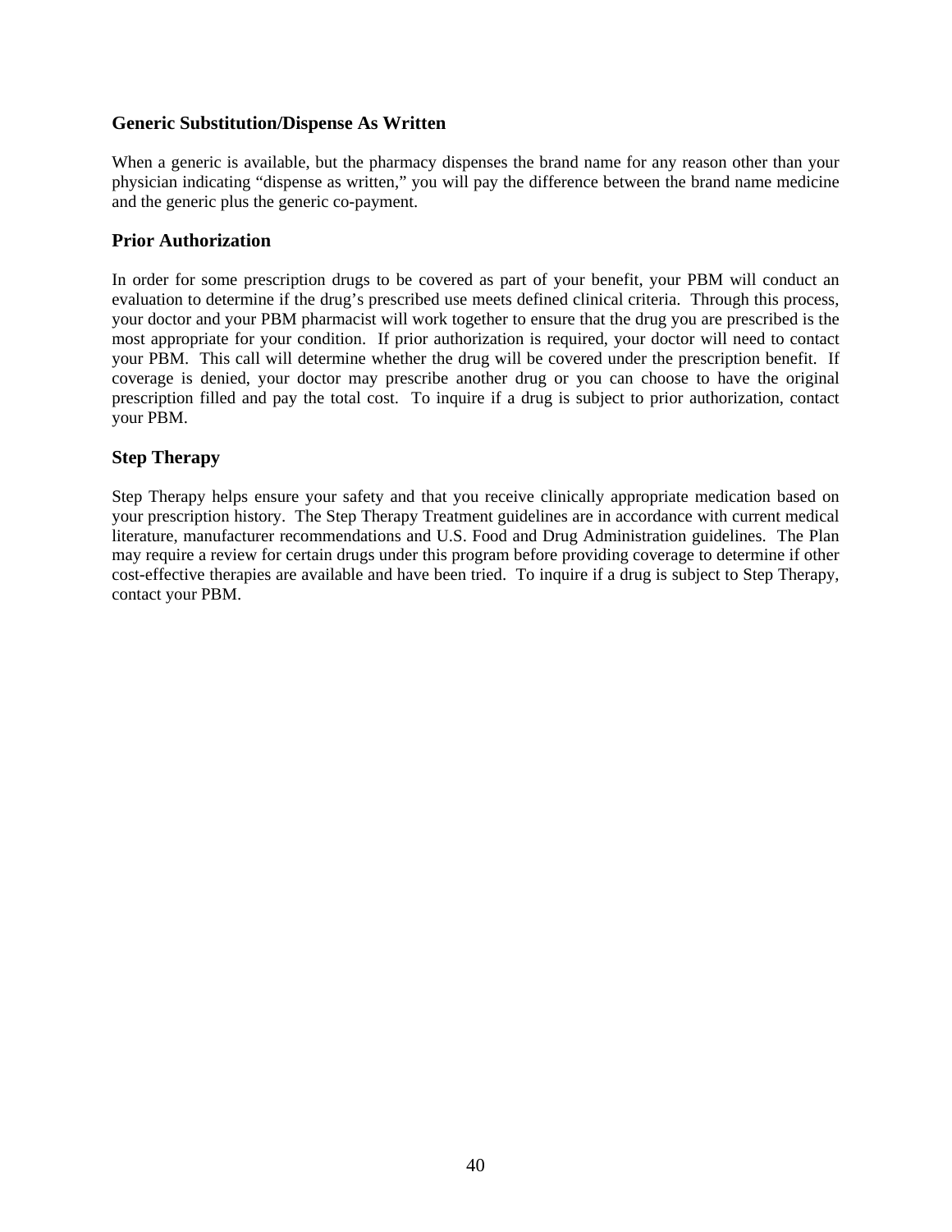### Generic Substitution/Dispense As Written

When a generic is available, but the pharmacy dispenses the brand name for any reason other than your physician indicating "dispense as written," you will pay the difference between the brand name medicine and the generic plus the generic co-payment.

### Prior Authorization

In order for some prescription drugs to be covered as part of your benefit, your PBM will conduct an evaluation to determine if the drug's prescribed use meets defined clinical criteria. Through this process, your doctor and your PBM pharmacist will work together to ensure that the drug you are prescribed is the most appropriate for your condition. If prior authorization is required, your doctor will need to contact your PBM. This call will determine whether the drug will be covered under the prescription benefit. If coverage is denied, your doctor may prescribe another drug or you can choose to have the original prescription filled and pay the total cost. To inquire if a drug is subject to prior authorization, contact your PBM.

### Step Therapy

Step Therapy helps ensure your safety and that you receive clinically appropriate medication based on your prescription history. The Step Therapy Treatment guidelines are in accordance with current medical literature, manufacturer recommendations and U.S. Food and Drug Administration guidelines. The Plan may require a review for certain drugs under this program before providing coverage to determine if other cost-effective therapies are available and have been tried. To inquire if a drug is subject to Step Therapy, contact your PBM.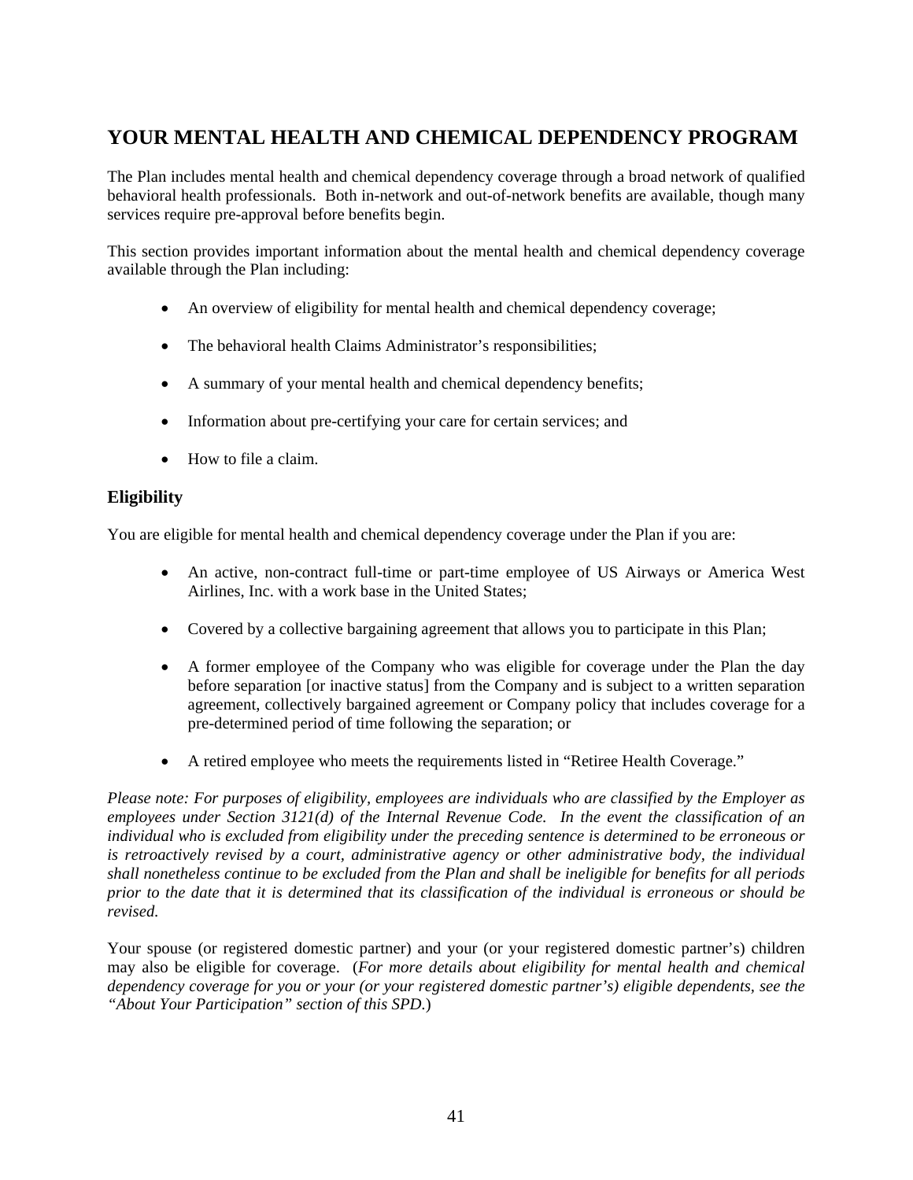# YOUR MENTAL HEALTH AND CHEMICAL DEPENDENCY PROGRAM

The Plan includes mental health and chemical dependency coverage through a broad network of qualified behavioral health professionals. Both in-network and out-of-network benefits are available, though many services require pre-approval before benefits begin.

This section provides important information about the mental health and chemical dependency coverage available through the Plan including:

- An overview of eligibility for mental health and chemical dependency coverage;
- The behavioral health Claims Administrator's responsibilities;
- A summary of your mental health and chemical dependency benefits;
- Information about pre-certifying your care for certain services; and
- How to file a claim.

## Eligibility

You are eligible for mental health and chemical dependency coverage under the Plan if you are:

- An active, non-contract full-time or part-time employee of US Airways or America West Airlines, Inc. with a work base in the United States;
- Covered by a collective bargaining agreement that allows you to participate in this Plan;
- A former employee of the Company who was eligible for coverage under the Plan the day before separation [or inactive status] from the Company and is subject to a written separation agreement, collectively bargained agreement or Company policy that includes coverage for a pre-determined period of time following the separation; or
- A retired employee who meets the requirements listed in "Retiree Health Coverage."

*Please note: For purposes of eligibility, employees are individuals who are classified by the Employer as employees under Section 3121(d) of the Internal Revenue Code. In the event the classification of an individual who is excluded from eligibility under the preceding sentence is determined to be erroneous or is retroactively revised by a court, administrative agency or other administrative body, the individual shall nonetheless continue to be excluded from the Plan and shall be ineligible for benefits for all periods prior to the date that it is determined that its classification of the individual is erroneous or should be revised.*

Your spouse (or registered domestic partner) and your (or your registered domestic partner's) children may also be eligible for coverage. (*For more details about eligibility for mental health and chemical dependency coverage for you or your (or your registered domestic partner's) eligible dependents, see the "About Your Participation" section of this SPD.*)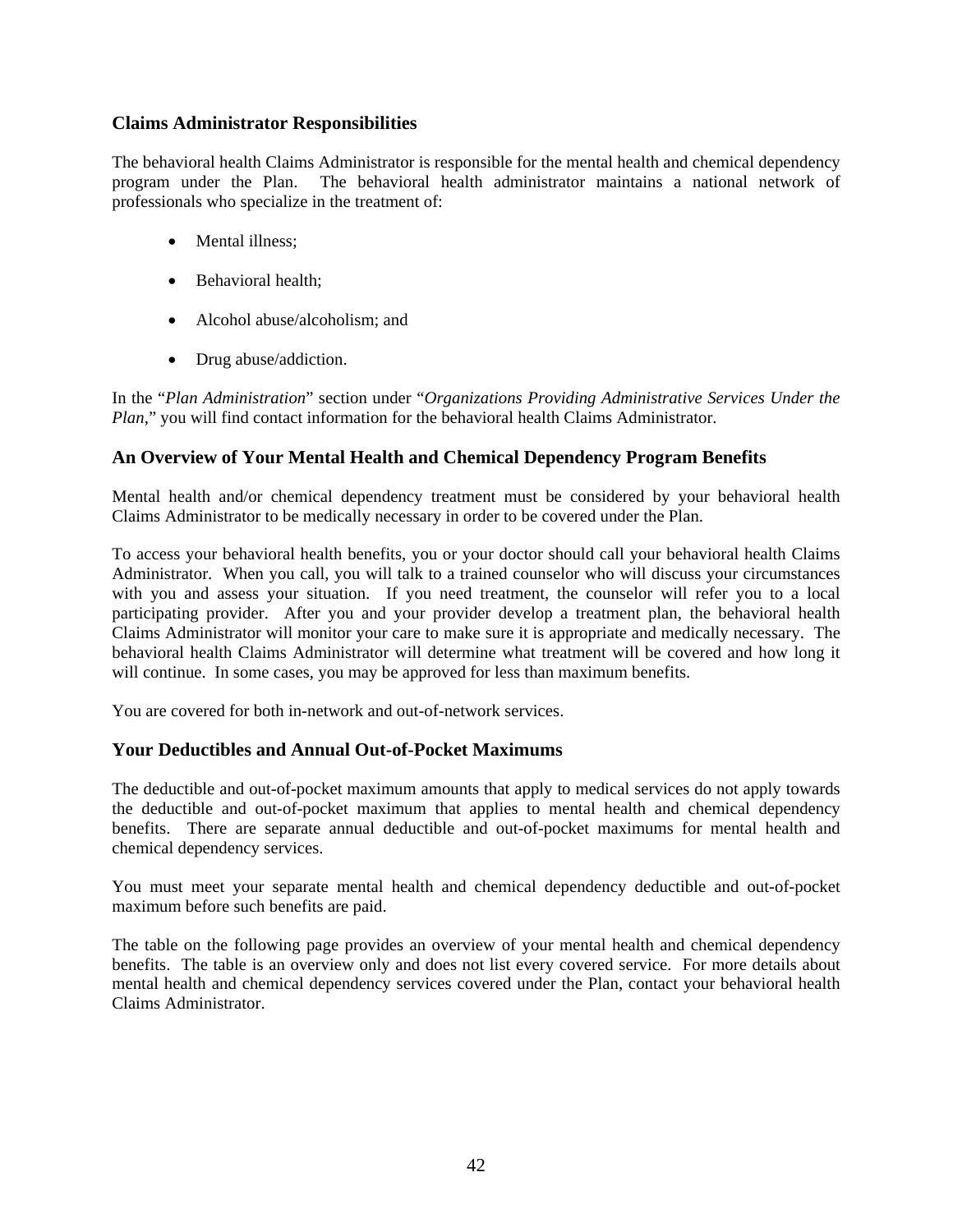### Claims Administrator Responsibilities

The behavioral health Claims Administrator is responsible for the mental health and chemical dependency program under the Plan. The behavioral health administrator maintains a national network of professionals who specialize in the treatment of:

- Mental illness;
- Behavioral health;
- Alcohol abuse/alcoholism; and
- Drug abuse/addiction.

In the "*Plan Administration*" section under "*Organizations Providing Administrative Services Under the Plan*," you will find contact information for the behavioral health Claims Administrator.

## An Overview of Your Mental Health and Chemical Dependency Program Benefits

Mental health and/or chemical dependency treatment must be considered by your behavioral health Claims Administrator to be medically necessary in order to be covered under the Plan.

To access your behavioral health benefits, you or your doctor should call your behavioral health Claims Administrator. When you call, you will talk to a trained counselor who will discuss your circumstances with you and assess your situation. If you need treatment, the counselor will refer you to a local participating provider. After you and your provider develop a treatment plan, the behavioral health Claims Administrator will monitor your care to make sure it is appropriate and medically necessary. The behavioral health Claims Administrator will determine what treatment will be covered and how long it will continue. In some cases, you may be approved for less than maximum benefits.

You are covered for both in-network and out-of-network services.

## Your Deductibles and Annual Out-of-Pocket Maximums

The deductible and out-of-pocket maximum amounts that apply to medical services do not apply towards the deductible and out-of-pocket maximum that applies to mental health and chemical dependency benefits. There are separate annual deductible and out-of-pocket maximums for mental health and chemical dependency services.

You must meet your separate mental health and chemical dependency deductible and out-of-pocket maximum before such benefits are paid.

The table on the following page provides an overview of your mental health and chemical dependency benefits. The table is an overview only and does not list every covered service. For more details about mental health and chemical dependency services covered under the Plan, contact your behavioral health Claims Administrator.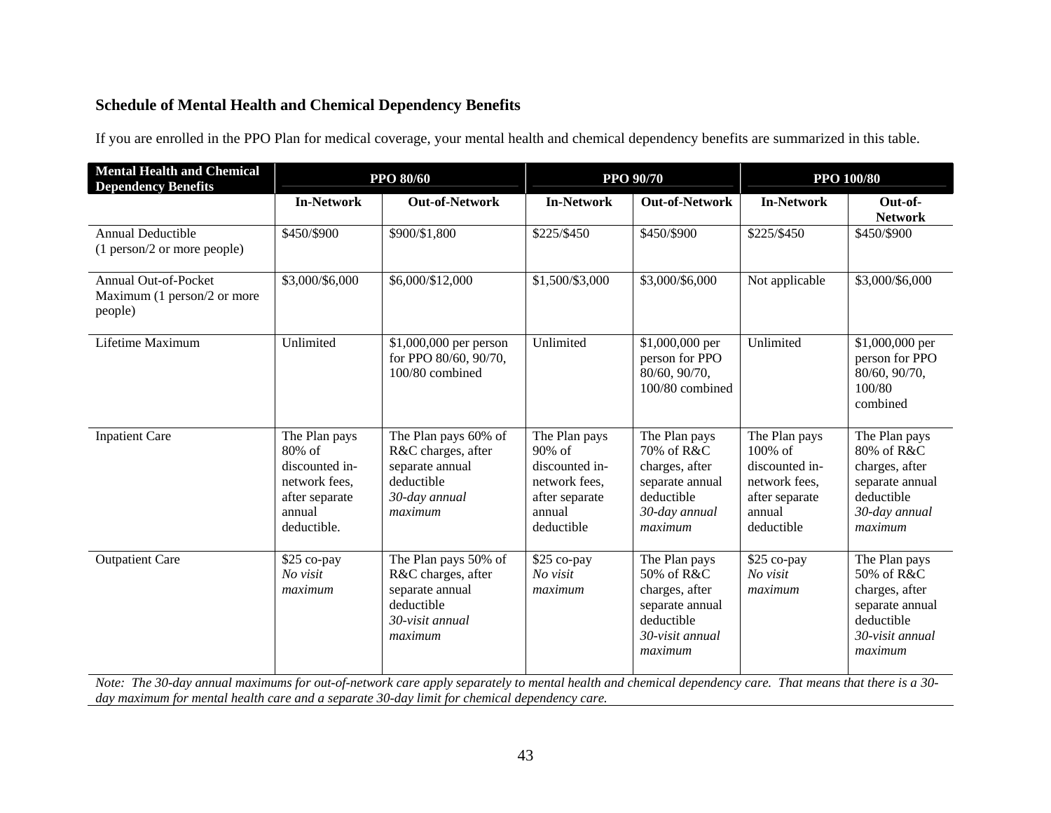**Schedule of Mental Health and Chemical Dependency Benefits**

If you are enrolled in the PPO Plan for medical coverage, your mental health and chemical dependency benefits are summarized in this table.

| Mental Health and Chemical Dependency Benefits | PPO 80/60 | | PPO 90/70 | | PPO 100/80 | |
|---|---|---|---|---|---|---|
| | **In-Network** | **Out-of-Network** | **In-Network** | **Out-of-Network** | **In-Network** | **Out-of-Network** |
| Annual Deductible (1 person/2 or more people) | $450/$900 | $900/$1,800 | $225/$450 | $450/$900 | $225/$450 | $450/$900 |
| Annual Out-of-Pocket Maximum (1 person/2 or more people) | $3,000/$6,000 | $6,000/$12,000 | $1,500/$3,000 | $3,000/$6,000 | Not applicable | $3,000/$6,000 |
| Lifetime Maximum | Unlimited | $1,000,000 per person for PPO 80/60, 90/70, 100/80 combined | Unlimited | $1,000,000 per person for PPO 80/60, 90/70, 100/80 combined | Unlimited | $1,000,000 per person for PPO 80/60, 90/70, 100/80 combined |
| Inpatient Care | The Plan pays 80% of discounted in-network fees, after separate annual deductible. | The Plan pays 60% of R&C charges, after separate annual deductible *30-day annual maximum* | The Plan pays 90% of discounted in-network fees, after separate annual deductible | The Plan pays 70% of R&C charges, after separate annual deductible *30-day annual maximum* | The Plan pays 100% of discounted in-network fees, after separate annual deductible | The Plan pays 80% of R&C charges, after separate annual deductible *30-day annual maximum* |
| Outpatient Care | $25 co-pay *No visit maximum* | The Plan pays 50% of R&C charges, after separate annual deductible *30-visit annual maximum* | $25 co-pay *No visit maximum* | The Plan pays 50% of R&C charges, after separate annual deductible *30-visit annual maximum* | $25 co-pay *No visit maximum* | The Plan pays 50% of R&C charges, after separate annual deductible *30-visit annual maximum* |

*Note: The 30-day annual maximums for out-of-network care apply separately to mental health and chemical dependency care. That means that there is a 30-day maximum for mental health care and a separate 30-day limit for chemical dependency care.*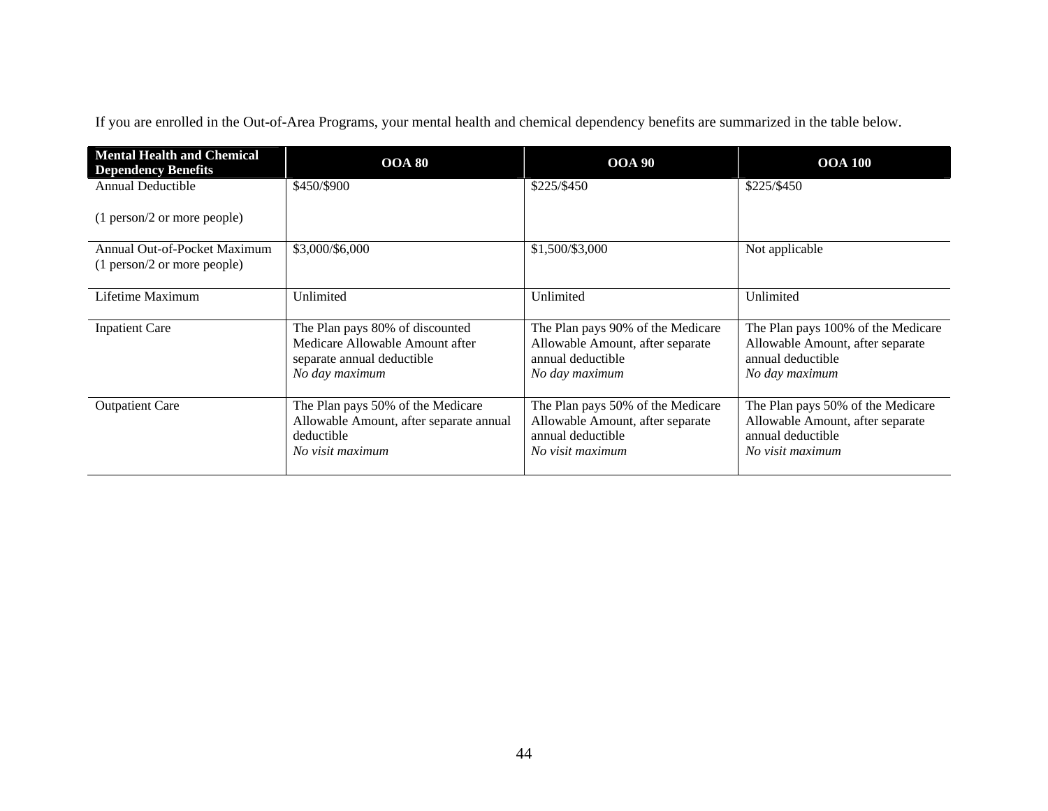If you are enrolled in the Out-of-Area Programs, your mental health and chemical dependency benefits are summarized in the table below.

| **Mental Health and Chemical Dependency Benefits** | **OOA 80** | **OOA 90** | **OOA 100** |
|---|---|---|---|
| Annual Deductible<br><br>(1 person/2 or more people) | $450/$900 | $225/$450 | $225/$450 |
| Annual Out-of-Pocket Maximum (1 person/2 or more people) | $3,000/$6,000 | $1,500/$3,000 | Not applicable |
| Lifetime Maximum | Unlimited | Unlimited | Unlimited |
| Inpatient Care | The Plan pays 80% of discounted Medicare Allowable Amount after separate annual deductible<br>*No day maximum* | The Plan pays 90% of the Medicare Allowable Amount, after separate annual deductible<br>*No day maximum* | The Plan pays 100% of the Medicare Allowable Amount, after separate annual deductible<br>*No day maximum* |
| Outpatient Care | The Plan pays 50% of the Medicare Allowable Amount, after separate annual deductible<br>*No visit maximum* | The Plan pays 50% of the Medicare Allowable Amount, after separate annual deductible<br>*No visit maximum* | The Plan pays 50% of the Medicare Allowable Amount, after separate annual deductible<br>*No visit maximum* |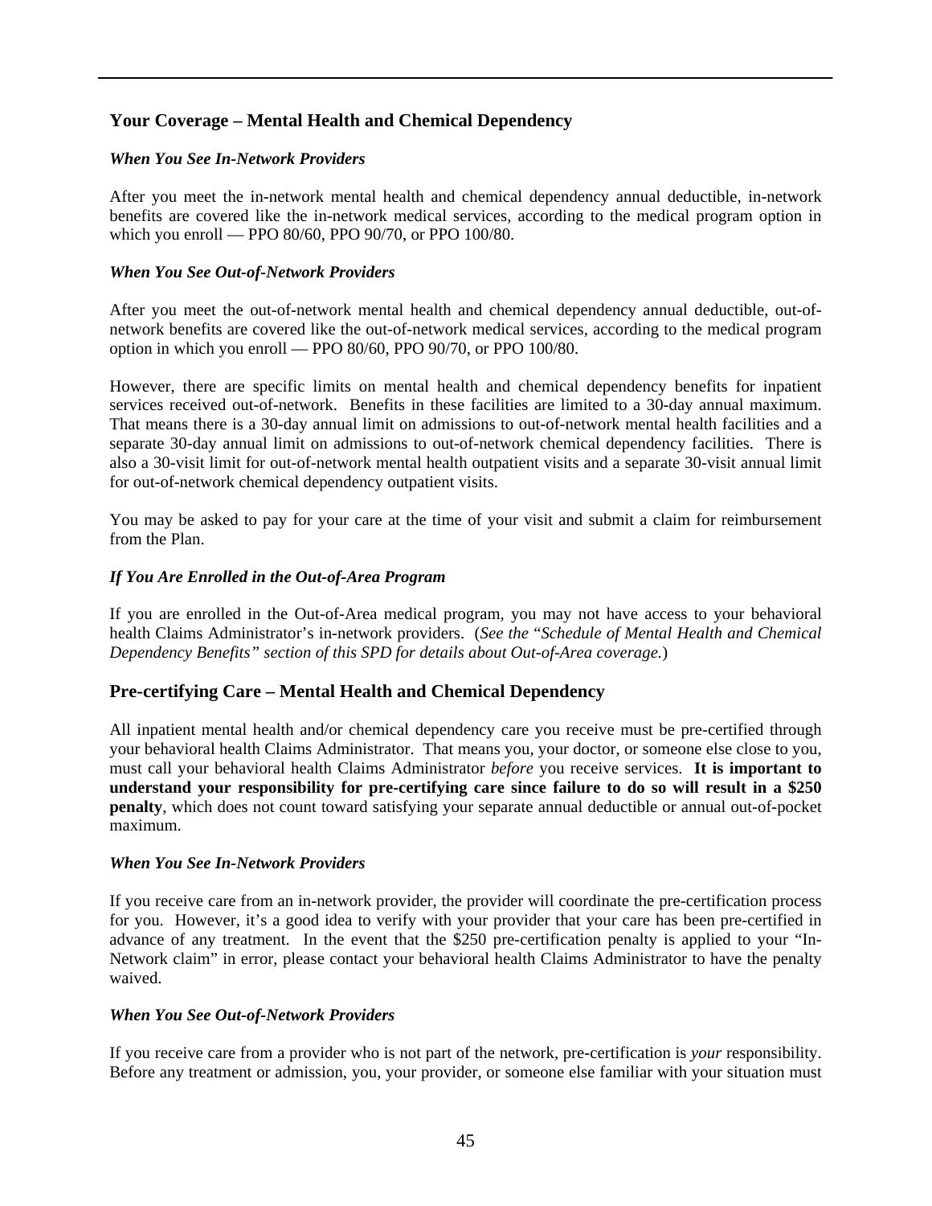## Your Coverage – Mental Health and Chemical Dependency

### *When You See In-Network Providers*

After you meet the in-network mental health and chemical dependency annual deductible, in-network benefits are covered like the in-network medical services, according to the medical program option in which you enroll — PPO 80/60, PPO 90/70, or PPO 100/80.

### *When You See Out-of-Network Providers*

After you meet the out-of-network mental health and chemical dependency annual deductible, out-of-network benefits are covered like the out-of-network medical services, according to the medical program option in which you enroll — PPO 80/60, PPO 90/70, or PPO 100/80.

However, there are specific limits on mental health and chemical dependency benefits for inpatient services received out-of-network. Benefits in these facilities are limited to a 30-day annual maximum. That means there is a 30-day annual limit on admissions to out-of-network mental health facilities and a separate 30-day annual limit on admissions to out-of-network chemical dependency facilities. There is also a 30-visit limit for out-of-network mental health outpatient visits and a separate 30-visit annual limit for out-of-network chemical dependency outpatient visits.

You may be asked to pay for your care at the time of your visit and submit a claim for reimbursement from the Plan.

### *If You Are Enrolled in the Out-of-Area Program*

If you are enrolled in the Out-of-Area medical program, you may not have access to your behavioral health Claims Administrator's in-network providers. (*See the "Schedule of Mental Health and Chemical Dependency Benefits" section of this SPD for details about Out-of-Area coverage.*)

## Pre-certifying Care – Mental Health and Chemical Dependency

All inpatient mental health and/or chemical dependency care you receive must be pre-certified through your behavioral health Claims Administrator. That means you, your doctor, or someone else close to you, must call your behavioral health Claims Administrator *before* you receive services. **It is important to understand your responsibility for pre-certifying care since failure to do so will result in a $250 penalty**, which does not count toward satisfying your separate annual deductible or annual out-of-pocket maximum.

### *When You See In-Network Providers*

If you receive care from an in-network provider, the provider will coordinate the pre-certification process for you. However, it's a good idea to verify with your provider that your care has been pre-certified in advance of any treatment. In the event that the $250 pre-certification penalty is applied to your "In-Network claim" in error, please contact your behavioral health Claims Administrator to have the penalty waived.

### *When You See Out-of-Network Providers*

If you receive care from a provider who is not part of the network, pre-certification is *your* responsibility. Before any treatment or admission, you, your provider, or someone else familiar with your situation must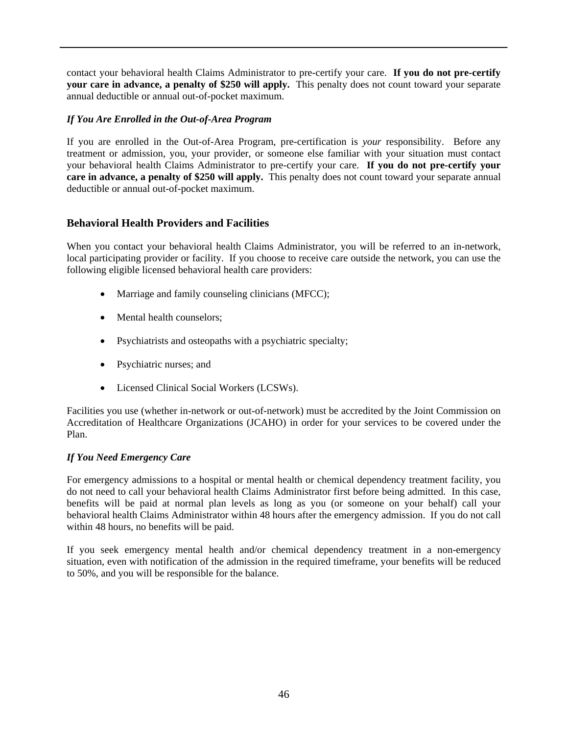contact your behavioral health Claims Administrator to pre-certify your care. **If you do not pre-certify your care in advance, a penalty of $250 will apply.** This penalty does not count toward your separate annual deductible or annual out-of-pocket maximum.

***If You Are Enrolled in the Out-of-Area Program***

If you are enrolled in the Out-of-Area Program, pre-certification is *your* responsibility. Before any treatment or admission, you, your provider, or someone else familiar with your situation must contact your behavioral health Claims Administrator to pre-certify your care. **If you do not pre-certify your care in advance, a penalty of $250 will apply.** This penalty does not count toward your separate annual deductible or annual out-of-pocket maximum.

## Behavioral Health Providers and Facilities

When you contact your behavioral health Claims Administrator, you will be referred to an in-network, local participating provider or facility. If you choose to receive care outside the network, you can use the following eligible licensed behavioral health care providers:

- Marriage and family counseling clinicians (MFCC);
- Mental health counselors;
- Psychiatrists and osteopaths with a psychiatric specialty;
- Psychiatric nurses; and
- Licensed Clinical Social Workers (LCSWs).

Facilities you use (whether in-network or out-of-network) must be accredited by the Joint Commission on Accreditation of Healthcare Organizations (JCAHO) in order for your services to be covered under the Plan.

***If You Need Emergency Care***

For emergency admissions to a hospital or mental health or chemical dependency treatment facility, you do not need to call your behavioral health Claims Administrator first before being admitted. In this case, benefits will be paid at normal plan levels as long as you (or someone on your behalf) call your behavioral health Claims Administrator within 48 hours after the emergency admission. If you do not call within 48 hours, no benefits will be paid.

If you seek emergency mental health and/or chemical dependency treatment in a non-emergency situation, even with notification of the admission in the required timeframe, your benefits will be reduced to 50%, and you will be responsible for the balance.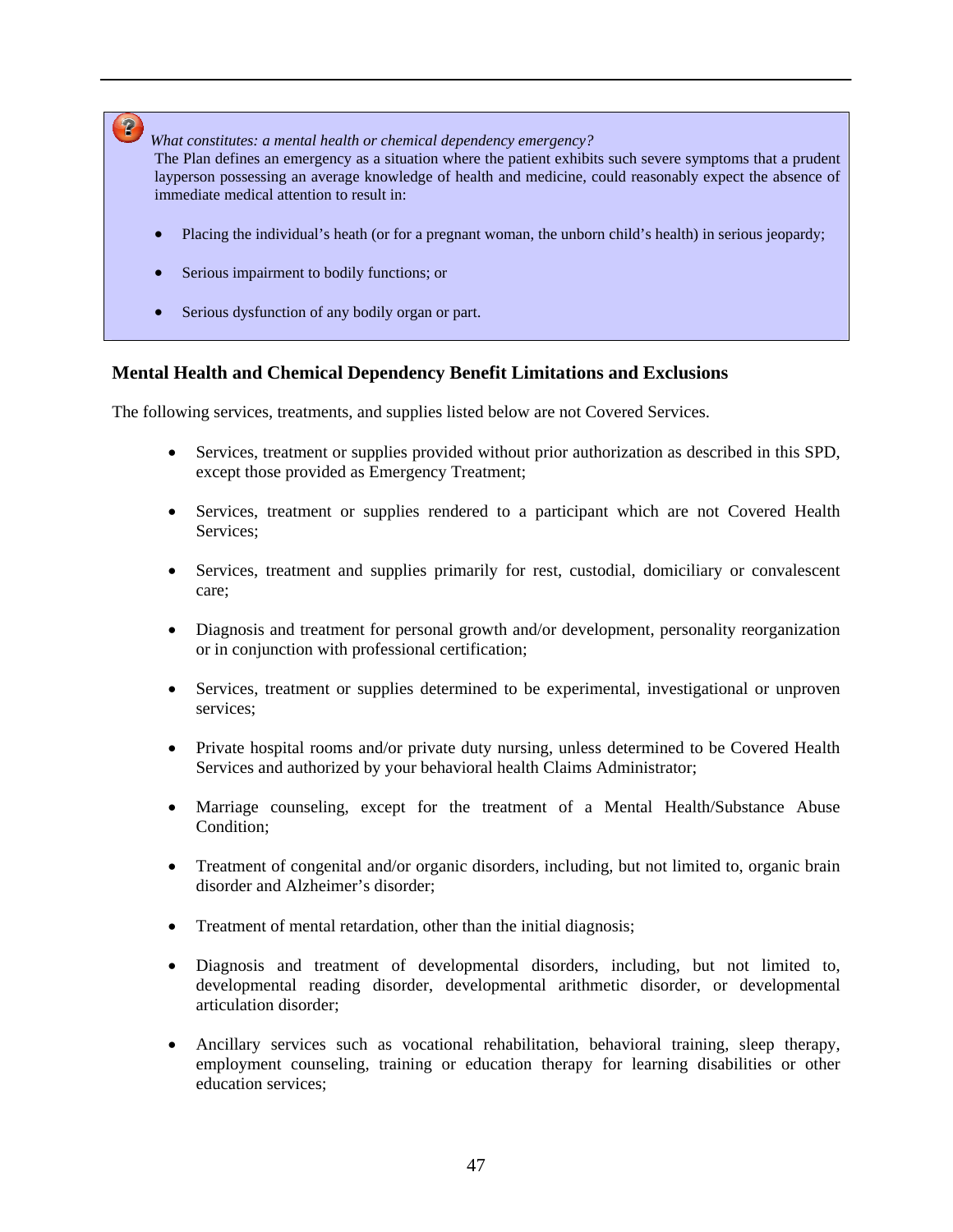*What constitutes: a mental health or chemical dependency emergency?*

The Plan defines an emergency as a situation where the patient exhibits such severe symptoms that a prudent layperson possessing an average knowledge of health and medicine, could reasonably expect the absence of immediate medical attention to result in:

- Placing the individual's heath (or for a pregnant woman, the unborn child's health) in serious jeopardy;
- Serious impairment to bodily functions; or
- Serious dysfunction of any bodily organ or part.

### Mental Health and Chemical Dependency Benefit Limitations and Exclusions

The following services, treatments, and supplies listed below are not Covered Services.

- Services, treatment or supplies provided without prior authorization as described in this SPD, except those provided as Emergency Treatment;
- Services, treatment or supplies rendered to a participant which are not Covered Health Services;
- Services, treatment and supplies primarily for rest, custodial, domiciliary or convalescent care;
- Diagnosis and treatment for personal growth and/or development, personality reorganization or in conjunction with professional certification;
- Services, treatment or supplies determined to be experimental, investigational or unproven services;
- Private hospital rooms and/or private duty nursing, unless determined to be Covered Health Services and authorized by your behavioral health Claims Administrator;
- Marriage counseling, except for the treatment of a Mental Health/Substance Abuse Condition;
- Treatment of congenital and/or organic disorders, including, but not limited to, organic brain disorder and Alzheimer's disorder;
- Treatment of mental retardation, other than the initial diagnosis;
- Diagnosis and treatment of developmental disorders, including, but not limited to, developmental reading disorder, developmental arithmetic disorder, or developmental articulation disorder;
- Ancillary services such as vocational rehabilitation, behavioral training, sleep therapy, employment counseling, training or education therapy for learning disabilities or other education services;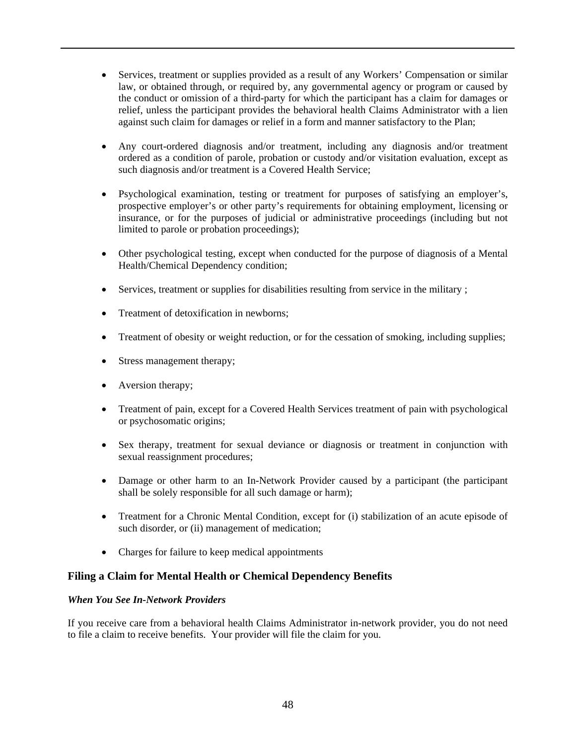- Services, treatment or supplies provided as a result of any Workers' Compensation or similar law, or obtained through, or required by, any governmental agency or program or caused by the conduct or omission of a third-party for which the participant has a claim for damages or relief, unless the participant provides the behavioral health Claims Administrator with a lien against such claim for damages or relief in a form and manner satisfactory to the Plan;

- Any court-ordered diagnosis and/or treatment, including any diagnosis and/or treatment ordered as a condition of parole, probation or custody and/or visitation evaluation, except as such diagnosis and/or treatment is a Covered Health Service;

- Psychological examination, testing or treatment for purposes of satisfying an employer's, prospective employer's or other party's requirements for obtaining employment, licensing or insurance, or for the purposes of judicial or administrative proceedings (including but not limited to parole or probation proceedings);

- Other psychological testing, except when conducted for the purpose of diagnosis of a Mental Health/Chemical Dependency condition;

- Services, treatment or supplies for disabilities resulting from service in the military ;

- Treatment of detoxification in newborns;

- Treatment of obesity or weight reduction, or for the cessation of smoking, including supplies;

- Stress management therapy;

- Aversion therapy;

- Treatment of pain, except for a Covered Health Services treatment of pain with psychological or psychosomatic origins;

- Sex therapy, treatment for sexual deviance or diagnosis or treatment in conjunction with sexual reassignment procedures;

- Damage or other harm to an In-Network Provider caused by a participant (the participant shall be solely responsible for all such damage or harm);

- Treatment for a Chronic Mental Condition, except for (i) stabilization of an acute episode of such disorder, or (ii) management of medication;

- Charges for failure to keep medical appointments

## Filing a Claim for Mental Health or Chemical Dependency Benefits

### *When You See In-Network Providers*

If you receive care from a behavioral health Claims Administrator in-network provider, you do not need to file a claim to receive benefits. Your provider will file the claim for you.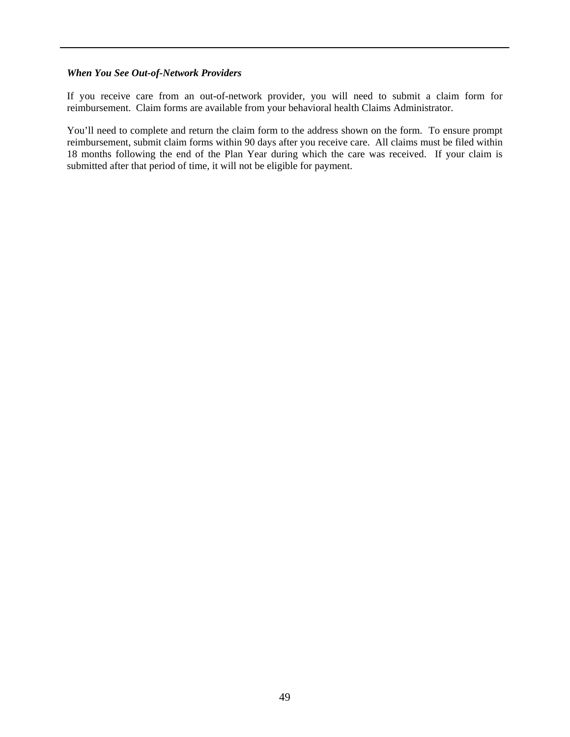***When You See Out-of-Network Providers***

If you receive care from an out-of-network provider, you will need to submit a claim form for reimbursement. Claim forms are available from your behavioral health Claims Administrator.

You'll need to complete and return the claim form to the address shown on the form. To ensure prompt reimbursement, submit claim forms within 90 days after you receive care. All claims must be filed within 18 months following the end of the Plan Year during which the care was received. If your claim is submitted after that period of time, it will not be eligible for payment.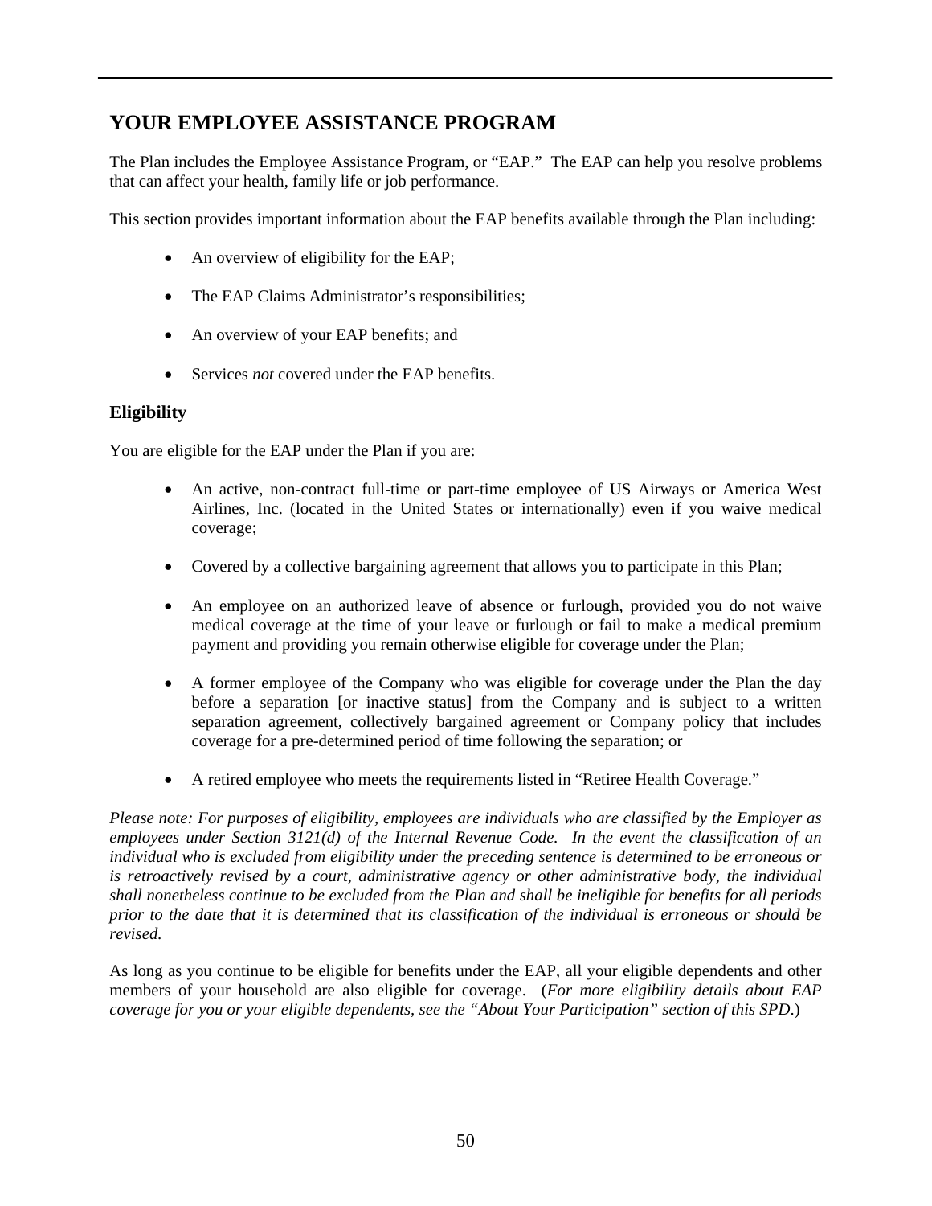## YOUR EMPLOYEE ASSISTANCE PROGRAM

The Plan includes the Employee Assistance Program, or "EAP." The EAP can help you resolve problems that can affect your health, family life or job performance.

This section provides important information about the EAP benefits available through the Plan including:

- An overview of eligibility for the EAP;
- The EAP Claims Administrator's responsibilities;
- An overview of your EAP benefits; and
- Services *not* covered under the EAP benefits.

### Eligibility

You are eligible for the EAP under the Plan if you are:

- An active, non-contract full-time or part-time employee of US Airways or America West Airlines, Inc. (located in the United States or internationally) even if you waive medical coverage;
- Covered by a collective bargaining agreement that allows you to participate in this Plan;
- An employee on an authorized leave of absence or furlough, provided you do not waive medical coverage at the time of your leave or furlough or fail to make a medical premium payment and providing you remain otherwise eligible for coverage under the Plan;
- A former employee of the Company who was eligible for coverage under the Plan the day before a separation [or inactive status] from the Company and is subject to a written separation agreement, collectively bargained agreement or Company policy that includes coverage for a pre-determined period of time following the separation; or
- A retired employee who meets the requirements listed in "Retiree Health Coverage."

*Please note: For purposes of eligibility, employees are individuals who are classified by the Employer as employees under Section 3121(d) of the Internal Revenue Code. In the event the classification of an individual who is excluded from eligibility under the preceding sentence is determined to be erroneous or is retroactively revised by a court, administrative agency or other administrative body, the individual shall nonetheless continue to be excluded from the Plan and shall be ineligible for benefits for all periods prior to the date that it is determined that its classification of the individual is erroneous or should be revised.*

As long as you continue to be eligible for benefits under the EAP, all your eligible dependents and other members of your household are also eligible for coverage. (*For more eligibility details about EAP coverage for you or your eligible dependents, see the "About Your Participation" section of this SPD.*)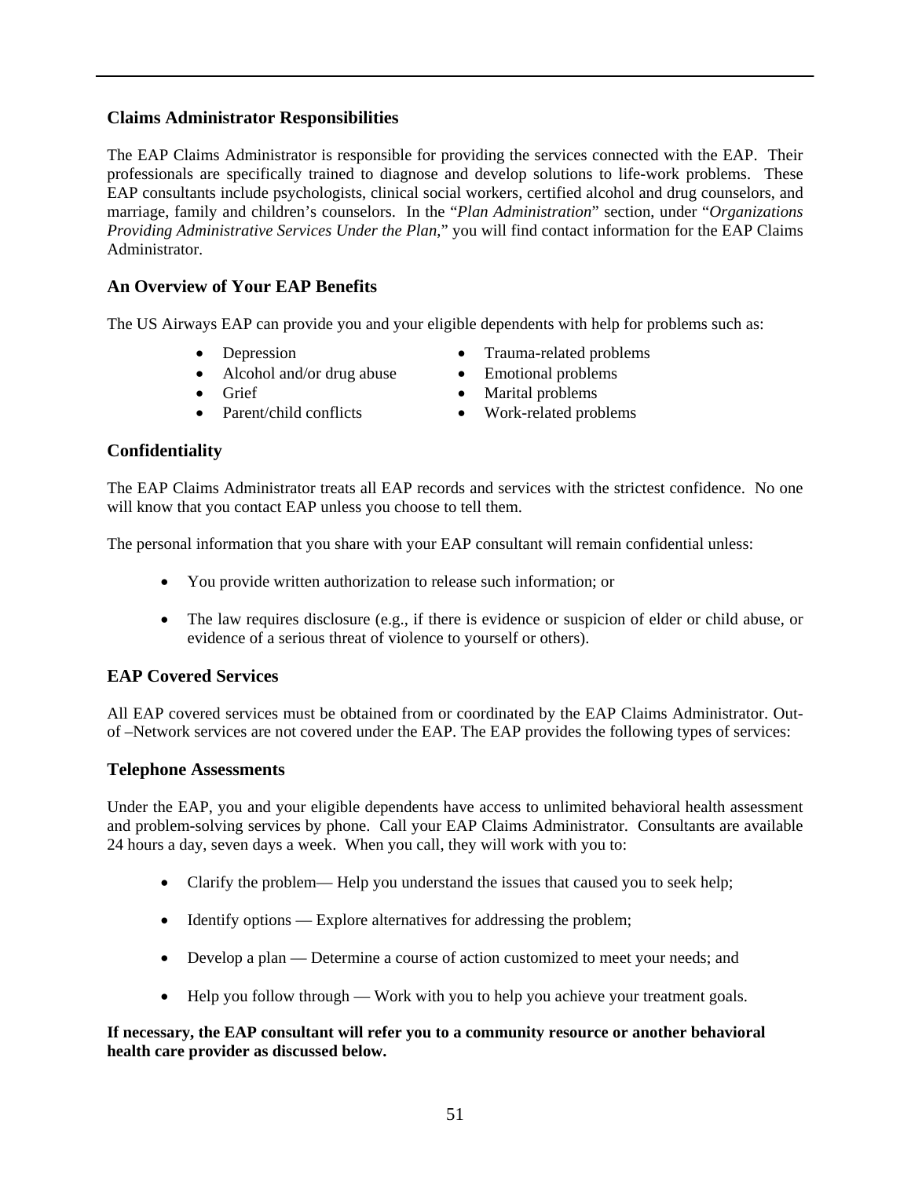## Claims Administrator Responsibilities

The EAP Claims Administrator is responsible for providing the services connected with the EAP. Their professionals are specifically trained to diagnose and develop solutions to life-work problems. These EAP consultants include psychologists, clinical social workers, certified alcohol and drug counselors, and marriage, family and children's counselors. In the "*Plan Administration*" section, under "*Organizations Providing Administrative Services Under the Plan*," you will find contact information for the EAP Claims Administrator.

## An Overview of Your EAP Benefits

The US Airways EAP can provide you and your eligible dependents with help for problems such as:

- Depression
- Alcohol and/or drug abuse
- Grief
- Parent/child conflicts
- Trauma-related problems
- Emotional problems
- Marital problems
- Work-related problems

## Confidentiality

The EAP Claims Administrator treats all EAP records and services with the strictest confidence. No one will know that you contact EAP unless you choose to tell them.

The personal information that you share with your EAP consultant will remain confidential unless:

- You provide written authorization to release such information; or
- The law requires disclosure (e.g., if there is evidence or suspicion of elder or child abuse, or evidence of a serious threat of violence to yourself or others).

## EAP Covered Services

All EAP covered services must be obtained from or coordinated by the EAP Claims Administrator. Out-of –Network services are not covered under the EAP. The EAP provides the following types of services:

## Telephone Assessments

Under the EAP, you and your eligible dependents have access to unlimited behavioral health assessment and problem-solving services by phone. Call your EAP Claims Administrator. Consultants are available 24 hours a day, seven days a week. When you call, they will work with you to:

- Clarify the problem— Help you understand the issues that caused you to seek help;
- Identify options — Explore alternatives for addressing the problem;
- Develop a plan — Determine a course of action customized to meet your needs; and
- Help you follow through — Work with you to help you achieve your treatment goals.

**If necessary, the EAP consultant will refer you to a community resource or another behavioral health care provider as discussed below.**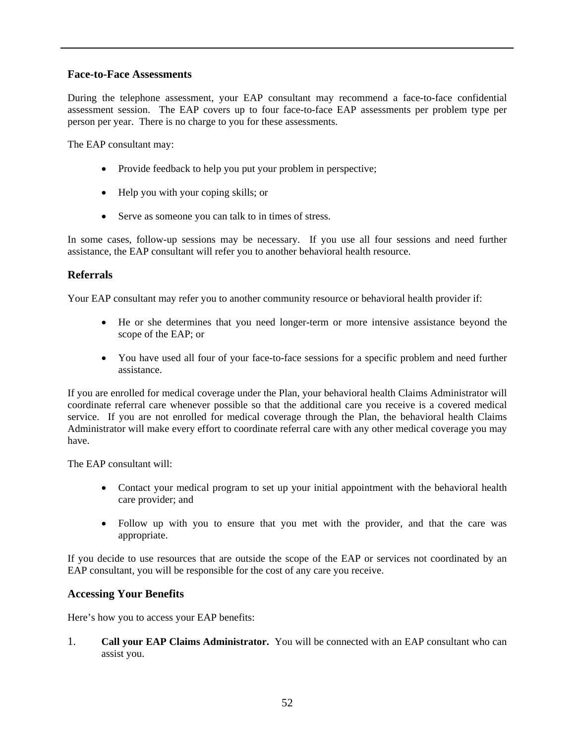### Face-to-Face Assessments

During the telephone assessment, your EAP consultant may recommend a face-to-face confidential assessment session. The EAP covers up to four face-to-face EAP assessments per problem type per person per year. There is no charge to you for these assessments.

The EAP consultant may:

- Provide feedback to help you put your problem in perspective;
- Help you with your coping skills; or
- Serve as someone you can talk to in times of stress.

In some cases, follow-up sessions may be necessary. If you use all four sessions and need further assistance, the EAP consultant will refer you to another behavioral health resource.

### Referrals

Your EAP consultant may refer you to another community resource or behavioral health provider if:

- He or she determines that you need longer-term or more intensive assistance beyond the scope of the EAP; or
- You have used all four of your face-to-face sessions for a specific problem and need further assistance.

If you are enrolled for medical coverage under the Plan, your behavioral health Claims Administrator will coordinate referral care whenever possible so that the additional care you receive is a covered medical service. If you are not enrolled for medical coverage through the Plan, the behavioral health Claims Administrator will make every effort to coordinate referral care with any other medical coverage you may have.

The EAP consultant will:

- Contact your medical program to set up your initial appointment with the behavioral health care provider; and
- Follow up with you to ensure that you met with the provider, and that the care was appropriate.

If you decide to use resources that are outside the scope of the EAP or services not coordinated by an EAP consultant, you will be responsible for the cost of any care you receive.

### Accessing Your Benefits

Here's how you to access your EAP benefits:

1. **Call your EAP Claims Administrator.** You will be connected with an EAP consultant who can assist you.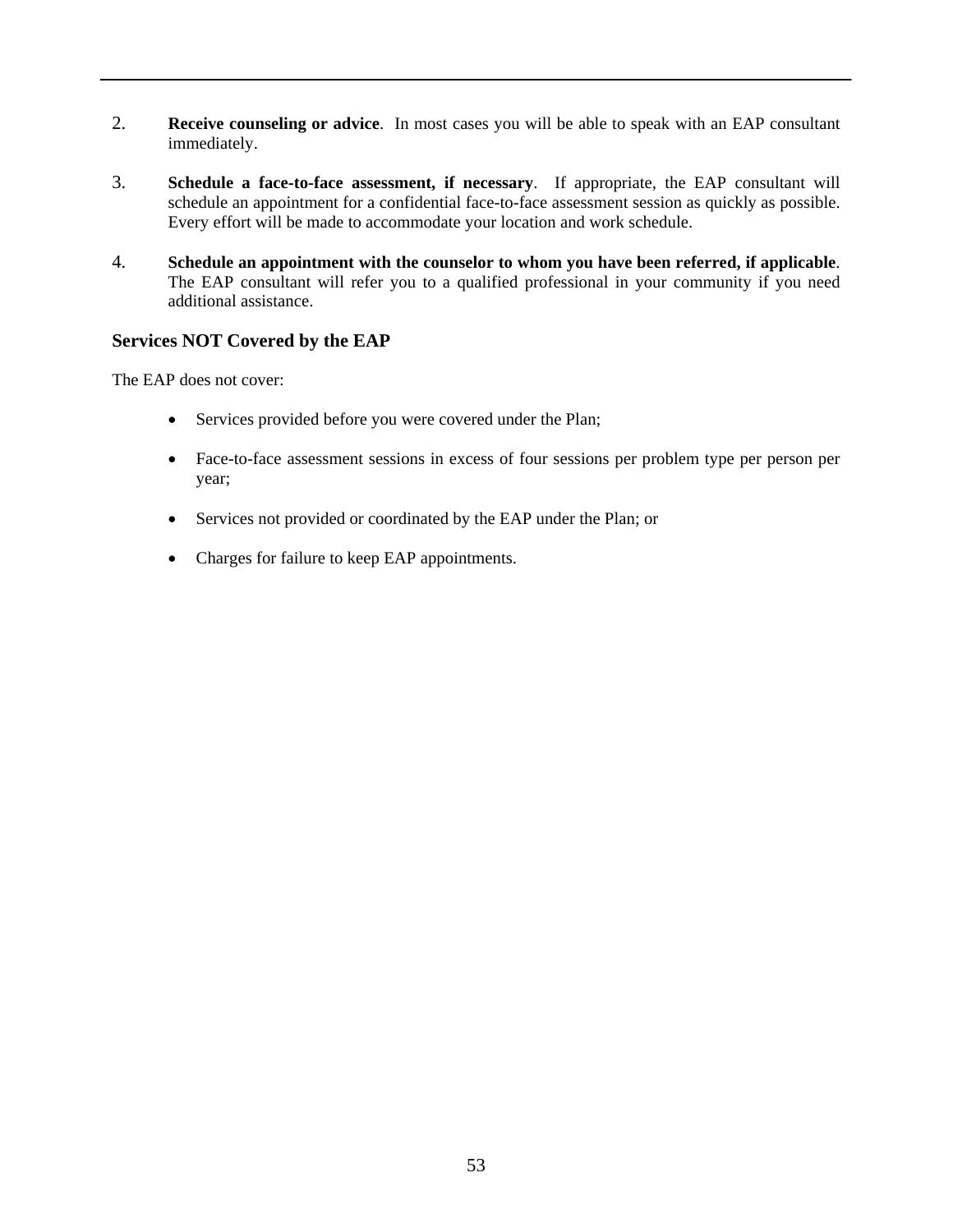2. **Receive counseling or advice**. In most cases you will be able to speak with an EAP consultant immediately.

3. **Schedule a face-to-face assessment, if necessary**. If appropriate, the EAP consultant will schedule an appointment for a confidential face-to-face assessment session as quickly as possible. Every effort will be made to accommodate your location and work schedule.

4. **Schedule an appointment with the counselor to whom you have been referred, if applicable**. The EAP consultant will refer you to a qualified professional in your community if you need additional assistance.

### Services NOT Covered by the EAP

The EAP does not cover:

- Services provided before you were covered under the Plan;
- Face-to-face assessment sessions in excess of four sessions per problem type per person per year;
- Services not provided or coordinated by the EAP under the Plan; or
- Charges for failure to keep EAP appointments.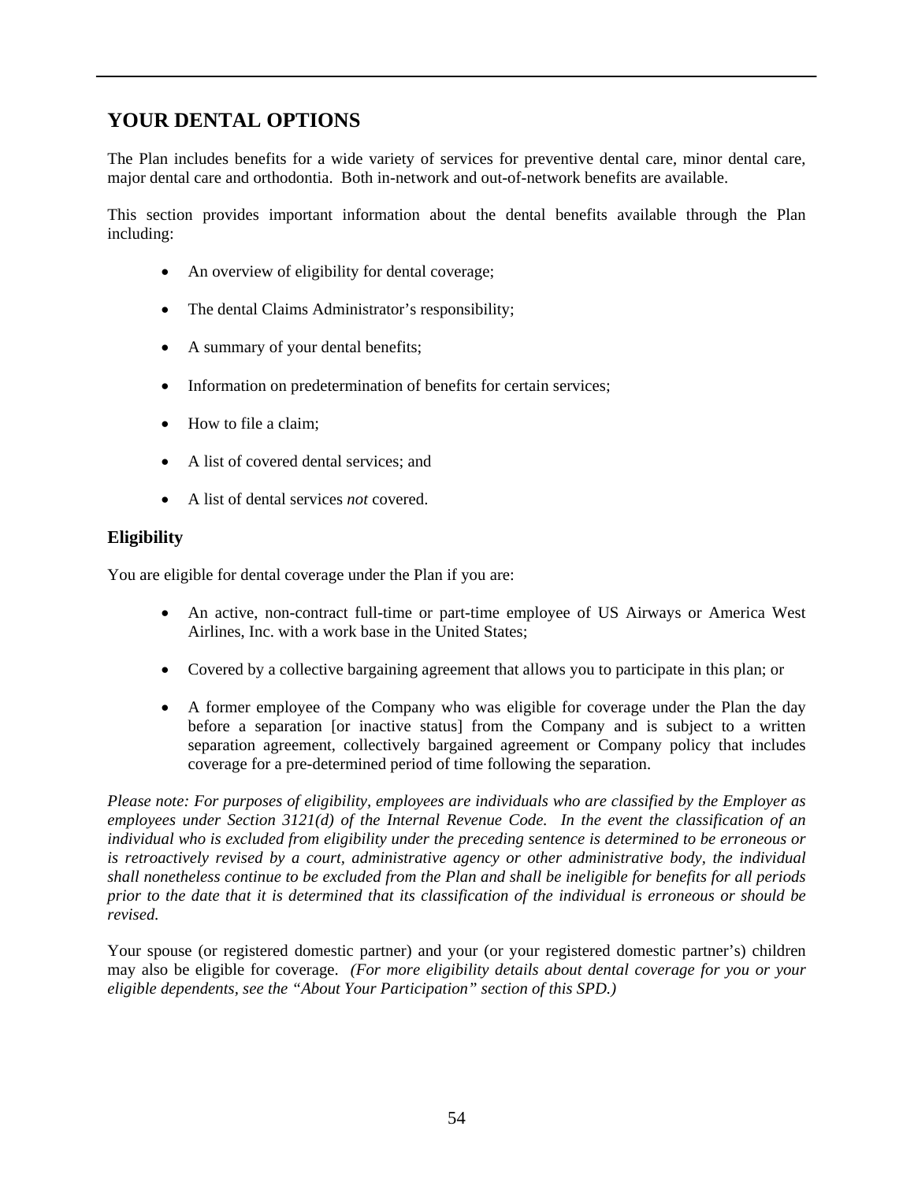# YOUR DENTAL OPTIONS

The Plan includes benefits for a wide variety of services for preventive dental care, minor dental care, major dental care and orthodontia. Both in-network and out-of-network benefits are available.

This section provides important information about the dental benefits available through the Plan including:

- An overview of eligibility for dental coverage;
- The dental Claims Administrator's responsibility;
- A summary of your dental benefits;
- Information on predetermination of benefits for certain services;
- How to file a claim;
- A list of covered dental services; and
- A list of dental services *not* covered.

## Eligibility

You are eligible for dental coverage under the Plan if you are:

- An active, non-contract full-time or part-time employee of US Airways or America West Airlines, Inc. with a work base in the United States;
- Covered by a collective bargaining agreement that allows you to participate in this plan; or
- A former employee of the Company who was eligible for coverage under the Plan the day before a separation [or inactive status] from the Company and is subject to a written separation agreement, collectively bargained agreement or Company policy that includes coverage for a pre-determined period of time following the separation.

*Please note: For purposes of eligibility, employees are individuals who are classified by the Employer as employees under Section 3121(d) of the Internal Revenue Code. In the event the classification of an individual who is excluded from eligibility under the preceding sentence is determined to be erroneous or is retroactively revised by a court, administrative agency or other administrative body, the individual shall nonetheless continue to be excluded from the Plan and shall be ineligible for benefits for all periods prior to the date that it is determined that its classification of the individual is erroneous or should be revised.*

Your spouse (or registered domestic partner) and your (or your registered domestic partner's) children may also be eligible for coverage. *(For more eligibility details about dental coverage for you or your eligible dependents, see the "About Your Participation" section of this SPD.)*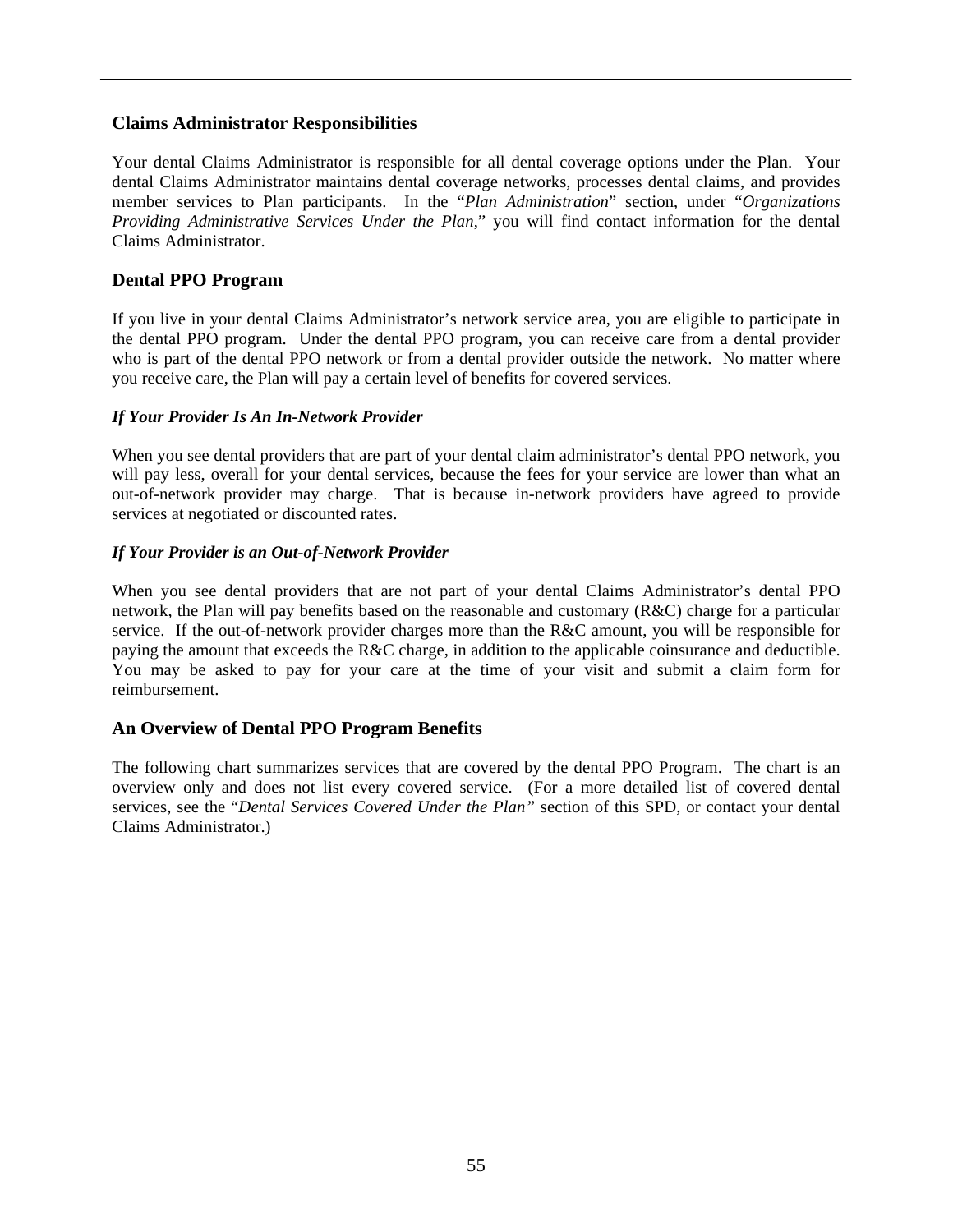## Claims Administrator Responsibilities

Your dental Claims Administrator is responsible for all dental coverage options under the Plan. Your dental Claims Administrator maintains dental coverage networks, processes dental claims, and provides member services to Plan participants. In the "*Plan Administration*" section, under "*Organizations Providing Administrative Services Under the Plan*," you will find contact information for the dental Claims Administrator.

## Dental PPO Program

If you live in your dental Claims Administrator's network service area, you are eligible to participate in the dental PPO program. Under the dental PPO program, you can receive care from a dental provider who is part of the dental PPO network or from a dental provider outside the network. No matter where you receive care, the Plan will pay a certain level of benefits for covered services.

### *If Your Provider Is An In-Network Provider*

When you see dental providers that are part of your dental claim administrator's dental PPO network, you will pay less, overall for your dental services, because the fees for your service are lower than what an out-of-network provider may charge. That is because in-network providers have agreed to provide services at negotiated or discounted rates.

### *If Your Provider is an Out-of-Network Provider*

When you see dental providers that are not part of your dental Claims Administrator's dental PPO network, the Plan will pay benefits based on the reasonable and customary (R&C) charge for a particular service. If the out-of-network provider charges more than the R&C amount, you will be responsible for paying the amount that exceeds the R&C charge, in addition to the applicable coinsurance and deductible. You may be asked to pay for your care at the time of your visit and submit a claim form for reimbursement.

## An Overview of Dental PPO Program Benefits

The following chart summarizes services that are covered by the dental PPO Program. The chart is an overview only and does not list every covered service. (For a more detailed list of covered dental services, see the "*Dental Services Covered Under the Plan*" section of this SPD, or contact your dental Claims Administrator.)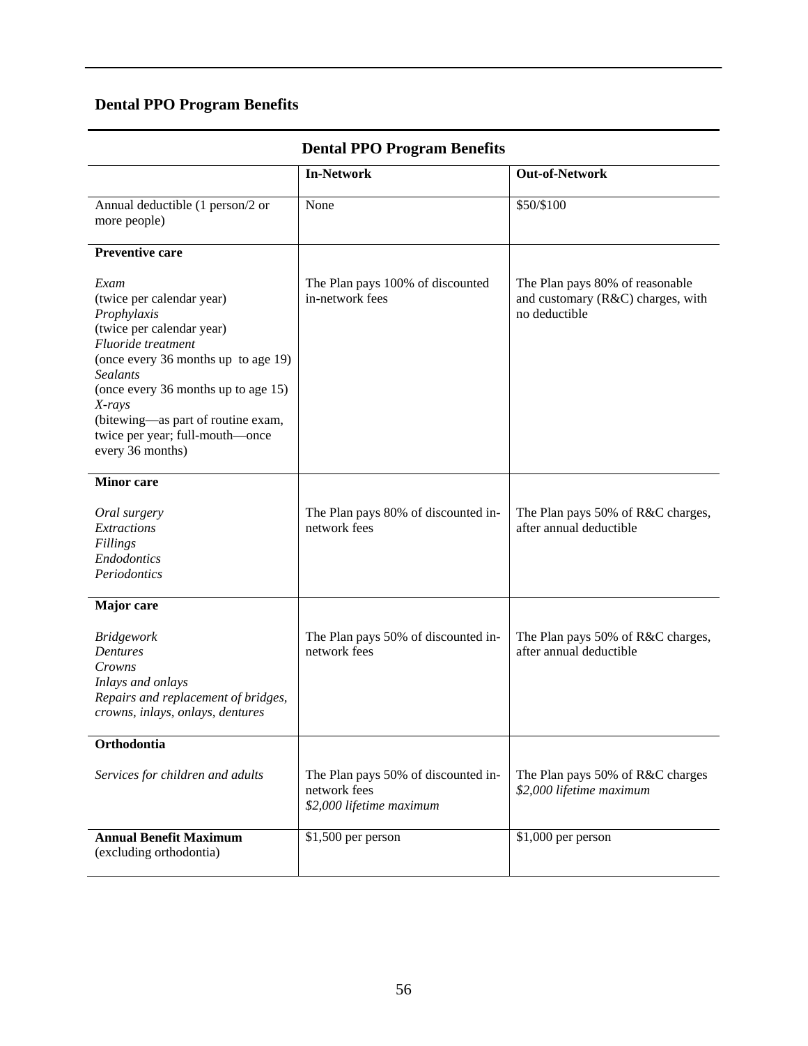## Dental PPO Program Benefits

**Dental PPO Program Benefits**

| | **In-Network** | **Out-of-Network** |
|---|---|---|
| Annual deductible (1 person/2 or more people) | None | \$50/\$100 |
| **Preventive care**<br><br>*Exam*<br>(twice per calendar year)<br>*Prophylaxis*<br>(twice per calendar year)<br>*Fluoride treatment*<br>(once every 36 months up to age 19)<br>*Sealants*<br>(once every 36 months up to age 15)<br>*X-rays*<br>(bitewing—as part of routine exam, twice per year; full-mouth—once every 36 months) | The Plan pays 100% of discounted in-network fees | The Plan pays 80% of reasonable and customary (R&C) charges, with no deductible |
| **Minor care**<br><br>*Oral surgery*<br>*Extractions*<br>*Fillings*<br>*Endodontics*<br>*Periodontics* | The Plan pays 80% of discounted in-network fees | The Plan pays 50% of R&C charges, after annual deductible |
| **Major care**<br><br>*Bridgework*<br>*Dentures*<br>*Crowns*<br>*Inlays and onlays*<br>*Repairs and replacement of bridges, crowns, inlays, onlays, dentures* | The Plan pays 50% of discounted in-network fees | The Plan pays 50% of R&C charges, after annual deductible |
| **Orthodontia**<br><br>*Services for children and adults* | The Plan pays 50% of discounted in-network fees<br>*\$2,000 lifetime maximum* | The Plan pays 50% of R&C charges<br>*\$2,000 lifetime maximum* |
| **Annual Benefit Maximum** (excluding orthodontia) | \$1,500 per person | \$1,000 per person |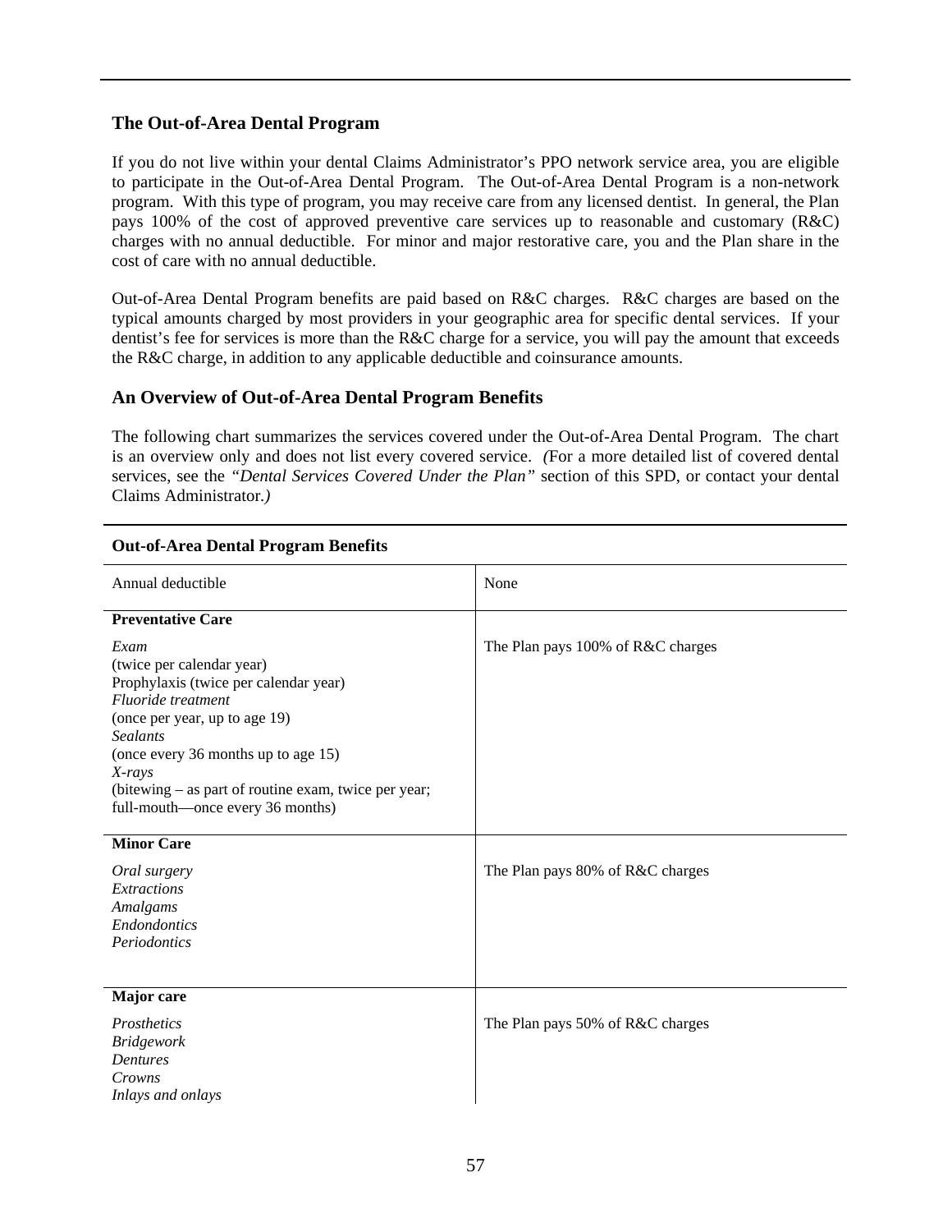## The Out-of-Area Dental Program

If you do not live within your dental Claims Administrator's PPO network service area, you are eligible to participate in the Out-of-Area Dental Program. The Out-of-Area Dental Program is a non-network program. With this type of program, you may receive care from any licensed dentist. In general, the Plan pays 100% of the cost of approved preventive care services up to reasonable and customary (R&C) charges with no annual deductible. For minor and major restorative care, you and the Plan share in the cost of care with no annual deductible.

Out-of-Area Dental Program benefits are paid based on R&C charges. R&C charges are based on the typical amounts charged by most providers in your geographic area for specific dental services. If your dentist's fee for services is more than the R&C charge for a service, you will pay the amount that exceeds the R&C charge, in addition to any applicable deductible and coinsurance amounts.

## An Overview of Out-of-Area Dental Program Benefits

The following chart summarizes the services covered under the Out-of-Area Dental Program. The chart is an overview only and does not list every covered service. *(For a more detailed list of covered dental services, see the "Dental Services Covered Under the Plan" section of this SPD, or contact your dental Claims Administrator.)*

**Out-of-Area Dental Program Benefits**

| | |
|---|---|
| Annual deductible | None |
| **Preventative Care**<br>*Exam*<br>(twice per calendar year)<br>Prophylaxis (twice per calendar year)<br>*Fluoride treatment*<br>(once per year, up to age 19)<br>*Sealants*<br>(once every 36 months up to age 15)<br>*X-rays*<br>(bitewing – as part of routine exam, twice per year; full-mouth—once every 36 months) | The Plan pays 100% of R&C charges |
| **Minor Care**<br>*Oral surgery*<br>*Extractions*<br>*Amalgams*<br>*Endondontics*<br>*Periodontics* | The Plan pays 80% of R&C charges |
| **Major care**<br>*Prosthetics*<br>*Bridgework*<br>*Dentures*<br>*Crowns*<br>*Inlays and onlays* | The Plan pays 50% of R&C charges |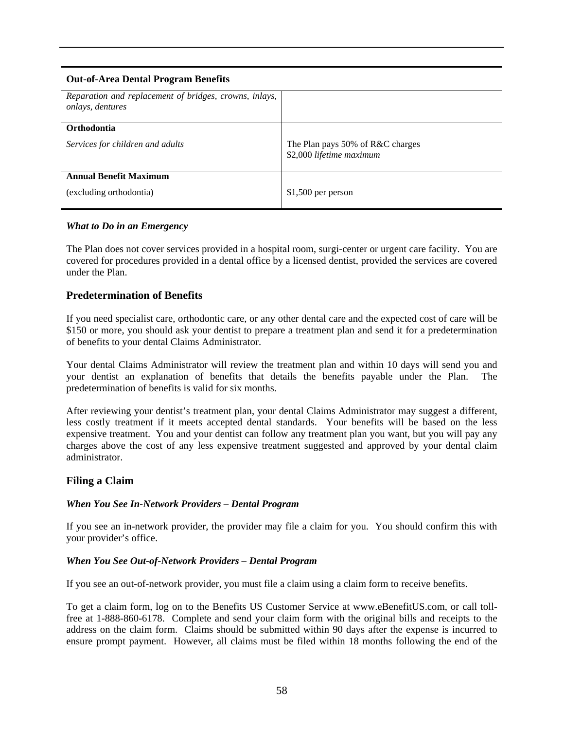| Out-of-Area Dental Program Benefits | |
|---|---|
| *Reparation and replacement of bridges, crowns, inlays, onlays, dentures* | |
| **Orthodontia** | |
| *Services for children and adults* | The Plan pays 50% of R&C charges<br>$2,000 *lifetime maximum* |
| **Annual Benefit Maximum** | |
| (excluding orthodontia) | $1,500 per person |

***What to Do in an Emergency***

The Plan does not cover services provided in a hospital room, surgi-center or urgent care facility. You are covered for procedures provided in a dental office by a licensed dentist, provided the services are covered under the Plan.

## Predetermination of Benefits

If you need specialist care, orthodontic care, or any other dental care and the expected cost of care will be $150 or more, you should ask your dentist to prepare a treatment plan and send it for a predetermination of benefits to your dental Claims Administrator.

Your dental Claims Administrator will review the treatment plan and within 10 days will send you and your dentist an explanation of benefits that details the benefits payable under the Plan. The predetermination of benefits is valid for six months.

After reviewing your dentist's treatment plan, your dental Claims Administrator may suggest a different, less costly treatment if it meets accepted dental standards. Your benefits will be based on the less expensive treatment. You and your dentist can follow any treatment plan you want, but you will pay any charges above the cost of any less expensive treatment suggested and approved by your dental claim administrator.

## Filing a Claim

***When You See In-Network Providers – Dental Program***

If you see an in-network provider, the provider may file a claim for you. You should confirm this with your provider's office.

***When You See Out-of-Network Providers – Dental Program***

If you see an out-of-network provider, you must file a claim using a claim form to receive benefits.

To get a claim form, log on to the Benefits US Customer Service at www.eBenefitUS.com, or call toll-free at 1-888-860-6178. Complete and send your claim form with the original bills and receipts to the address on the claim form. Claims should be submitted within 90 days after the expense is incurred to ensure prompt payment. However, all claims must be filed within 18 months following the end of the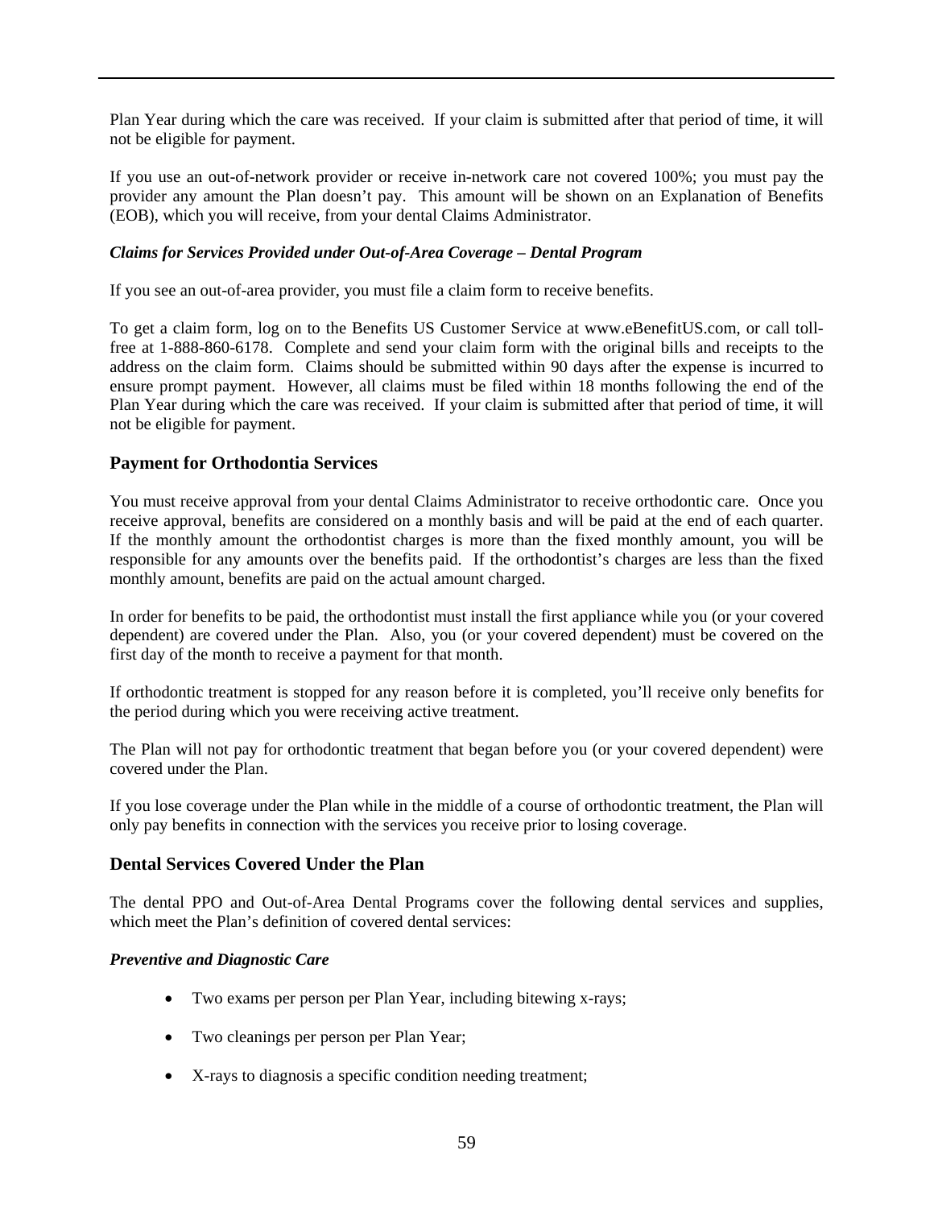Plan Year during which the care was received. If your claim is submitted after that period of time, it will not be eligible for payment.

If you use an out-of-network provider or receive in-network care not covered 100%; you must pay the provider any amount the Plan doesn't pay. This amount will be shown on an Explanation of Benefits (EOB), which you will receive, from your dental Claims Administrator.

***Claims for Services Provided under Out-of-Area Coverage – Dental Program***

If you see an out-of-area provider, you must file a claim form to receive benefits.

To get a claim form, log on to the Benefits US Customer Service at www.eBenefitUS.com, or call toll-free at 1-888-860-6178. Complete and send your claim form with the original bills and receipts to the address on the claim form. Claims should be submitted within 90 days after the expense is incurred to ensure prompt payment. However, all claims must be filed within 18 months following the end of the Plan Year during which the care was received. If your claim is submitted after that period of time, it will not be eligible for payment.

## Payment for Orthodontia Services

You must receive approval from your dental Claims Administrator to receive orthodontic care. Once you receive approval, benefits are considered on a monthly basis and will be paid at the end of each quarter. If the monthly amount the orthodontist charges is more than the fixed monthly amount, you will be responsible for any amounts over the benefits paid. If the orthodontist's charges are less than the fixed monthly amount, benefits are paid on the actual amount charged.

In order for benefits to be paid, the orthodontist must install the first appliance while you (or your covered dependent) are covered under the Plan. Also, you (or your covered dependent) must be covered on the first day of the month to receive a payment for that month.

If orthodontic treatment is stopped for any reason before it is completed, you'll receive only benefits for the period during which you were receiving active treatment.

The Plan will not pay for orthodontic treatment that began before you (or your covered dependent) were covered under the Plan.

If you lose coverage under the Plan while in the middle of a course of orthodontic treatment, the Plan will only pay benefits in connection with the services you receive prior to losing coverage.

## Dental Services Covered Under the Plan

The dental PPO and Out-of-Area Dental Programs cover the following dental services and supplies, which meet the Plan's definition of covered dental services:

***Preventive and Diagnostic Care***

- Two exams per person per Plan Year, including bitewing x-rays;
- Two cleanings per person per Plan Year;
- X-rays to diagnosis a specific condition needing treatment;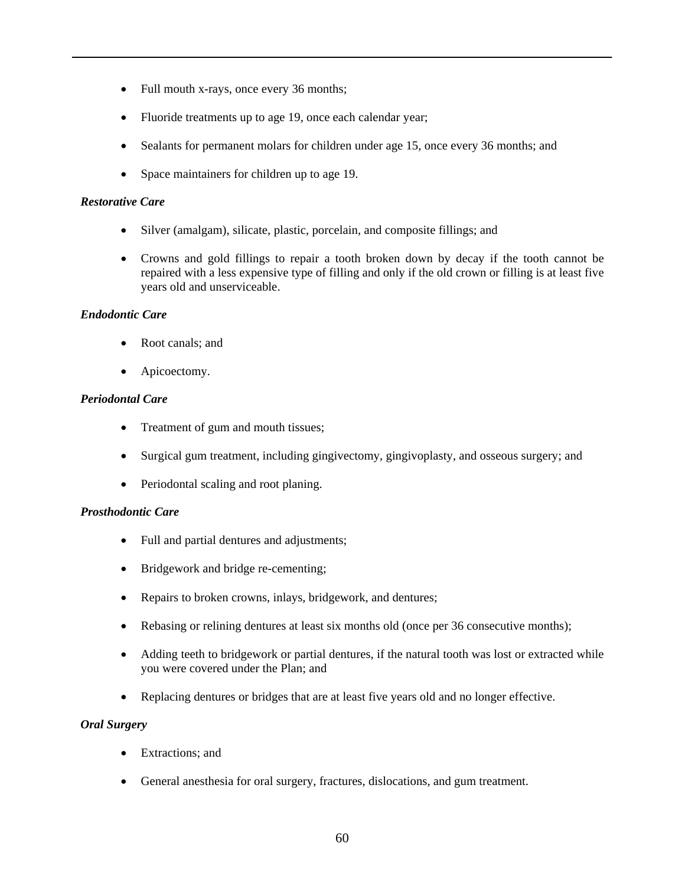- Full mouth x-rays, once every 36 months;
- Fluoride treatments up to age 19, once each calendar year;
- Sealants for permanent molars for children under age 15, once every 36 months; and
- Space maintainers for children up to age 19.

***Restorative Care***

- Silver (amalgam), silicate, plastic, porcelain, and composite fillings; and
- Crowns and gold fillings to repair a tooth broken down by decay if the tooth cannot be repaired with a less expensive type of filling and only if the old crown or filling is at least five years old and unserviceable.

***Endodontic Care***

- Root canals; and
- Apicoectomy.

***Periodontal Care***

- Treatment of gum and mouth tissues;
- Surgical gum treatment, including gingivectomy, gingivoplasty, and osseous surgery; and
- Periodontal scaling and root planing.

***Prosthodontic Care***

- Full and partial dentures and adjustments;
- Bridgework and bridge re-cementing;
- Repairs to broken crowns, inlays, bridgework, and dentures;
- Rebasing or relining dentures at least six months old (once per 36 consecutive months);
- Adding teeth to bridgework or partial dentures, if the natural tooth was lost or extracted while you were covered under the Plan; and
- Replacing dentures or bridges that are at least five years old and no longer effective.

***Oral Surgery***

- Extractions; and
- General anesthesia for oral surgery, fractures, dislocations, and gum treatment.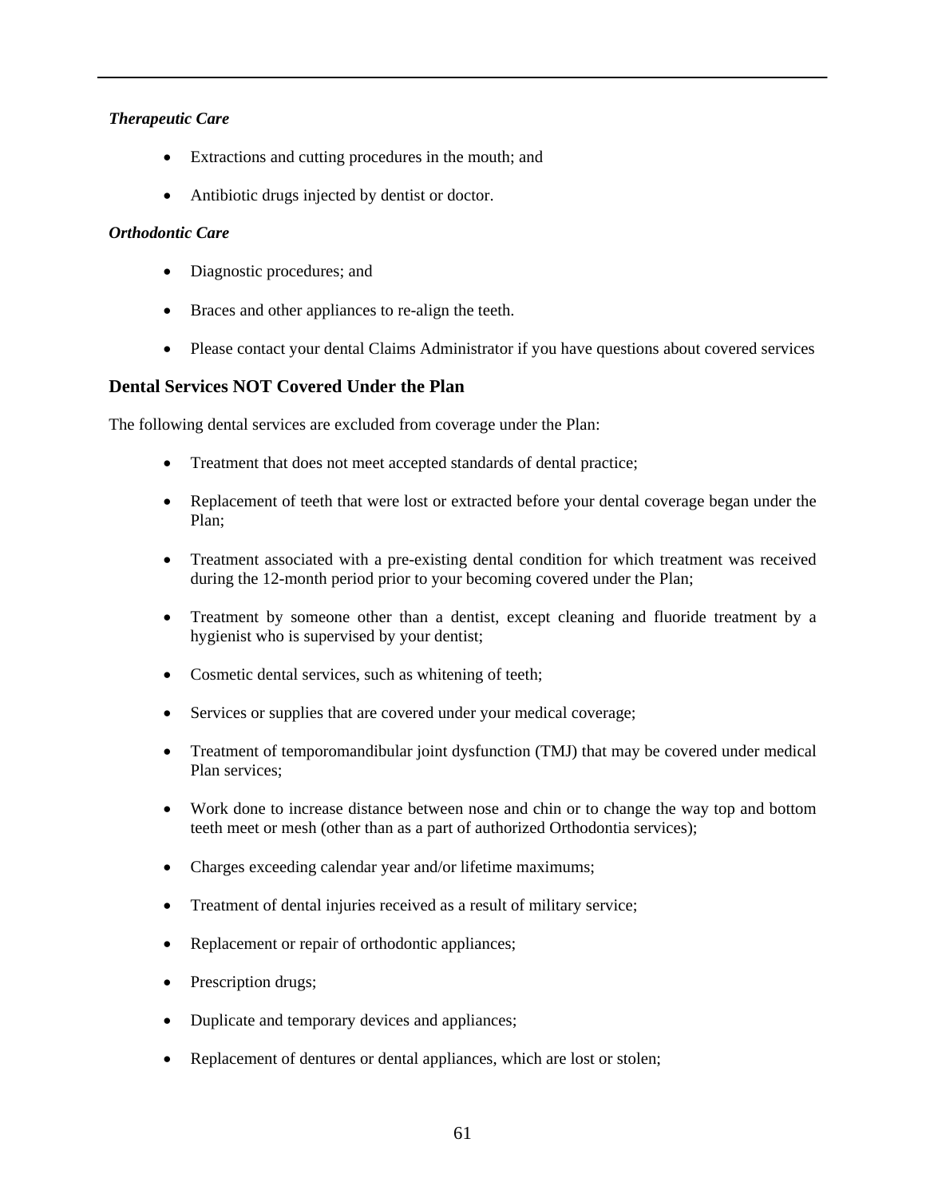***Therapeutic Care***

- Extractions and cutting procedures in the mouth; and
- Antibiotic drugs injected by dentist or doctor.

***Orthodontic Care***

- Diagnostic procedures; and
- Braces and other appliances to re-align the teeth.
- Please contact your dental Claims Administrator if you have questions about covered services

## Dental Services NOT Covered Under the Plan

The following dental services are excluded from coverage under the Plan:

- Treatment that does not meet accepted standards of dental practice;
- Replacement of teeth that were lost or extracted before your dental coverage began under the Plan;
- Treatment associated with a pre-existing dental condition for which treatment was received during the 12-month period prior to your becoming covered under the Plan;
- Treatment by someone other than a dentist, except cleaning and fluoride treatment by a hygienist who is supervised by your dentist;
- Cosmetic dental services, such as whitening of teeth;
- Services or supplies that are covered under your medical coverage;
- Treatment of temporomandibular joint dysfunction (TMJ) that may be covered under medical Plan services;
- Work done to increase distance between nose and chin or to change the way top and bottom teeth meet or mesh (other than as a part of authorized Orthodontia services);
- Charges exceeding calendar year and/or lifetime maximums;
- Treatment of dental injuries received as a result of military service;
- Replacement or repair of orthodontic appliances;
- Prescription drugs;
- Duplicate and temporary devices and appliances;
- Replacement of dentures or dental appliances, which are lost or stolen;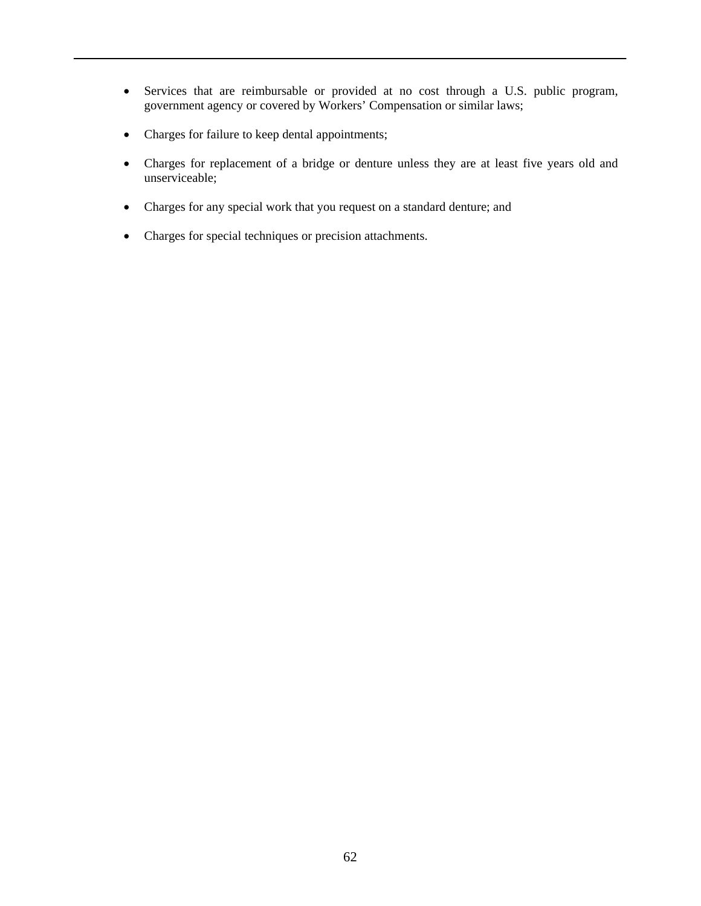- Services that are reimbursable or provided at no cost through a U.S. public program, government agency or covered by Workers' Compensation or similar laws;
- Charges for failure to keep dental appointments;
- Charges for replacement of a bridge or denture unless they are at least five years old and unserviceable;
- Charges for any special work that you request on a standard denture; and
- Charges for special techniques or precision attachments.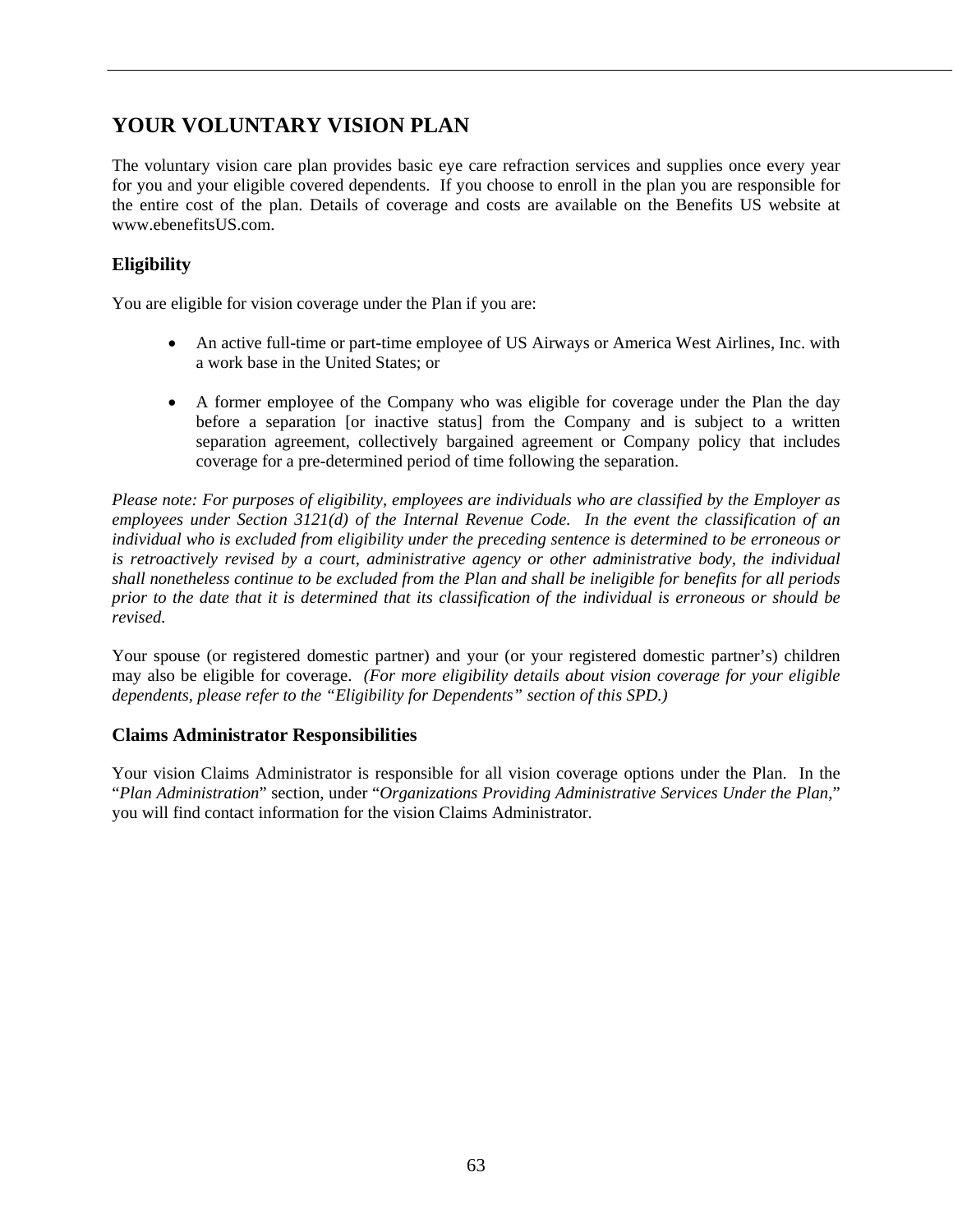# YOUR VOLUNTARY VISION PLAN

The voluntary vision care plan provides basic eye care refraction services and supplies once every year for you and your eligible covered dependents. If you choose to enroll in the plan you are responsible for the entire cost of the plan. Details of coverage and costs are available on the Benefits US website at www.ebenefitsUS.com.

## Eligibility

You are eligible for vision coverage under the Plan if you are:

- An active full-time or part-time employee of US Airways or America West Airlines, Inc. with a work base in the United States; or

- A former employee of the Company who was eligible for coverage under the Plan the day before a separation [or inactive status] from the Company and is subject to a written separation agreement, collectively bargained agreement or Company policy that includes coverage for a pre-determined period of time following the separation.

*Please note: For purposes of eligibility, employees are individuals who are classified by the Employer as employees under Section 3121(d) of the Internal Revenue Code. In the event the classification of an individual who is excluded from eligibility under the preceding sentence is determined to be erroneous or is retroactively revised by a court, administrative agency or other administrative body, the individual shall nonetheless continue to be excluded from the Plan and shall be ineligible for benefits for all periods prior to the date that it is determined that its classification of the individual is erroneous or should be revised.*

Your spouse (or registered domestic partner) and your (or your registered domestic partner's) children may also be eligible for coverage. *(For more eligibility details about vision coverage for your eligible dependents, please refer to the "Eligibility for Dependents" section of this SPD.)*

## Claims Administrator Responsibilities

Your vision Claims Administrator is responsible for all vision coverage options under the Plan. In the "*Plan Administration*" section, under "*Organizations Providing Administrative Services Under the Plan*," you will find contact information for the vision Claims Administrator.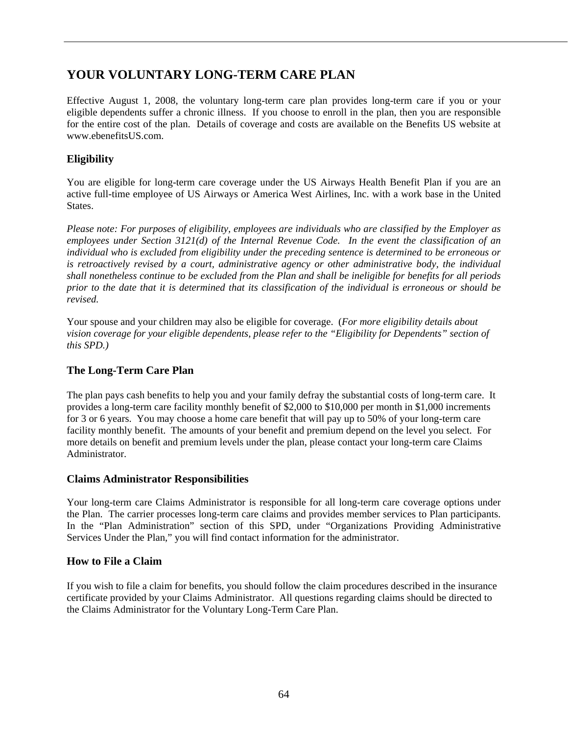# YOUR VOLUNTARY LONG-TERM CARE PLAN

Effective August 1, 2008, the voluntary long-term care plan provides long-term care if you or your eligible dependents suffer a chronic illness. If you choose to enroll in the plan, then you are responsible for the entire cost of the plan. Details of coverage and costs are available on the Benefits US website at www.ebenefitsUS.com.

## Eligibility

You are eligible for long-term care coverage under the US Airways Health Benefit Plan if you are an active full-time employee of US Airways or America West Airlines, Inc. with a work base in the United States.

*Please note: For purposes of eligibility, employees are individuals who are classified by the Employer as employees under Section 3121(d) of the Internal Revenue Code. In the event the classification of an individual who is excluded from eligibility under the preceding sentence is determined to be erroneous or is retroactively revised by a court, administrative agency or other administrative body, the individual shall nonetheless continue to be excluded from the Plan and shall be ineligible for benefits for all periods prior to the date that it is determined that its classification of the individual is erroneous or should be revised.*

Your spouse and your children may also be eligible for coverage. (*For more eligibility details about vision coverage for your eligible dependents, please refer to the "Eligibility for Dependents" section of this SPD.)*

## The Long-Term Care Plan

The plan pays cash benefits to help you and your family defray the substantial costs of long-term care. It provides a long-term care facility monthly benefit of $2,000 to $10,000 per month in $1,000 increments for 3 or 6 years. You may choose a home care benefit that will pay up to 50% of your long-term care facility monthly benefit. The amounts of your benefit and premium depend on the level you select. For more details on benefit and premium levels under the plan, please contact your long-term care Claims Administrator.

## Claims Administrator Responsibilities

Your long-term care Claims Administrator is responsible for all long-term care coverage options under the Plan. The carrier processes long-term care claims and provides member services to Plan participants. In the "Plan Administration" section of this SPD, under "Organizations Providing Administrative Services Under the Plan," you will find contact information for the administrator.

## How to File a Claim

If you wish to file a claim for benefits, you should follow the claim procedures described in the insurance certificate provided by your Claims Administrator. All questions regarding claims should be directed to the Claims Administrator for the Voluntary Long-Term Care Plan.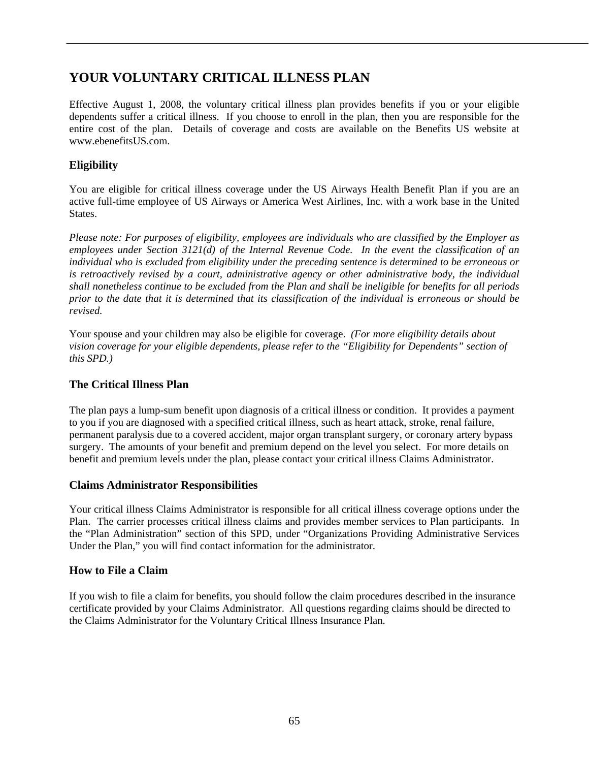# YOUR VOLUNTARY CRITICAL ILLNESS PLAN

Effective August 1, 2008, the voluntary critical illness plan provides benefits if you or your eligible dependents suffer a critical illness. If you choose to enroll in the plan, then you are responsible for the entire cost of the plan. Details of coverage and costs are available on the Benefits US website at www.ebenefitsUS.com.

## Eligibility

You are eligible for critical illness coverage under the US Airways Health Benefit Plan if you are an active full-time employee of US Airways or America West Airlines, Inc. with a work base in the United States.

*Please note: For purposes of eligibility, employees are individuals who are classified by the Employer as employees under Section 3121(d) of the Internal Revenue Code. In the event the classification of an individual who is excluded from eligibility under the preceding sentence is determined to be erroneous or is retroactively revised by a court, administrative agency or other administrative body, the individual shall nonetheless continue to be excluded from the Plan and shall be ineligible for benefits for all periods prior to the date that it is determined that its classification of the individual is erroneous or should be revised.*

Your spouse and your children may also be eligible for coverage. *(For more eligibility details about vision coverage for your eligible dependents, please refer to the "Eligibility for Dependents" section of this SPD.)*

## The Critical Illness Plan

The plan pays a lump-sum benefit upon diagnosis of a critical illness or condition. It provides a payment to you if you are diagnosed with a specified critical illness, such as heart attack, stroke, renal failure, permanent paralysis due to a covered accident, major organ transplant surgery, or coronary artery bypass surgery. The amounts of your benefit and premium depend on the level you select. For more details on benefit and premium levels under the plan, please contact your critical illness Claims Administrator.

## Claims Administrator Responsibilities

Your critical illness Claims Administrator is responsible for all critical illness coverage options under the Plan. The carrier processes critical illness claims and provides member services to Plan participants. In the "Plan Administration" section of this SPD, under "Organizations Providing Administrative Services Under the Plan," you will find contact information for the administrator.

## How to File a Claim

If you wish to file a claim for benefits, you should follow the claim procedures described in the insurance certificate provided by your Claims Administrator. All questions regarding claims should be directed to the Claims Administrator for the Voluntary Critical Illness Insurance Plan.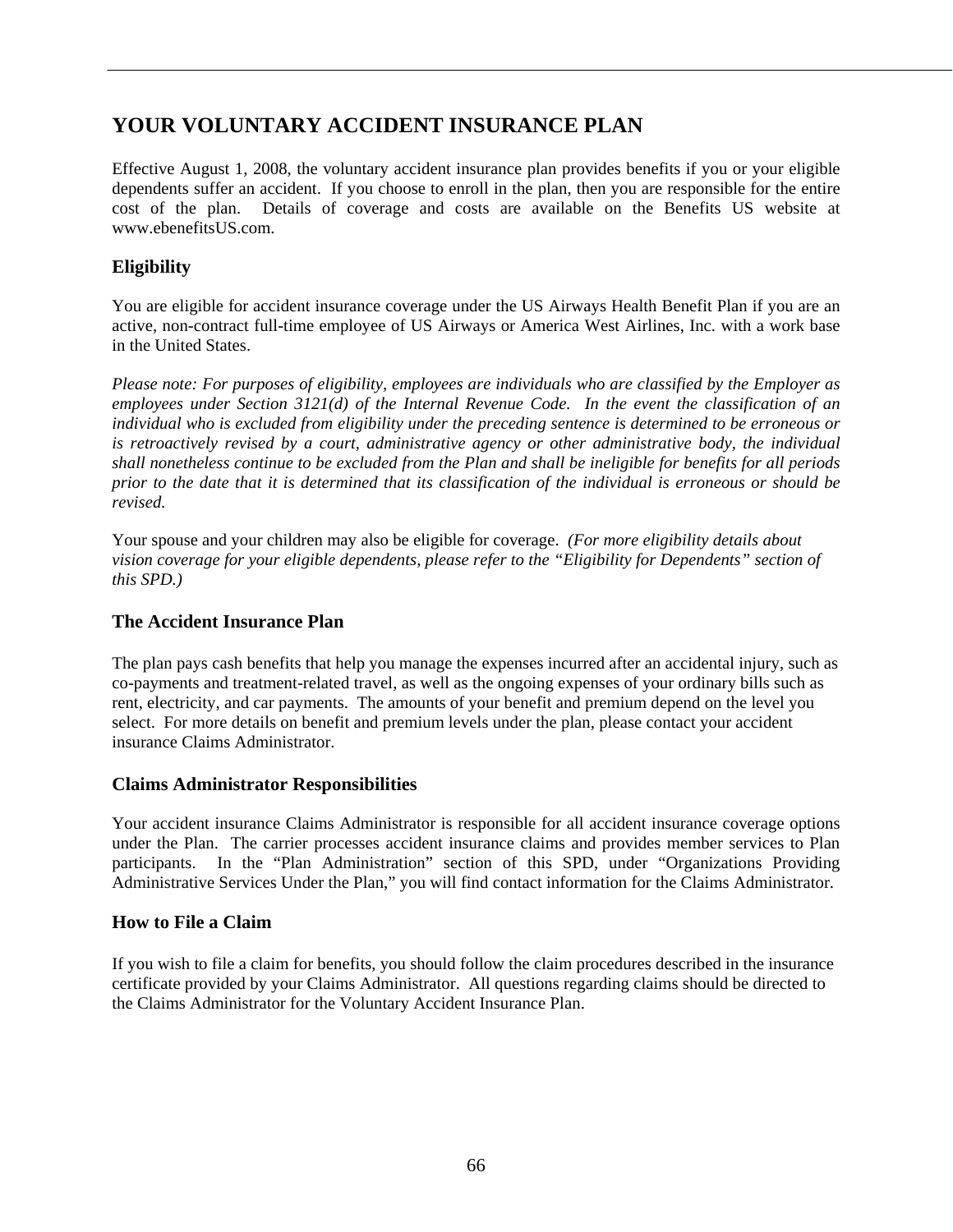# YOUR VOLUNTARY ACCIDENT INSURANCE PLAN

Effective August 1, 2008, the voluntary accident insurance plan provides benefits if you or your eligible dependents suffer an accident. If you choose to enroll in the plan, then you are responsible for the entire cost of the plan. Details of coverage and costs are available on the Benefits US website at www.ebenefitsUS.com.

## Eligibility

You are eligible for accident insurance coverage under the US Airways Health Benefit Plan if you are an active, non-contract full-time employee of US Airways or America West Airlines, Inc. with a work base in the United States.

*Please note: For purposes of eligibility, employees are individuals who are classified by the Employer as employees under Section 3121(d) of the Internal Revenue Code. In the event the classification of an individual who is excluded from eligibility under the preceding sentence is determined to be erroneous or is retroactively revised by a court, administrative agency or other administrative body, the individual shall nonetheless continue to be excluded from the Plan and shall be ineligible for benefits for all periods prior to the date that it is determined that its classification of the individual is erroneous or should be revised.*

Your spouse and your children may also be eligible for coverage. *(For more eligibility details about vision coverage for your eligible dependents, please refer to the "Eligibility for Dependents" section of this SPD.)*

## The Accident Insurance Plan

The plan pays cash benefits that help you manage the expenses incurred after an accidental injury, such as co-payments and treatment-related travel, as well as the ongoing expenses of your ordinary bills such as rent, electricity, and car payments. The amounts of your benefit and premium depend on the level you select. For more details on benefit and premium levels under the plan, please contact your accident insurance Claims Administrator.

## Claims Administrator Responsibilities

Your accident insurance Claims Administrator is responsible for all accident insurance coverage options under the Plan. The carrier processes accident insurance claims and provides member services to Plan participants. In the "Plan Administration" section of this SPD, under "Organizations Providing Administrative Services Under the Plan," you will find contact information for the Claims Administrator.

## How to File a Claim

If you wish to file a claim for benefits, you should follow the claim procedures described in the insurance certificate provided by your Claims Administrator. All questions regarding claims should be directed to the Claims Administrator for the Voluntary Accident Insurance Plan.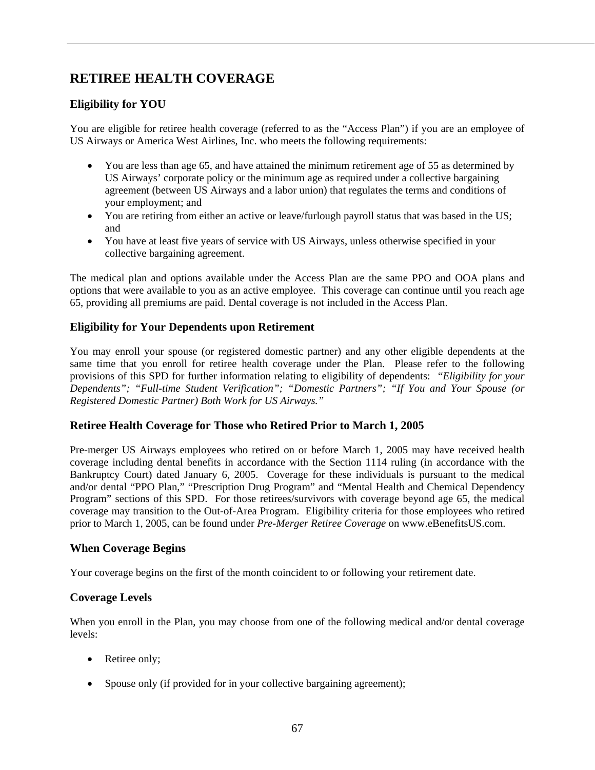# RETIREE HEALTH COVERAGE

## Eligibility for YOU

You are eligible for retiree health coverage (referred to as the "Access Plan") if you are an employee of US Airways or America West Airlines, Inc. who meets the following requirements:

- You are less than age 65, and have attained the minimum retirement age of 55 as determined by US Airways' corporate policy or the minimum age as required under a collective bargaining agreement (between US Airways and a labor union) that regulates the terms and conditions of your employment; and
- You are retiring from either an active or leave/furlough payroll status that was based in the US; and
- You have at least five years of service with US Airways, unless otherwise specified in your collective bargaining agreement.

The medical plan and options available under the Access Plan are the same PPO and OOA plans and options that were available to you as an active employee. This coverage can continue until you reach age 65, providing all premiums are paid. Dental coverage is not included in the Access Plan.

## Eligibility for Your Dependents upon Retirement

You may enroll your spouse (or registered domestic partner) and any other eligible dependents at the same time that you enroll for retiree health coverage under the Plan. Please refer to the following provisions of this SPD for further information relating to eligibility of dependents: *"Eligibility for your Dependents"; "Full-time Student Verification"; "Domestic Partners"; "If You and Your Spouse (or Registered Domestic Partner) Both Work for US Airways."*

## Retiree Health Coverage for Those who Retired Prior to March 1, 2005

Pre-merger US Airways employees who retired on or before March 1, 2005 may have received health coverage including dental benefits in accordance with the Section 1114 ruling (in accordance with the Bankruptcy Court) dated January 6, 2005. Coverage for these individuals is pursuant to the medical and/or dental "PPO Plan," "Prescription Drug Program" and "Mental Health and Chemical Dependency Program" sections of this SPD. For those retirees/survivors with coverage beyond age 65, the medical coverage may transition to the Out-of-Area Program. Eligibility criteria for those employees who retired prior to March 1, 2005, can be found under *Pre-Merger Retiree Coverage* on www.eBenefitsUS.com.

## When Coverage Begins

Your coverage begins on the first of the month coincident to or following your retirement date.

## Coverage Levels

When you enroll in the Plan, you may choose from one of the following medical and/or dental coverage levels:

- Retiree only;
- Spouse only (if provided for in your collective bargaining agreement);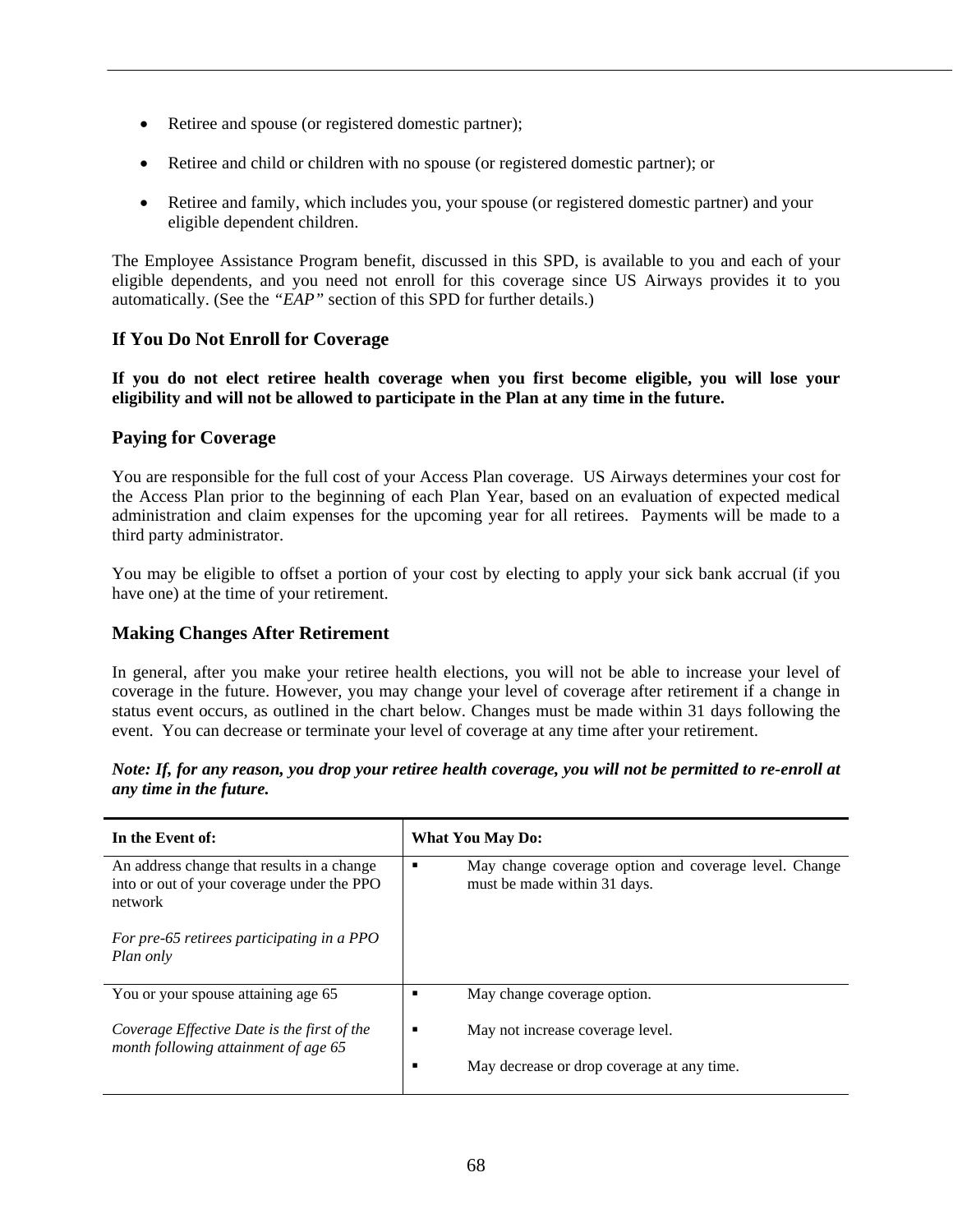- Retiree and spouse (or registered domestic partner);
- Retiree and child or children with no spouse (or registered domestic partner); or
- Retiree and family, which includes you, your spouse (or registered domestic partner) and your eligible dependent children.

The Employee Assistance Program benefit, discussed in this SPD, is available to you and each of your eligible dependents, and you need not enroll for this coverage since US Airways provides it to you automatically. (See the *"EAP"* section of this SPD for further details.)

### If You Do Not Enroll for Coverage

**If you do not elect retiree health coverage when you first become eligible, you will lose your eligibility and will not be allowed to participate in the Plan at any time in the future.**

### Paying for Coverage

You are responsible for the full cost of your Access Plan coverage. US Airways determines your cost for the Access Plan prior to the beginning of each Plan Year, based on an evaluation of expected medical administration and claim expenses for the upcoming year for all retirees. Payments will be made to a third party administrator.

You may be eligible to offset a portion of your cost by electing to apply your sick bank accrual (if you have one) at the time of your retirement.

### Making Changes After Retirement

In general, after you make your retiree health elections, you will not be able to increase your level of coverage in the future. However, you may change your level of coverage after retirement if a change in status event occurs, as outlined in the chart below. Changes must be made within 31 days following the event. You can decrease or terminate your level of coverage at any time after your retirement.

***Note: If, for any reason, you drop your retiree health coverage, you will not be permitted to re-enroll at any time in the future.***

| In the Event of: | What You May Do: |
|---|---|
| An address change that results in a change into or out of your coverage under the PPO network<br><br>*For pre-65 retirees participating in a PPO Plan only* | ▪ May change coverage option and coverage level. Change must be made within 31 days. |
| You or your spouse attaining age 65<br><br>*Coverage Effective Date is the first of the month following attainment of age 65* | ▪ May change coverage option.<br><br>▪ May not increase coverage level.<br><br>▪ May decrease or drop coverage at any time. |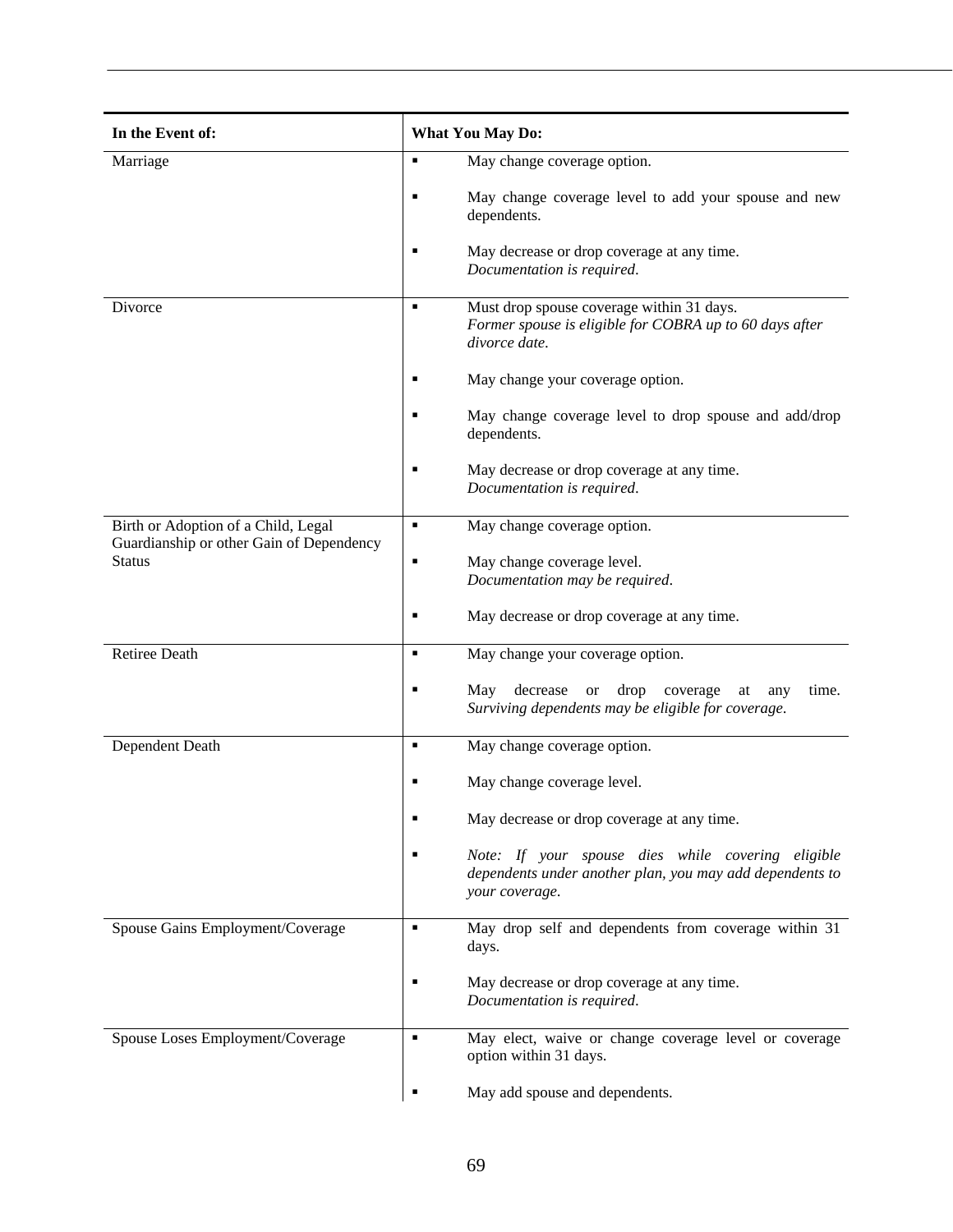| In the Event of: | What You May Do: |
| --- | --- |
| Marriage | ▪ May change coverage option.<br><br>▪ May change coverage level to add your spouse and new dependents.<br><br>▪ May decrease or drop coverage at any time.<br>*Documentation is required*. |
| Divorce | ▪ Must drop spouse coverage within 31 days.<br>*Former spouse is eligible for COBRA up to 60 days after divorce date*.<br><br>▪ May change your coverage option.<br><br>▪ May change coverage level to drop spouse and add/drop dependents.<br><br>▪ May decrease or drop coverage at any time.<br>*Documentation is required*. |
| Birth or Adoption of a Child, Legal Guardianship or other Gain of Dependency Status | ▪ May change coverage option.<br><br>▪ May change coverage level.<br>*Documentation may be required*.<br><br>▪ May decrease or drop coverage at any time. |
| Retiree Death | ▪ May change your coverage option.<br><br>▪ May decrease or drop coverage at any time. *Surviving dependents may be eligible for coverage*. |
| Dependent Death | ▪ May change coverage option.<br><br>▪ May change coverage level.<br><br>▪ May decrease or drop coverage at any time.<br><br>▪ *Note: If your spouse dies while covering eligible dependents under another plan, you may add dependents to your coverage*. |
| Spouse Gains Employment/Coverage | ▪ May drop self and dependents from coverage within 31 days.<br><br>▪ May decrease or drop coverage at any time.<br>*Documentation is required*. |
| Spouse Loses Employment/Coverage | ▪ May elect, waive or change coverage level or coverage option within 31 days.<br><br>▪ May add spouse and dependents. |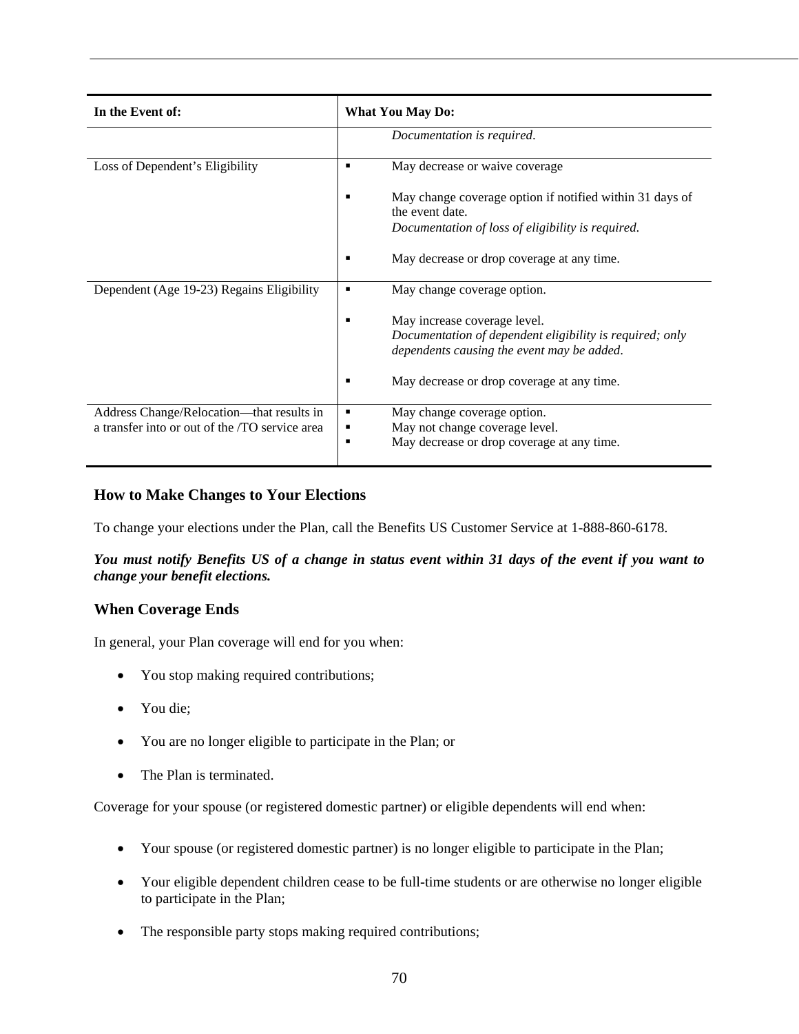| In the Event of: | What You May Do: |
|---|---|
| | *Documentation is required.* |
| Loss of Dependent's Eligibility | ▪ May decrease or waive coverage<br><br>▪ May change coverage option if notified within 31 days of the event date. *Documentation of loss of eligibility is required.*<br><br>▪ May decrease or drop coverage at any time. |
| Dependent (Age 19-23) Regains Eligibility | ▪ May change coverage option.<br><br>▪ May increase coverage level. *Documentation of dependent eligibility is required; only dependents causing the event may be added.*<br><br>▪ May decrease or drop coverage at any time. |
| Address Change/Relocation—that results in a transfer into or out of the /TO service area | ▪ May change coverage option.<br>▪ May not change coverage level.<br>▪ May decrease or drop coverage at any time. |

## How to Make Changes to Your Elections

To change your elections under the Plan, call the Benefits US Customer Service at 1-888-860-6178.

***You must notify Benefits US of a change in status event within 31 days of the event if you want to change your benefit elections.***

## When Coverage Ends

In general, your Plan coverage will end for you when:

- You stop making required contributions;
- You die;
- You are no longer eligible to participate in the Plan; or
- The Plan is terminated.

Coverage for your spouse (or registered domestic partner) or eligible dependents will end when:

- Your spouse (or registered domestic partner) is no longer eligible to participate in the Plan;
- Your eligible dependent children cease to be full-time students or are otherwise no longer eligible to participate in the Plan;
- The responsible party stops making required contributions;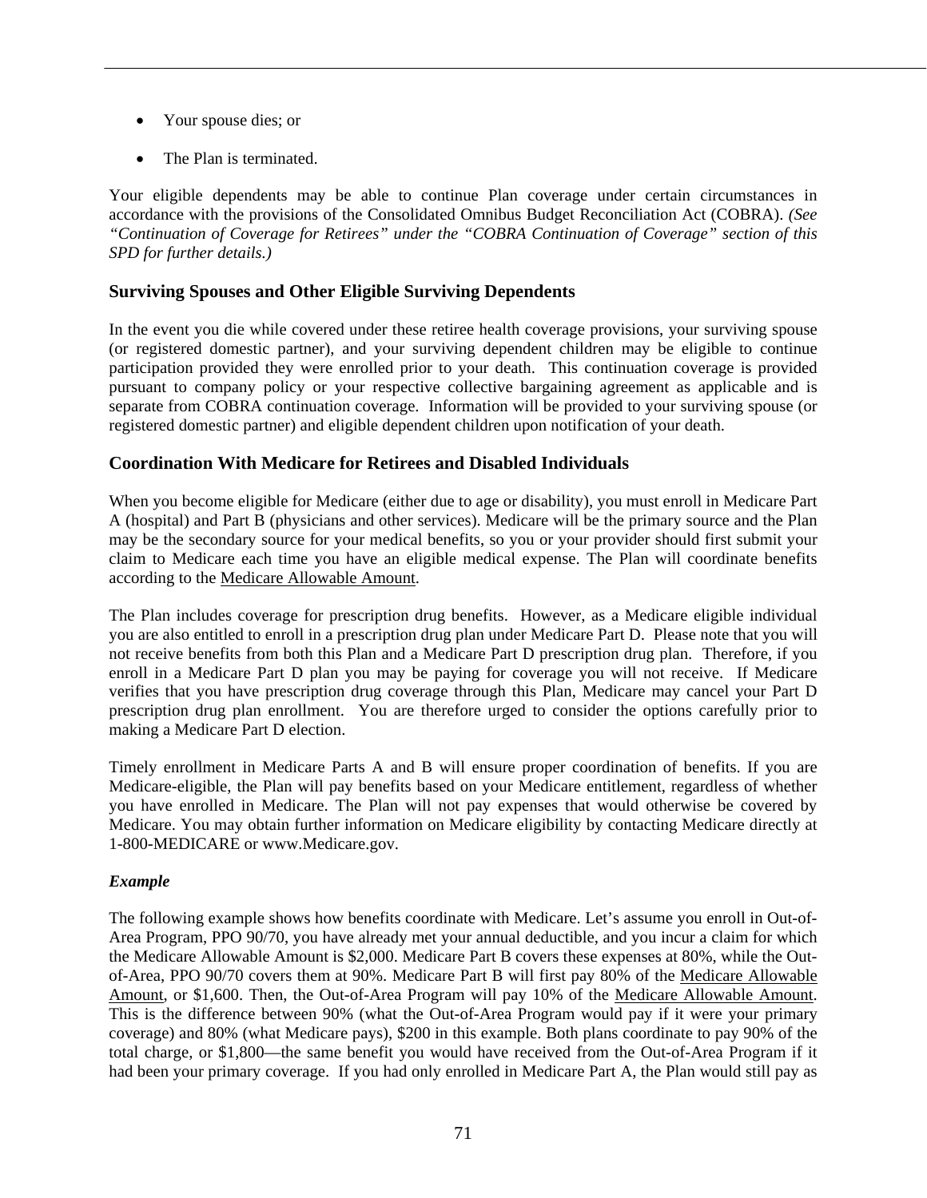- Your spouse dies; or
- The Plan is terminated.

Your eligible dependents may be able to continue Plan coverage under certain circumstances in accordance with the provisions of the Consolidated Omnibus Budget Reconciliation Act (COBRA). *(See "Continuation of Coverage for Retirees" under the "COBRA Continuation of Coverage" section of this SPD for further details.)*

## Surviving Spouses and Other Eligible Surviving Dependents

In the event you die while covered under these retiree health coverage provisions, your surviving spouse (or registered domestic partner), and your surviving dependent children may be eligible to continue participation provided they were enrolled prior to your death. This continuation coverage is provided pursuant to company policy or your respective collective bargaining agreement as applicable and is separate from COBRA continuation coverage. Information will be provided to your surviving spouse (or registered domestic partner) and eligible dependent children upon notification of your death.

## Coordination With Medicare for Retirees and Disabled Individuals

When you become eligible for Medicare (either due to age or disability), you must enroll in Medicare Part A (hospital) and Part B (physicians and other services). Medicare will be the primary source and the Plan may be the secondary source for your medical benefits, so you or your provider should first submit your claim to Medicare each time you have an eligible medical expense. The Plan will coordinate benefits according to the Medicare Allowable Amount.

The Plan includes coverage for prescription drug benefits. However, as a Medicare eligible individual you are also entitled to enroll in a prescription drug plan under Medicare Part D. Please note that you will not receive benefits from both this Plan and a Medicare Part D prescription drug plan. Therefore, if you enroll in a Medicare Part D plan you may be paying for coverage you will not receive. If Medicare verifies that you have prescription drug coverage through this Plan, Medicare may cancel your Part D prescription drug plan enrollment. You are therefore urged to consider the options carefully prior to making a Medicare Part D election.

Timely enrollment in Medicare Parts A and B will ensure proper coordination of benefits. If you are Medicare-eligible, the Plan will pay benefits based on your Medicare entitlement, regardless of whether you have enrolled in Medicare. The Plan will not pay expenses that would otherwise be covered by Medicare. You may obtain further information on Medicare eligibility by contacting Medicare directly at 1-800-MEDICARE or www.Medicare.gov.

### *Example*

The following example shows how benefits coordinate with Medicare. Let's assume you enroll in Out-of-Area Program, PPO 90/70, you have already met your annual deductible, and you incur a claim for which the Medicare Allowable Amount is $2,000. Medicare Part B covers these expenses at 80%, while the Out-of-Area, PPO 90/70 covers them at 90%. Medicare Part B will first pay 80% of the Medicare Allowable Amount, or $1,600. Then, the Out-of-Area Program will pay 10% of the Medicare Allowable Amount. This is the difference between 90% (what the Out-of-Area Program would pay if it were your primary coverage) and 80% (what Medicare pays), $200 in this example. Both plans coordinate to pay 90% of the total charge, or $1,800—the same benefit you would have received from the Out-of-Area Program if it had been your primary coverage. If you had only enrolled in Medicare Part A, the Plan would still pay as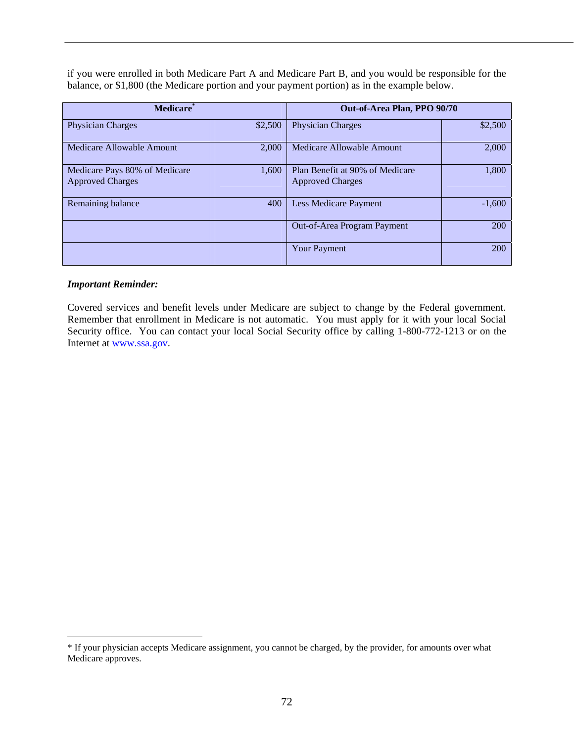if you were enrolled in both Medicare Part A and Medicare Part B, and you would be responsible for the balance, or $1,800 (the Medicare portion and your payment portion) as in the example below.

| Medicare* | | Out-of-Area Plan, PPO 90/70 | |
|---|---|---|---|
| Physician Charges | $2,500 | Physician Charges | $2,500 |
| Medicare Allowable Amount | 2,000 | Medicare Allowable Amount | 2,000 |
| Medicare Pays 80% of Medicare Approved Charges | 1,600 | Plan Benefit at 90% of Medicare Approved Charges | 1,800 |
| Remaining balance | 400 | Less Medicare Payment | -1,600 |
| | | Out-of-Area Program Payment | 200 |
| | | Your Payment | 200 |

***Important Reminder:***

Covered services and benefit levels under Medicare are subject to change by the Federal government. Remember that enrollment in Medicare is not automatic. You must apply for it with your local Social Security office. You can contact your local Social Security office by calling 1-800-772-1213 or on the Internet at www.ssa.gov.

---

* If your physician accepts Medicare assignment, you cannot be charged, by the provider, for amounts over what Medicare approves.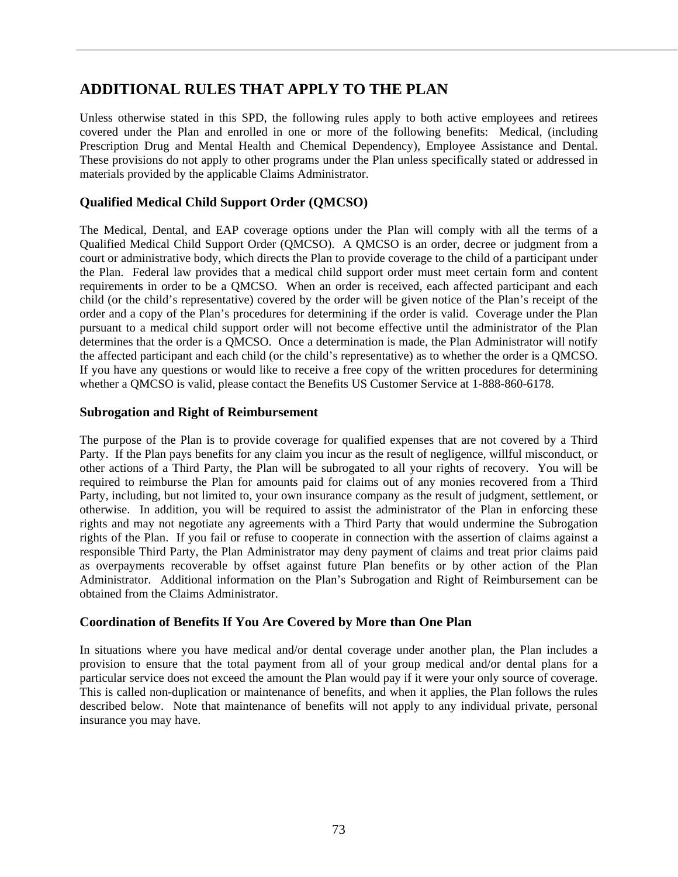## ADDITIONAL RULES THAT APPLY TO THE PLAN

Unless otherwise stated in this SPD, the following rules apply to both active employees and retirees covered under the Plan and enrolled in one or more of the following benefits: Medical, (including Prescription Drug and Mental Health and Chemical Dependency), Employee Assistance and Dental. These provisions do not apply to other programs under the Plan unless specifically stated or addressed in materials provided by the applicable Claims Administrator.

### Qualified Medical Child Support Order (QMCSO)

The Medical, Dental, and EAP coverage options under the Plan will comply with all the terms of a Qualified Medical Child Support Order (QMCSO). A QMCSO is an order, decree or judgment from a court or administrative body, which directs the Plan to provide coverage to the child of a participant under the Plan. Federal law provides that a medical child support order must meet certain form and content requirements in order to be a QMCSO. When an order is received, each affected participant and each child (or the child's representative) covered by the order will be given notice of the Plan's receipt of the order and a copy of the Plan's procedures for determining if the order is valid. Coverage under the Plan pursuant to a medical child support order will not become effective until the administrator of the Plan determines that the order is a QMCSO. Once a determination is made, the Plan Administrator will notify the affected participant and each child (or the child's representative) as to whether the order is a QMCSO. If you have any questions or would like to receive a free copy of the written procedures for determining whether a QMCSO is valid, please contact the Benefits US Customer Service at 1-888-860-6178.

### Subrogation and Right of Reimbursement

The purpose of the Plan is to provide coverage for qualified expenses that are not covered by a Third Party. If the Plan pays benefits for any claim you incur as the result of negligence, willful misconduct, or other actions of a Third Party, the Plan will be subrogated to all your rights of recovery. You will be required to reimburse the Plan for amounts paid for claims out of any monies recovered from a Third Party, including, but not limited to, your own insurance company as the result of judgment, settlement, or otherwise. In addition, you will be required to assist the administrator of the Plan in enforcing these rights and may not negotiate any agreements with a Third Party that would undermine the Subrogation rights of the Plan. If you fail or refuse to cooperate in connection with the assertion of claims against a responsible Third Party, the Plan Administrator may deny payment of claims and treat prior claims paid as overpayments recoverable by offset against future Plan benefits or by other action of the Plan Administrator. Additional information on the Plan's Subrogation and Right of Reimbursement can be obtained from the Claims Administrator.

### Coordination of Benefits If You Are Covered by More than One Plan

In situations where you have medical and/or dental coverage under another plan, the Plan includes a provision to ensure that the total payment from all of your group medical and/or dental plans for a particular service does not exceed the amount the Plan would pay if it were your only source of coverage. This is called non-duplication or maintenance of benefits, and when it applies, the Plan follows the rules described below. Note that maintenance of benefits will not apply to any individual private, personal insurance you may have.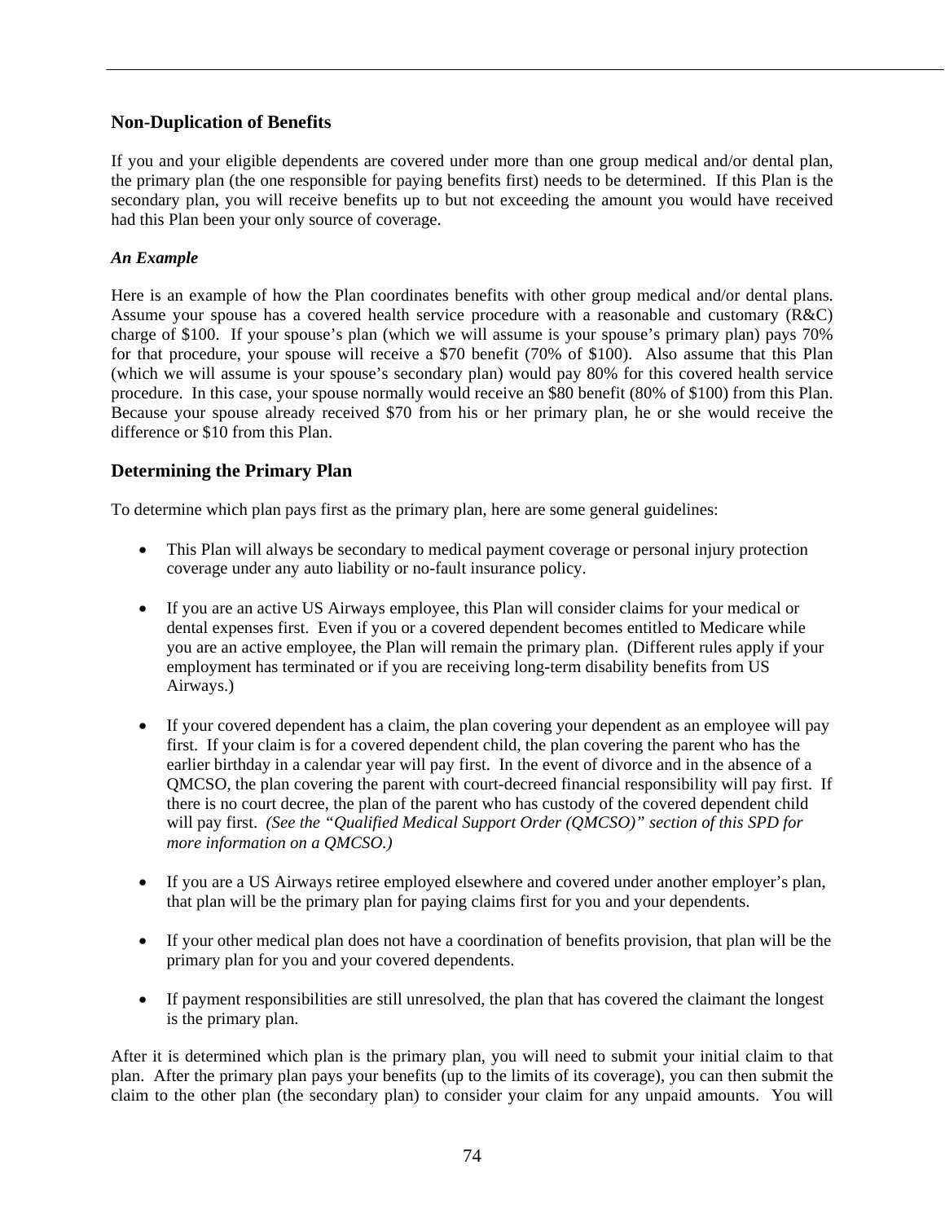## Non-Duplication of Benefits

If you and your eligible dependents are covered under more than one group medical and/or dental plan, the primary plan (the one responsible for paying benefits first) needs to be determined. If this Plan is the secondary plan, you will receive benefits up to but not exceeding the amount you would have received had this Plan been your only source of coverage.

### *An Example*

Here is an example of how the Plan coordinates benefits with other group medical and/or dental plans. Assume your spouse has a covered health service procedure with a reasonable and customary (R&C) charge of $100. If your spouse's plan (which we will assume is your spouse's primary plan) pays 70% for that procedure, your spouse will receive a $70 benefit (70% of $100). Also assume that this Plan (which we will assume is your spouse's secondary plan) would pay 80% for this covered health service procedure. In this case, your spouse normally would receive an $80 benefit (80% of $100) from this Plan. Because your spouse already received $70 from his or her primary plan, he or she would receive the difference or $10 from this Plan.

## Determining the Primary Plan

To determine which plan pays first as the primary plan, here are some general guidelines:

- This Plan will always be secondary to medical payment coverage or personal injury protection coverage under any auto liability or no-fault insurance policy.
- If you are an active US Airways employee, this Plan will consider claims for your medical or dental expenses first. Even if you or a covered dependent becomes entitled to Medicare while you are an active employee, the Plan will remain the primary plan. (Different rules apply if your employment has terminated or if you are receiving long-term disability benefits from US Airways.)
- If your covered dependent has a claim, the plan covering your dependent as an employee will pay first. If your claim is for a covered dependent child, the plan covering the parent who has the earlier birthday in a calendar year will pay first. In the event of divorce and in the absence of a QMCSO, the plan covering the parent with court-decreed financial responsibility will pay first. If there is no court decree, the plan of the parent who has custody of the covered dependent child will pay first. *(See the "Qualified Medical Support Order (QMCSO)" section of this SPD for more information on a QMCSO.)*
- If you are a US Airways retiree employed elsewhere and covered under another employer's plan, that plan will be the primary plan for paying claims first for you and your dependents.
- If your other medical plan does not have a coordination of benefits provision, that plan will be the primary plan for you and your covered dependents.
- If payment responsibilities are still unresolved, the plan that has covered the claimant the longest is the primary plan.

After it is determined which plan is the primary plan, you will need to submit your initial claim to that plan. After the primary plan pays your benefits (up to the limits of its coverage), you can then submit the claim to the other plan (the secondary plan) to consider your claim for any unpaid amounts. You will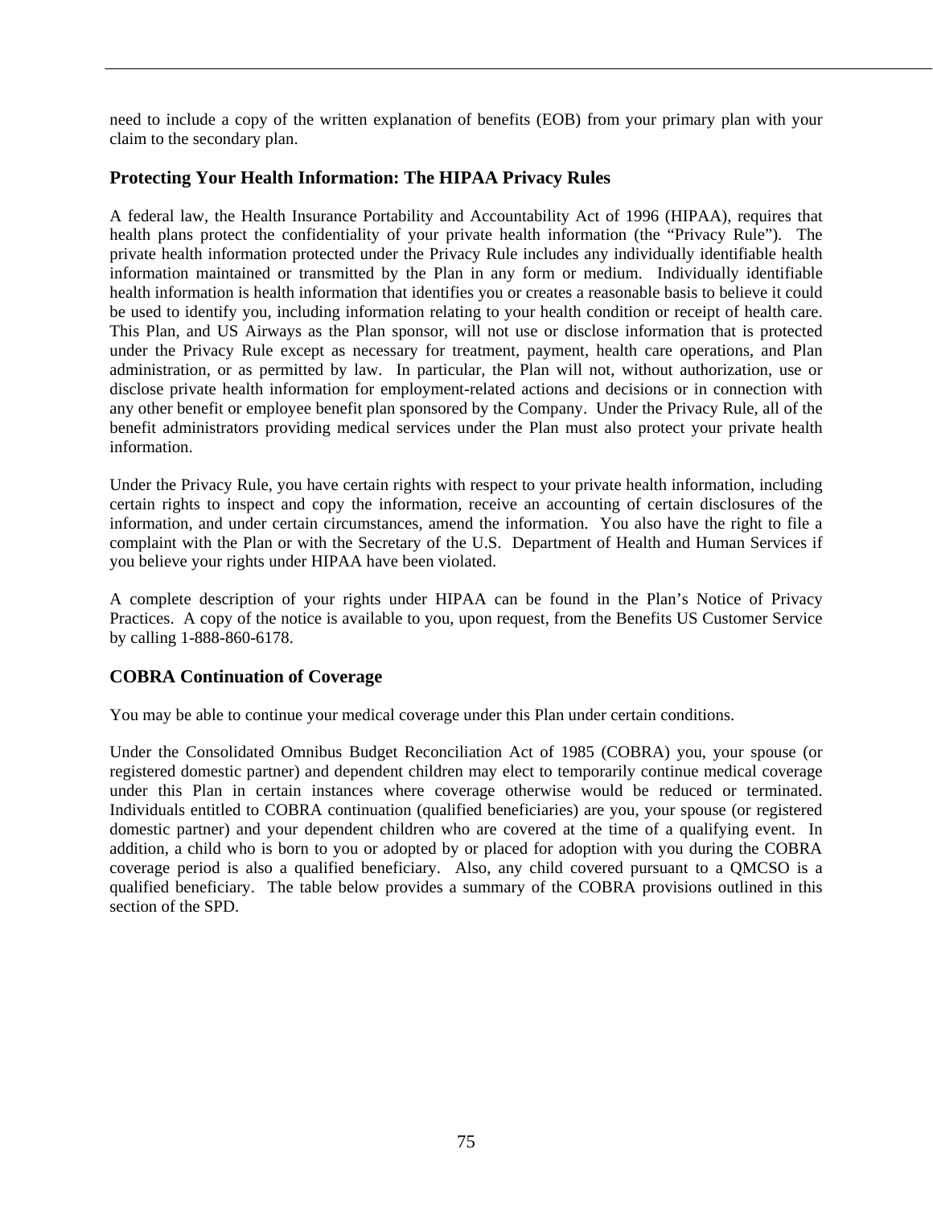need to include a copy of the written explanation of benefits (EOB) from your primary plan with your claim to the secondary plan.

### Protecting Your Health Information: The HIPAA Privacy Rules

A federal law, the Health Insurance Portability and Accountability Act of 1996 (HIPAA), requires that health plans protect the confidentiality of your private health information (the "Privacy Rule"). The private health information protected under the Privacy Rule includes any individually identifiable health information maintained or transmitted by the Plan in any form or medium. Individually identifiable health information is health information that identifies you or creates a reasonable basis to believe it could be used to identify you, including information relating to your health condition or receipt of health care. This Plan, and US Airways as the Plan sponsor, will not use or disclose information that is protected under the Privacy Rule except as necessary for treatment, payment, health care operations, and Plan administration, or as permitted by law. In particular, the Plan will not, without authorization, use or disclose private health information for employment-related actions and decisions or in connection with any other benefit or employee benefit plan sponsored by the Company. Under the Privacy Rule, all of the benefit administrators providing medical services under the Plan must also protect your private health information.

Under the Privacy Rule, you have certain rights with respect to your private health information, including certain rights to inspect and copy the information, receive an accounting of certain disclosures of the information, and under certain circumstances, amend the information. You also have the right to file a complaint with the Plan or with the Secretary of the U.S. Department of Health and Human Services if you believe your rights under HIPAA have been violated.

A complete description of your rights under HIPAA can be found in the Plan's Notice of Privacy Practices. A copy of the notice is available to you, upon request, from the Benefits US Customer Service by calling 1-888-860-6178.

### COBRA Continuation of Coverage

You may be able to continue your medical coverage under this Plan under certain conditions.

Under the Consolidated Omnibus Budget Reconciliation Act of 1985 (COBRA) you, your spouse (or registered domestic partner) and dependent children may elect to temporarily continue medical coverage under this Plan in certain instances where coverage otherwise would be reduced or terminated. Individuals entitled to COBRA continuation (qualified beneficiaries) are you, your spouse (or registered domestic partner) and your dependent children who are covered at the time of a qualifying event. In addition, a child who is born to you or adopted by or placed for adoption with you during the COBRA coverage period is also a qualified beneficiary. Also, any child covered pursuant to a QMCSO is a qualified beneficiary. The table below provides a summary of the COBRA provisions outlined in this section of the SPD.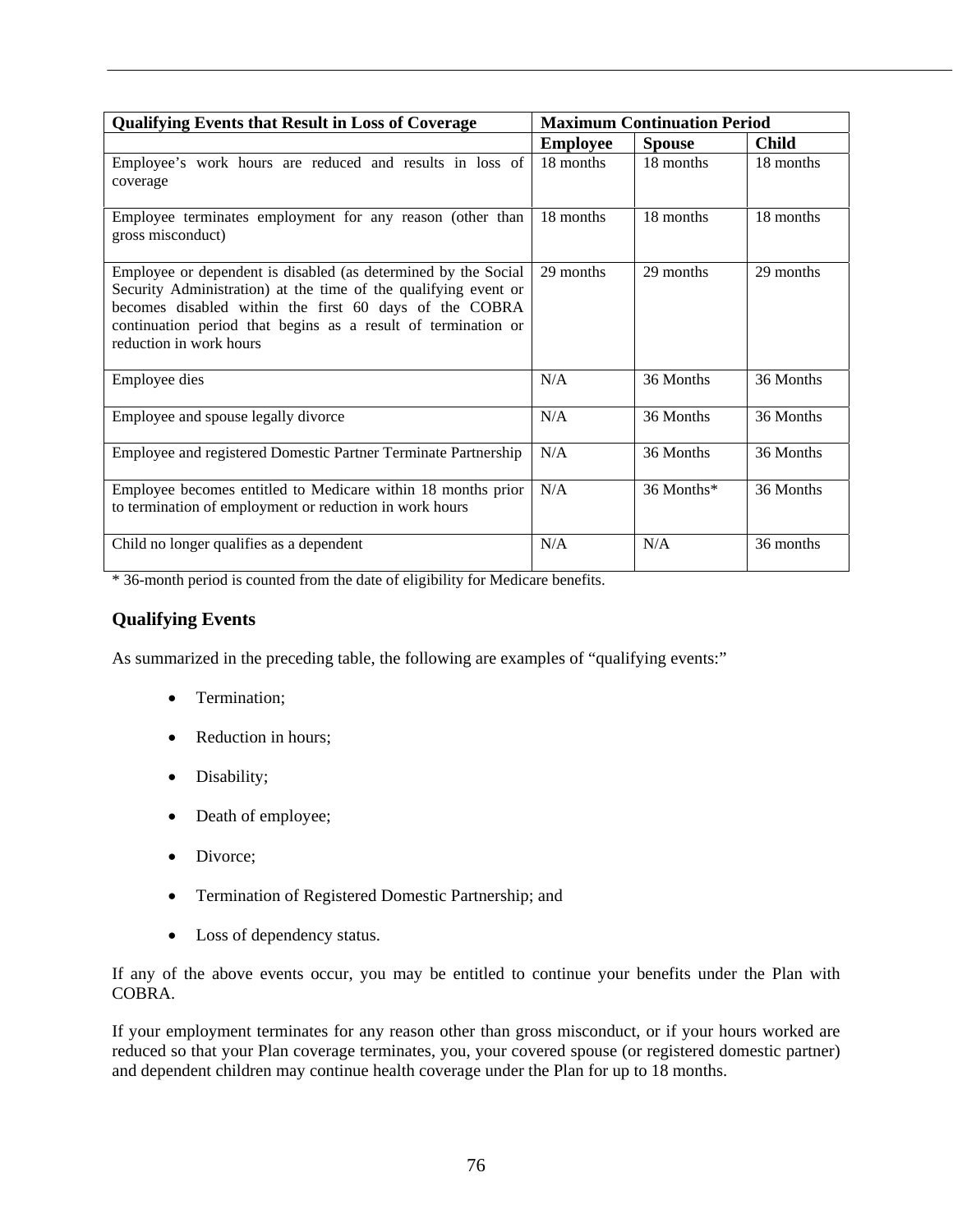| Qualifying Events that Result in Loss of Coverage | Maximum Continuation Period | | |
|---|---|---|---|
| | **Employee** | **Spouse** | **Child** |
| Employee's work hours are reduced and results in loss of coverage | 18 months | 18 months | 18 months |
| Employee terminates employment for any reason (other than gross misconduct) | 18 months | 18 months | 18 months |
| Employee or dependent is disabled (as determined by the Social Security Administration) at the time of the qualifying event or becomes disabled within the first 60 days of the COBRA continuation period that begins as a result of termination or reduction in work hours | 29 months | 29 months | 29 months |
| Employee dies | N/A | 36 Months | 36 Months |
| Employee and spouse legally divorce | N/A | 36 Months | 36 Months |
| Employee and registered Domestic Partner Terminate Partnership | N/A | 36 Months | 36 Months |
| Employee becomes entitled to Medicare within 18 months prior to termination of employment or reduction in work hours | N/A | 36 Months* | 36 Months |
| Child no longer qualifies as a dependent | N/A | N/A | 36 months |

* 36-month period is counted from the date of eligibility for Medicare benefits.

## Qualifying Events

As summarized in the preceding table, the following are examples of "qualifying events:"

- Termination;
- Reduction in hours;
- Disability;
- Death of employee;
- Divorce;
- Termination of Registered Domestic Partnership; and
- Loss of dependency status.

If any of the above events occur, you may be entitled to continue your benefits under the Plan with COBRA.

If your employment terminates for any reason other than gross misconduct, or if your hours worked are reduced so that your Plan coverage terminates, you, your covered spouse (or registered domestic partner) and dependent children may continue health coverage under the Plan for up to 18 months.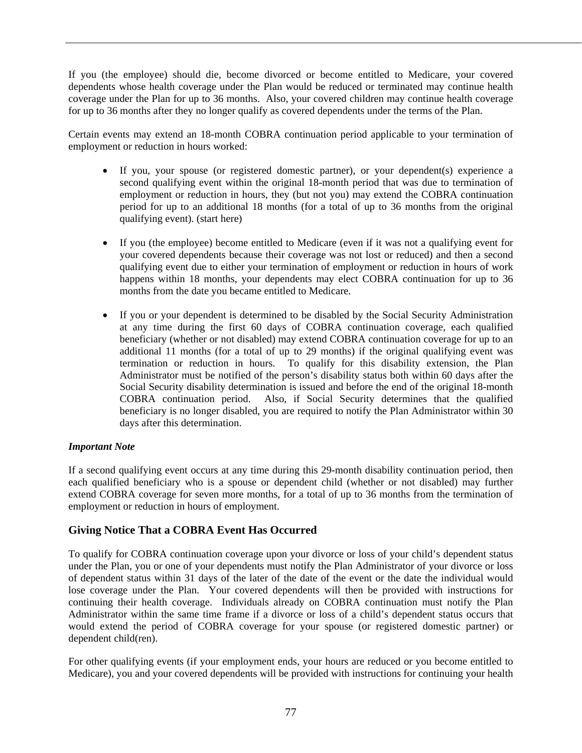If you (the employee) should die, become divorced or become entitled to Medicare, your covered dependents whose health coverage under the Plan would be reduced or terminated may continue health coverage under the Plan for up to 36 months. Also, your covered children may continue health coverage for up to 36 months after they no longer qualify as covered dependents under the terms of the Plan.

Certain events may extend an 18-month COBRA continuation period applicable to your termination of employment or reduction in hours worked:

- If you, your spouse (or registered domestic partner), or your dependent(s) experience a second qualifying event within the original 18-month period that was due to termination of employment or reduction in hours, they (but not you) may extend the COBRA continuation period for up to an additional 18 months (for a total of up to 36 months from the original qualifying event). (start here)

- If you (the employee) become entitled to Medicare (even if it was not a qualifying event for your covered dependents because their coverage was not lost or reduced) and then a second qualifying event due to either your termination of employment or reduction in hours of work happens within 18 months, your dependents may elect COBRA continuation for up to 36 months from the date you became entitled to Medicare.

- If you or your dependent is determined to be disabled by the Social Security Administration at any time during the first 60 days of COBRA continuation coverage, each qualified beneficiary (whether or not disabled) may extend COBRA continuation coverage for up to an additional 11 months (for a total of up to 29 months) if the original qualifying event was termination or reduction in hours. To qualify for this disability extension, the Plan Administrator must be notified of the person's disability status both within 60 days after the Social Security disability determination is issued and before the end of the original 18-month COBRA continuation period. Also, if Social Security determines that the qualified beneficiary is no longer disabled, you are required to notify the Plan Administrator within 30 days after this determination.

***Important Note***

If a second qualifying event occurs at any time during this 29-month disability continuation period, then each qualified beneficiary who is a spouse or dependent child (whether or not disabled) may further extend COBRA coverage for seven more months, for a total of up to 36 months from the termination of employment or reduction in hours of employment.

## Giving Notice That a COBRA Event Has Occurred

To qualify for COBRA continuation coverage upon your divorce or loss of your child's dependent status under the Plan, you or one of your dependents must notify the Plan Administrator of your divorce or loss of dependent status within 31 days of the later of the date of the event or the date the individual would lose coverage under the Plan. Your covered dependents will then be provided with instructions for continuing their health coverage. Individuals already on COBRA continuation must notify the Plan Administrator within the same time frame if a divorce or loss of a child's dependent status occurs that would extend the period of COBRA coverage for your spouse (or registered domestic partner) or dependent child(ren).

For other qualifying events (if your employment ends, your hours are reduced or you become entitled to Medicare), you and your covered dependents will be provided with instructions for continuing your health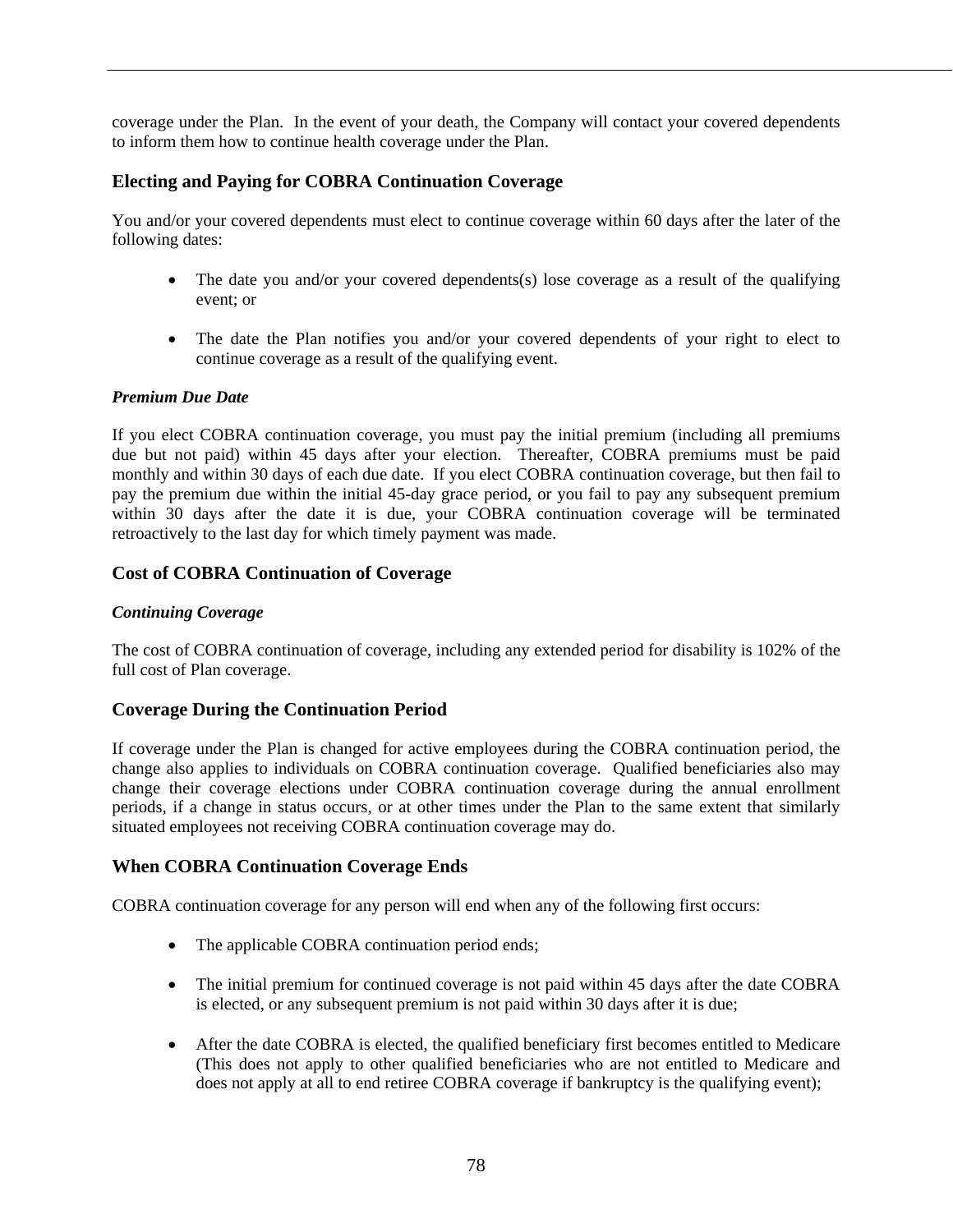coverage under the Plan. In the event of your death, the Company will contact your covered dependents to inform them how to continue health coverage under the Plan.

## Electing and Paying for COBRA Continuation Coverage

You and/or your covered dependents must elect to continue coverage within 60 days after the later of the following dates:

- The date you and/or your covered dependents(s) lose coverage as a result of the qualifying event; or
- The date the Plan notifies you and/or your covered dependents of your right to elect to continue coverage as a result of the qualifying event.

### *Premium Due Date*

If you elect COBRA continuation coverage, you must pay the initial premium (including all premiums due but not paid) within 45 days after your election. Thereafter, COBRA premiums must be paid monthly and within 30 days of each due date. If you elect COBRA continuation coverage, but then fail to pay the premium due within the initial 45-day grace period, or you fail to pay any subsequent premium within 30 days after the date it is due, your COBRA continuation coverage will be terminated retroactively to the last day for which timely payment was made.

## Cost of COBRA Continuation of Coverage

### *Continuing Coverage*

The cost of COBRA continuation of coverage, including any extended period for disability is 102% of the full cost of Plan coverage.

## Coverage During the Continuation Period

If coverage under the Plan is changed for active employees during the COBRA continuation period, the change also applies to individuals on COBRA continuation coverage. Qualified beneficiaries also may change their coverage elections under COBRA continuation coverage during the annual enrollment periods, if a change in status occurs, or at other times under the Plan to the same extent that similarly situated employees not receiving COBRA continuation coverage may do.

## When COBRA Continuation Coverage Ends

COBRA continuation coverage for any person will end when any of the following first occurs:

- The applicable COBRA continuation period ends;
- The initial premium for continued coverage is not paid within 45 days after the date COBRA is elected, or any subsequent premium is not paid within 30 days after it is due;
- After the date COBRA is elected, the qualified beneficiary first becomes entitled to Medicare (This does not apply to other qualified beneficiaries who are not entitled to Medicare and does not apply at all to end retiree COBRA coverage if bankruptcy is the qualifying event);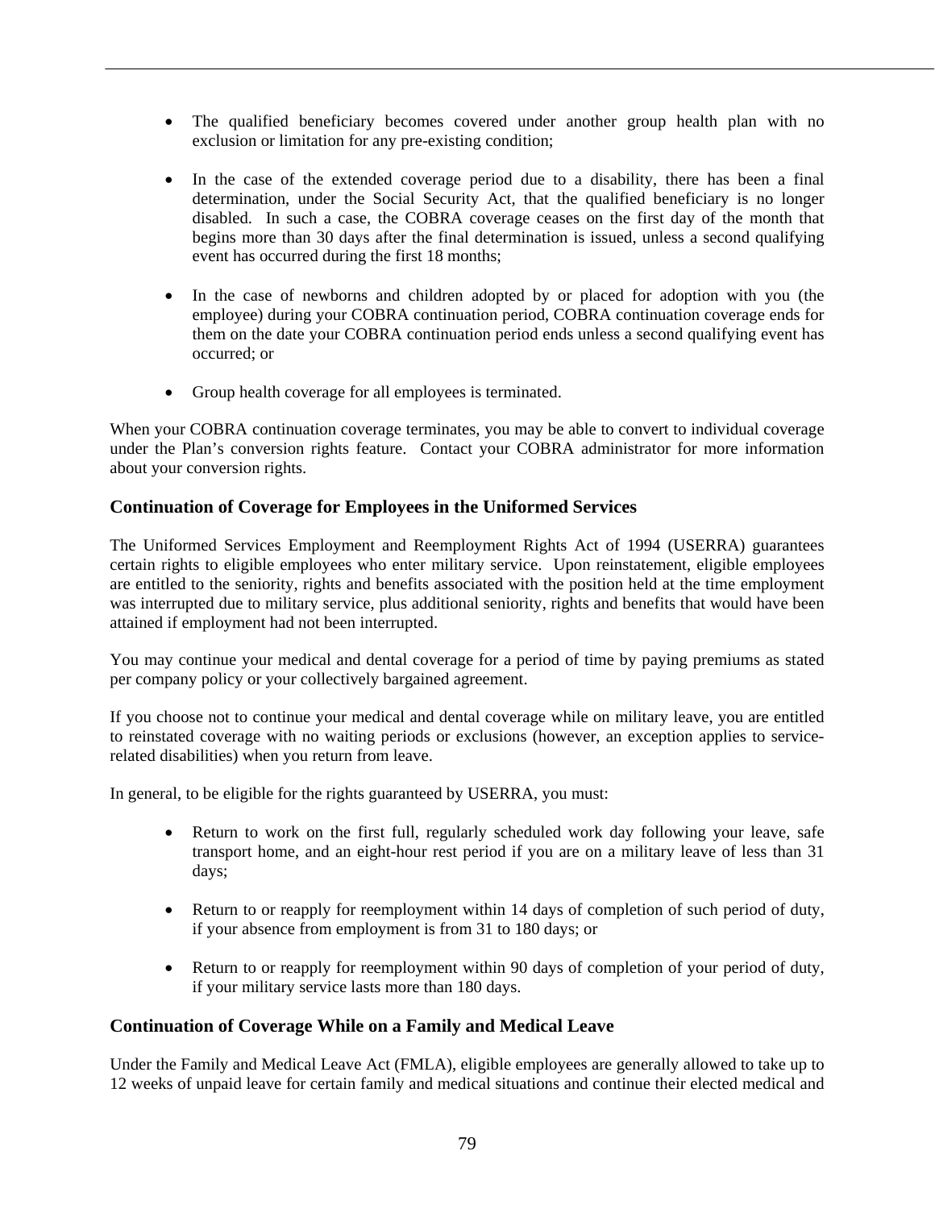- The qualified beneficiary becomes covered under another group health plan with no exclusion or limitation for any pre-existing condition;

- In the case of the extended coverage period due to a disability, there has been a final determination, under the Social Security Act, that the qualified beneficiary is no longer disabled. In such a case, the COBRA coverage ceases on the first day of the month that begins more than 30 days after the final determination is issued, unless a second qualifying event has occurred during the first 18 months;

- In the case of newborns and children adopted by or placed for adoption with you (the employee) during your COBRA continuation period, COBRA continuation coverage ends for them on the date your COBRA continuation period ends unless a second qualifying event has occurred; or

- Group health coverage for all employees is terminated.

When your COBRA continuation coverage terminates, you may be able to convert to individual coverage under the Plan's conversion rights feature. Contact your COBRA administrator for more information about your conversion rights.

### Continuation of Coverage for Employees in the Uniformed Services

The Uniformed Services Employment and Reemployment Rights Act of 1994 (USERRA) guarantees certain rights to eligible employees who enter military service. Upon reinstatement, eligible employees are entitled to the seniority, rights and benefits associated with the position held at the time employment was interrupted due to military service, plus additional seniority, rights and benefits that would have been attained if employment had not been interrupted.

You may continue your medical and dental coverage for a period of time by paying premiums as stated per company policy or your collectively bargained agreement.

If you choose not to continue your medical and dental coverage while on military leave, you are entitled to reinstated coverage with no waiting periods or exclusions (however, an exception applies to service-related disabilities) when you return from leave.

In general, to be eligible for the rights guaranteed by USERRA, you must:

- Return to work on the first full, regularly scheduled work day following your leave, safe transport home, and an eight-hour rest period if you are on a military leave of less than 31 days;

- Return to or reapply for reemployment within 14 days of completion of such period of duty, if your absence from employment is from 31 to 180 days; or

- Return to or reapply for reemployment within 90 days of completion of your period of duty, if your military service lasts more than 180 days.

### Continuation of Coverage While on a Family and Medical Leave

Under the Family and Medical Leave Act (FMLA), eligible employees are generally allowed to take up to 12 weeks of unpaid leave for certain family and medical situations and continue their elected medical and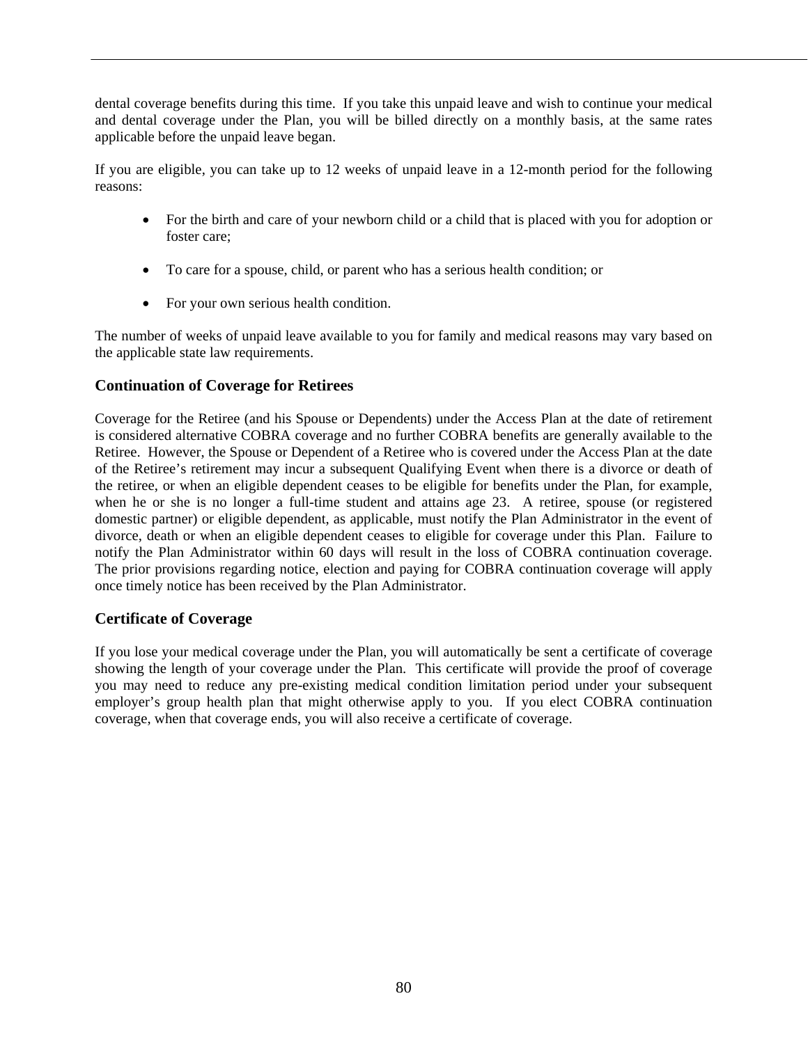dental coverage benefits during this time. If you take this unpaid leave and wish to continue your medical and dental coverage under the Plan, you will be billed directly on a monthly basis, at the same rates applicable before the unpaid leave began.

If you are eligible, you can take up to 12 weeks of unpaid leave in a 12-month period for the following reasons:

- For the birth and care of your newborn child or a child that is placed with you for adoption or foster care;
- To care for a spouse, child, or parent who has a serious health condition; or
- For your own serious health condition.

The number of weeks of unpaid leave available to you for family and medical reasons may vary based on the applicable state law requirements.

### Continuation of Coverage for Retirees

Coverage for the Retiree (and his Spouse or Dependents) under the Access Plan at the date of retirement is considered alternative COBRA coverage and no further COBRA benefits are generally available to the Retiree. However, the Spouse or Dependent of a Retiree who is covered under the Access Plan at the date of the Retiree's retirement may incur a subsequent Qualifying Event when there is a divorce or death of the retiree, or when an eligible dependent ceases to be eligible for benefits under the Plan, for example, when he or she is no longer a full-time student and attains age 23. A retiree, spouse (or registered domestic partner) or eligible dependent, as applicable, must notify the Plan Administrator in the event of divorce, death or when an eligible dependent ceases to eligible for coverage under this Plan. Failure to notify the Plan Administrator within 60 days will result in the loss of COBRA continuation coverage. The prior provisions regarding notice, election and paying for COBRA continuation coverage will apply once timely notice has been received by the Plan Administrator.

### Certificate of Coverage

If you lose your medical coverage under the Plan, you will automatically be sent a certificate of coverage showing the length of your coverage under the Plan. This certificate will provide the proof of coverage you may need to reduce any pre-existing medical condition limitation period under your subsequent employer's group health plan that might otherwise apply to you. If you elect COBRA continuation coverage, when that coverage ends, you will also receive a certificate of coverage.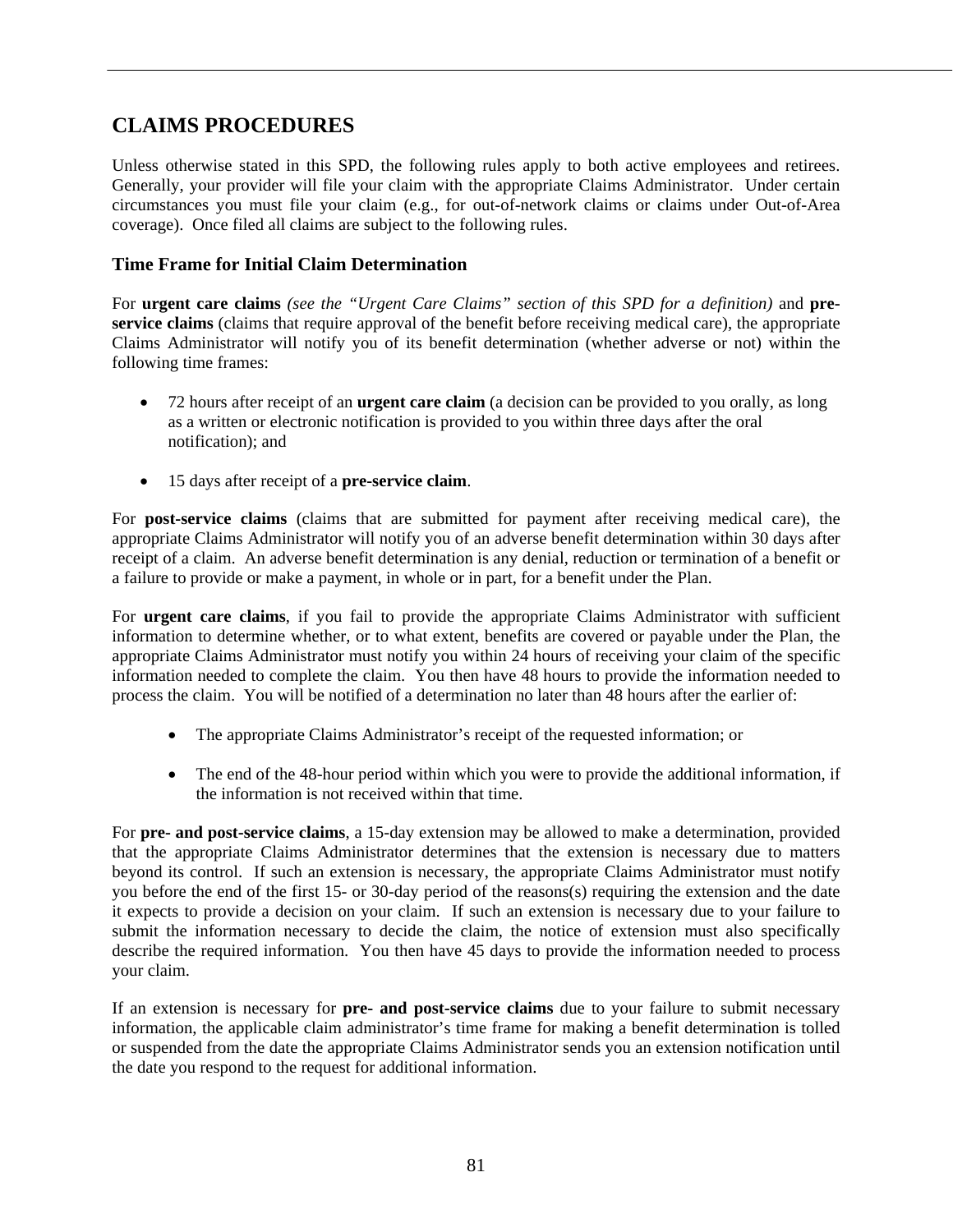## CLAIMS PROCEDURES

Unless otherwise stated in this SPD, the following rules apply to both active employees and retirees. Generally, your provider will file your claim with the appropriate Claims Administrator. Under certain circumstances you must file your claim (e.g., for out-of-network claims or claims under Out-of-Area coverage). Once filed all claims are subject to the following rules.

### Time Frame for Initial Claim Determination

For **urgent care claims** *(see the "Urgent Care Claims" section of this SPD for a definition)* and **pre-service claims** (claims that require approval of the benefit before receiving medical care), the appropriate Claims Administrator will notify you of its benefit determination (whether adverse or not) within the following time frames:

- 72 hours after receipt of an **urgent care claim** (a decision can be provided to you orally, as long as a written or electronic notification is provided to you within three days after the oral notification); and

- 15 days after receipt of a **pre-service claim**.

For **post-service claims** (claims that are submitted for payment after receiving medical care), the appropriate Claims Administrator will notify you of an adverse benefit determination within 30 days after receipt of a claim. An adverse benefit determination is any denial, reduction or termination of a benefit or a failure to provide or make a payment, in whole or in part, for a benefit under the Plan.

For **urgent care claims**, if you fail to provide the appropriate Claims Administrator with sufficient information to determine whether, or to what extent, benefits are covered or payable under the Plan, the appropriate Claims Administrator must notify you within 24 hours of receiving your claim of the specific information needed to complete the claim. You then have 48 hours to provide the information needed to process the claim. You will be notified of a determination no later than 48 hours after the earlier of:

- The appropriate Claims Administrator's receipt of the requested information; or

- The end of the 48-hour period within which you were to provide the additional information, if the information is not received within that time.

For **pre- and post-service claims**, a 15-day extension may be allowed to make a determination, provided that the appropriate Claims Administrator determines that the extension is necessary due to matters beyond its control. If such an extension is necessary, the appropriate Claims Administrator must notify you before the end of the first 15- or 30-day period of the reasons(s) requiring the extension and the date it expects to provide a decision on your claim. If such an extension is necessary due to your failure to submit the information necessary to decide the claim, the notice of extension must also specifically describe the required information. You then have 45 days to provide the information needed to process your claim.

If an extension is necessary for **pre- and post-service claims** due to your failure to submit necessary information, the applicable claim administrator's time frame for making a benefit determination is tolled or suspended from the date the appropriate Claims Administrator sends you an extension notification until the date you respond to the request for additional information.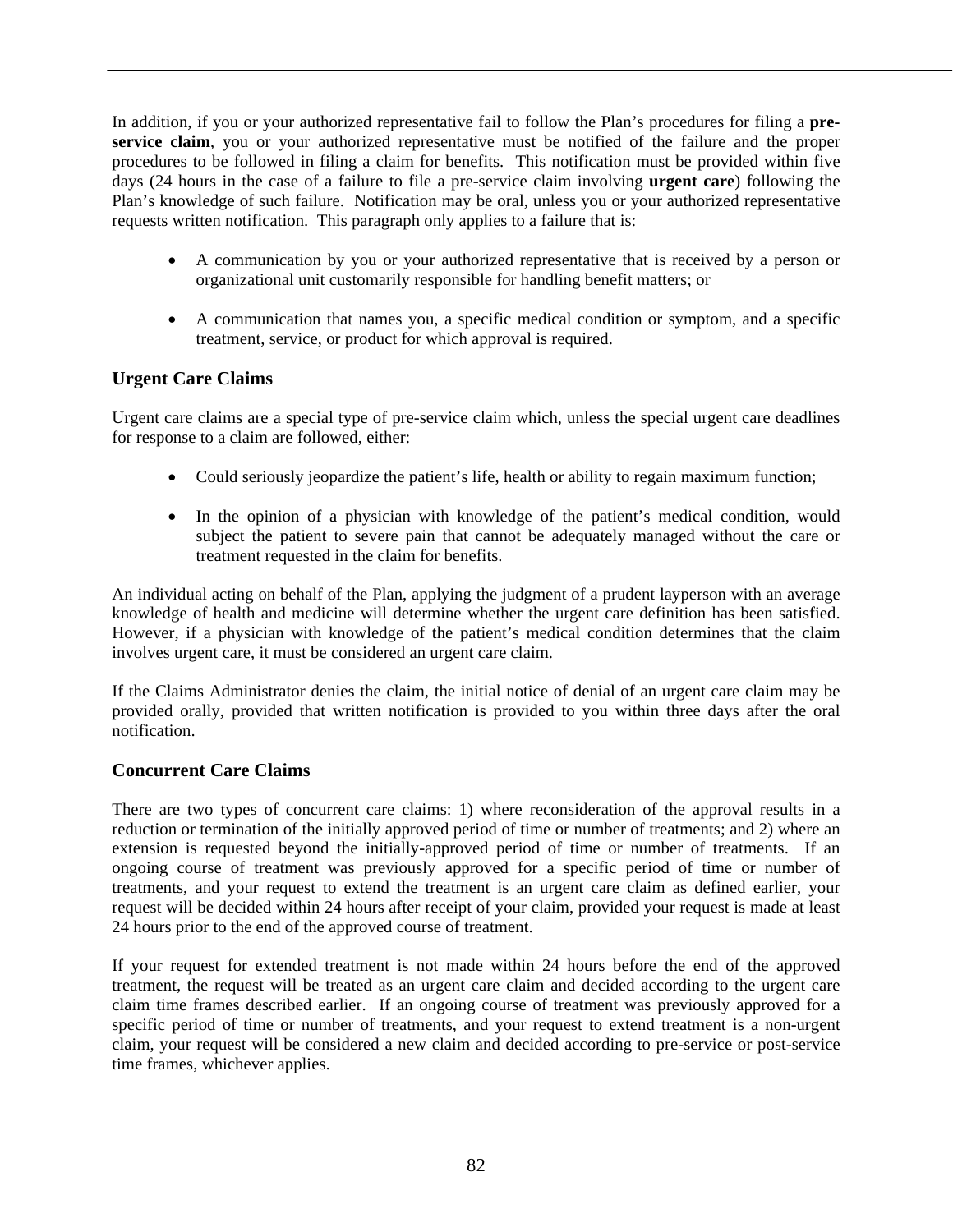In addition, if you or your authorized representative fail to follow the Plan's procedures for filing a **pre-service claim**, you or your authorized representative must be notified of the failure and the proper procedures to be followed in filing a claim for benefits. This notification must be provided within five days (24 hours in the case of a failure to file a pre-service claim involving **urgent care**) following the Plan's knowledge of such failure. Notification may be oral, unless you or your authorized representative requests written notification. This paragraph only applies to a failure that is:

- A communication by you or your authorized representative that is received by a person or organizational unit customarily responsible for handling benefit matters; or
- A communication that names you, a specific medical condition or symptom, and a specific treatment, service, or product for which approval is required.

### Urgent Care Claims

Urgent care claims are a special type of pre-service claim which, unless the special urgent care deadlines for response to a claim are followed, either:

- Could seriously jeopardize the patient's life, health or ability to regain maximum function;
- In the opinion of a physician with knowledge of the patient's medical condition, would subject the patient to severe pain that cannot be adequately managed without the care or treatment requested in the claim for benefits.

An individual acting on behalf of the Plan, applying the judgment of a prudent layperson with an average knowledge of health and medicine will determine whether the urgent care definition has been satisfied. However, if a physician with knowledge of the patient's medical condition determines that the claim involves urgent care, it must be considered an urgent care claim.

If the Claims Administrator denies the claim, the initial notice of denial of an urgent care claim may be provided orally, provided that written notification is provided to you within three days after the oral notification.

### Concurrent Care Claims

There are two types of concurrent care claims: 1) where reconsideration of the approval results in a reduction or termination of the initially approved period of time or number of treatments; and 2) where an extension is requested beyond the initially-approved period of time or number of treatments. If an ongoing course of treatment was previously approved for a specific period of time or number of treatments, and your request to extend the treatment is an urgent care claim as defined earlier, your request will be decided within 24 hours after receipt of your claim, provided your request is made at least 24 hours prior to the end of the approved course of treatment.

If your request for extended treatment is not made within 24 hours before the end of the approved treatment, the request will be treated as an urgent care claim and decided according to the urgent care claim time frames described earlier. If an ongoing course of treatment was previously approved for a specific period of time or number of treatments, and your request to extend treatment is a non-urgent claim, your request will be considered a new claim and decided according to pre-service or post-service time frames, whichever applies.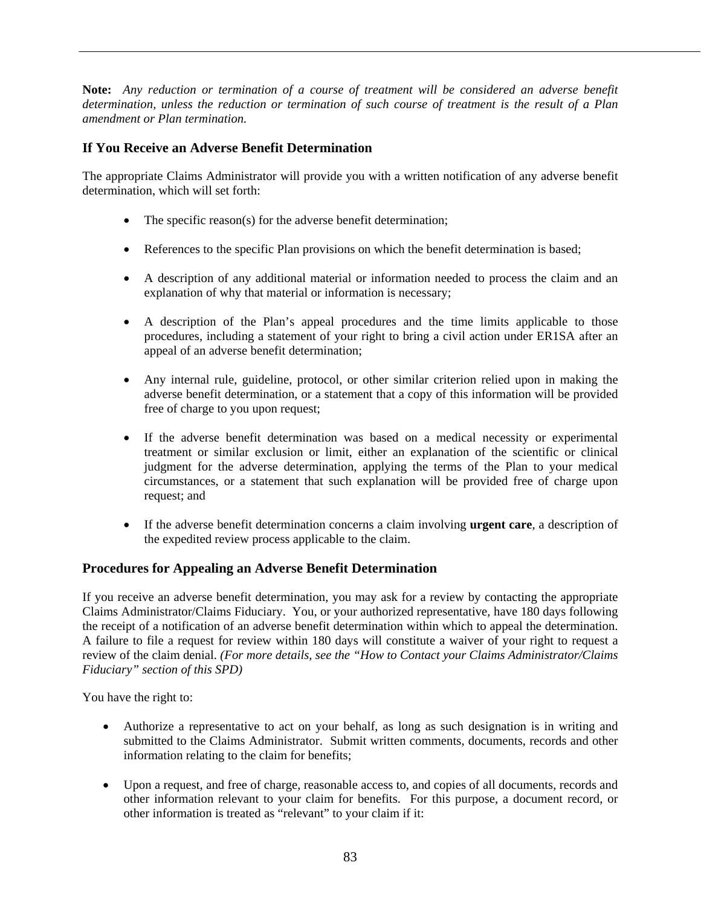**Note:** *Any reduction or termination of a course of treatment will be considered an adverse benefit determination, unless the reduction or termination of such course of treatment is the result of a Plan amendment or Plan termination.*

### If You Receive an Adverse Benefit Determination

The appropriate Claims Administrator will provide you with a written notification of any adverse benefit determination, which will set forth:

- The specific reason(s) for the adverse benefit determination;
- References to the specific Plan provisions on which the benefit determination is based;
- A description of any additional material or information needed to process the claim and an explanation of why that material or information is necessary;
- A description of the Plan's appeal procedures and the time limits applicable to those procedures, including a statement of your right to bring a civil action under ER1SA after an appeal of an adverse benefit determination;
- Any internal rule, guideline, protocol, or other similar criterion relied upon in making the adverse benefit determination, or a statement that a copy of this information will be provided free of charge to you upon request;
- If the adverse benefit determination was based on a medical necessity or experimental treatment or similar exclusion or limit, either an explanation of the scientific or clinical judgment for the adverse determination, applying the terms of the Plan to your medical circumstances, or a statement that such explanation will be provided free of charge upon request; and
- If the adverse benefit determination concerns a claim involving **urgent care**, a description of the expedited review process applicable to the claim.

### Procedures for Appealing an Adverse Benefit Determination

If you receive an adverse benefit determination, you may ask for a review by contacting the appropriate Claims Administrator/Claims Fiduciary. You, or your authorized representative, have 180 days following the receipt of a notification of an adverse benefit determination within which to appeal the determination. A failure to file a request for review within 180 days will constitute a waiver of your right to request a review of the claim denial. *(For more details, see the "How to Contact your Claims Administrator/Claims Fiduciary" section of this SPD)*

You have the right to:

- Authorize a representative to act on your behalf, as long as such designation is in writing and submitted to the Claims Administrator. Submit written comments, documents, records and other information relating to the claim for benefits;
- Upon a request, and free of charge, reasonable access to, and copies of all documents, records and other information relevant to your claim for benefits. For this purpose, a document record, or other information is treated as "relevant" to your claim if it: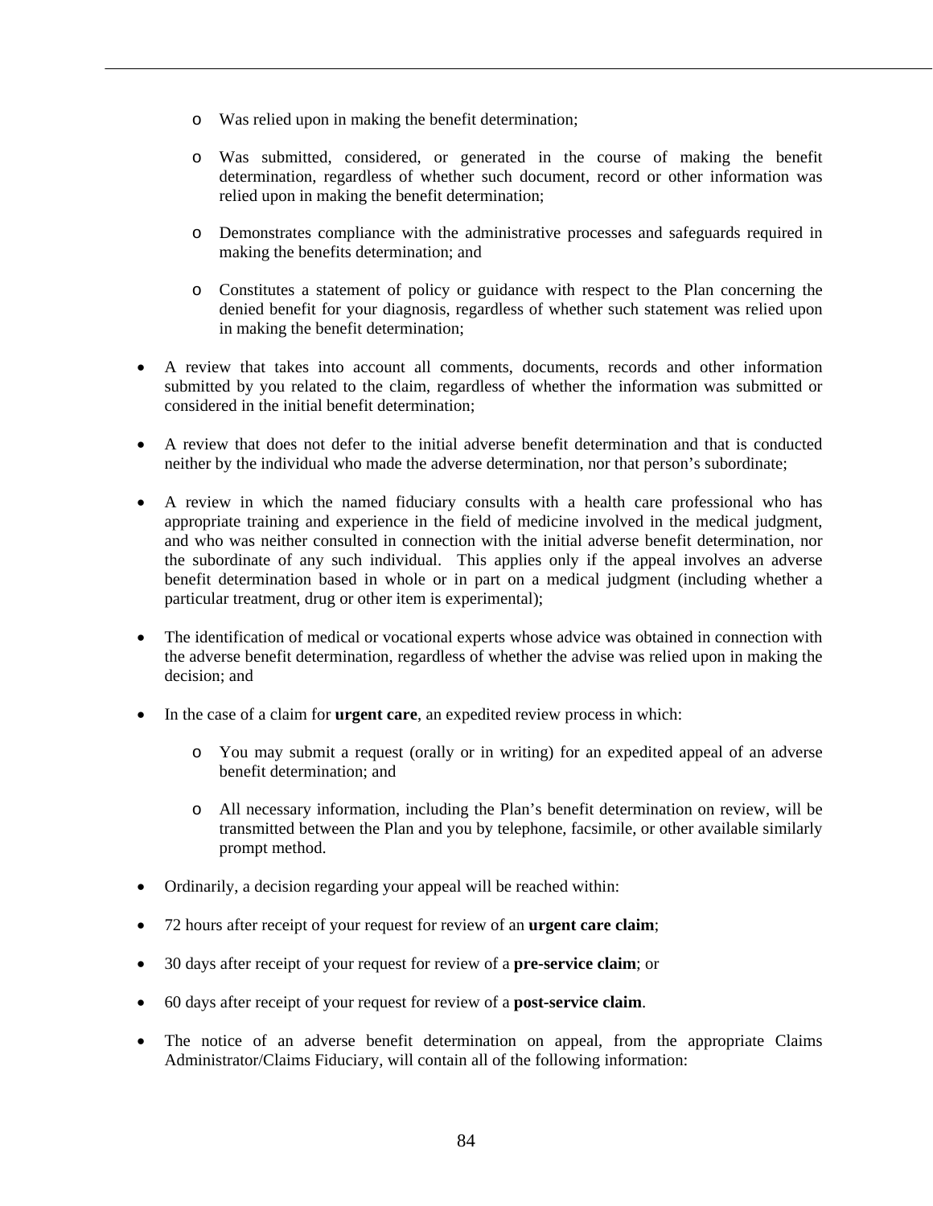- Was relied upon in making the benefit determination;

  - Was submitted, considered, or generated in the course of making the benefit determination, regardless of whether such document, record or other information was relied upon in making the benefit determination;

  - Demonstrates compliance with the administrative processes and safeguards required in making the benefits determination; and

  - Constitutes a statement of policy or guidance with respect to the Plan concerning the denied benefit for your diagnosis, regardless of whether such statement was relied upon in making the benefit determination;

- A review that takes into account all comments, documents, records and other information submitted by you related to the claim, regardless of whether the information was submitted or considered in the initial benefit determination;

- A review that does not defer to the initial adverse benefit determination and that is conducted neither by the individual who made the adverse determination, nor that person's subordinate;

- A review in which the named fiduciary consults with a health care professional who has appropriate training and experience in the field of medicine involved in the medical judgment, and who was neither consulted in connection with the initial adverse benefit determination, nor the subordinate of any such individual. This applies only if the appeal involves an adverse benefit determination based in whole or in part on a medical judgment (including whether a particular treatment, drug or other item is experimental);

- The identification of medical or vocational experts whose advice was obtained in connection with the adverse benefit determination, regardless of whether the advise was relied upon in making the decision; and

- In the case of a claim for **urgent care**, an expedited review process in which:

  - You may submit a request (orally or in writing) for an expedited appeal of an adverse benefit determination; and

  - All necessary information, including the Plan's benefit determination on review, will be transmitted between the Plan and you by telephone, facsimile, or other available similarly prompt method.

- Ordinarily, a decision regarding your appeal will be reached within:

- 72 hours after receipt of your request for review of an **urgent care claim**;

- 30 days after receipt of your request for review of a **pre-service claim**; or

- 60 days after receipt of your request for review of a **post-service claim**.

- The notice of an adverse benefit determination on appeal, from the appropriate Claims Administrator/Claims Fiduciary, will contain all of the following information: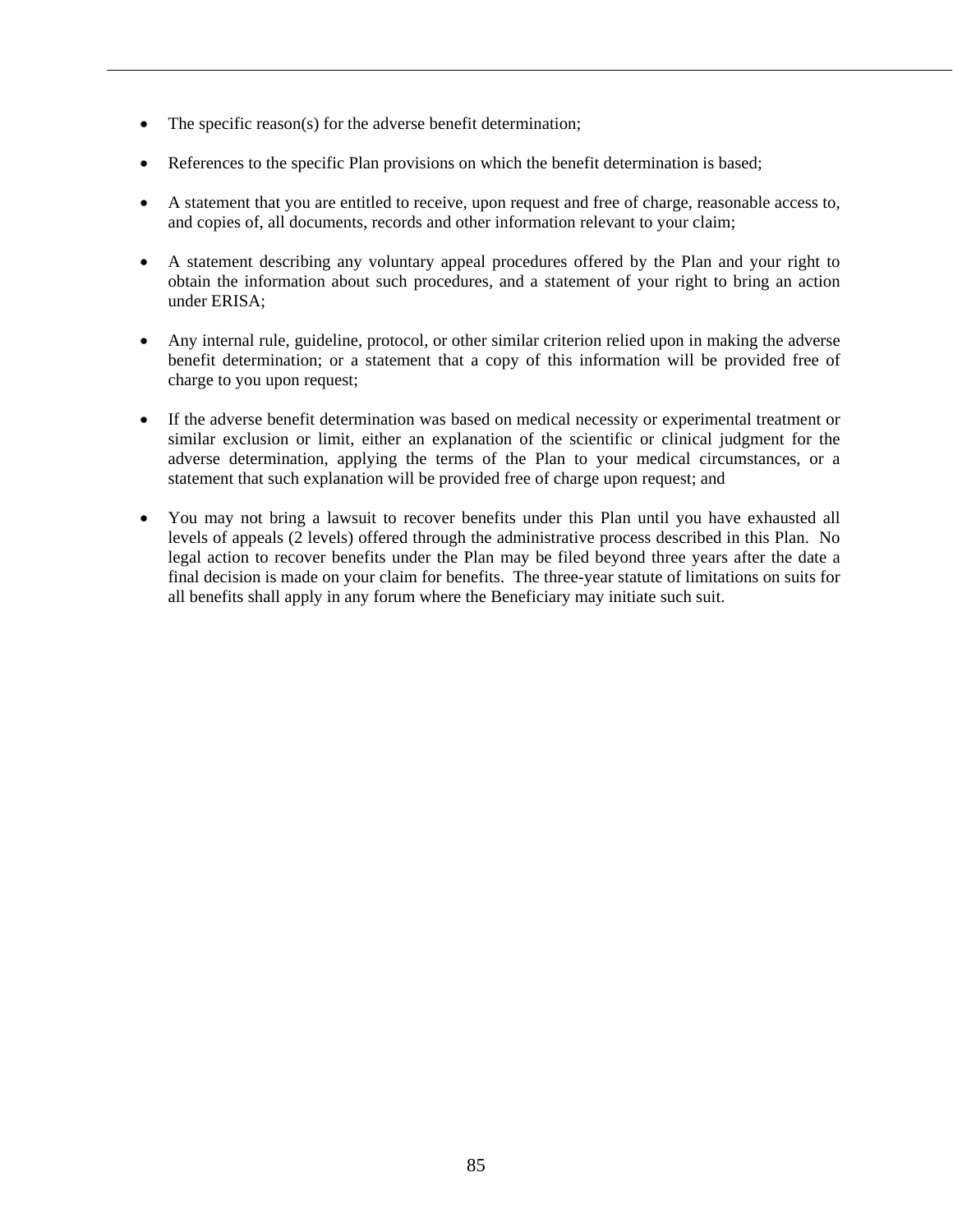- The specific reason(s) for the adverse benefit determination;
- References to the specific Plan provisions on which the benefit determination is based;
- A statement that you are entitled to receive, upon request and free of charge, reasonable access to, and copies of, all documents, records and other information relevant to your claim;
- A statement describing any voluntary appeal procedures offered by the Plan and your right to obtain the information about such procedures, and a statement of your right to bring an action under ERISA;
- Any internal rule, guideline, protocol, or other similar criterion relied upon in making the adverse benefit determination; or a statement that a copy of this information will be provided free of charge to you upon request;
- If the adverse benefit determination was based on medical necessity or experimental treatment or similar exclusion or limit, either an explanation of the scientific or clinical judgment for the adverse determination, applying the terms of the Plan to your medical circumstances, or a statement that such explanation will be provided free of charge upon request; and
- You may not bring a lawsuit to recover benefits under this Plan until you have exhausted all levels of appeals (2 levels) offered through the administrative process described in this Plan. No legal action to recover benefits under the Plan may be filed beyond three years after the date a final decision is made on your claim for benefits. The three-year statute of limitations on suits for all benefits shall apply in any forum where the Beneficiary may initiate such suit.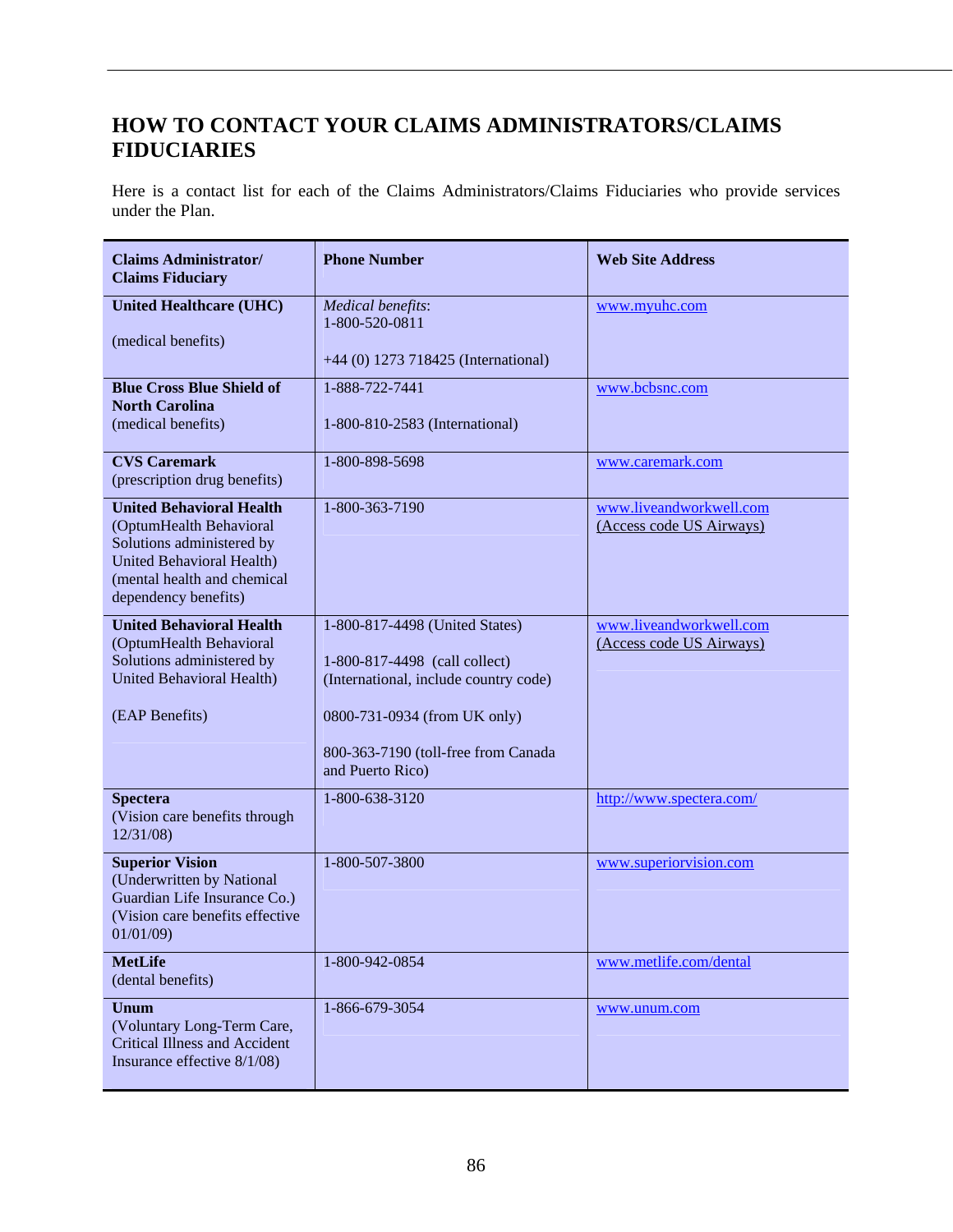## HOW TO CONTACT YOUR CLAIMS ADMINISTRATORS/CLAIMS FIDUCIARIES

Here is a contact list for each of the Claims Administrators/Claims Fiduciaries who provide services under the Plan.

| Claims Administrator/ Claims Fiduciary | Phone Number | Web Site Address |
|---|---|---|
| **United Healthcare (UHC)**<br><br>(medical benefits) | *Medical benefits*:<br>1-800-520-0811<br><br>+44 (0) 1273 718425 (International) | www.myuhc.com |
| **Blue Cross Blue Shield of North Carolina**<br>(medical benefits) | 1-888-722-7441<br><br>1-800-810-2583 (International) | www.bcbsnc.com |
| **CVS Caremark**<br>(prescription drug benefits) | 1-800-898-5698 | www.caremark.com |
| **United Behavioral Health**<br>(OptumHealth Behavioral Solutions administered by United Behavioral Health)<br>(mental health and chemical dependency benefits) | 1-800-363-7190 | www.liveandworkwell.com<br>(Access code US Airways) |
| **United Behavioral Health**<br>(OptumHealth Behavioral Solutions administered by United Behavioral Health)<br><br>(EAP Benefits) | 1-800-817-4498 (United States)<br><br>1-800-817-4498 (call collect)<br>(International, include country code)<br><br>0800-731-0934 (from UK only)<br><br>800-363-7190 (toll-free from Canada and Puerto Rico) | www.liveandworkwell.com<br>(Access code US Airways) |
| **Spectera**<br>(Vision care benefits through 12/31/08) | 1-800-638-3120 | http://www.spectera.com/ |
| **Superior Vision**<br>(Underwritten by National Guardian Life Insurance Co.)<br>(Vision care benefits effective 01/01/09) | 1-800-507-3800 | www.superiorvision.com |
| **MetLife**<br>(dental benefits) | 1-800-942-0854 | www.metlife.com/dental |
| **Unum**<br>(Voluntary Long-Term Care, Critical Illness and Accident Insurance effective 8/1/08) | 1-866-679-3054 | www.unum.com |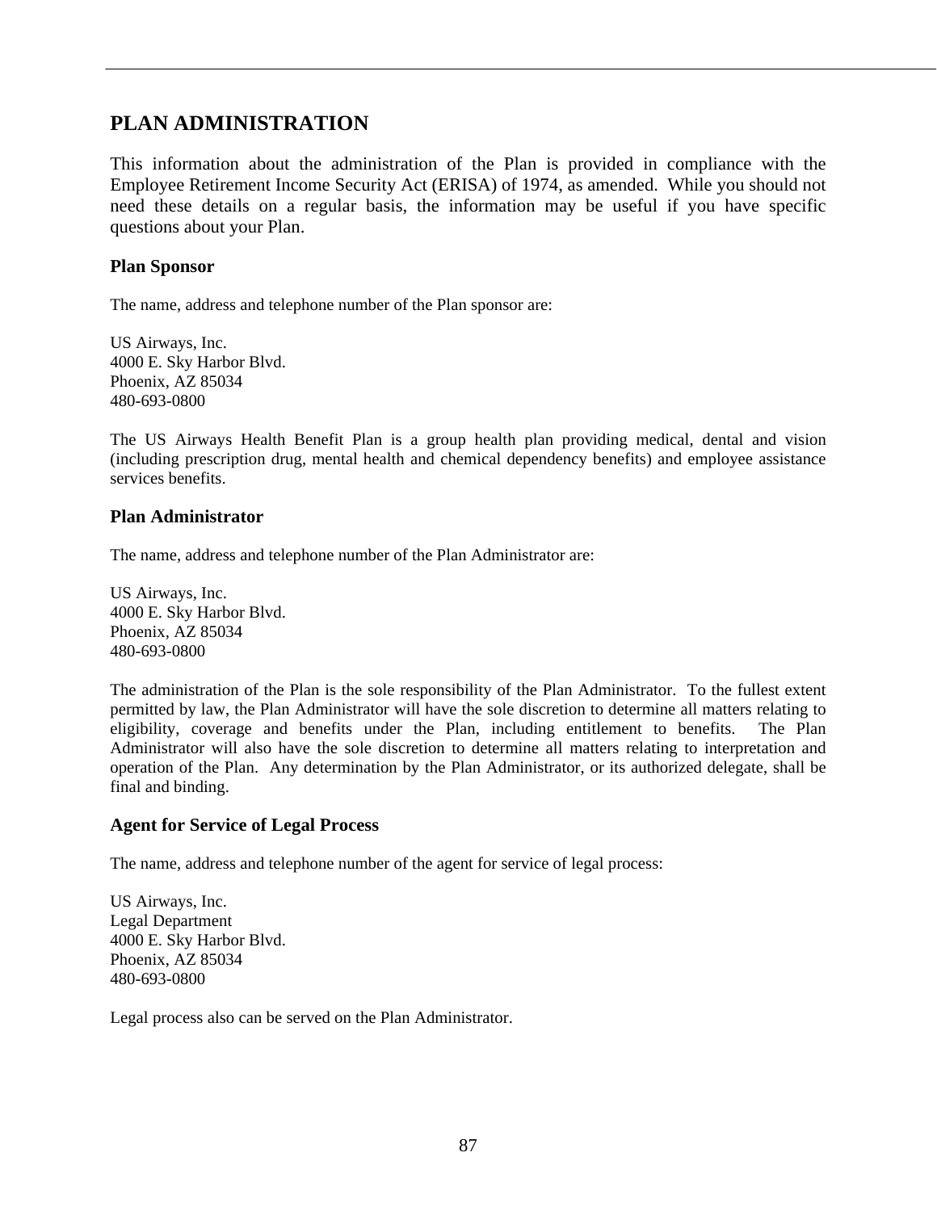# PLAN ADMINISTRATION

This information about the administration of the Plan is provided in compliance with the Employee Retirement Income Security Act (ERISA) of 1974, as amended. While you should not need these details on a regular basis, the information may be useful if you have specific questions about your Plan.

### Plan Sponsor

The name, address and telephone number of the Plan sponsor are:

US Airways, Inc.
4000 E. Sky Harbor Blvd.
Phoenix, AZ 85034
480-693-0800

The US Airways Health Benefit Plan is a group health plan providing medical, dental and vision (including prescription drug, mental health and chemical dependency benefits) and employee assistance services benefits.

### Plan Administrator

The name, address and telephone number of the Plan Administrator are:

US Airways, Inc.
4000 E. Sky Harbor Blvd.
Phoenix, AZ 85034
480-693-0800

The administration of the Plan is the sole responsibility of the Plan Administrator. To the fullest extent permitted by law, the Plan Administrator will have the sole discretion to determine all matters relating to eligibility, coverage and benefits under the Plan, including entitlement to benefits. The Plan Administrator will also have the sole discretion to determine all matters relating to interpretation and operation of the Plan. Any determination by the Plan Administrator, or its authorized delegate, shall be final and binding.

### Agent for Service of Legal Process

The name, address and telephone number of the agent for service of legal process:

US Airways, Inc.
Legal Department
4000 E. Sky Harbor Blvd.
Phoenix, AZ 85034
480-693-0800

Legal process also can be served on the Plan Administrator.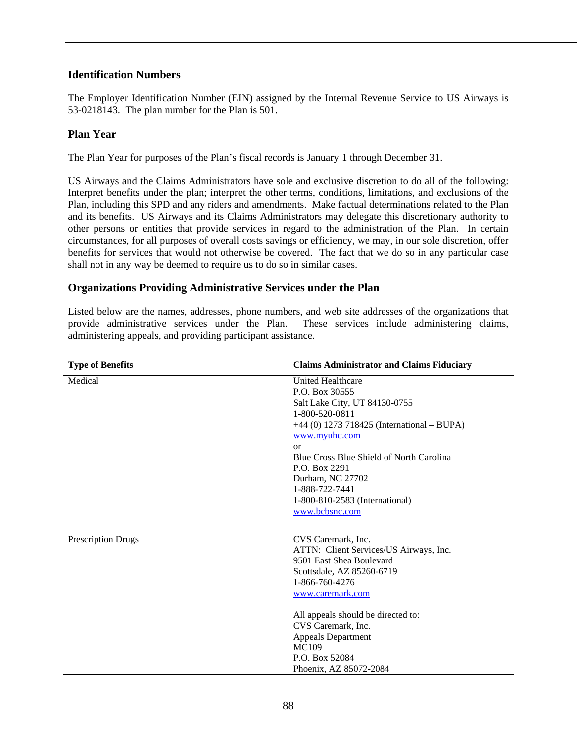## Identification Numbers

The Employer Identification Number (EIN) assigned by the Internal Revenue Service to US Airways is 53-0218143. The plan number for the Plan is 501.

## Plan Year

The Plan Year for purposes of the Plan's fiscal records is January 1 through December 31.

US Airways and the Claims Administrators have sole and exclusive discretion to do all of the following: Interpret benefits under the plan; interpret the other terms, conditions, limitations, and exclusions of the Plan, including this SPD and any riders and amendments. Make factual determinations related to the Plan and its benefits. US Airways and its Claims Administrators may delegate this discretionary authority to other persons or entities that provide services in regard to the administration of the Plan. In certain circumstances, for all purposes of overall costs savings or efficiency, we may, in our sole discretion, offer benefits for services that would not otherwise be covered. The fact that we do so in any particular case shall not in any way be deemed to require us to do so in similar cases.

## Organizations Providing Administrative Services under the Plan

Listed below are the names, addresses, phone numbers, and web site addresses of the organizations that provide administrative services under the Plan. These services include administering claims, administering appeals, and providing participant assistance.

| Type of Benefits | Claims Administrator and Claims Fiduciary |
|---|---|
| Medical | United Healthcare<br>P.O. Box 30555<br>Salt Lake City, UT 84130-0755<br>1-800-520-0811<br>+44 (0) 1273 718425 (International – BUPA)<br>www.myuhc.com<br>or<br>Blue Cross Blue Shield of North Carolina<br>P.O. Box 2291<br>Durham, NC 27702<br>1-888-722-7441<br>1-800-810-2583 (International)<br>www.bcbsnc.com |
| Prescription Drugs | CVS Caremark, Inc.<br>ATTN: Client Services/US Airways, Inc.<br>9501 East Shea Boulevard<br>Scottsdale, AZ 85260-6719<br>1-866-760-4276<br>www.caremark.com<br><br>All appeals should be directed to:<br>CVS Caremark, Inc.<br>Appeals Department<br>MC109<br>P.O. Box 52084<br>Phoenix, AZ 85072-2084 |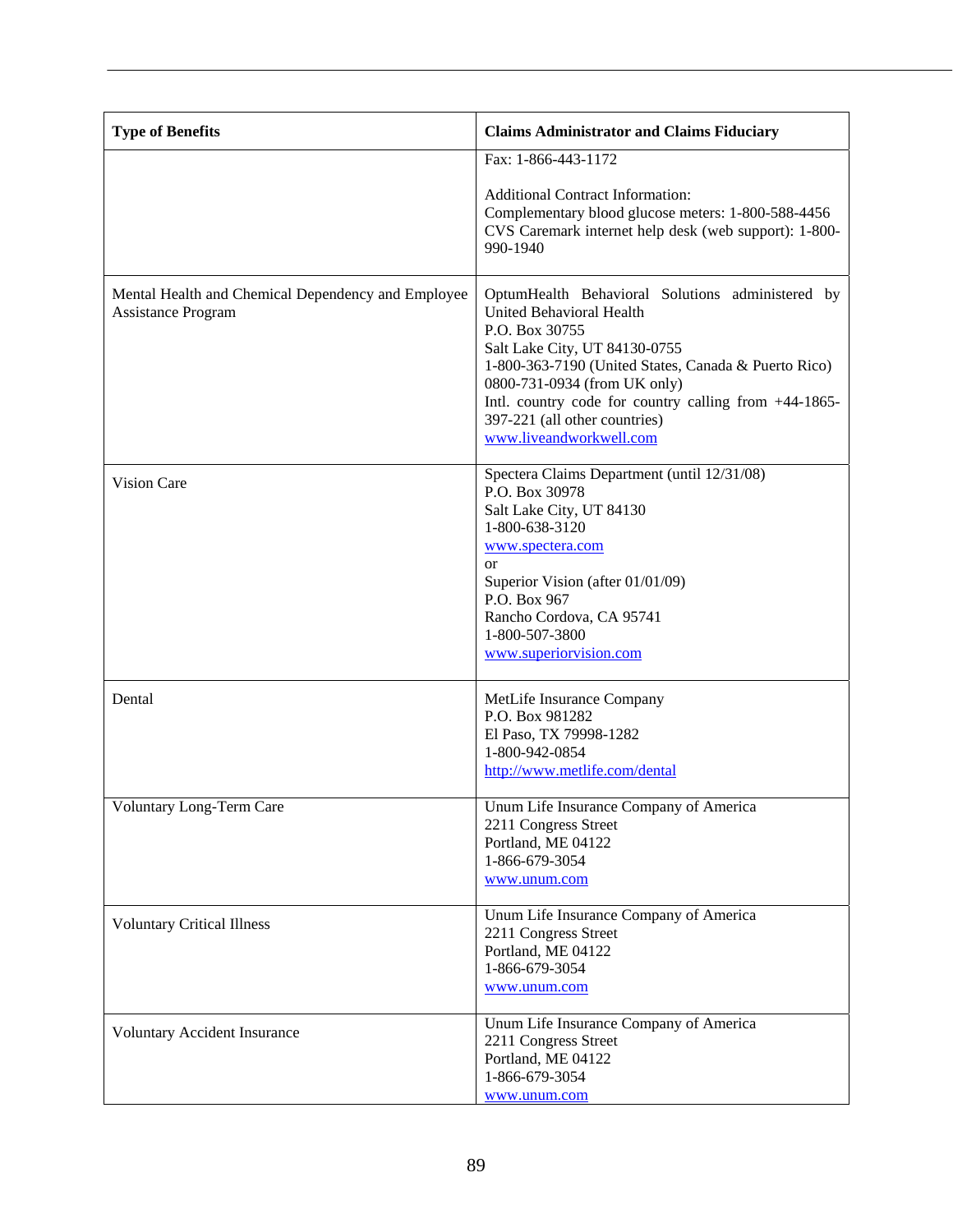| Type of Benefits | Claims Administrator and Claims Fiduciary |
|---|---|
| | Fax: 1-866-443-1172<br><br>Additional Contract Information:<br>Complementary blood glucose meters: 1-800-588-4456<br>CVS Caremark internet help desk (web support): 1-800-990-1940 |
| Mental Health and Chemical Dependency and Employee Assistance Program | OptumHealth Behavioral Solutions administered by United Behavioral Health<br>P.O. Box 30755<br>Salt Lake City, UT 84130-0755<br>1-800-363-7190 (United States, Canada & Puerto Rico)<br>0800-731-0934 (from UK only)<br>Intl. country code for country calling from +44-1865-397-221 (all other countries)<br>www.liveandworkwell.com |
| Vision Care | Spectera Claims Department (until 12/31/08)<br>P.O. Box 30978<br>Salt Lake City, UT 84130<br>1-800-638-3120<br>www.spectera.com<br>or<br>Superior Vision (after 01/01/09)<br>P.O. Box 967<br>Rancho Cordova, CA 95741<br>1-800-507-3800<br>www.superiorvision.com |
| Dental | MetLife Insurance Company<br>P.O. Box 981282<br>El Paso, TX 79998-1282<br>1-800-942-0854<br>http://www.metlife.com/dental |
| Voluntary Long-Term Care | Unum Life Insurance Company of America<br>2211 Congress Street<br>Portland, ME 04122<br>1-866-679-3054<br>www.unum.com |
| Voluntary Critical Illness | Unum Life Insurance Company of America<br>2211 Congress Street<br>Portland, ME 04122<br>1-866-679-3054<br>www.unum.com |
| Voluntary Accident Insurance | Unum Life Insurance Company of America<br>2211 Congress Street<br>Portland, ME 04122<br>1-866-679-3054<br>www.unum.com |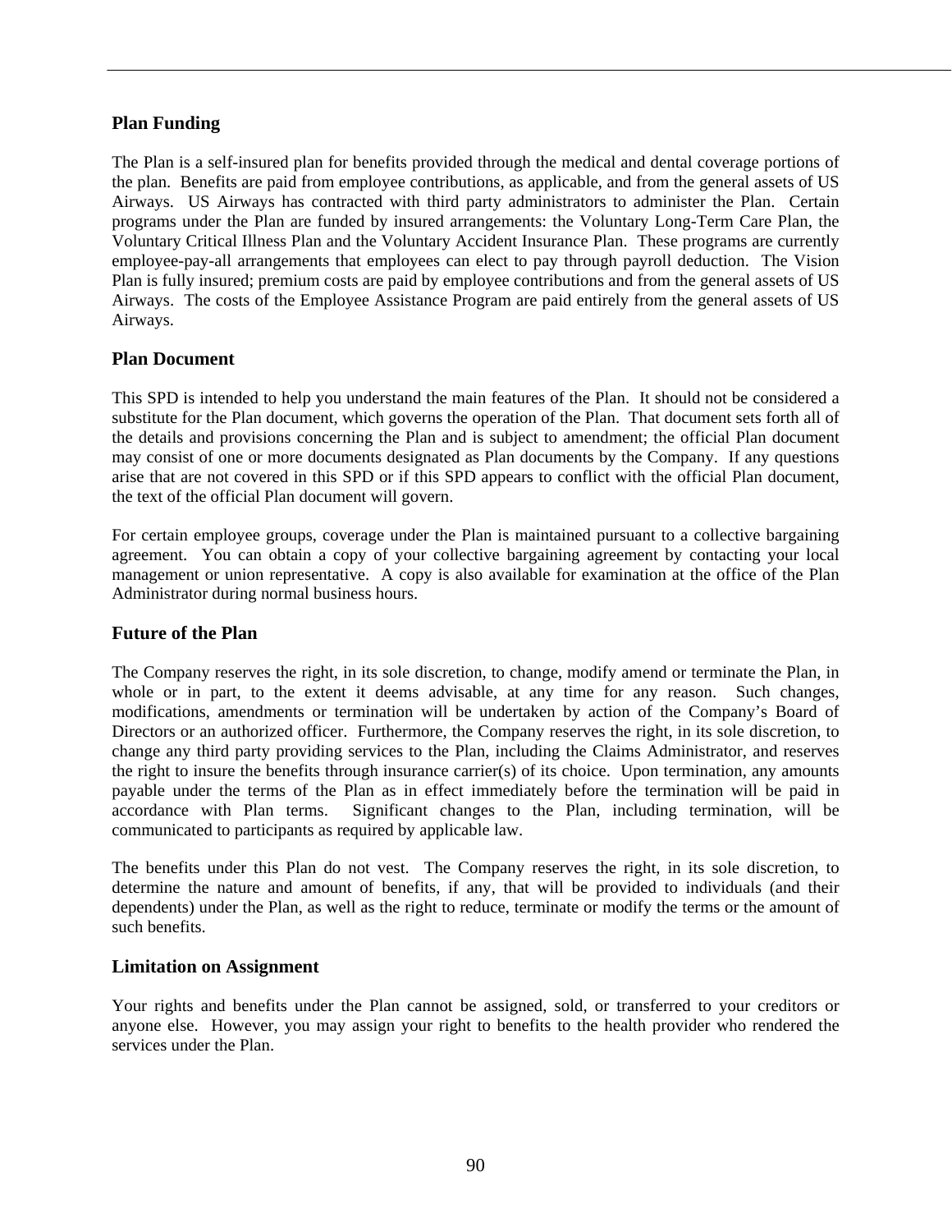### Plan Funding

The Plan is a self-insured plan for benefits provided through the medical and dental coverage portions of the plan. Benefits are paid from employee contributions, as applicable, and from the general assets of US Airways. US Airways has contracted with third party administrators to administer the Plan. Certain programs under the Plan are funded by insured arrangements: the Voluntary Long-Term Care Plan, the Voluntary Critical Illness Plan and the Voluntary Accident Insurance Plan. These programs are currently employee-pay-all arrangements that employees can elect to pay through payroll deduction. The Vision Plan is fully insured; premium costs are paid by employee contributions and from the general assets of US Airways. The costs of the Employee Assistance Program are paid entirely from the general assets of US Airways.

### Plan Document

This SPD is intended to help you understand the main features of the Plan. It should not be considered a substitute for the Plan document, which governs the operation of the Plan. That document sets forth all of the details and provisions concerning the Plan and is subject to amendment; the official Plan document may consist of one or more documents designated as Plan documents by the Company. If any questions arise that are not covered in this SPD or if this SPD appears to conflict with the official Plan document, the text of the official Plan document will govern.

For certain employee groups, coverage under the Plan is maintained pursuant to a collective bargaining agreement. You can obtain a copy of your collective bargaining agreement by contacting your local management or union representative. A copy is also available for examination at the office of the Plan Administrator during normal business hours.

### Future of the Plan

The Company reserves the right, in its sole discretion, to change, modify amend or terminate the Plan, in whole or in part, to the extent it deems advisable, at any time for any reason. Such changes, modifications, amendments or termination will be undertaken by action of the Company's Board of Directors or an authorized officer. Furthermore, the Company reserves the right, in its sole discretion, to change any third party providing services to the Plan, including the Claims Administrator, and reserves the right to insure the benefits through insurance carrier(s) of its choice. Upon termination, any amounts payable under the terms of the Plan as in effect immediately before the termination will be paid in accordance with Plan terms. Significant changes to the Plan, including termination, will be communicated to participants as required by applicable law.

The benefits under this Plan do not vest. The Company reserves the right, in its sole discretion, to determine the nature and amount of benefits, if any, that will be provided to individuals (and their dependents) under the Plan, as well as the right to reduce, terminate or modify the terms or the amount of such benefits.

### Limitation on Assignment

Your rights and benefits under the Plan cannot be assigned, sold, or transferred to your creditors or anyone else. However, you may assign your right to benefits to the health provider who rendered the services under the Plan.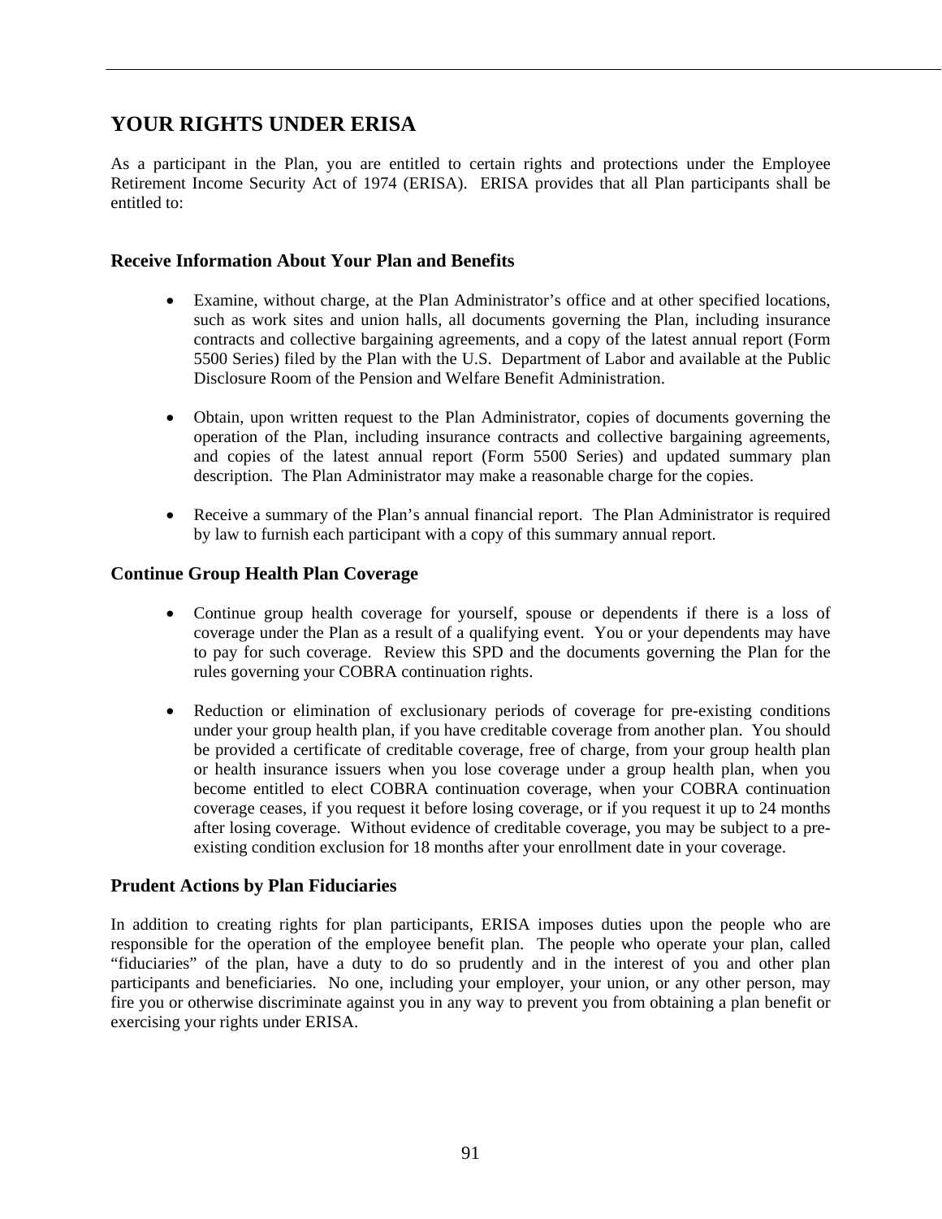## YOUR RIGHTS UNDER ERISA

As a participant in the Plan, you are entitled to certain rights and protections under the Employee Retirement Income Security Act of 1974 (ERISA). ERISA provides that all Plan participants shall be entitled to:

### Receive Information About Your Plan and Benefits

- Examine, without charge, at the Plan Administrator's office and at other specified locations, such as work sites and union halls, all documents governing the Plan, including insurance contracts and collective bargaining agreements, and a copy of the latest annual report (Form 5500 Series) filed by the Plan with the U.S. Department of Labor and available at the Public Disclosure Room of the Pension and Welfare Benefit Administration.

- Obtain, upon written request to the Plan Administrator, copies of documents governing the operation of the Plan, including insurance contracts and collective bargaining agreements, and copies of the latest annual report (Form 5500 Series) and updated summary plan description. The Plan Administrator may make a reasonable charge for the copies.

- Receive a summary of the Plan's annual financial report. The Plan Administrator is required by law to furnish each participant with a copy of this summary annual report.

### Continue Group Health Plan Coverage

- Continue group health coverage for yourself, spouse or dependents if there is a loss of coverage under the Plan as a result of a qualifying event. You or your dependents may have to pay for such coverage. Review this SPD and the documents governing the Plan for the rules governing your COBRA continuation rights.

- Reduction or elimination of exclusionary periods of coverage for pre-existing conditions under your group health plan, if you have creditable coverage from another plan. You should be provided a certificate of creditable coverage, free of charge, from your group health plan or health insurance issuers when you lose coverage under a group health plan, when you become entitled to elect COBRA continuation coverage, when your COBRA continuation coverage ceases, if you request it before losing coverage, or if you request it up to 24 months after losing coverage. Without evidence of creditable coverage, you may be subject to a pre-existing condition exclusion for 18 months after your enrollment date in your coverage.

### Prudent Actions by Plan Fiduciaries

In addition to creating rights for plan participants, ERISA imposes duties upon the people who are responsible for the operation of the employee benefit plan. The people who operate your plan, called "fiduciaries" of the plan, have a duty to do so prudently and in the interest of you and other plan participants and beneficiaries. No one, including your employer, your union, or any other person, may fire you or otherwise discriminate against you in any way to prevent you from obtaining a plan benefit or exercising your rights under ERISA.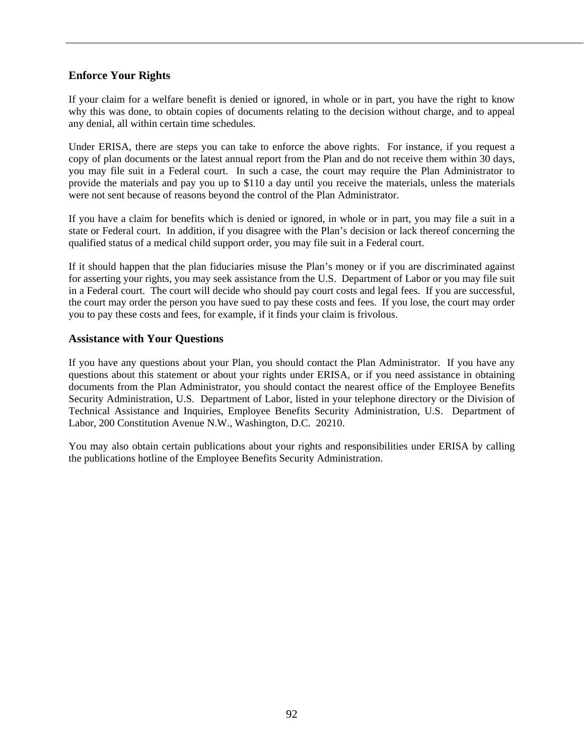## Enforce Your Rights

If your claim for a welfare benefit is denied or ignored, in whole or in part, you have the right to know why this was done, to obtain copies of documents relating to the decision without charge, and to appeal any denial, all within certain time schedules.

Under ERISA, there are steps you can take to enforce the above rights. For instance, if you request a copy of plan documents or the latest annual report from the Plan and do not receive them within 30 days, you may file suit in a Federal court. In such a case, the court may require the Plan Administrator to provide the materials and pay you up to $110 a day until you receive the materials, unless the materials were not sent because of reasons beyond the control of the Plan Administrator.

If you have a claim for benefits which is denied or ignored, in whole or in part, you may file a suit in a state or Federal court. In addition, if you disagree with the Plan's decision or lack thereof concerning the qualified status of a medical child support order, you may file suit in a Federal court.

If it should happen that the plan fiduciaries misuse the Plan's money or if you are discriminated against for asserting your rights, you may seek assistance from the U.S. Department of Labor or you may file suit in a Federal court. The court will decide who should pay court costs and legal fees. If you are successful, the court may order the person you have sued to pay these costs and fees. If you lose, the court may order you to pay these costs and fees, for example, if it finds your claim is frivolous.

## Assistance with Your Questions

If you have any questions about your Plan, you should contact the Plan Administrator. If you have any questions about this statement or about your rights under ERISA, or if you need assistance in obtaining documents from the Plan Administrator, you should contact the nearest office of the Employee Benefits Security Administration, U.S. Department of Labor, listed in your telephone directory or the Division of Technical Assistance and Inquiries, Employee Benefits Security Administration, U.S. Department of Labor, 200 Constitution Avenue N.W., Washington, D.C. 20210.

You may also obtain certain publications about your rights and responsibilities under ERISA by calling the publications hotline of the Employee Benefits Security Administration.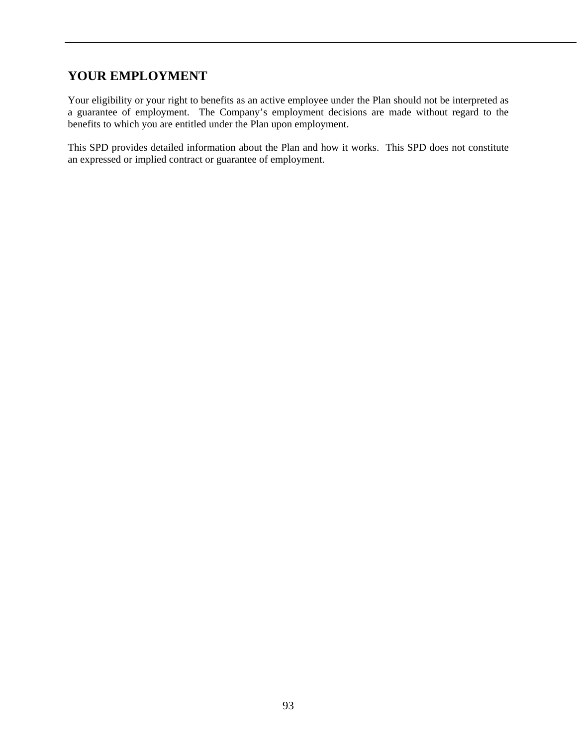## YOUR EMPLOYMENT

Your eligibility or your right to benefits as an active employee under the Plan should not be interpreted as a guarantee of employment. The Company's employment decisions are made without regard to the benefits to which you are entitled under the Plan upon employment.

This SPD provides detailed information about the Plan and how it works. This SPD does not constitute an expressed or implied contract or guarantee of employment.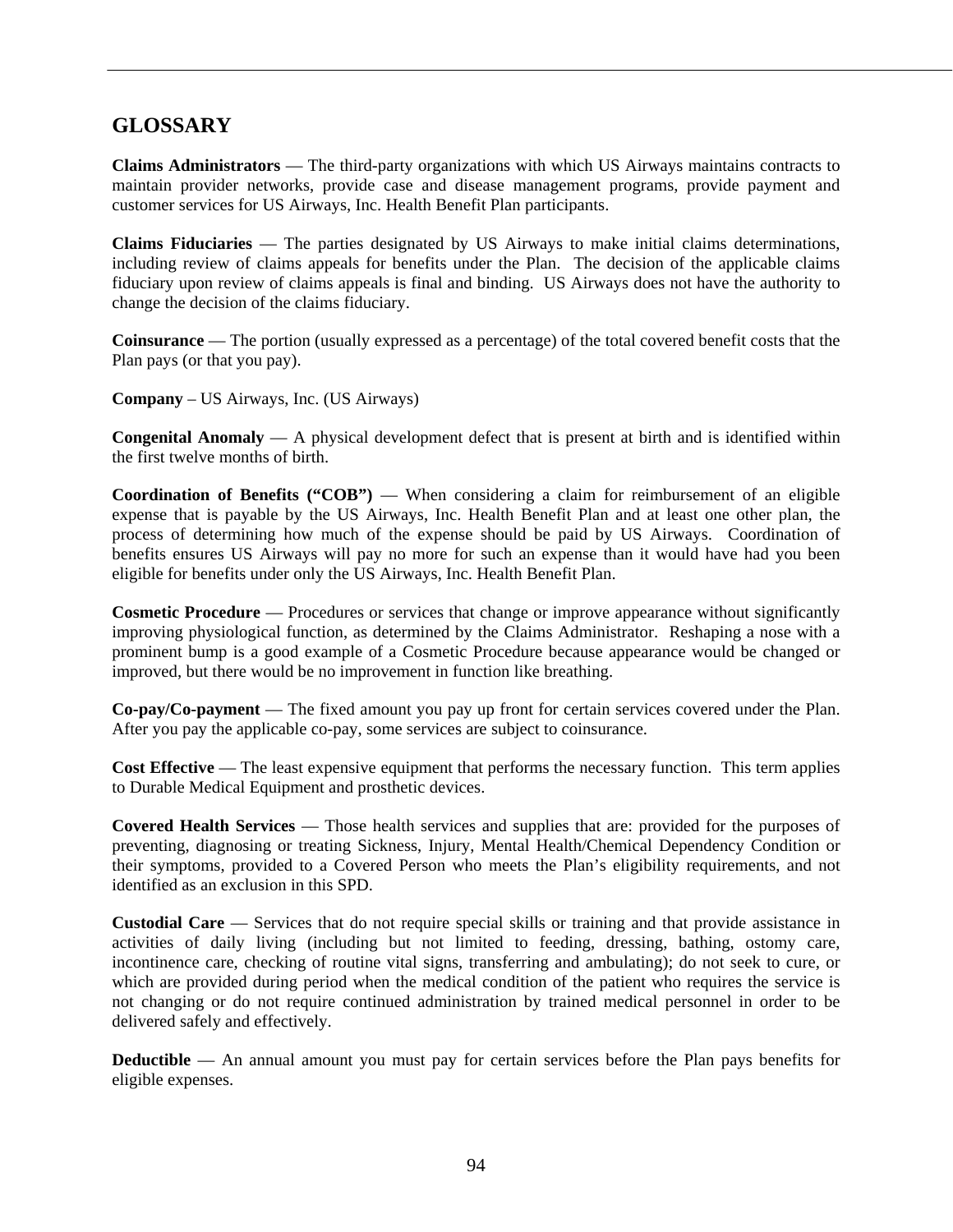## GLOSSARY

**Claims Administrators** — The third-party organizations with which US Airways maintains contracts to maintain provider networks, provide case and disease management programs, provide payment and customer services for US Airways, Inc. Health Benefit Plan participants.

**Claims Fiduciaries** — The parties designated by US Airways to make initial claims determinations, including review of claims appeals for benefits under the Plan. The decision of the applicable claims fiduciary upon review of claims appeals is final and binding. US Airways does not have the authority to change the decision of the claims fiduciary.

**Coinsurance** — The portion (usually expressed as a percentage) of the total covered benefit costs that the Plan pays (or that you pay).

**Company** – US Airways, Inc. (US Airways)

**Congenital Anomaly** — A physical development defect that is present at birth and is identified within the first twelve months of birth.

**Coordination of Benefits ("COB")** — When considering a claim for reimbursement of an eligible expense that is payable by the US Airways, Inc. Health Benefit Plan and at least one other plan, the process of determining how much of the expense should be paid by US Airways. Coordination of benefits ensures US Airways will pay no more for such an expense than it would have had you been eligible for benefits under only the US Airways, Inc. Health Benefit Plan.

**Cosmetic Procedure** — Procedures or services that change or improve appearance without significantly improving physiological function, as determined by the Claims Administrator. Reshaping a nose with a prominent bump is a good example of a Cosmetic Procedure because appearance would be changed or improved, but there would be no improvement in function like breathing.

**Co-pay/Co-payment** — The fixed amount you pay up front for certain services covered under the Plan. After you pay the applicable co-pay, some services are subject to coinsurance.

**Cost Effective** — The least expensive equipment that performs the necessary function. This term applies to Durable Medical Equipment and prosthetic devices.

**Covered Health Services** — Those health services and supplies that are: provided for the purposes of preventing, diagnosing or treating Sickness, Injury, Mental Health/Chemical Dependency Condition or their symptoms, provided to a Covered Person who meets the Plan's eligibility requirements, and not identified as an exclusion in this SPD.

**Custodial Care** — Services that do not require special skills or training and that provide assistance in activities of daily living (including but not limited to feeding, dressing, bathing, ostomy care, incontinence care, checking of routine vital signs, transferring and ambulating); do not seek to cure, or which are provided during period when the medical condition of the patient who requires the service is not changing or do not require continued administration by trained medical personnel in order to be delivered safely and effectively.

**Deductible** — An annual amount you must pay for certain services before the Plan pays benefits for eligible expenses.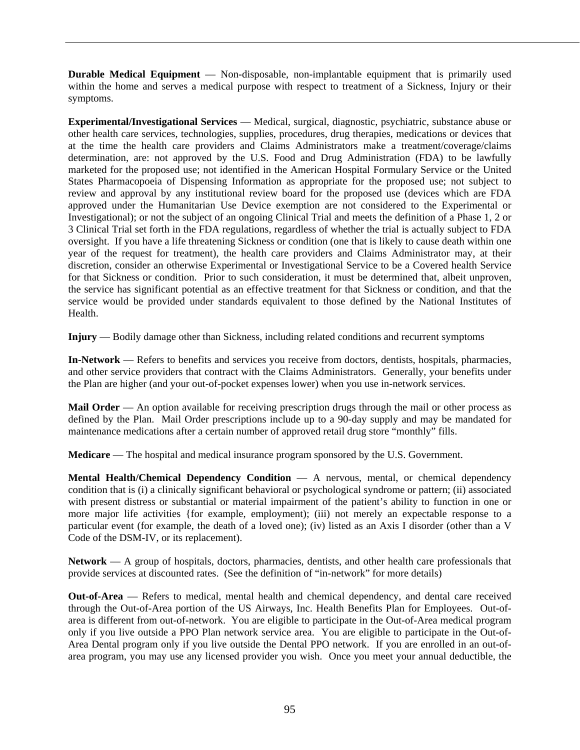**Durable Medical Equipment** — Non-disposable, non-implantable equipment that is primarily used within the home and serves a medical purpose with respect to treatment of a Sickness, Injury or their symptoms.

**Experimental/Investigational Services** — Medical, surgical, diagnostic, psychiatric, substance abuse or other health care services, technologies, supplies, procedures, drug therapies, medications or devices that at the time the health care providers and Claims Administrators make a treatment/coverage/claims determination, are: not approved by the U.S. Food and Drug Administration (FDA) to be lawfully marketed for the proposed use; not identified in the American Hospital Formulary Service or the United States Pharmacopoeia of Dispensing Information as appropriate for the proposed use; not subject to review and approval by any institutional review board for the proposed use (devices which are FDA approved under the Humanitarian Use Device exemption are not considered to the Experimental or Investigational); or not the subject of an ongoing Clinical Trial and meets the definition of a Phase 1, 2 or 3 Clinical Trial set forth in the FDA regulations, regardless of whether the trial is actually subject to FDA oversight. If you have a life threatening Sickness or condition (one that is likely to cause death within one year of the request for treatment), the health care providers and Claims Administrator may, at their discretion, consider an otherwise Experimental or Investigational Service to be a Covered health Service for that Sickness or condition. Prior to such consideration, it must be determined that, albeit unproven, the service has significant potential as an effective treatment for that Sickness or condition, and that the service would be provided under standards equivalent to those defined by the National Institutes of Health.

**Injury** — Bodily damage other than Sickness, including related conditions and recurrent symptoms

**In-Network** — Refers to benefits and services you receive from doctors, dentists, hospitals, pharmacies, and other service providers that contract with the Claims Administrators. Generally, your benefits under the Plan are higher (and your out-of-pocket expenses lower) when you use in-network services.

**Mail Order** — An option available for receiving prescription drugs through the mail or other process as defined by the Plan. Mail Order prescriptions include up to a 90-day supply and may be mandated for maintenance medications after a certain number of approved retail drug store "monthly" fills.

**Medicare** — The hospital and medical insurance program sponsored by the U.S. Government.

**Mental Health/Chemical Dependency Condition** — A nervous, mental, or chemical dependency condition that is (i) a clinically significant behavioral or psychological syndrome or pattern; (ii) associated with present distress or substantial or material impairment of the patient's ability to function in one or more major life activities {for example, employment); (iii) not merely an expectable response to a particular event (for example, the death of a loved one); (iv) listed as an Axis I disorder (other than a V Code of the DSM-IV, or its replacement).

**Network** — A group of hospitals, doctors, pharmacies, dentists, and other health care professionals that provide services at discounted rates. (See the definition of "in-network" for more details)

**Out-of-Area** — Refers to medical, mental health and chemical dependency, and dental care received through the Out-of-Area portion of the US Airways, Inc. Health Benefits Plan for Employees. Out-of-area is different from out-of-network. You are eligible to participate in the Out-of-Area medical program only if you live outside a PPO Plan network service area. You are eligible to participate in the Out-of-Area Dental program only if you live outside the Dental PPO network. If you are enrolled in an out-of-area program, you may use any licensed provider you wish. Once you meet your annual deductible, the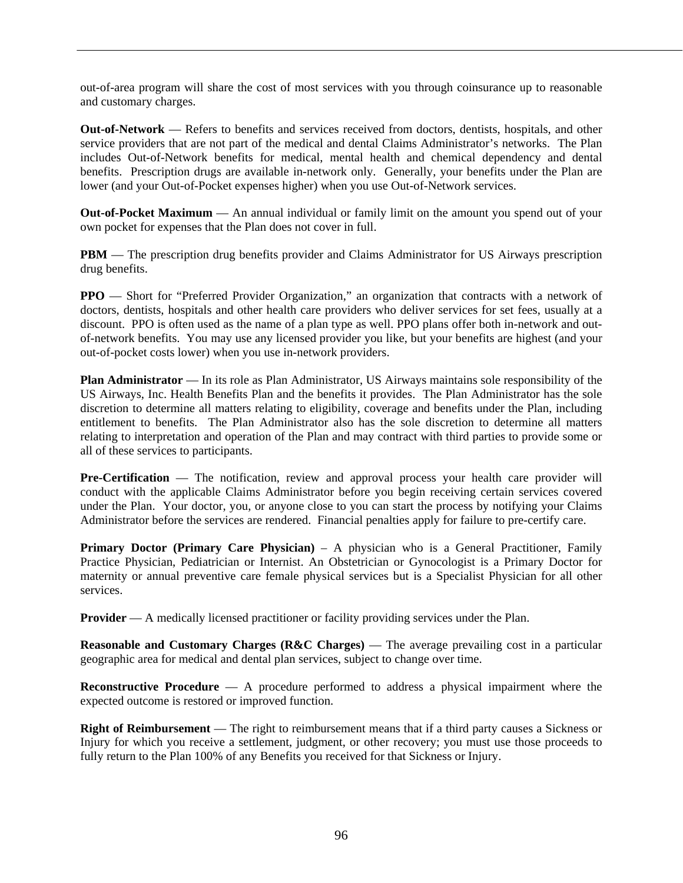out-of-area program will share the cost of most services with you through coinsurance up to reasonable and customary charges.

**Out-of-Network** — Refers to benefits and services received from doctors, dentists, hospitals, and other service providers that are not part of the medical and dental Claims Administrator's networks. The Plan includes Out-of-Network benefits for medical, mental health and chemical dependency and dental benefits. Prescription drugs are available in-network only. Generally, your benefits under the Plan are lower (and your Out-of-Pocket expenses higher) when you use Out-of-Network services.

**Out-of-Pocket Maximum** — An annual individual or family limit on the amount you spend out of your own pocket for expenses that the Plan does not cover in full.

**PBM** — The prescription drug benefits provider and Claims Administrator for US Airways prescription drug benefits.

**PPO** — Short for "Preferred Provider Organization," an organization that contracts with a network of doctors, dentists, hospitals and other health care providers who deliver services for set fees, usually at a discount. PPO is often used as the name of a plan type as well. PPO plans offer both in-network and out-of-network benefits. You may use any licensed provider you like, but your benefits are highest (and your out-of-pocket costs lower) when you use in-network providers.

**Plan Administrator** — In its role as Plan Administrator, US Airways maintains sole responsibility of the US Airways, Inc. Health Benefits Plan and the benefits it provides. The Plan Administrator has the sole discretion to determine all matters relating to eligibility, coverage and benefits under the Plan, including entitlement to benefits. The Plan Administrator also has the sole discretion to determine all matters relating to interpretation and operation of the Plan and may contract with third parties to provide some or all of these services to participants.

**Pre-Certification** — The notification, review and approval process your health care provider will conduct with the applicable Claims Administrator before you begin receiving certain services covered under the Plan. Your doctor, you, or anyone close to you can start the process by notifying your Claims Administrator before the services are rendered. Financial penalties apply for failure to pre-certify care.

**Primary Doctor (Primary Care Physician)** – A physician who is a General Practitioner, Family Practice Physician, Pediatrician or Internist. An Obstetrician or Gynocologist is a Primary Doctor for maternity or annual preventive care female physical services but is a Specialist Physician for all other services.

**Provider** — A medically licensed practitioner or facility providing services under the Plan.

**Reasonable and Customary Charges (R&C Charges)** — The average prevailing cost in a particular geographic area for medical and dental plan services, subject to change over time.

**Reconstructive Procedure** — A procedure performed to address a physical impairment where the expected outcome is restored or improved function.

**Right of Reimbursement** — The right to reimbursement means that if a third party causes a Sickness or Injury for which you receive a settlement, judgment, or other recovery; you must use those proceeds to fully return to the Plan 100% of any Benefits you received for that Sickness or Injury.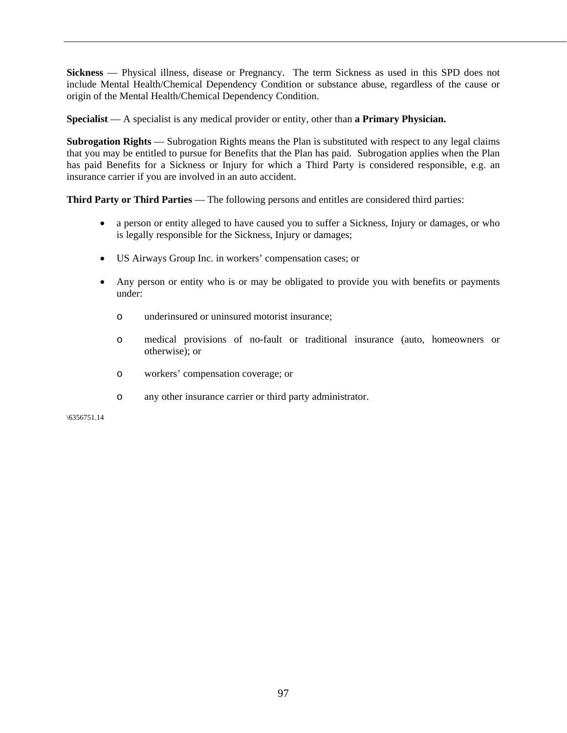**Sickness** — Physical illness, disease or Pregnancy. The term Sickness as used in this SPD does not include Mental Health/Chemical Dependency Condition or substance abuse, regardless of the cause or origin of the Mental Health/Chemical Dependency Condition.

**Specialist** — A specialist is any medical provider or entity, other than **a Primary Physician.**

**Subrogation Rights** — Subrogation Rights means the Plan is substituted with respect to any legal claims that you may be entitled to pursue for Benefits that the Plan has paid. Subrogation applies when the Plan has paid Benefits for a Sickness or Injury for which a Third Party is considered responsible, e.g. an insurance carrier if you are involved in an auto accident.

**Third Party or Third Parties** — The following persons and entitles are considered third parties:

- a person or entity alleged to have caused you to suffer a Sickness, Injury or damages, or who is legally responsible for the Sickness, Injury or damages;
- US Airways Group Inc. in workers' compensation cases; or
- Any person or entity who is or may be obligated to provide you with benefits or payments under:
  - underinsured or uninsured motorist insurance;
  - medical provisions of no-fault or traditional insurance (auto, homeowners or otherwise); or
  - workers' compensation coverage; or
  - any other insurance carrier or third party administrator.

\6356751.14